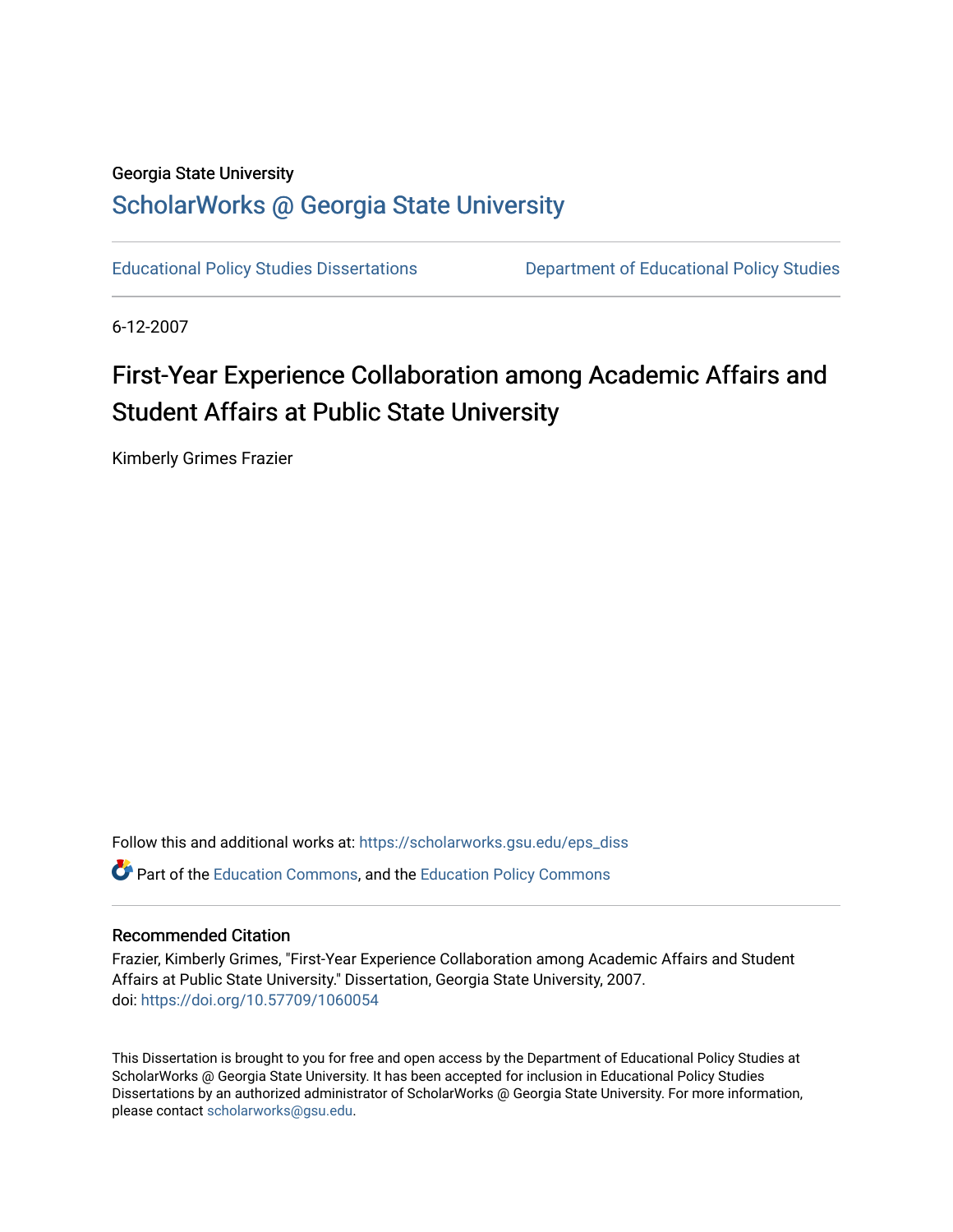Georgia State University

# ScholarWorks @ Georgia State University

Educational Policy Studies Dissertations | Department of Educational Policy Studies

6-12-2007

# First-Year Experience Collaboration among Academic Affairs and Student Affairs at Public State University

Kimberly Grimes Frazier

Follow this and additional works at: https://scholarworks.gsu.edu/eps_diss

Part of the Education Commons, and the Education Policy Commons

## Recommended Citation

Frazier, Kimberly Grimes, "First-Year Experience Collaboration among Academic Affairs and Student Affairs at Public State University." Dissertation, Georgia State University, 2007.
doi: https://doi.org/10.57709/1060054

This Dissertation is brought to you for free and open access by the Department of Educational Policy Studies at ScholarWorks @ Georgia State University. It has been accepted for inclusion in Educational Policy Studies Dissertations by an authorized administrator of ScholarWorks @ Georgia State University. For more information, please contact scholarworks@gsu.edu.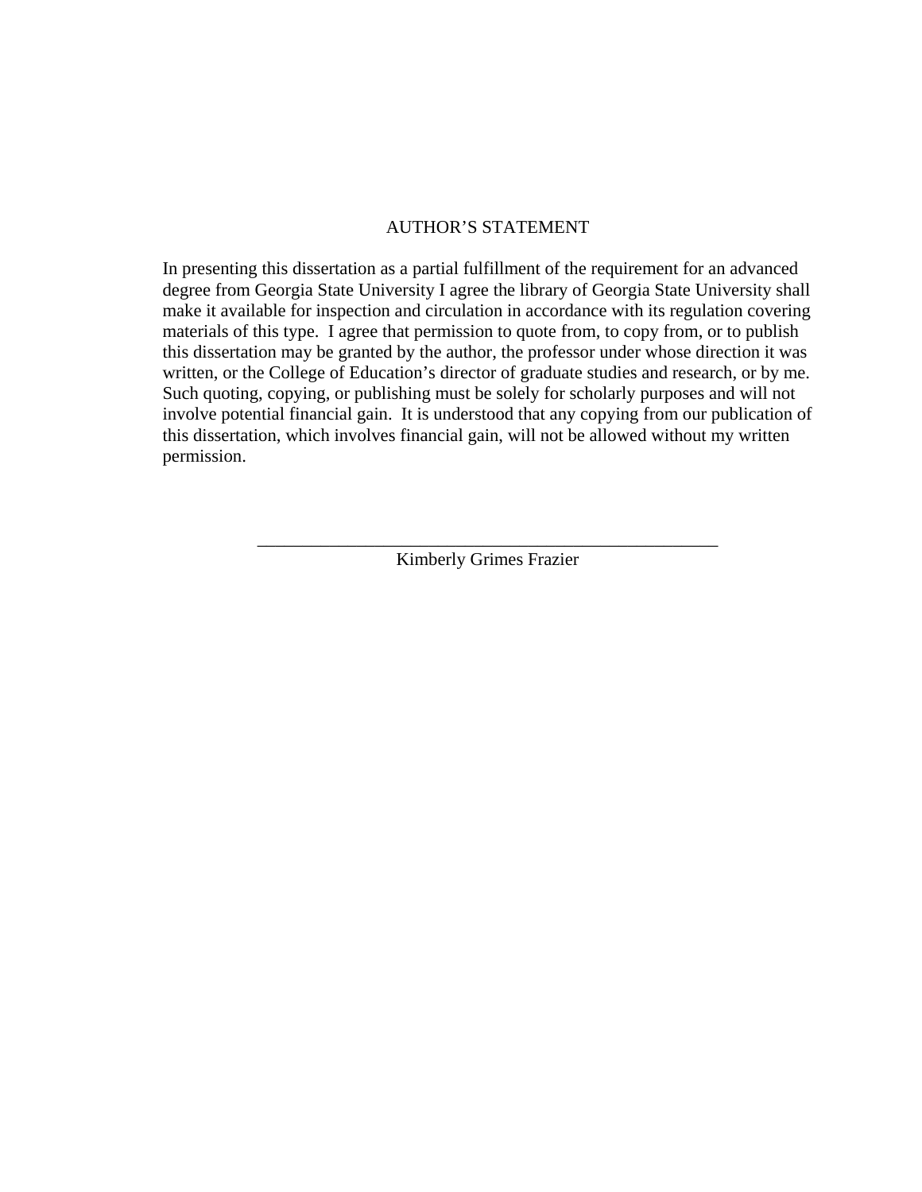# AUTHOR'S STATEMENT

In presenting this dissertation as a partial fulfillment of the requirement for an advanced degree from Georgia State University I agree the library of Georgia State University shall make it available for inspection and circulation in accordance with its regulation covering materials of this type. I agree that permission to quote from, to copy from, or to publish this dissertation may be granted by the author, the professor under whose direction it was written, or the College of Education's director of graduate studies and research, or by me. Such quoting, copying, or publishing must be solely for scholarly purposes and will not involve potential financial gain. It is understood that any copying from our publication of this dissertation, which involves financial gain, will not be allowed without my written permission.

_____________________________________________________

Kimberly Grimes Frazier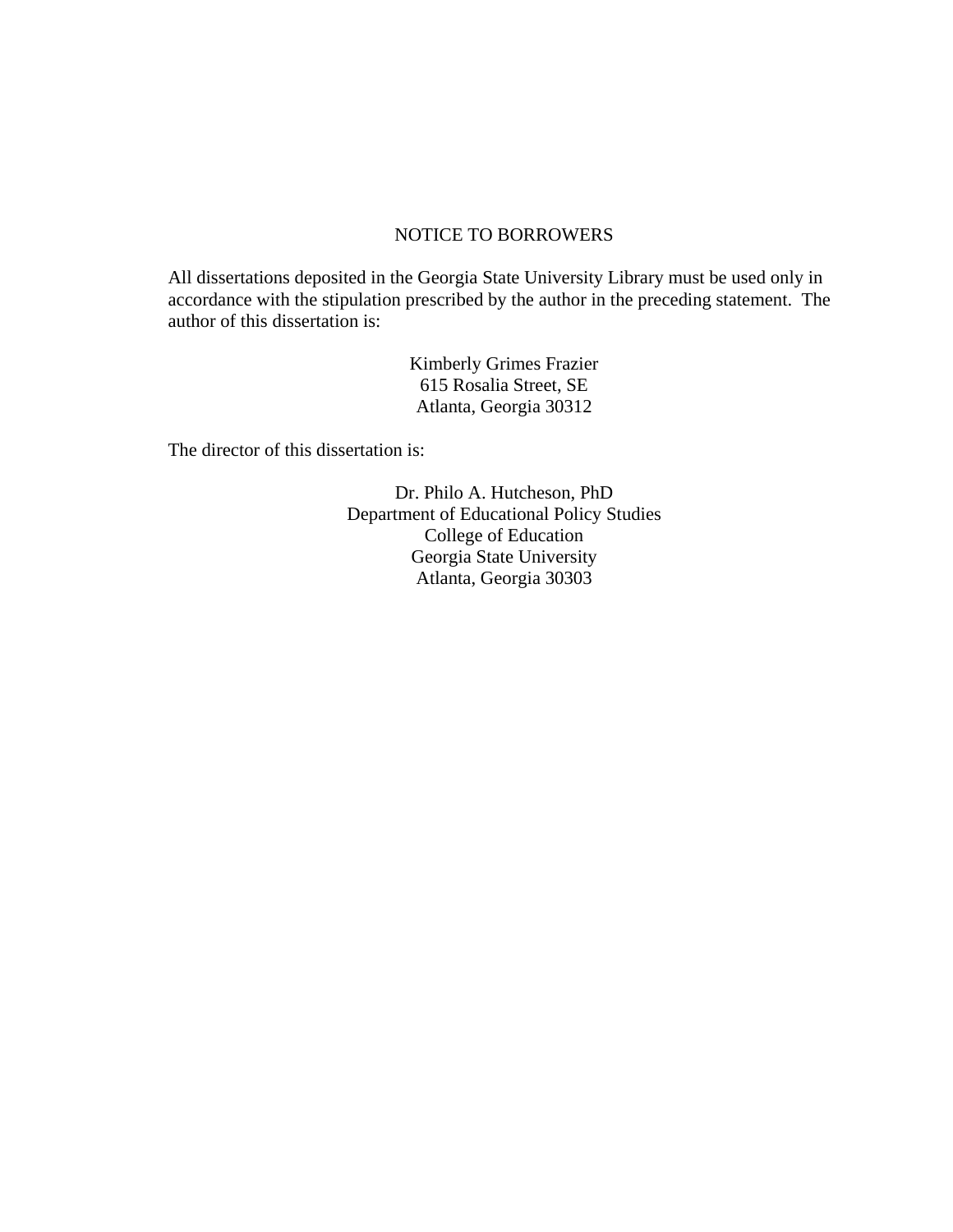# NOTICE TO BORROWERS

All dissertations deposited in the Georgia State University Library must be used only in accordance with the stipulation prescribed by the author in the preceding statement. The author of this dissertation is:

Kimberly Grimes Frazier
615 Rosalia Street, SE
Atlanta, Georgia 30312

The director of this dissertation is:

Dr. Philo A. Hutcheson, PhD
Department of Educational Policy Studies
College of Education
Georgia State University
Atlanta, Georgia 30303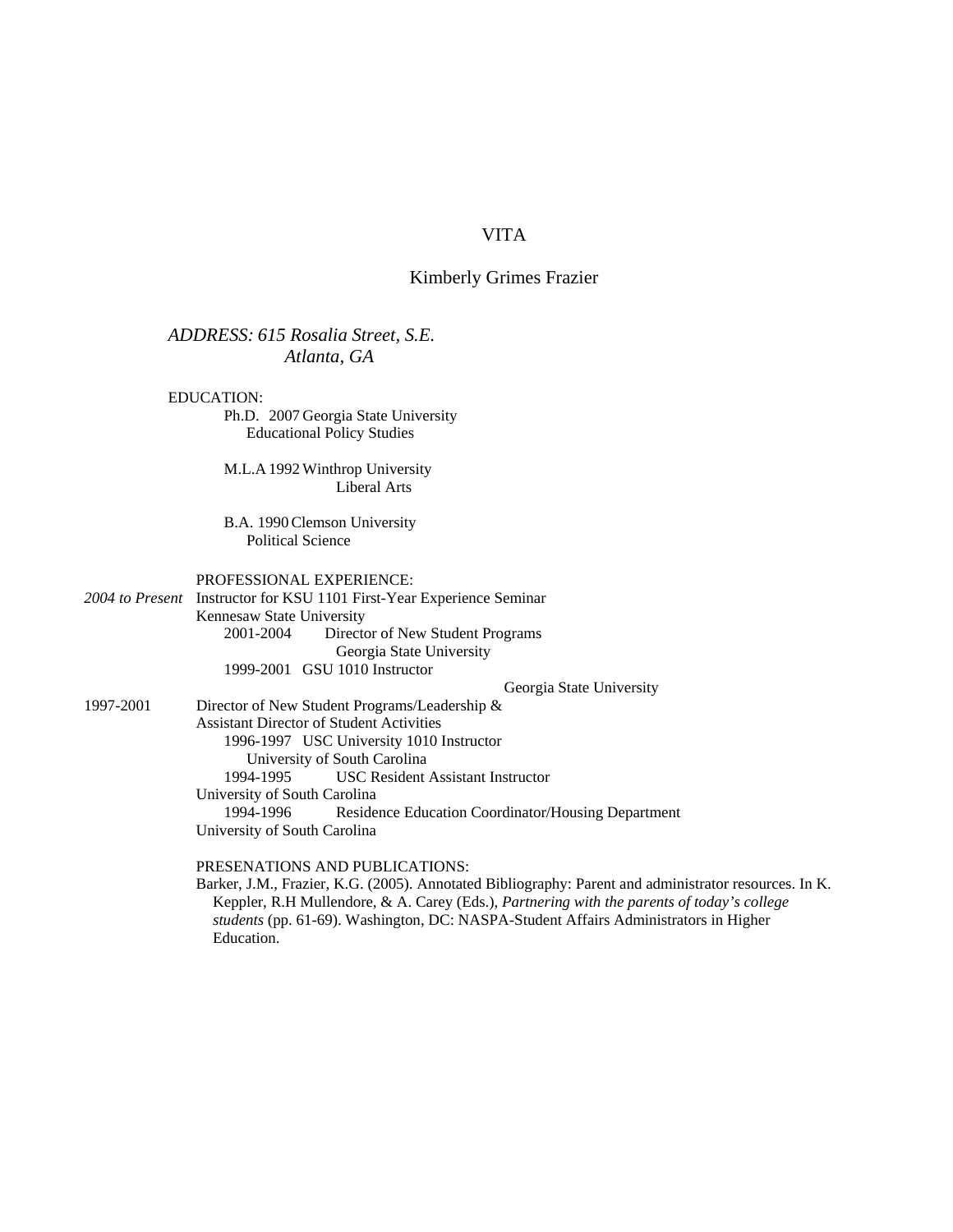# VITA

## Kimberly Grimes Frazier

*ADDRESS: 615 Rosalia Street, S.E.*
*Atlanta, GA*

EDUCATION:

Ph.D. 2007 Georgia State University
Educational Policy Studies

M.L.A 1992 Winthrop University
Liberal Arts

B.A. 1990 Clemson University
Political Science

PROFESSIONAL EXPERIENCE:

*2004 to Present* Instructor for KSU 1101 First-Year Experience Seminar
Kennesaw State University

2001-2004 Director of New Student Programs
Georgia State University

1999-2001 GSU 1010 Instructor
Georgia State University

1997-2001 Director of New Student Programs/Leadership &
Assistant Director of Student Activities

1996-1997 USC University 1010 Instructor
University of South Carolina

1994-1995 USC Resident Assistant Instructor
University of South Carolina

1994-1996 Residence Education Coordinator/Housing Department
University of South Carolina

PRESENATIONS AND PUBLICATIONS:

Barker, J.M., Frazier, K.G. (2005). Annotated Bibliography: Parent and administrator resources. In K. Keppler, R.H Mullendore, & A. Carey (Eds.), *Partnering with the parents of today's college students* (pp. 61-69). Washington, DC: NASPA-Student Affairs Administrators in Higher Education.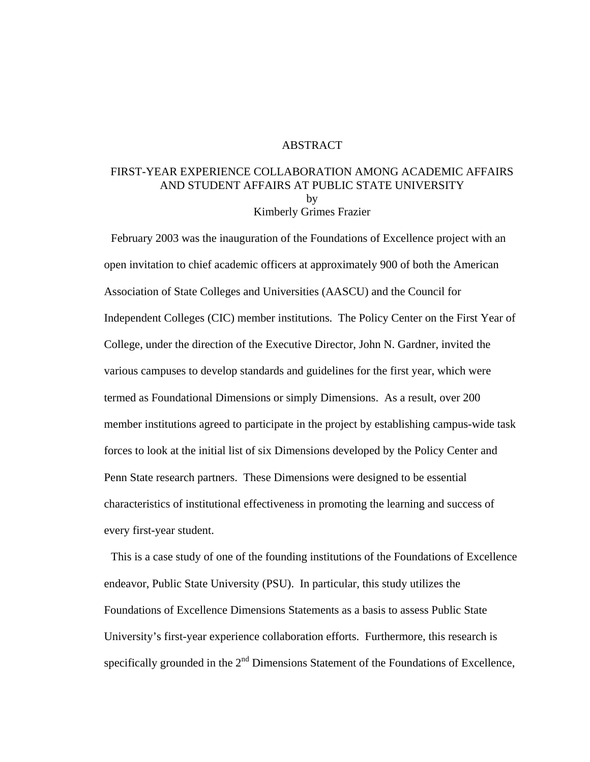# ABSTRACT

## FIRST-YEAR EXPERIENCE COLLABORATION AMONG ACADEMIC AFFAIRS AND STUDENT AFFAIRS AT PUBLIC STATE UNIVERSITY

by

Kimberly Grimes Frazier

February 2003 was the inauguration of the Foundations of Excellence project with an open invitation to chief academic officers at approximately 900 of both the American Association of State Colleges and Universities (AASCU) and the Council for Independent Colleges (CIC) member institutions. The Policy Center on the First Year of College, under the direction of the Executive Director, John N. Gardner, invited the various campuses to develop standards and guidelines for the first year, which were termed as Foundational Dimensions or simply Dimensions. As a result, over 200 member institutions agreed to participate in the project by establishing campus-wide task forces to look at the initial list of six Dimensions developed by the Policy Center and Penn State research partners. These Dimensions were designed to be essential characteristics of institutional effectiveness in promoting the learning and success of every first-year student.

This is a case study of one of the founding institutions of the Foundations of Excellence endeavor, Public State University (PSU). In particular, this study utilizes the Foundations of Excellence Dimensions Statements as a basis to assess Public State University's first-year experience collaboration efforts. Furthermore, this research is specifically grounded in the 2nd Dimensions Statement of the Foundations of Excellence,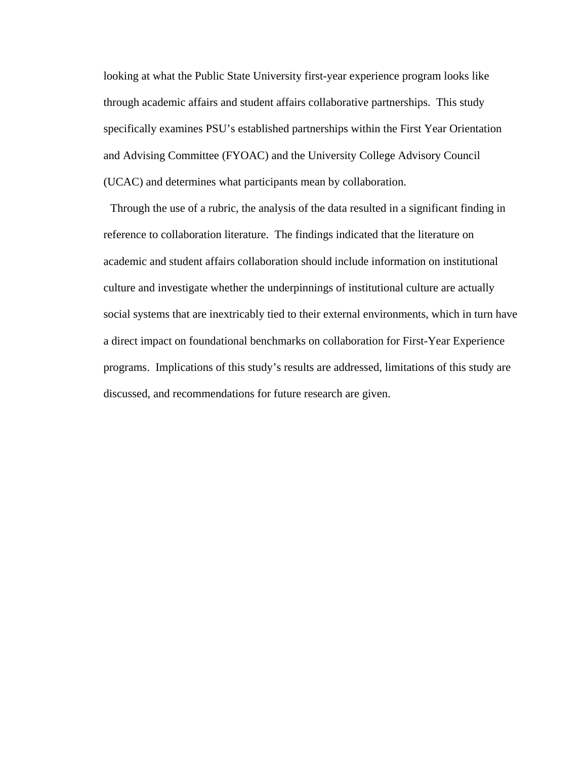looking at what the Public State University first-year experience program looks like through academic affairs and student affairs collaborative partnerships. This study specifically examines PSU's established partnerships within the First Year Orientation and Advising Committee (FYOAC) and the University College Advisory Council (UCAC) and determines what participants mean by collaboration.

Through the use of a rubric, the analysis of the data resulted in a significant finding in reference to collaboration literature. The findings indicated that the literature on academic and student affairs collaboration should include information on institutional culture and investigate whether the underpinnings of institutional culture are actually social systems that are inextricably tied to their external environments, which in turn have a direct impact on foundational benchmarks on collaboration for First-Year Experience programs. Implications of this study's results are addressed, limitations of this study are discussed, and recommendations for future research are given.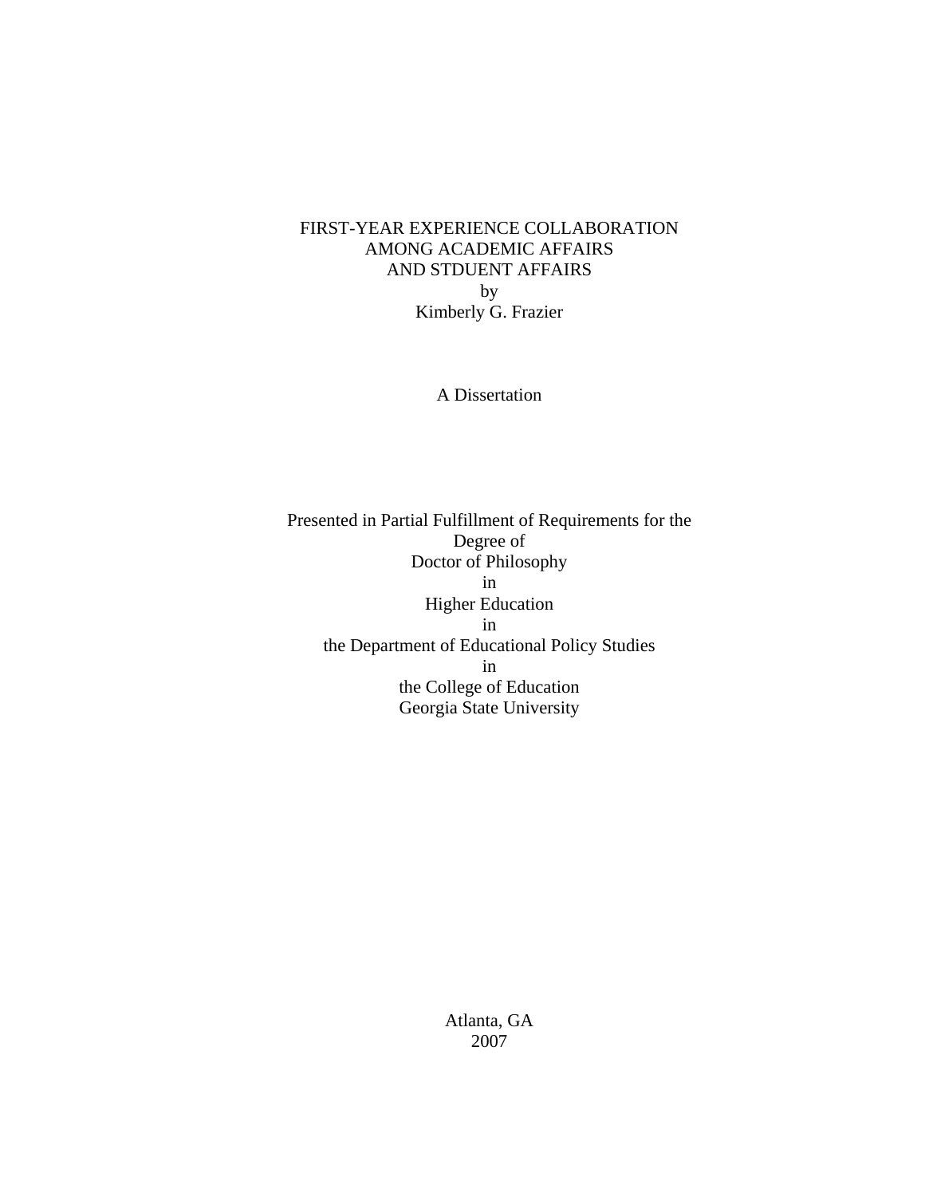FIRST-YEAR EXPERIENCE COLLABORATION
AMONG ACADEMIC AFFAIRS
AND STDUENT AFFAIRS
by
Kimberly G. Frazier

A Dissertation

Presented in Partial Fulfillment of Requirements for the
Degree of
Doctor of Philosophy
in
Higher Education
in
the Department of Educational Policy Studies
in
the College of Education
Georgia State University

Atlanta, GA
2007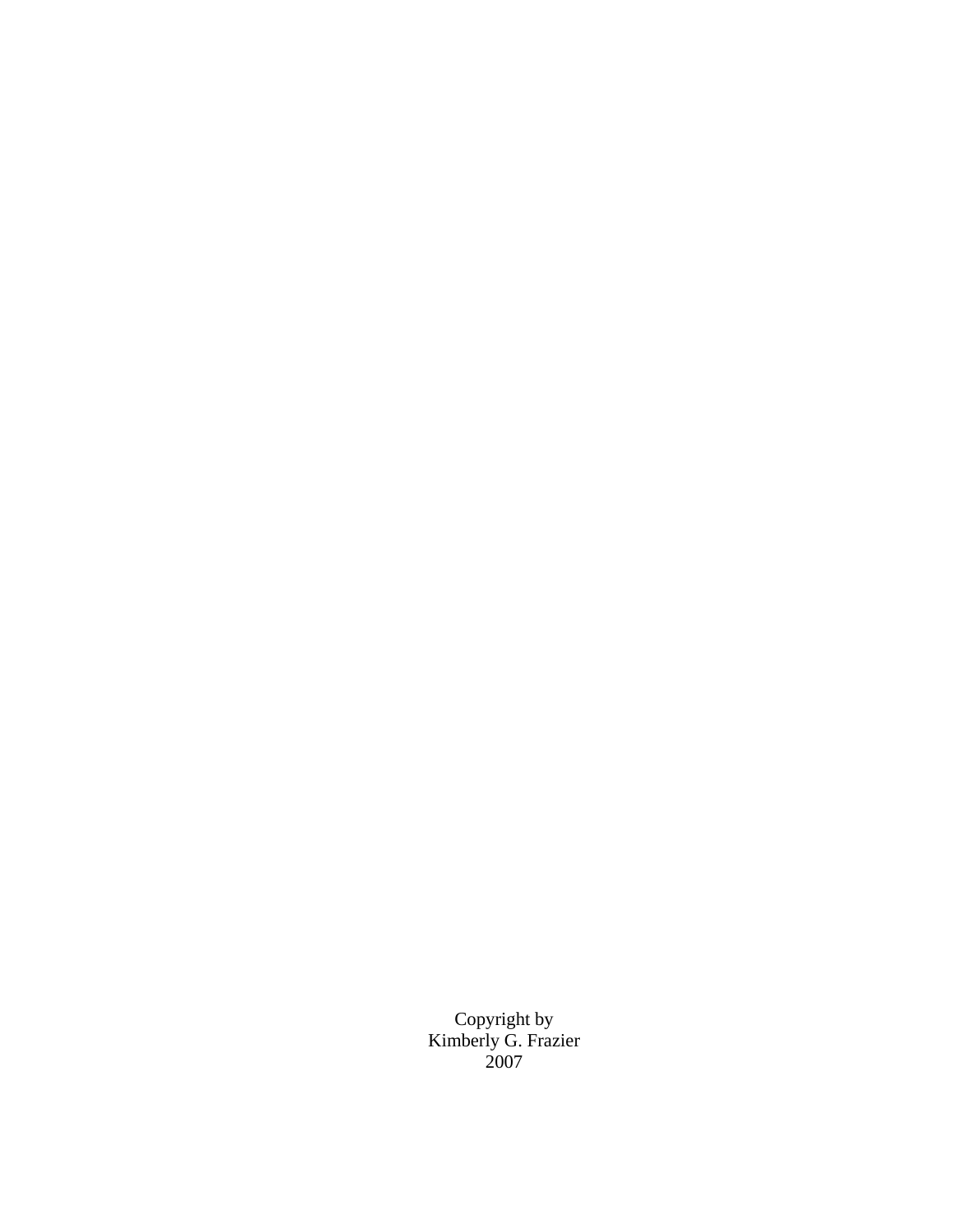Copyright by
Kimberly G. Frazier
2007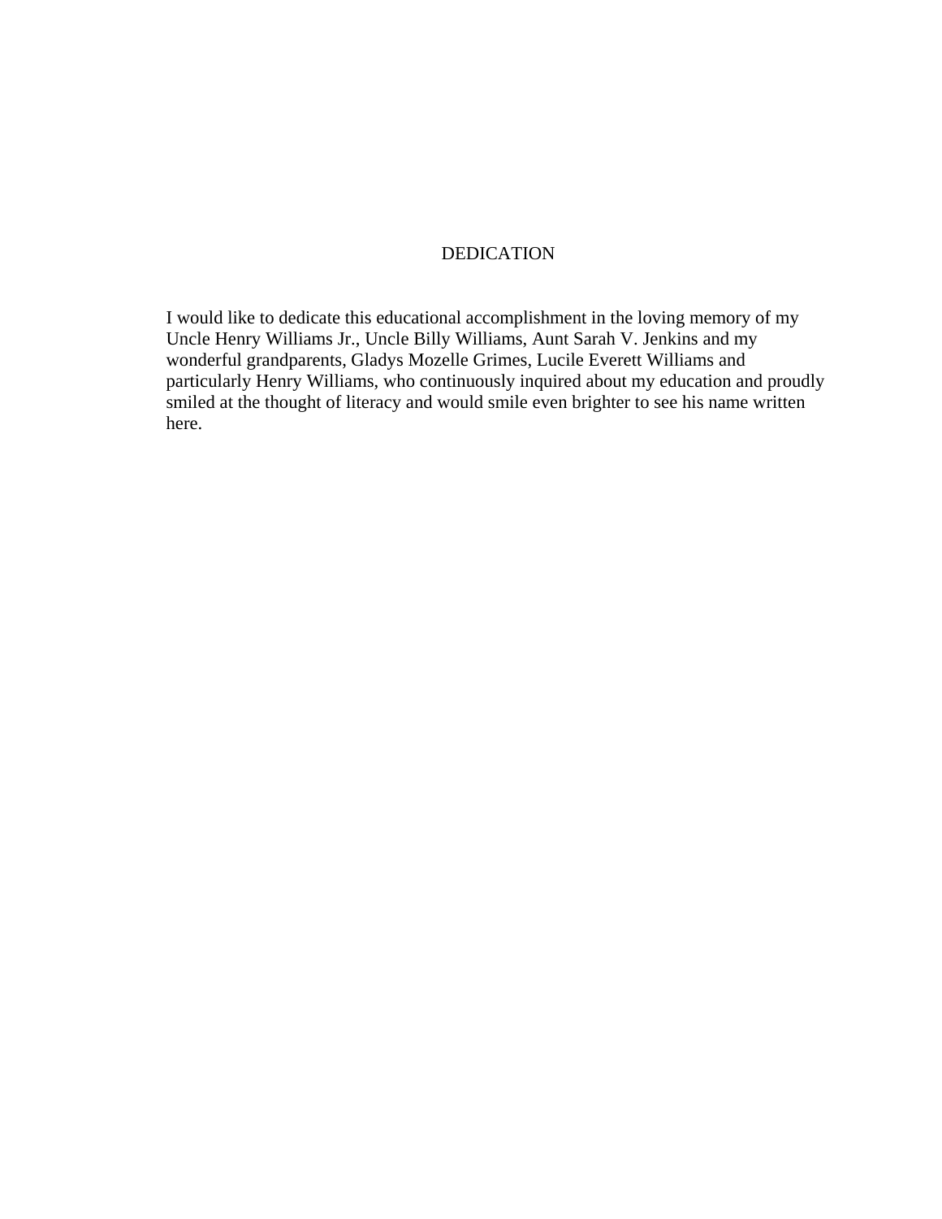# DEDICATION

I would like to dedicate this educational accomplishment in the loving memory of my Uncle Henry Williams Jr., Uncle Billy Williams, Aunt Sarah V. Jenkins and my wonderful grandparents, Gladys Mozelle Grimes, Lucile Everett Williams and particularly Henry Williams, who continuously inquired about my education and proudly smiled at the thought of literacy and would smile even brighter to see his name written here.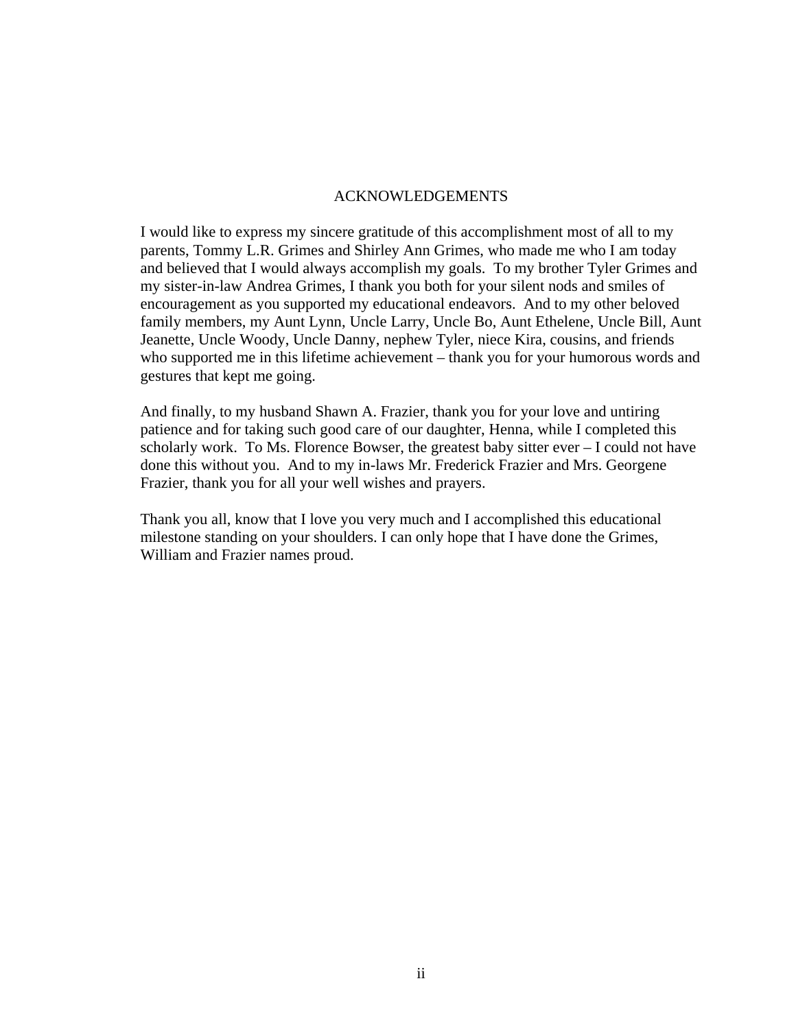# ACKNOWLEDGEMENTS

I would like to express my sincere gratitude of this accomplishment most of all to my parents, Tommy L.R. Grimes and Shirley Ann Grimes, who made me who I am today and believed that I would always accomplish my goals. To my brother Tyler Grimes and my sister-in-law Andrea Grimes, I thank you both for your silent nods and smiles of encouragement as you supported my educational endeavors. And to my other beloved family members, my Aunt Lynn, Uncle Larry, Uncle Bo, Aunt Ethelene, Uncle Bill, Aunt Jeanette, Uncle Woody, Uncle Danny, nephew Tyler, niece Kira, cousins, and friends who supported me in this lifetime achievement – thank you for your humorous words and gestures that kept me going.

And finally, to my husband Shawn A. Frazier, thank you for your love and untiring patience and for taking such good care of our daughter, Henna, while I completed this scholarly work. To Ms. Florence Bowser, the greatest baby sitter ever – I could not have done this without you. And to my in-laws Mr. Frederick Frazier and Mrs. Georgene Frazier, thank you for all your well wishes and prayers.

Thank you all, know that I love you very much and I accomplished this educational milestone standing on your shoulders. I can only hope that I have done the Grimes, William and Frazier names proud.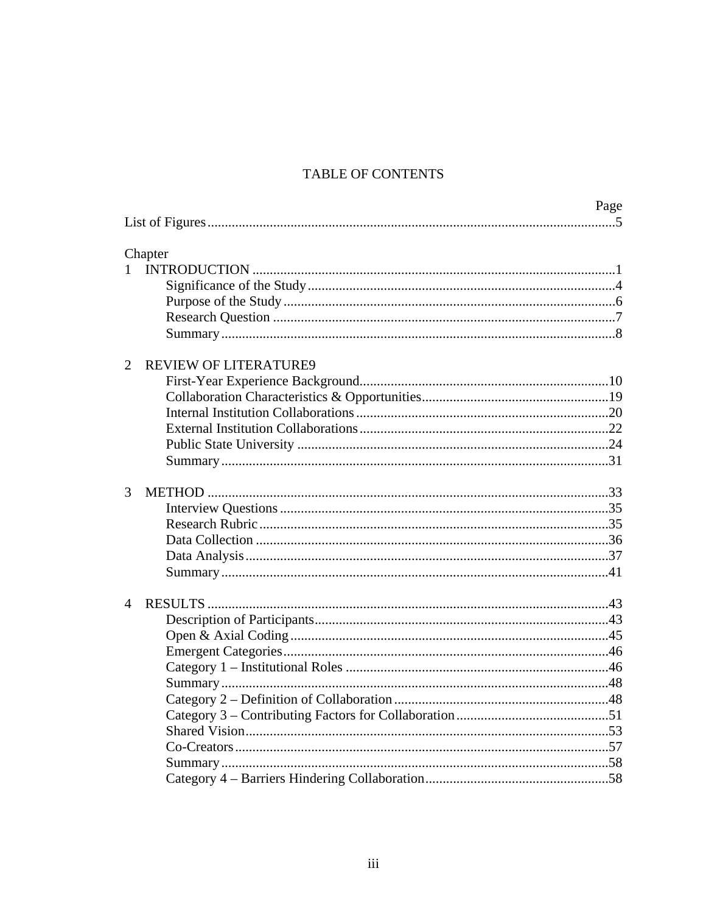# TABLE OF CONTENTS

| | Page |
|---|---|
| List of Figures | 5 |
| **Chapter** | |
| 1 INTRODUCTION | 1 |
| Significance of the Study | 4 |
| Purpose of the Study | 6 |
| Research Question | 7 |
| Summary | 8 |
| 2 REVIEW OF LITERATURE9 | |
| First-Year Experience Background | 10 |
| Collaboration Characteristics & Opportunities | 19 |
| Internal Institution Collaborations | 20 |
| External Institution Collaborations | 22 |
| Public State University | 24 |
| Summary | 31 |
| 3 METHOD | 33 |
| Interview Questions | 35 |
| Research Rubric | 35 |
| Data Collection | 36 |
| Data Analysis | 37 |
| Summary | 41 |
| 4 RESULTS | 43 |
| Description of Participants | 43 |
| Open & Axial Coding | 45 |
| Emergent Categories | 46 |
| Category 1 – Institutional Roles | 46 |
| Summary | 48 |
| Category 2 – Definition of Collaboration | 48 |
| Category 3 – Contributing Factors for Collaboration | 51 |
| Shared Vision | 53 |
| Co-Creators | 57 |
| Summary | 58 |
| Category 4 – Barriers Hindering Collaboration | 58 |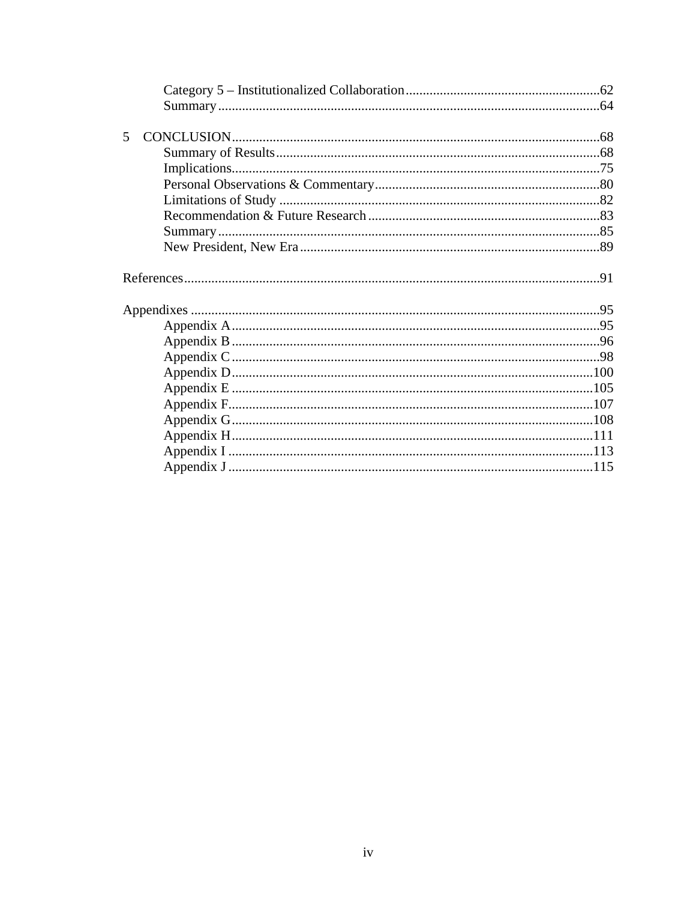Category 5 – Institutionalized Collaboration........................................................62
Summary..............................................................................................................64

5 CONCLUSION..........................................................................................................68
Summary of Results.............................................................................................68
Implications..........................................................................................................75
Personal Observations & Commentary.................................................................80
Limitations of Study .............................................................................................82
Recommendation & Future Research...................................................................83
Summary...............................................................................................................85
New President, New Era.......................................................................................89

References........................................................................................................................91

Appendixes ......................................................................................................................95
Appendix A...........................................................................................................95
Appendix B...........................................................................................................96
Appendix C...........................................................................................................98
Appendix D.........................................................................................................100
Appendix E .........................................................................................................105
Appendix F..........................................................................................................107
Appendix G.........................................................................................................108
Appendix H.........................................................................................................111
Appendix I ..........................................................................................................113
Appendix J ..........................................................................................................115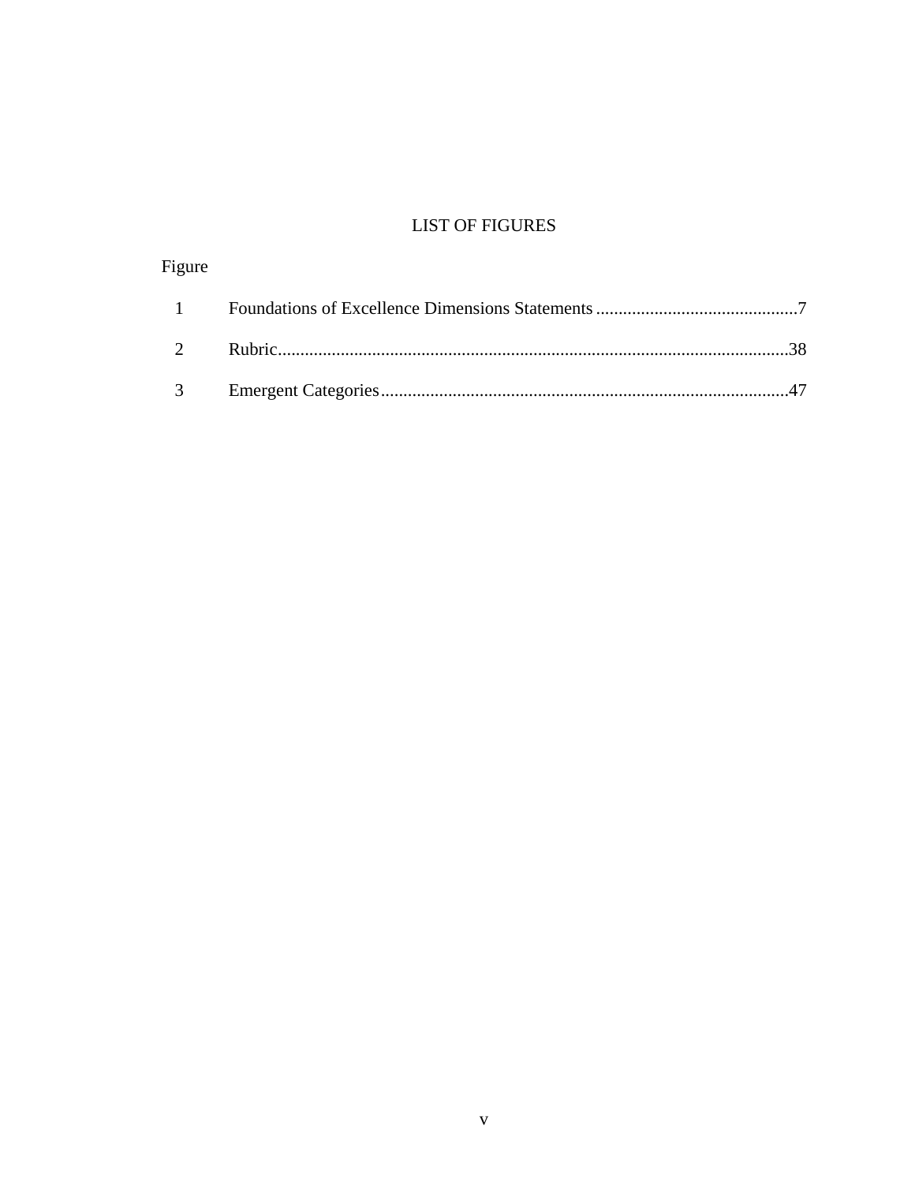# LIST OF FIGURES

| Figure | | |
|---|---|---|
| 1 | Foundations of Excellence Dimensions Statements | 7 |
| 2 | Rubric | 38 |
| 3 | Emergent Categories | 47 |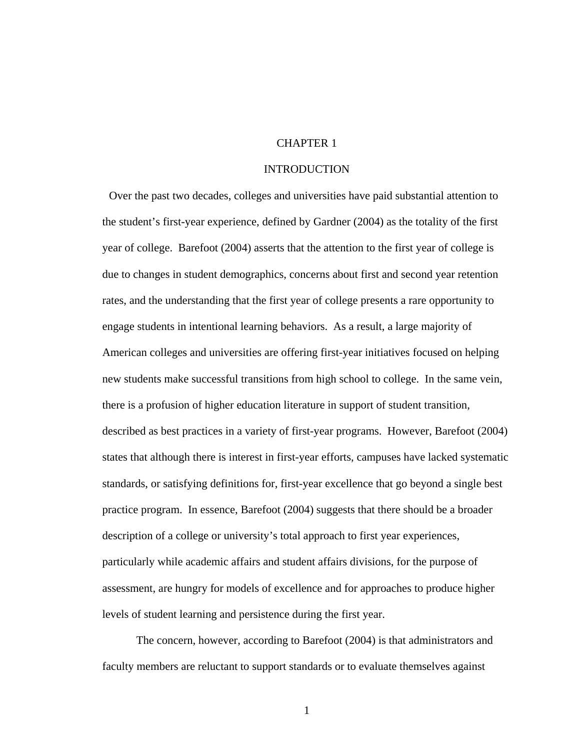# CHAPTER 1

# INTRODUCTION

Over the past two decades, colleges and universities have paid substantial attention to the student's first-year experience, defined by Gardner (2004) as the totality of the first year of college. Barefoot (2004) asserts that the attention to the first year of college is due to changes in student demographics, concerns about first and second year retention rates, and the understanding that the first year of college presents a rare opportunity to engage students in intentional learning behaviors. As a result, a large majority of American colleges and universities are offering first-year initiatives focused on helping new students make successful transitions from high school to college. In the same vein, there is a profusion of higher education literature in support of student transition, described as best practices in a variety of first-year programs. However, Barefoot (2004) states that although there is interest in first-year efforts, campuses have lacked systematic standards, or satisfying definitions for, first-year excellence that go beyond a single best practice program. In essence, Barefoot (2004) suggests that there should be a broader description of a college or university's total approach to first year experiences, particularly while academic affairs and student affairs divisions, for the purpose of assessment, are hungry for models of excellence and for approaches to produce higher levels of student learning and persistence during the first year.

The concern, however, according to Barefoot (2004) is that administrators and faculty members are reluctant to support standards or to evaluate themselves against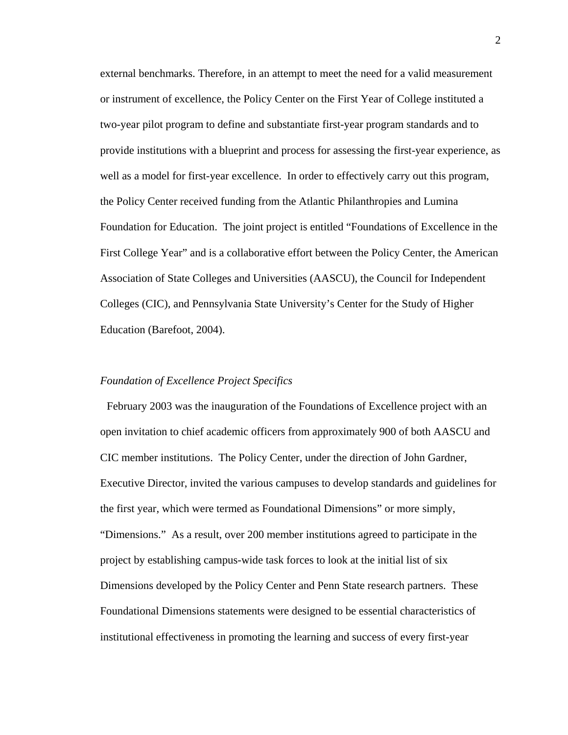external benchmarks. Therefore, in an attempt to meet the need for a valid measurement or instrument of excellence, the Policy Center on the First Year of College instituted a two-year pilot program to define and substantiate first-year program standards and to provide institutions with a blueprint and process for assessing the first-year experience, as well as a model for first-year excellence. In order to effectively carry out this program, the Policy Center received funding from the Atlantic Philanthropies and Lumina Foundation for Education. The joint project is entitled "Foundations of Excellence in the First College Year" and is a collaborative effort between the Policy Center, the American Association of State Colleges and Universities (AASCU), the Council for Independent Colleges (CIC), and Pennsylvania State University's Center for the Study of Higher Education (Barefoot, 2004).

*Foundation of Excellence Project Specifics*

February 2003 was the inauguration of the Foundations of Excellence project with an open invitation to chief academic officers from approximately 900 of both AASCU and CIC member institutions. The Policy Center, under the direction of John Gardner, Executive Director, invited the various campuses to develop standards and guidelines for the first year, which were termed as Foundational Dimensions" or more simply, "Dimensions." As a result, over 200 member institutions agreed to participate in the project by establishing campus-wide task forces to look at the initial list of six Dimensions developed by the Policy Center and Penn State research partners. These Foundational Dimensions statements were designed to be essential characteristics of institutional effectiveness in promoting the learning and success of every first-year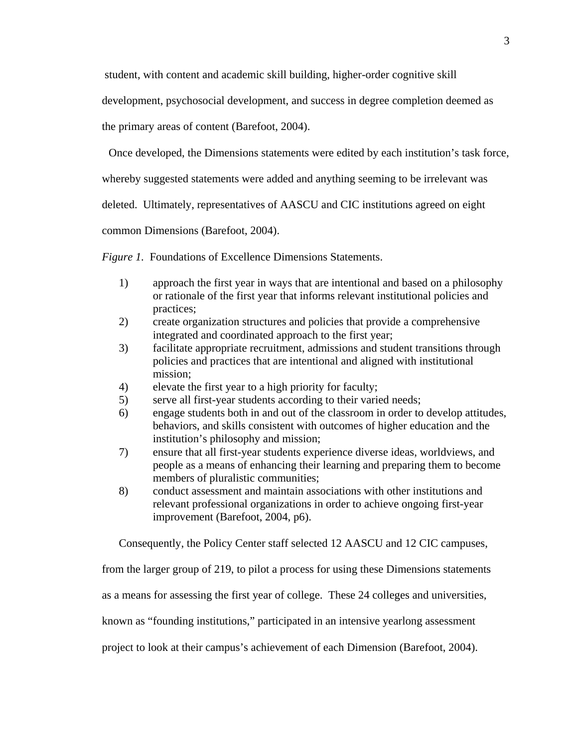student, with content and academic skill building, higher-order cognitive skill development, psychosocial development, and success in degree completion deemed as the primary areas of content (Barefoot, 2004).

Once developed, the Dimensions statements were edited by each institution's task force, whereby suggested statements were added and anything seeming to be irrelevant was deleted. Ultimately, representatives of AASCU and CIC institutions agreed on eight common Dimensions (Barefoot, 2004).

*Figure 1.* Foundations of Excellence Dimensions Statements.

1) approach the first year in ways that are intentional and based on a philosophy or rationale of the first year that informs relevant institutional policies and practices;
2) create organization structures and policies that provide a comprehensive integrated and coordinated approach to the first year;
3) facilitate appropriate recruitment, admissions and student transitions through policies and practices that are intentional and aligned with institutional mission;
4) elevate the first year to a high priority for faculty;
5) serve all first-year students according to their varied needs;
6) engage students both in and out of the classroom in order to develop attitudes, behaviors, and skills consistent with outcomes of higher education and the institution's philosophy and mission;
7) ensure that all first-year students experience diverse ideas, worldviews, and people as a means of enhancing their learning and preparing them to become members of pluralistic communities;
8) conduct assessment and maintain associations with other institutions and relevant professional organizations in order to achieve ongoing first-year improvement (Barefoot, 2004, p6).

Consequently, the Policy Center staff selected 12 AASCU and 12 CIC campuses, from the larger group of 219, to pilot a process for using these Dimensions statements as a means for assessing the first year of college. These 24 colleges and universities, known as "founding institutions," participated in an intensive yearlong assessment project to look at their campus's achievement of each Dimension (Barefoot, 2004).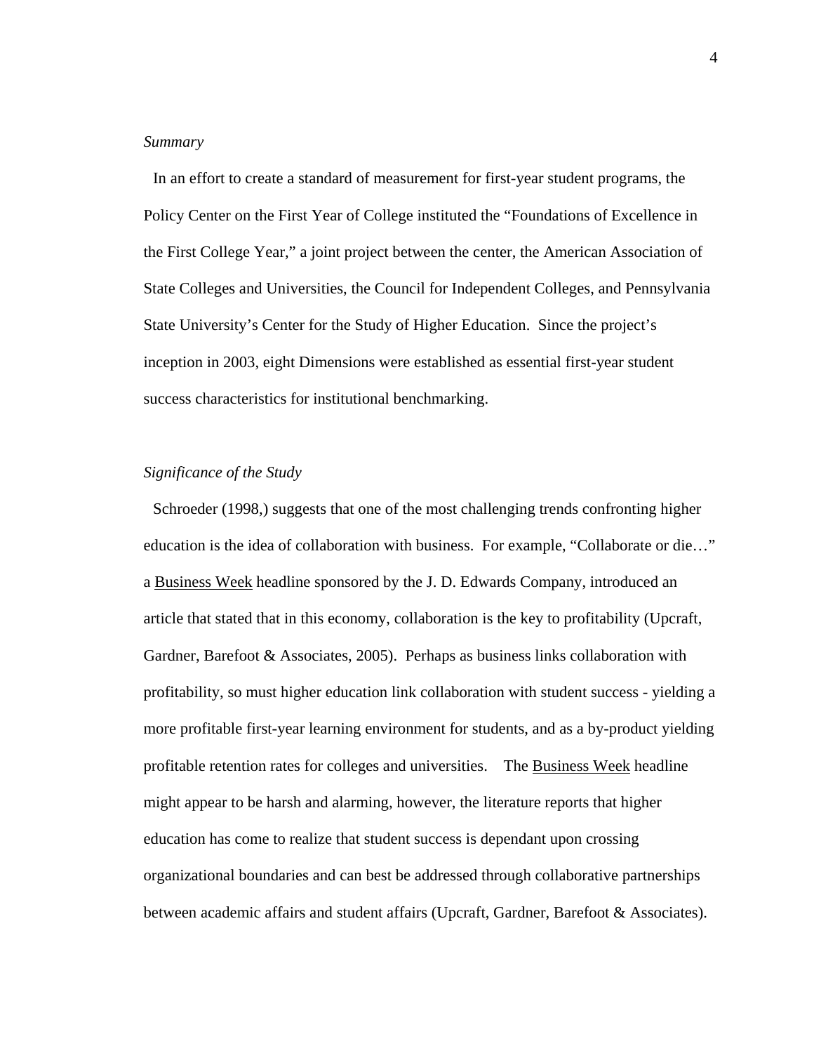*Summary*

In an effort to create a standard of measurement for first-year student programs, the Policy Center on the First Year of College instituted the "Foundations of Excellence in the First College Year," a joint project between the center, the American Association of State Colleges and Universities, the Council for Independent Colleges, and Pennsylvania State University's Center for the Study of Higher Education. Since the project's inception in 2003, eight Dimensions were established as essential first-year student success characteristics for institutional benchmarking.

*Significance of the Study*

Schroeder (1998,) suggests that one of the most challenging trends confronting higher education is the idea of collaboration with business. For example, "Collaborate or die…" a <u>Business Week</u> headline sponsored by the J. D. Edwards Company, introduced an article that stated that in this economy, collaboration is the key to profitability (Upcraft, Gardner, Barefoot & Associates, 2005). Perhaps as business links collaboration with profitability, so must higher education link collaboration with student success - yielding a more profitable first-year learning environment for students, and as a by-product yielding profitable retention rates for colleges and universities. The <u>Business Week</u> headline might appear to be harsh and alarming, however, the literature reports that higher education has come to realize that student success is dependant upon crossing organizational boundaries and can best be addressed through collaborative partnerships between academic affairs and student affairs (Upcraft, Gardner, Barefoot & Associates).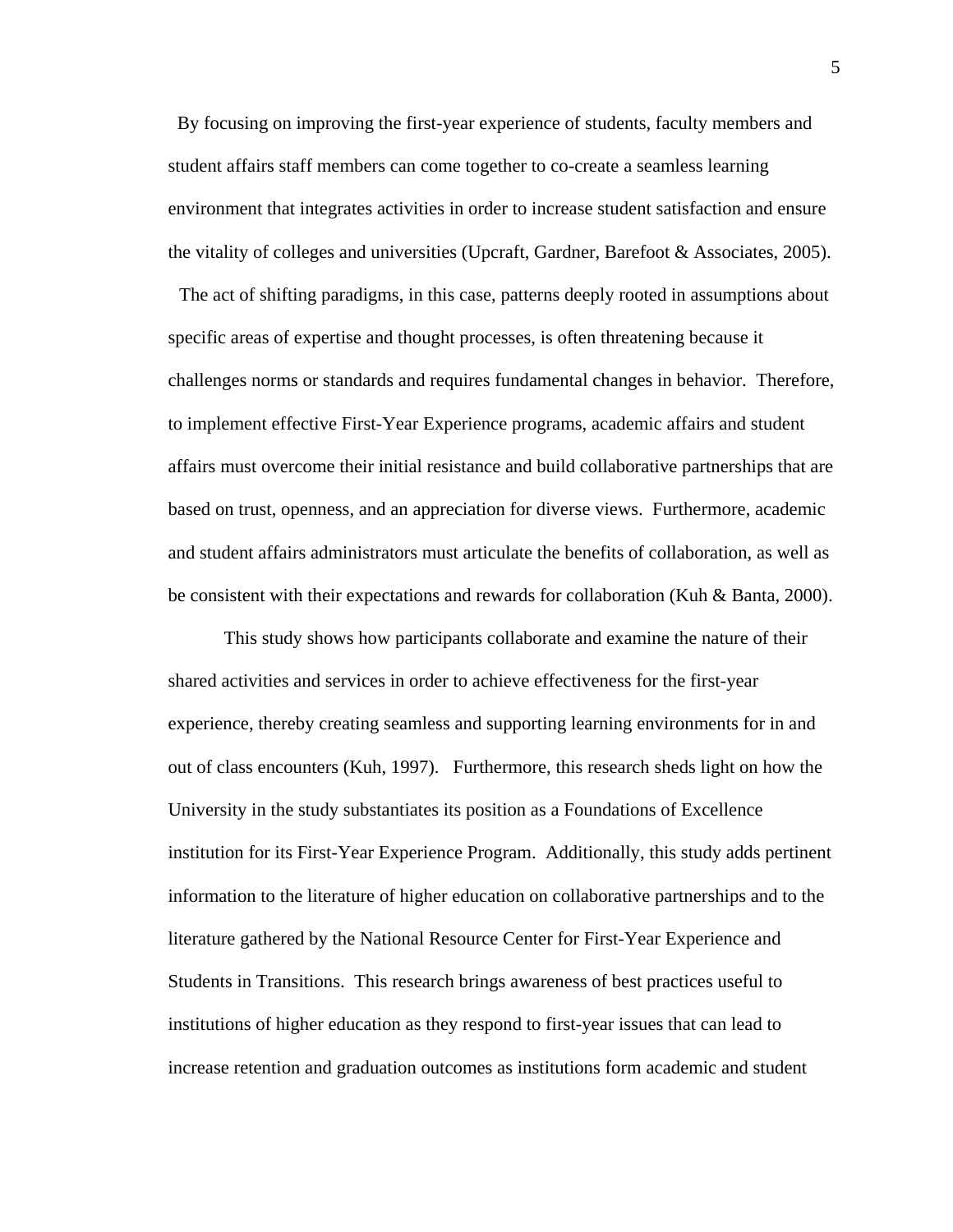By focusing on improving the first-year experience of students, faculty members and student affairs staff members can come together to co-create a seamless learning environment that integrates activities in order to increase student satisfaction and ensure the vitality of colleges and universities (Upcraft, Gardner, Barefoot & Associates, 2005).

The act of shifting paradigms, in this case, patterns deeply rooted in assumptions about specific areas of expertise and thought processes, is often threatening because it challenges norms or standards and requires fundamental changes in behavior. Therefore, to implement effective First-Year Experience programs, academic affairs and student affairs must overcome their initial resistance and build collaborative partnerships that are based on trust, openness, and an appreciation for diverse views. Furthermore, academic and student affairs administrators must articulate the benefits of collaboration, as well as be consistent with their expectations and rewards for collaboration (Kuh & Banta, 2000).

This study shows how participants collaborate and examine the nature of their shared activities and services in order to achieve effectiveness for the first-year experience, thereby creating seamless and supporting learning environments for in and out of class encounters (Kuh, 1997). Furthermore, this research sheds light on how the University in the study substantiates its position as a Foundations of Excellence institution for its First-Year Experience Program. Additionally, this study adds pertinent information to the literature of higher education on collaborative partnerships and to the literature gathered by the National Resource Center for First-Year Experience and Students in Transitions. This research brings awareness of best practices useful to institutions of higher education as they respond to first-year issues that can lead to increase retention and graduation outcomes as institutions form academic and student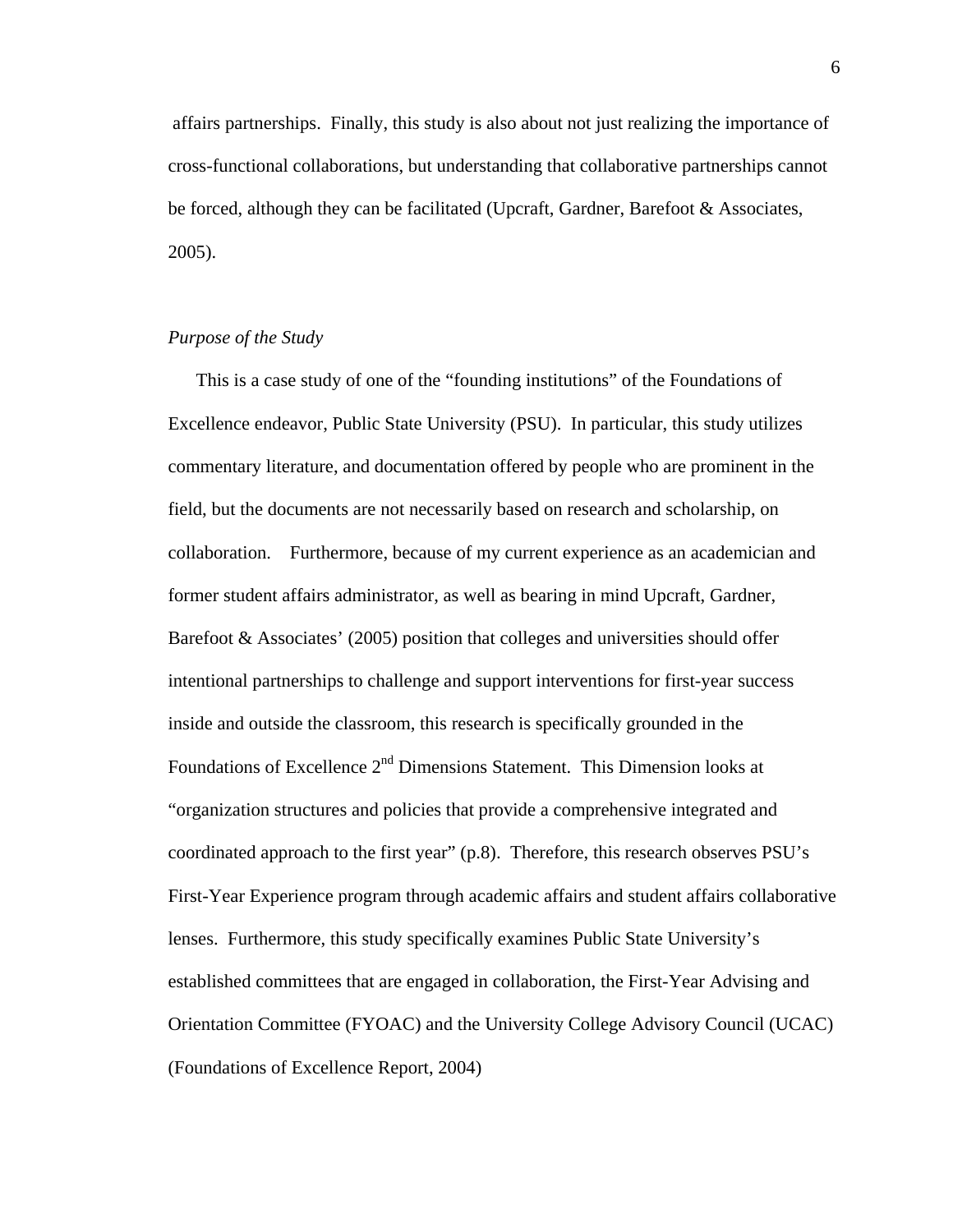affairs partnerships. Finally, this study is also about not just realizing the importance of cross-functional collaborations, but understanding that collaborative partnerships cannot be forced, although they can be facilitated (Upcraft, Gardner, Barefoot & Associates, 2005).

*Purpose of the Study*

This is a case study of one of the "founding institutions" of the Foundations of Excellence endeavor, Public State University (PSU). In particular, this study utilizes commentary literature, and documentation offered by people who are prominent in the field, but the documents are not necessarily based on research and scholarship, on collaboration. Furthermore, because of my current experience as an academician and former student affairs administrator, as well as bearing in mind Upcraft, Gardner, Barefoot & Associates' (2005) position that colleges and universities should offer intentional partnerships to challenge and support interventions for first-year success inside and outside the classroom, this research is specifically grounded in the Foundations of Excellence 2nd Dimensions Statement. This Dimension looks at "organization structures and policies that provide a comprehensive integrated and coordinated approach to the first year" (p.8). Therefore, this research observes PSU's First-Year Experience program through academic affairs and student affairs collaborative lenses. Furthermore, this study specifically examines Public State University's established committees that are engaged in collaboration, the First-Year Advising and Orientation Committee (FYOAC) and the University College Advisory Council (UCAC) (Foundations of Excellence Report, 2004)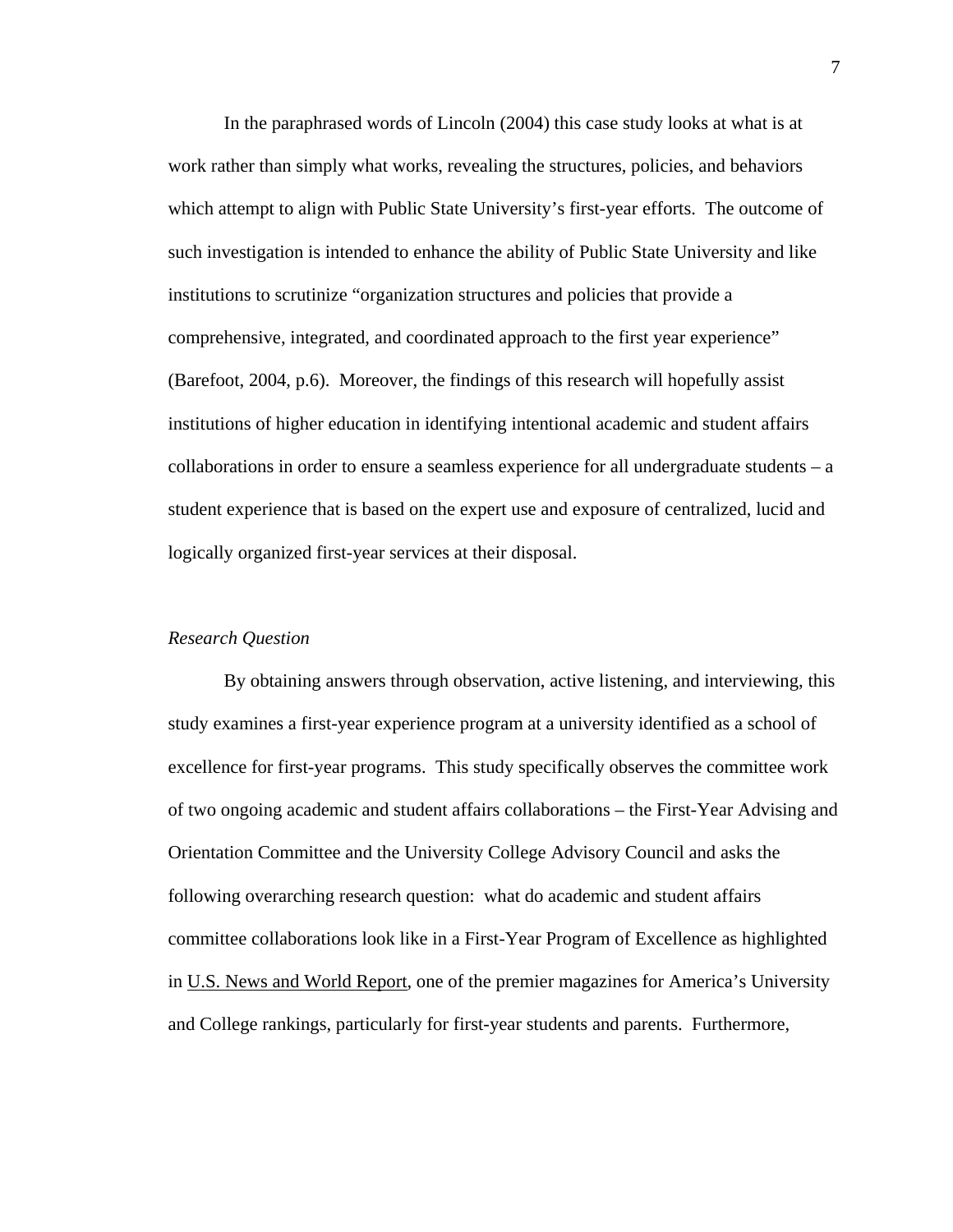In the paraphrased words of Lincoln (2004) this case study looks at what is at work rather than simply what works, revealing the structures, policies, and behaviors which attempt to align with Public State University's first-year efforts. The outcome of such investigation is intended to enhance the ability of Public State University and like institutions to scrutinize "organization structures and policies that provide a comprehensive, integrated, and coordinated approach to the first year experience" (Barefoot, 2004, p.6). Moreover, the findings of this research will hopefully assist institutions of higher education in identifying intentional academic and student affairs collaborations in order to ensure a seamless experience for all undergraduate students – a student experience that is based on the expert use and exposure of centralized, lucid and logically organized first-year services at their disposal.

*Research Question*

By obtaining answers through observation, active listening, and interviewing, this study examines a first-year experience program at a university identified as a school of excellence for first-year programs. This study specifically observes the committee work of two ongoing academic and student affairs collaborations – the First-Year Advising and Orientation Committee and the University College Advisory Council and asks the following overarching research question: what do academic and student affairs committee collaborations look like in a First-Year Program of Excellence as highlighted in U.S. News and World Report, one of the premier magazines for America's University and College rankings, particularly for first-year students and parents. Furthermore,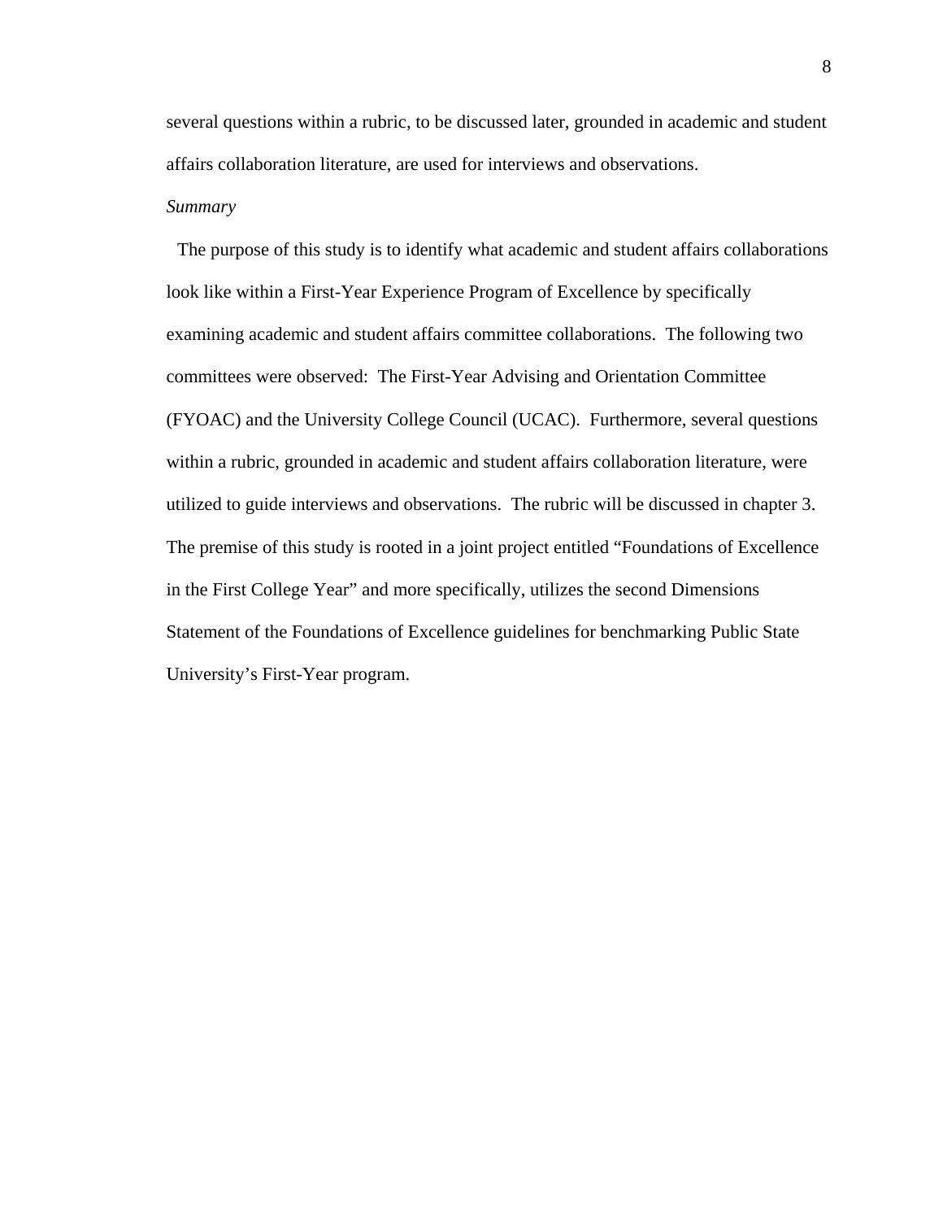several questions within a rubric, to be discussed later, grounded in academic and student affairs collaboration literature, are used for interviews and observations.

*Summary*

The purpose of this study is to identify what academic and student affairs collaborations look like within a First-Year Experience Program of Excellence by specifically examining academic and student affairs committee collaborations. The following two committees were observed: The First-Year Advising and Orientation Committee (FYOAC) and the University College Council (UCAC). Furthermore, several questions within a rubric, grounded in academic and student affairs collaboration literature, were utilized to guide interviews and observations. The rubric will be discussed in chapter 3. The premise of this study is rooted in a joint project entitled "Foundations of Excellence in the First College Year" and more specifically, utilizes the second Dimensions Statement of the Foundations of Excellence guidelines for benchmarking Public State University's First-Year program.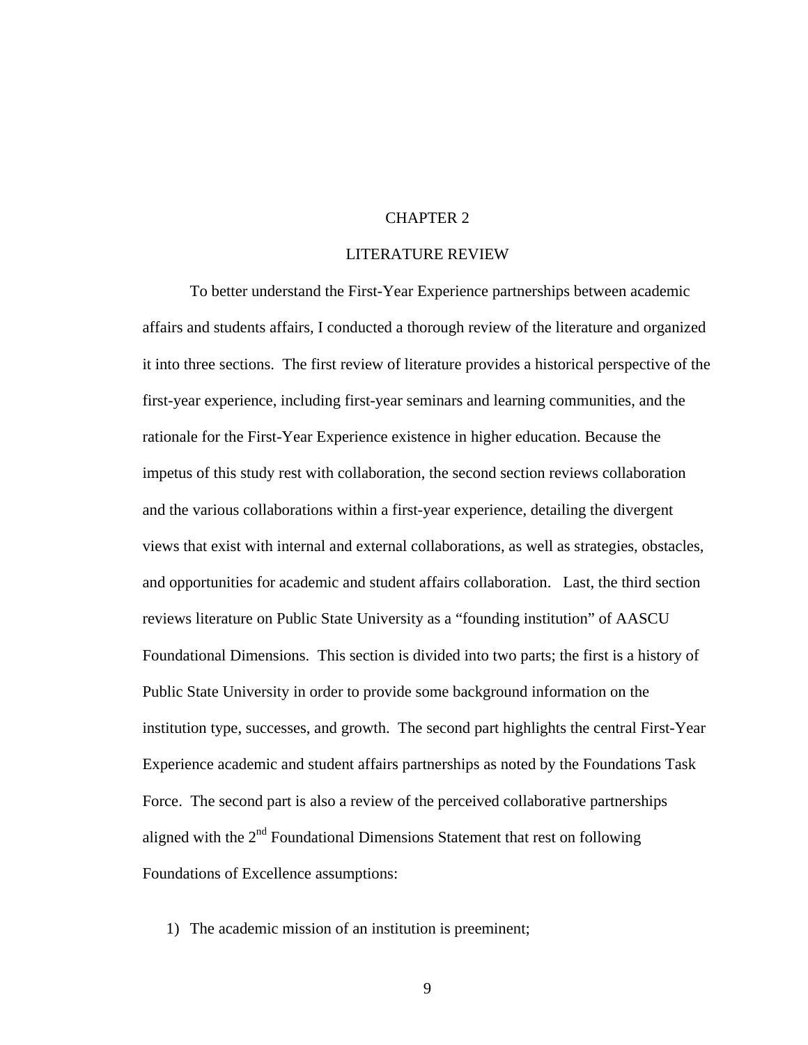# CHAPTER 2

# LITERATURE REVIEW

To better understand the First-Year Experience partnerships between academic affairs and students affairs, I conducted a thorough review of the literature and organized it into three sections. The first review of literature provides a historical perspective of the first-year experience, including first-year seminars and learning communities, and the rationale for the First-Year Experience existence in higher education. Because the impetus of this study rest with collaboration, the second section reviews collaboration and the various collaborations within a first-year experience, detailing the divergent views that exist with internal and external collaborations, as well as strategies, obstacles, and opportunities for academic and student affairs collaboration. Last, the third section reviews literature on Public State University as a "founding institution" of AASCU Foundational Dimensions. This section is divided into two parts; the first is a history of Public State University in order to provide some background information on the institution type, successes, and growth. The second part highlights the central First-Year Experience academic and student affairs partnerships as noted by the Foundations Task Force. The second part is also a review of the perceived collaborative partnerships aligned with the 2nd Foundational Dimensions Statement that rest on following Foundations of Excellence assumptions:

1) The academic mission of an institution is preeminent;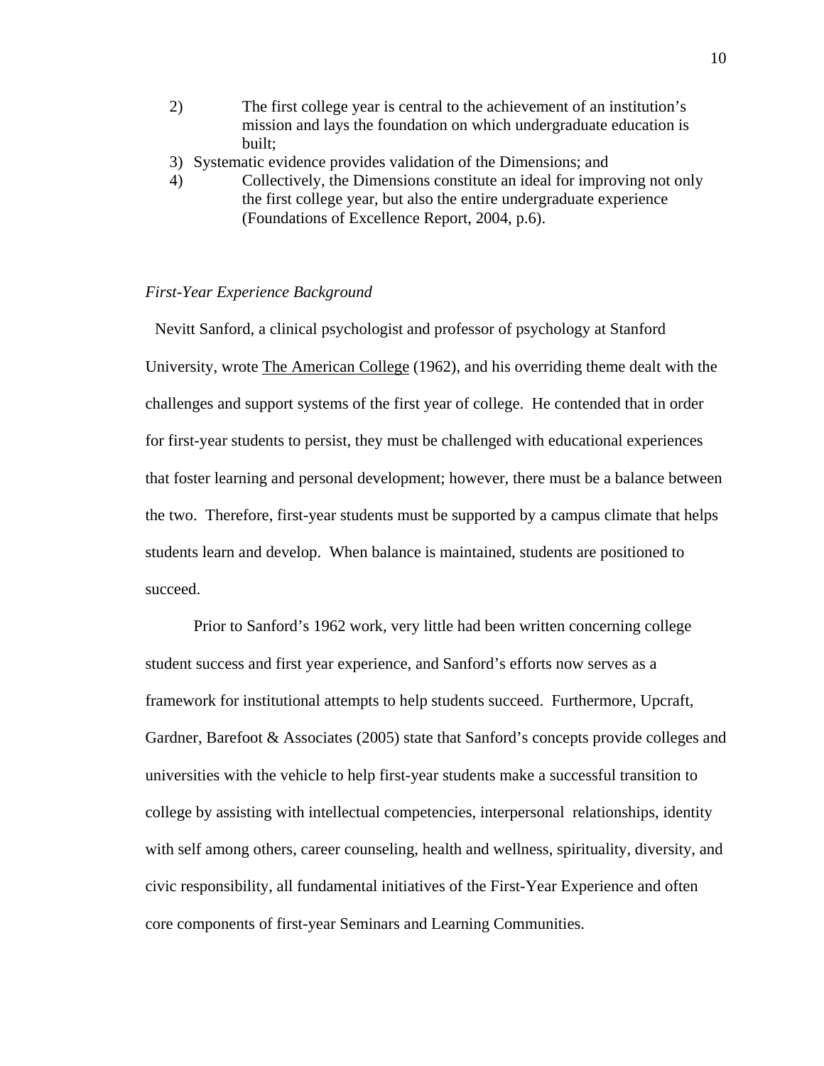2) The first college year is central to the achievement of an institution's mission and lays the foundation on which undergraduate education is built;
3) Systematic evidence provides validation of the Dimensions; and
4) Collectively, the Dimensions constitute an ideal for improving not only the first college year, but also the entire undergraduate experience (Foundations of Excellence Report, 2004, p.6).

*First-Year Experience Background*

Nevitt Sanford, a clinical psychologist and professor of psychology at Stanford University, wrote The American College (1962), and his overriding theme dealt with the challenges and support systems of the first year of college. He contended that in order for first-year students to persist, they must be challenged with educational experiences that foster learning and personal development; however, there must be a balance between the two. Therefore, first-year students must be supported by a campus climate that helps students learn and develop. When balance is maintained, students are positioned to succeed.

Prior to Sanford's 1962 work, very little had been written concerning college student success and first year experience, and Sanford's efforts now serves as a framework for institutional attempts to help students succeed. Furthermore, Upcraft, Gardner, Barefoot & Associates (2005) state that Sanford's concepts provide colleges and universities with the vehicle to help first-year students make a successful transition to college by assisting with intellectual competencies, interpersonal relationships, identity with self among others, career counseling, health and wellness, spirituality, diversity, and civic responsibility, all fundamental initiatives of the First-Year Experience and often core components of first-year Seminars and Learning Communities.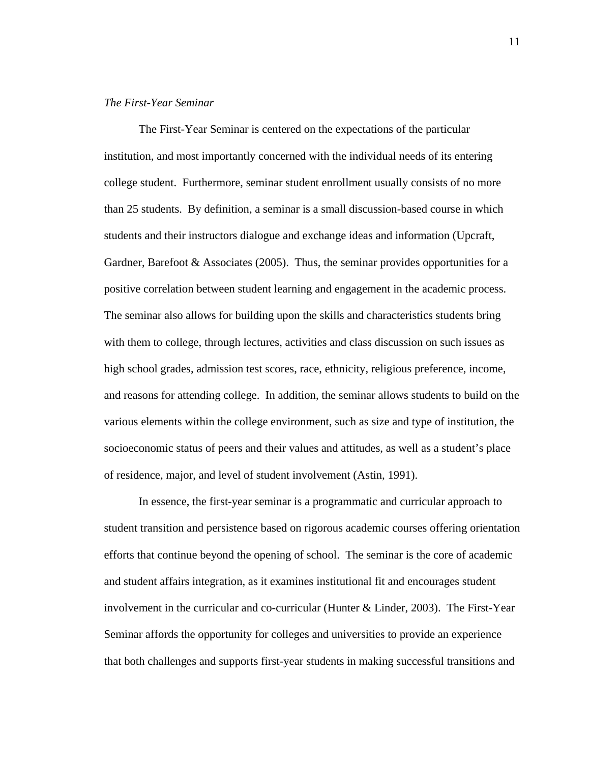*The First-Year Seminar*

The First-Year Seminar is centered on the expectations of the particular institution, and most importantly concerned with the individual needs of its entering college student. Furthermore, seminar student enrollment usually consists of no more than 25 students. By definition, a seminar is a small discussion-based course in which students and their instructors dialogue and exchange ideas and information (Upcraft, Gardner, Barefoot & Associates (2005). Thus, the seminar provides opportunities for a positive correlation between student learning and engagement in the academic process. The seminar also allows for building upon the skills and characteristics students bring with them to college, through lectures, activities and class discussion on such issues as high school grades, admission test scores, race, ethnicity, religious preference, income, and reasons for attending college. In addition, the seminar allows students to build on the various elements within the college environment, such as size and type of institution, the socioeconomic status of peers and their values and attitudes, as well as a student's place of residence, major, and level of student involvement (Astin, 1991).

In essence, the first-year seminar is a programmatic and curricular approach to student transition and persistence based on rigorous academic courses offering orientation efforts that continue beyond the opening of school. The seminar is the core of academic and student affairs integration, as it examines institutional fit and encourages student involvement in the curricular and co-curricular (Hunter & Linder, 2003). The First-Year Seminar affords the opportunity for colleges and universities to provide an experience that both challenges and supports first-year students in making successful transitions and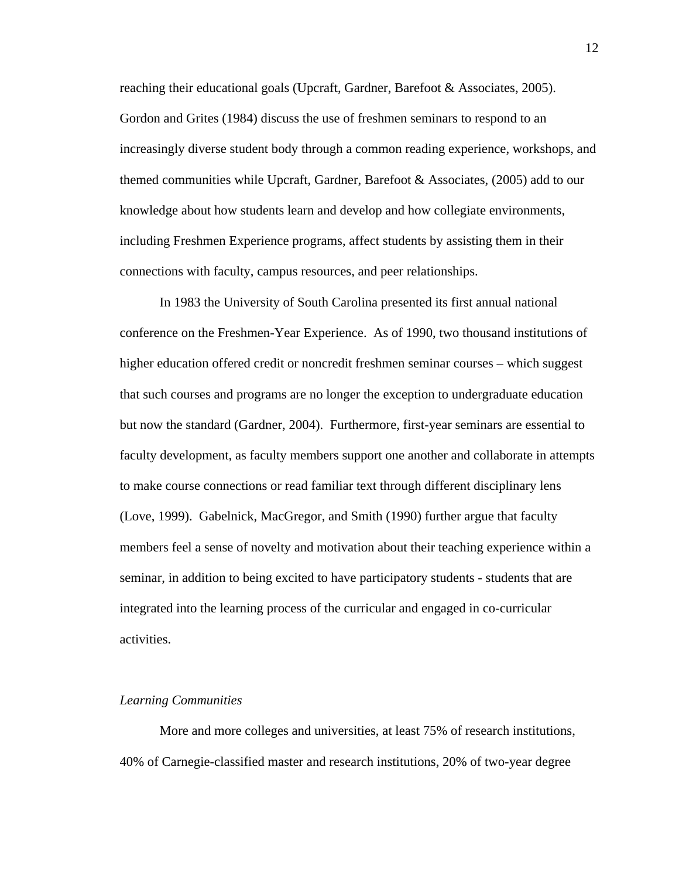reaching their educational goals (Upcraft, Gardner, Barefoot & Associates, 2005). Gordon and Grites (1984) discuss the use of freshmen seminars to respond to an increasingly diverse student body through a common reading experience, workshops, and themed communities while Upcraft, Gardner, Barefoot & Associates, (2005) add to our knowledge about how students learn and develop and how collegiate environments, including Freshmen Experience programs, affect students by assisting them in their connections with faculty, campus resources, and peer relationships.

In 1983 the University of South Carolina presented its first annual national conference on the Freshmen-Year Experience. As of 1990, two thousand institutions of higher education offered credit or noncredit freshmen seminar courses – which suggest that such courses and programs are no longer the exception to undergraduate education but now the standard (Gardner, 2004). Furthermore, first-year seminars are essential to faculty development, as faculty members support one another and collaborate in attempts to make course connections or read familiar text through different disciplinary lens (Love, 1999). Gabelnick, MacGregor, and Smith (1990) further argue that faculty members feel a sense of novelty and motivation about their teaching experience within a seminar, in addition to being excited to have participatory students - students that are integrated into the learning process of the curricular and engaged in co-curricular activities.

*Learning Communities*

More and more colleges and universities, at least 75% of research institutions, 40% of Carnegie-classified master and research institutions, 20% of two-year degree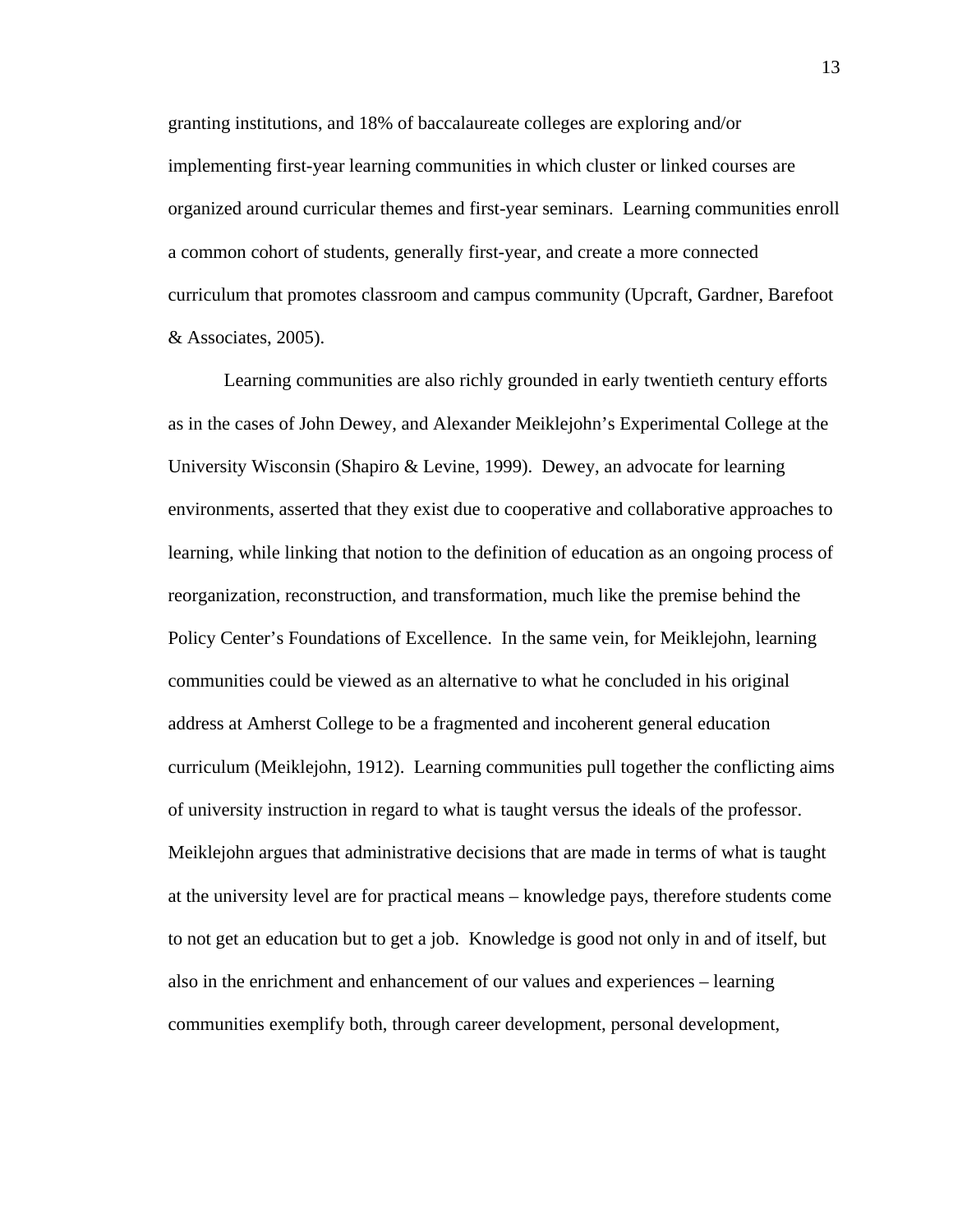granting institutions, and 18% of baccalaureate colleges are exploring and/or implementing first-year learning communities in which cluster or linked courses are organized around curricular themes and first-year seminars. Learning communities enroll a common cohort of students, generally first-year, and create a more connected curriculum that promotes classroom and campus community (Upcraft, Gardner, Barefoot & Associates, 2005).

Learning communities are also richly grounded in early twentieth century efforts as in the cases of John Dewey, and Alexander Meiklejohn's Experimental College at the University Wisconsin (Shapiro & Levine, 1999). Dewey, an advocate for learning environments, asserted that they exist due to cooperative and collaborative approaches to learning, while linking that notion to the definition of education as an ongoing process of reorganization, reconstruction, and transformation, much like the premise behind the Policy Center's Foundations of Excellence. In the same vein, for Meiklejohn, learning communities could be viewed as an alternative to what he concluded in his original address at Amherst College to be a fragmented and incoherent general education curriculum (Meiklejohn, 1912). Learning communities pull together the conflicting aims of university instruction in regard to what is taught versus the ideals of the professor. Meiklejohn argues that administrative decisions that are made in terms of what is taught at the university level are for practical means – knowledge pays, therefore students come to not get an education but to get a job. Knowledge is good not only in and of itself, but also in the enrichment and enhancement of our values and experiences – learning communities exemplify both, through career development, personal development,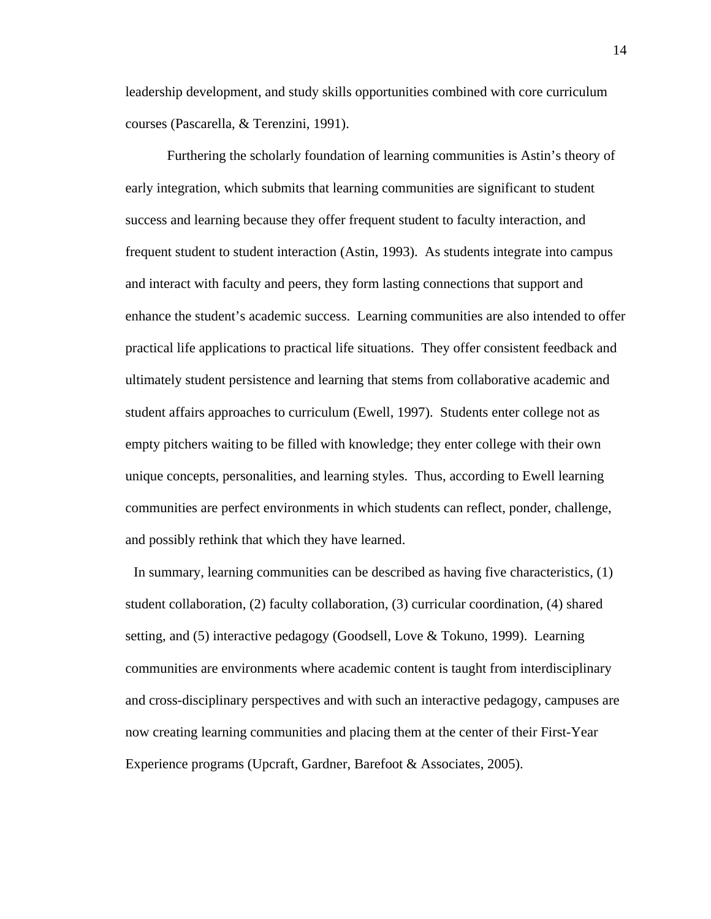leadership development, and study skills opportunities combined with core curriculum courses (Pascarella, & Terenzini, 1991).

Furthering the scholarly foundation of learning communities is Astin's theory of early integration, which submits that learning communities are significant to student success and learning because they offer frequent student to faculty interaction, and frequent student to student interaction (Astin, 1993). As students integrate into campus and interact with faculty and peers, they form lasting connections that support and enhance the student's academic success. Learning communities are also intended to offer practical life applications to practical life situations. They offer consistent feedback and ultimately student persistence and learning that stems from collaborative academic and student affairs approaches to curriculum (Ewell, 1997). Students enter college not as empty pitchers waiting to be filled with knowledge; they enter college with their own unique concepts, personalities, and learning styles. Thus, according to Ewell learning communities are perfect environments in which students can reflect, ponder, challenge, and possibly rethink that which they have learned.

In summary, learning communities can be described as having five characteristics, (1) student collaboration, (2) faculty collaboration, (3) curricular coordination, (4) shared setting, and (5) interactive pedagogy (Goodsell, Love & Tokuno, 1999). Learning communities are environments where academic content is taught from interdisciplinary and cross-disciplinary perspectives and with such an interactive pedagogy, campuses are now creating learning communities and placing them at the center of their First-Year Experience programs (Upcraft, Gardner, Barefoot & Associates, 2005).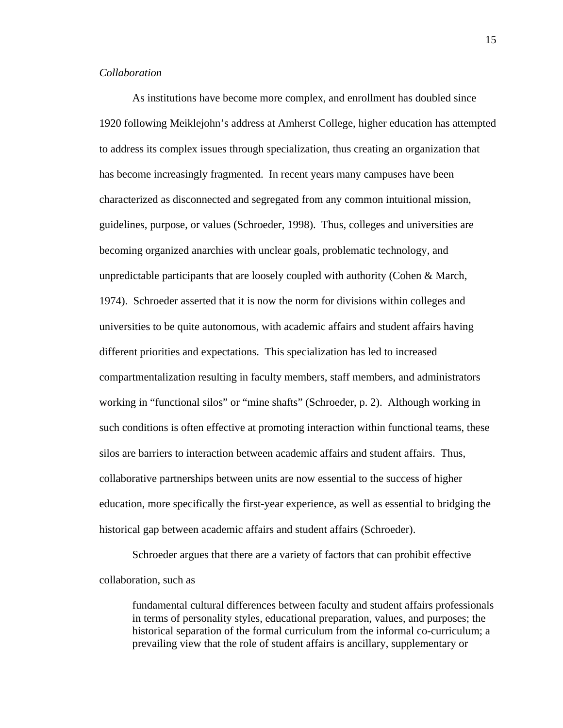*Collaboration*

As institutions have become more complex, and enrollment has doubled since 1920 following Meiklejohn's address at Amherst College, higher education has attempted to address its complex issues through specialization, thus creating an organization that has become increasingly fragmented. In recent years many campuses have been characterized as disconnected and segregated from any common intuitional mission, guidelines, purpose, or values (Schroeder, 1998). Thus, colleges and universities are becoming organized anarchies with unclear goals, problematic technology, and unpredictable participants that are loosely coupled with authority (Cohen & March, 1974). Schroeder asserted that it is now the norm for divisions within colleges and universities to be quite autonomous, with academic affairs and student affairs having different priorities and expectations. This specialization has led to increased compartmentalization resulting in faculty members, staff members, and administrators working in "functional silos" or "mine shafts" (Schroeder, p. 2). Although working in such conditions is often effective at promoting interaction within functional teams, these silos are barriers to interaction between academic affairs and student affairs. Thus, collaborative partnerships between units are now essential to the success of higher education, more specifically the first-year experience, as well as essential to bridging the historical gap between academic affairs and student affairs (Schroeder).

Schroeder argues that there are a variety of factors that can prohibit effective collaboration, such as

> fundamental cultural differences between faculty and student affairs professionals in terms of personality styles, educational preparation, values, and purposes; the historical separation of the formal curriculum from the informal co-curriculum; a prevailing view that the role of student affairs is ancillary, supplementary or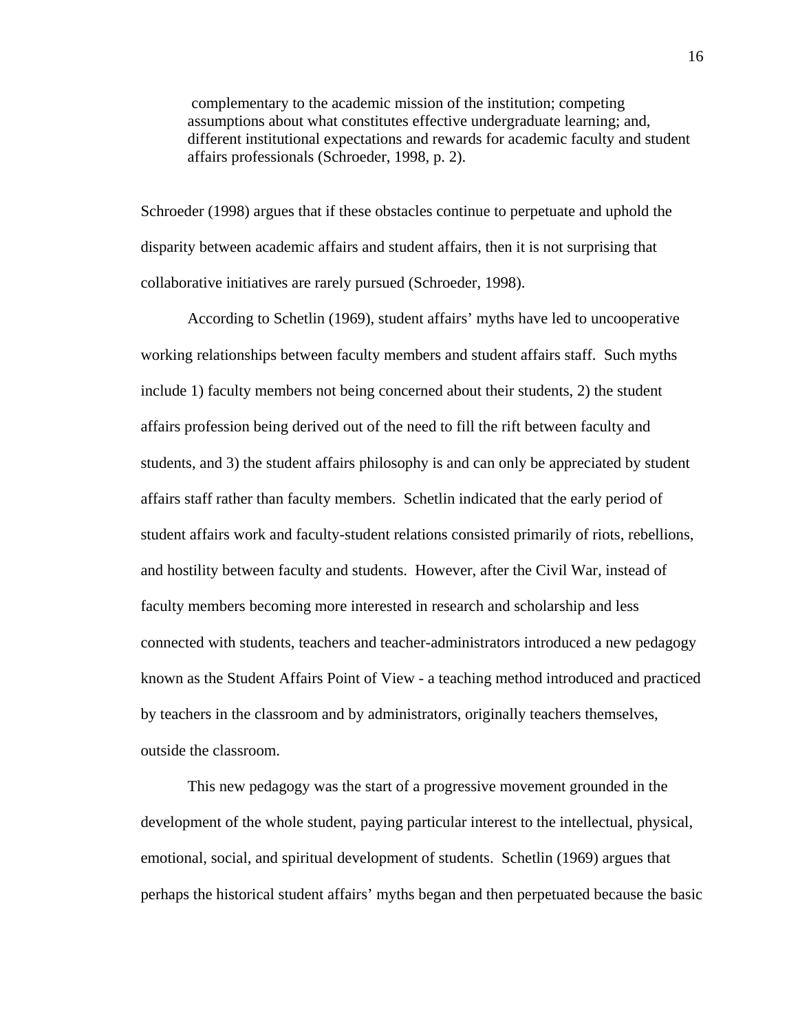> complementary to the academic mission of the institution; competing assumptions about what constitutes effective undergraduate learning; and, different institutional expectations and rewards for academic faculty and student affairs professionals (Schroeder, 1998, p. 2).

Schroeder (1998) argues that if these obstacles continue to perpetuate and uphold the disparity between academic affairs and student affairs, then it is not surprising that collaborative initiatives are rarely pursued (Schroeder, 1998).

According to Schetlin (1969), student affairs' myths have led to uncooperative working relationships between faculty members and student affairs staff. Such myths include 1) faculty members not being concerned about their students, 2) the student affairs profession being derived out of the need to fill the rift between faculty and students, and 3) the student affairs philosophy is and can only be appreciated by student affairs staff rather than faculty members. Schetlin indicated that the early period of student affairs work and faculty-student relations consisted primarily of riots, rebellions, and hostility between faculty and students. However, after the Civil War, instead of faculty members becoming more interested in research and scholarship and less connected with students, teachers and teacher-administrators introduced a new pedagogy known as the Student Affairs Point of View - a teaching method introduced and practiced by teachers in the classroom and by administrators, originally teachers themselves, outside the classroom.

This new pedagogy was the start of a progressive movement grounded in the development of the whole student, paying particular interest to the intellectual, physical, emotional, social, and spiritual development of students. Schetlin (1969) argues that perhaps the historical student affairs' myths began and then perpetuated because the basic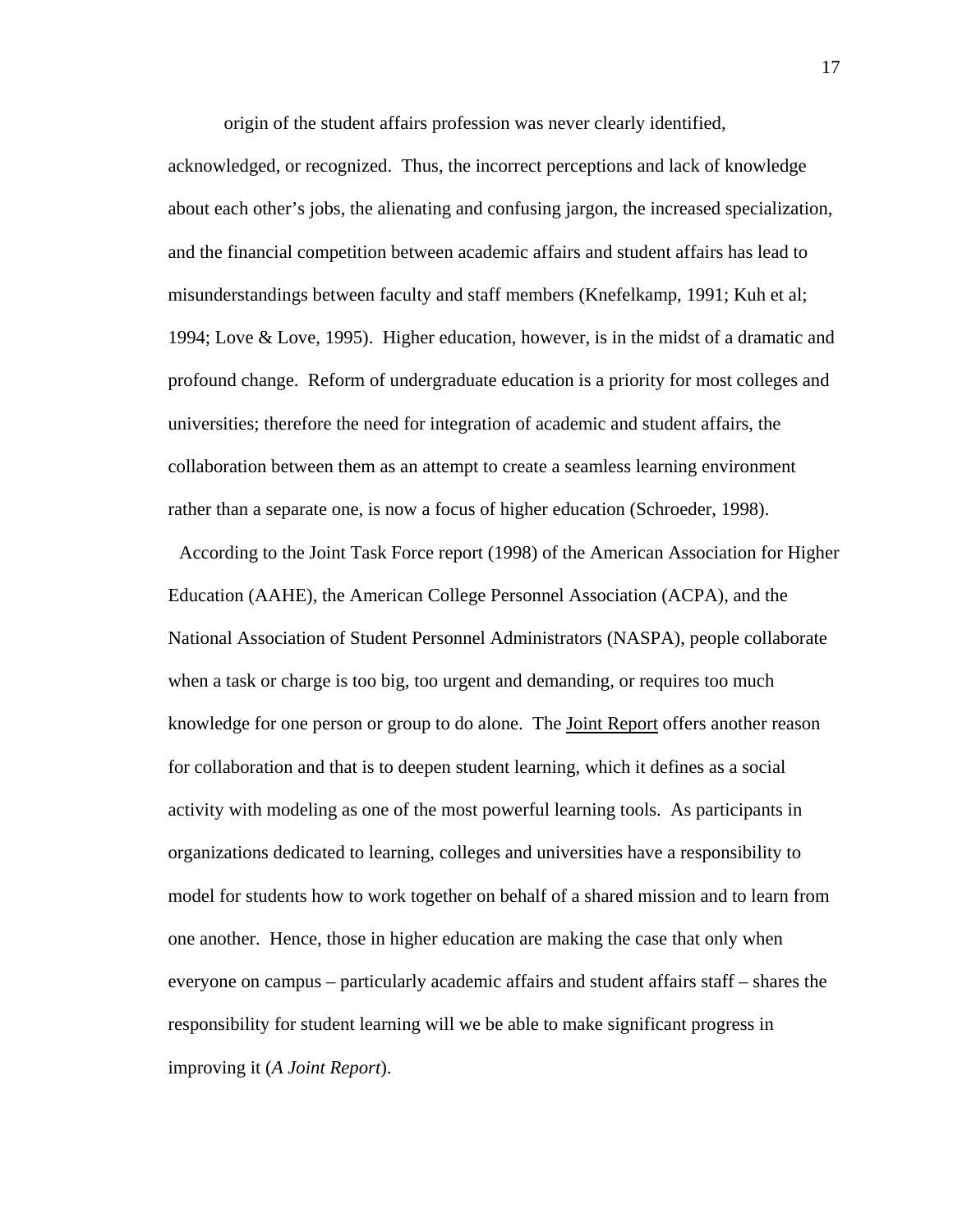origin of the student affairs profession was never clearly identified, acknowledged, or recognized. Thus, the incorrect perceptions and lack of knowledge about each other's jobs, the alienating and confusing jargon, the increased specialization, and the financial competition between academic affairs and student affairs has lead to misunderstandings between faculty and staff members (Knefelkamp, 1991; Kuh et al; 1994; Love & Love, 1995). Higher education, however, is in the midst of a dramatic and profound change. Reform of undergraduate education is a priority for most colleges and universities; therefore the need for integration of academic and student affairs, the collaboration between them as an attempt to create a seamless learning environment rather than a separate one, is now a focus of higher education (Schroeder, 1998).

According to the Joint Task Force report (1998) of the American Association for Higher Education (AAHE), the American College Personnel Association (ACPA), and the National Association of Student Personnel Administrators (NASPA), people collaborate when a task or charge is too big, too urgent and demanding, or requires too much knowledge for one person or group to do alone. The Joint Report offers another reason for collaboration and that is to deepen student learning, which it defines as a social activity with modeling as one of the most powerful learning tools. As participants in organizations dedicated to learning, colleges and universities have a responsibility to model for students how to work together on behalf of a shared mission and to learn from one another. Hence, those in higher education are making the case that only when everyone on campus – particularly academic affairs and student affairs staff – shares the responsibility for student learning will we be able to make significant progress in improving it (*A Joint Report*).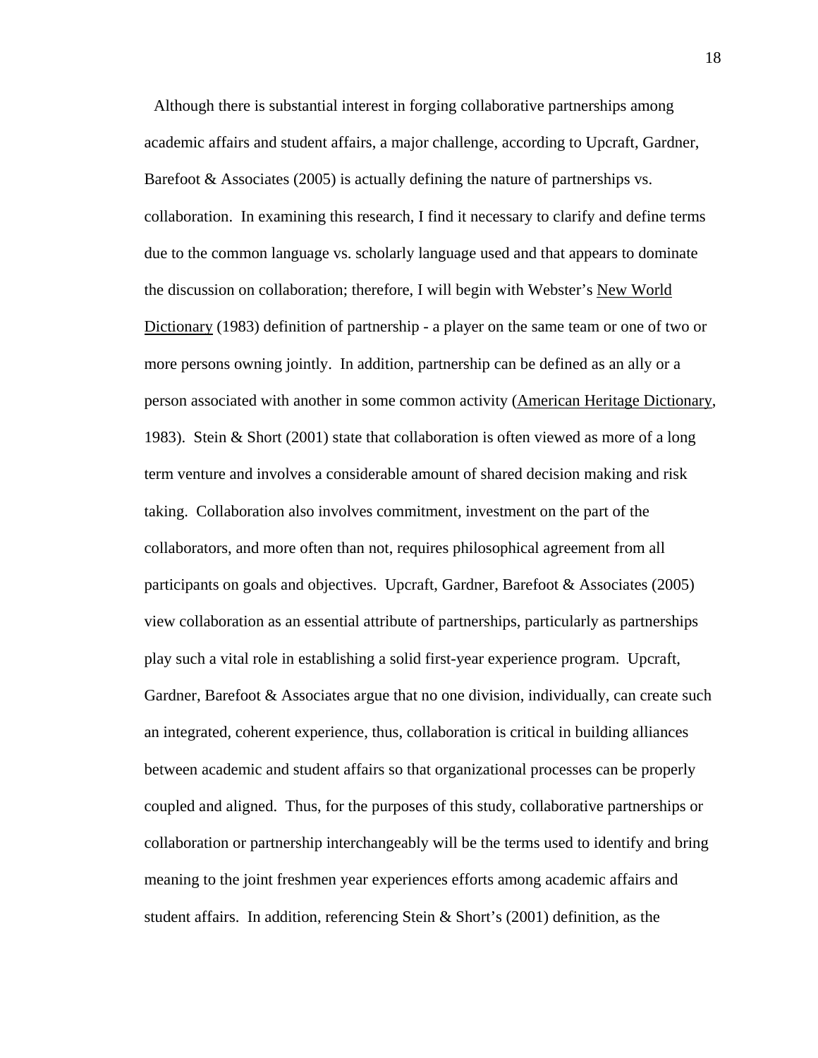Although there is substantial interest in forging collaborative partnerships among academic affairs and student affairs, a major challenge, according to Upcraft, Gardner, Barefoot & Associates (2005) is actually defining the nature of partnerships vs. collaboration. In examining this research, I find it necessary to clarify and define terms due to the common language vs. scholarly language used and that appears to dominate the discussion on collaboration; therefore, I will begin with Webster's New World Dictionary (1983) definition of partnership - a player on the same team or one of two or more persons owning jointly. In addition, partnership can be defined as an ally or a person associated with another in some common activity (American Heritage Dictionary, 1983). Stein & Short (2001) state that collaboration is often viewed as more of a long term venture and involves a considerable amount of shared decision making and risk taking. Collaboration also involves commitment, investment on the part of the collaborators, and more often than not, requires philosophical agreement from all participants on goals and objectives. Upcraft, Gardner, Barefoot & Associates (2005) view collaboration as an essential attribute of partnerships, particularly as partnerships play such a vital role in establishing a solid first-year experience program. Upcraft, Gardner, Barefoot & Associates argue that no one division, individually, can create such an integrated, coherent experience, thus, collaboration is critical in building alliances between academic and student affairs so that organizational processes can be properly coupled and aligned. Thus, for the purposes of this study, collaborative partnerships or collaboration or partnership interchangeably will be the terms used to identify and bring meaning to the joint freshmen year experiences efforts among academic affairs and student affairs. In addition, referencing Stein & Short's (2001) definition, as the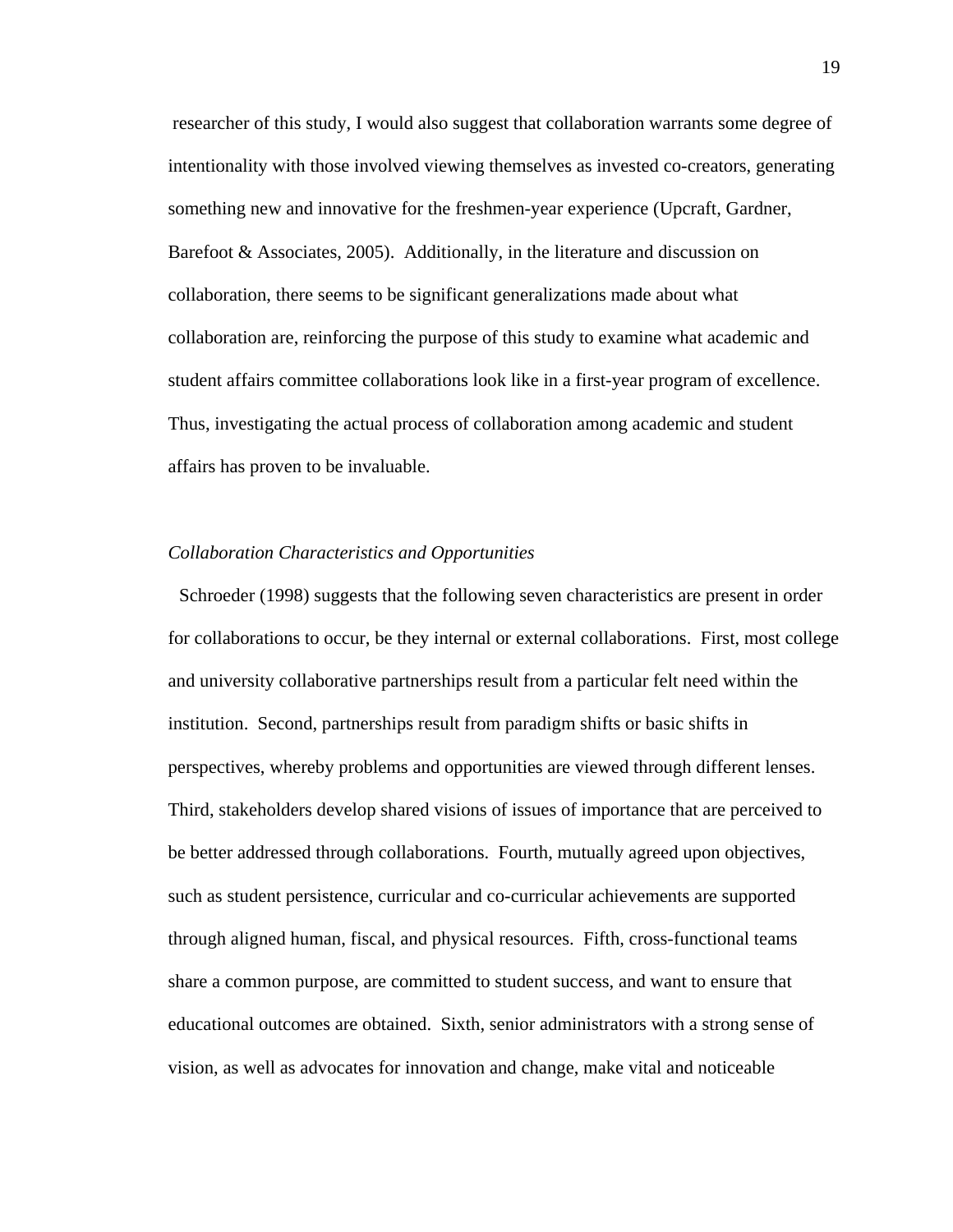researcher of this study, I would also suggest that collaboration warrants some degree of intentionality with those involved viewing themselves as invested co-creators, generating something new and innovative for the freshmen-year experience (Upcraft, Gardner, Barefoot & Associates, 2005). Additionally, in the literature and discussion on collaboration, there seems to be significant generalizations made about what collaboration are, reinforcing the purpose of this study to examine what academic and student affairs committee collaborations look like in a first-year program of excellence. Thus, investigating the actual process of collaboration among academic and student affairs has proven to be invaluable.

*Collaboration Characteristics and Opportunities*

Schroeder (1998) suggests that the following seven characteristics are present in order for collaborations to occur, be they internal or external collaborations. First, most college and university collaborative partnerships result from a particular felt need within the institution. Second, partnerships result from paradigm shifts or basic shifts in perspectives, whereby problems and opportunities are viewed through different lenses. Third, stakeholders develop shared visions of issues of importance that are perceived to be better addressed through collaborations. Fourth, mutually agreed upon objectives, such as student persistence, curricular and co-curricular achievements are supported through aligned human, fiscal, and physical resources. Fifth, cross-functional teams share a common purpose, are committed to student success, and want to ensure that educational outcomes are obtained. Sixth, senior administrators with a strong sense of vision, as well as advocates for innovation and change, make vital and noticeable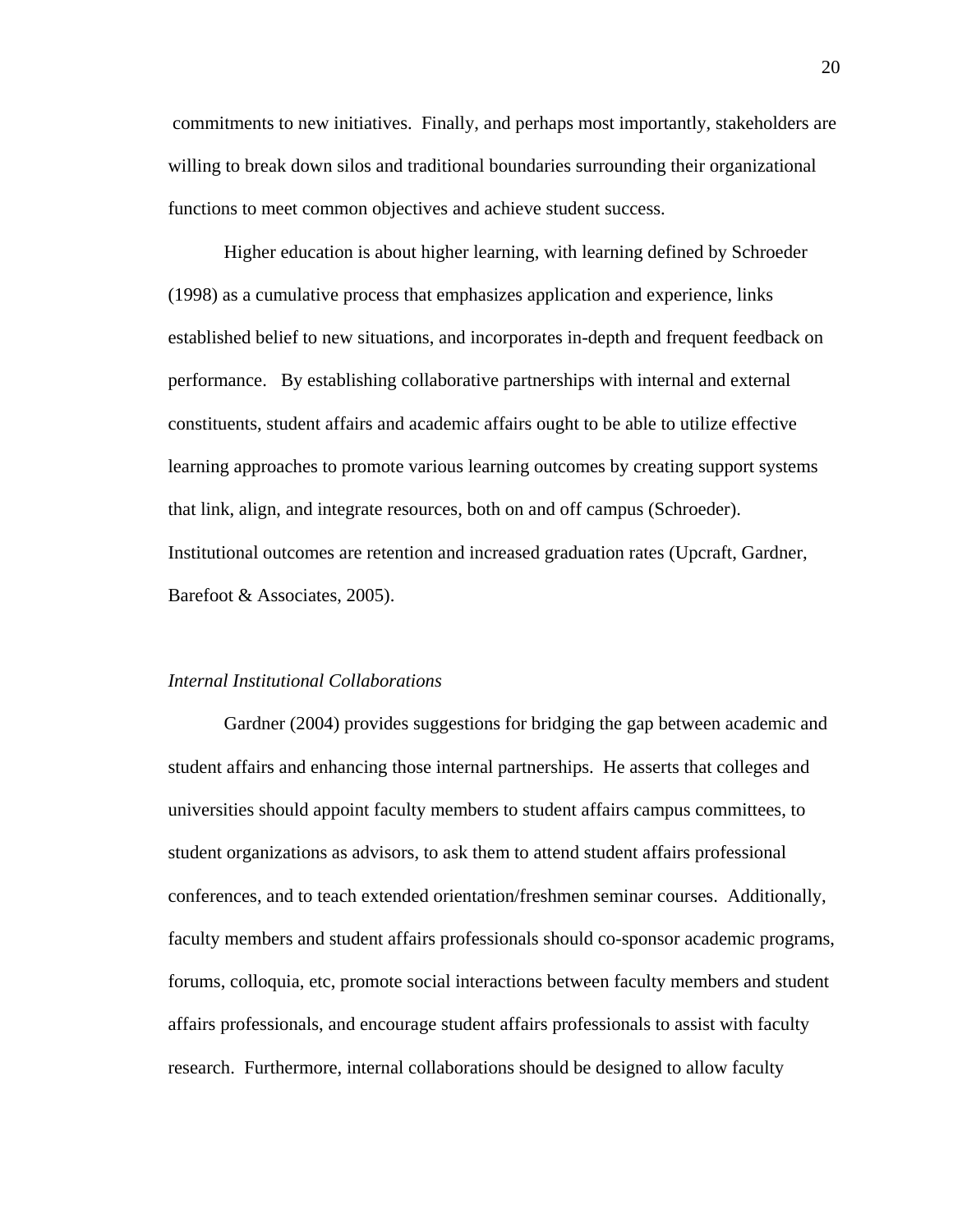commitments to new initiatives. Finally, and perhaps most importantly, stakeholders are willing to break down silos and traditional boundaries surrounding their organizational functions to meet common objectives and achieve student success.

Higher education is about higher learning, with learning defined by Schroeder (1998) as a cumulative process that emphasizes application and experience, links established belief to new situations, and incorporates in-depth and frequent feedback on performance. By establishing collaborative partnerships with internal and external constituents, student affairs and academic affairs ought to be able to utilize effective learning approaches to promote various learning outcomes by creating support systems that link, align, and integrate resources, both on and off campus (Schroeder). Institutional outcomes are retention and increased graduation rates (Upcraft, Gardner, Barefoot & Associates, 2005).

### *Internal Institutional Collaborations*

Gardner (2004) provides suggestions for bridging the gap between academic and student affairs and enhancing those internal partnerships. He asserts that colleges and universities should appoint faculty members to student affairs campus committees, to student organizations as advisors, to ask them to attend student affairs professional conferences, and to teach extended orientation/freshmen seminar courses. Additionally, faculty members and student affairs professionals should co-sponsor academic programs, forums, colloquia, etc, promote social interactions between faculty members and student affairs professionals, and encourage student affairs professionals to assist with faculty research. Furthermore, internal collaborations should be designed to allow faculty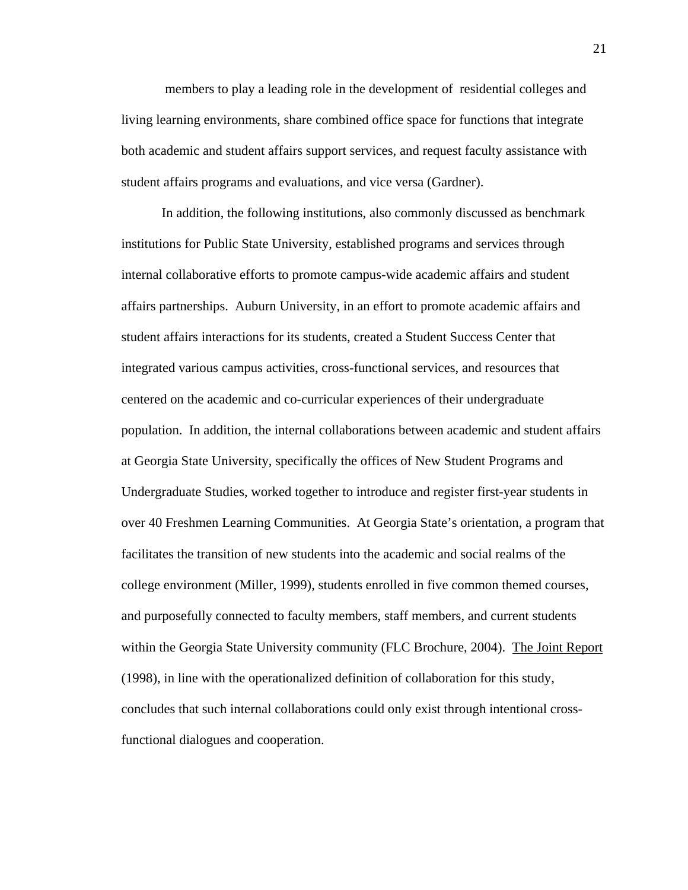members to play a leading role in the development of residential colleges and living learning environments, share combined office space for functions that integrate both academic and student affairs support services, and request faculty assistance with student affairs programs and evaluations, and vice versa (Gardner).

In addition, the following institutions, also commonly discussed as benchmark institutions for Public State University, established programs and services through internal collaborative efforts to promote campus-wide academic affairs and student affairs partnerships. Auburn University, in an effort to promote academic affairs and student affairs interactions for its students, created a Student Success Center that integrated various campus activities, cross-functional services, and resources that centered on the academic and co-curricular experiences of their undergraduate population. In addition, the internal collaborations between academic and student affairs at Georgia State University, specifically the offices of New Student Programs and Undergraduate Studies, worked together to introduce and register first-year students in over 40 Freshmen Learning Communities. At Georgia State's orientation, a program that facilitates the transition of new students into the academic and social realms of the college environment (Miller, 1999), students enrolled in five common themed courses, and purposefully connected to faculty members, staff members, and current students within the Georgia State University community (FLC Brochure, 2004). <u>The Joint Report</u> (1998), in line with the operationalized definition of collaboration for this study, concludes that such internal collaborations could only exist through intentional cross-functional dialogues and cooperation.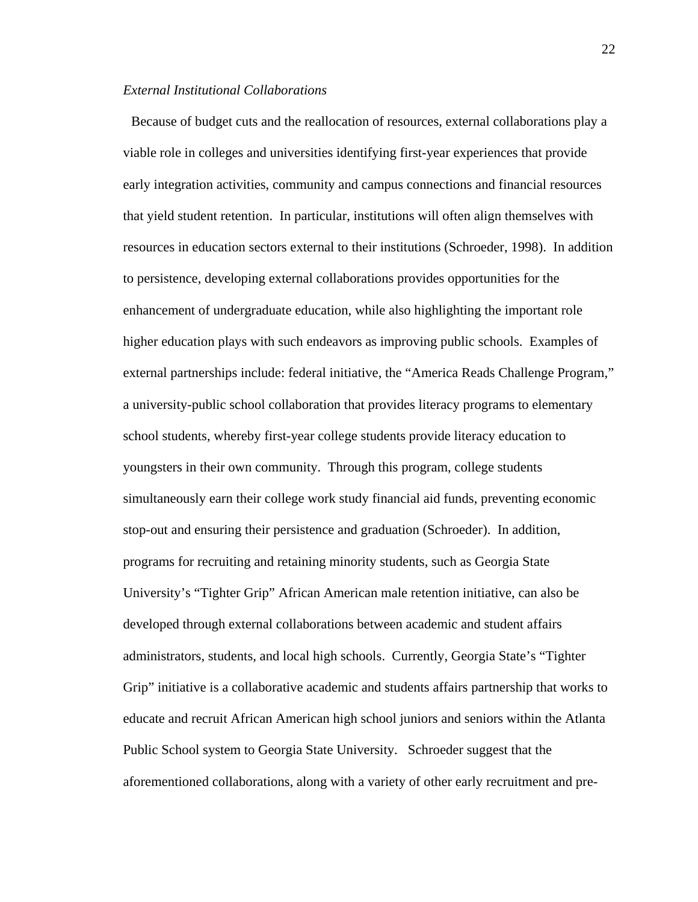*External Institutional Collaborations*

Because of budget cuts and the reallocation of resources, external collaborations play a viable role in colleges and universities identifying first-year experiences that provide early integration activities, community and campus connections and financial resources that yield student retention. In particular, institutions will often align themselves with resources in education sectors external to their institutions (Schroeder, 1998). In addition to persistence, developing external collaborations provides opportunities for the enhancement of undergraduate education, while also highlighting the important role higher education plays with such endeavors as improving public schools. Examples of external partnerships include: federal initiative, the "America Reads Challenge Program," a university-public school collaboration that provides literacy programs to elementary school students, whereby first-year college students provide literacy education to youngsters in their own community. Through this program, college students simultaneously earn their college work study financial aid funds, preventing economic stop-out and ensuring their persistence and graduation (Schroeder). In addition, programs for recruiting and retaining minority students, such as Georgia State University's "Tighter Grip" African American male retention initiative, can also be developed through external collaborations between academic and student affairs administrators, students, and local high schools. Currently, Georgia State's "Tighter Grip" initiative is a collaborative academic and students affairs partnership that works to educate and recruit African American high school juniors and seniors within the Atlanta Public School system to Georgia State University. Schroeder suggest that the aforementioned collaborations, along with a variety of other early recruitment and pre-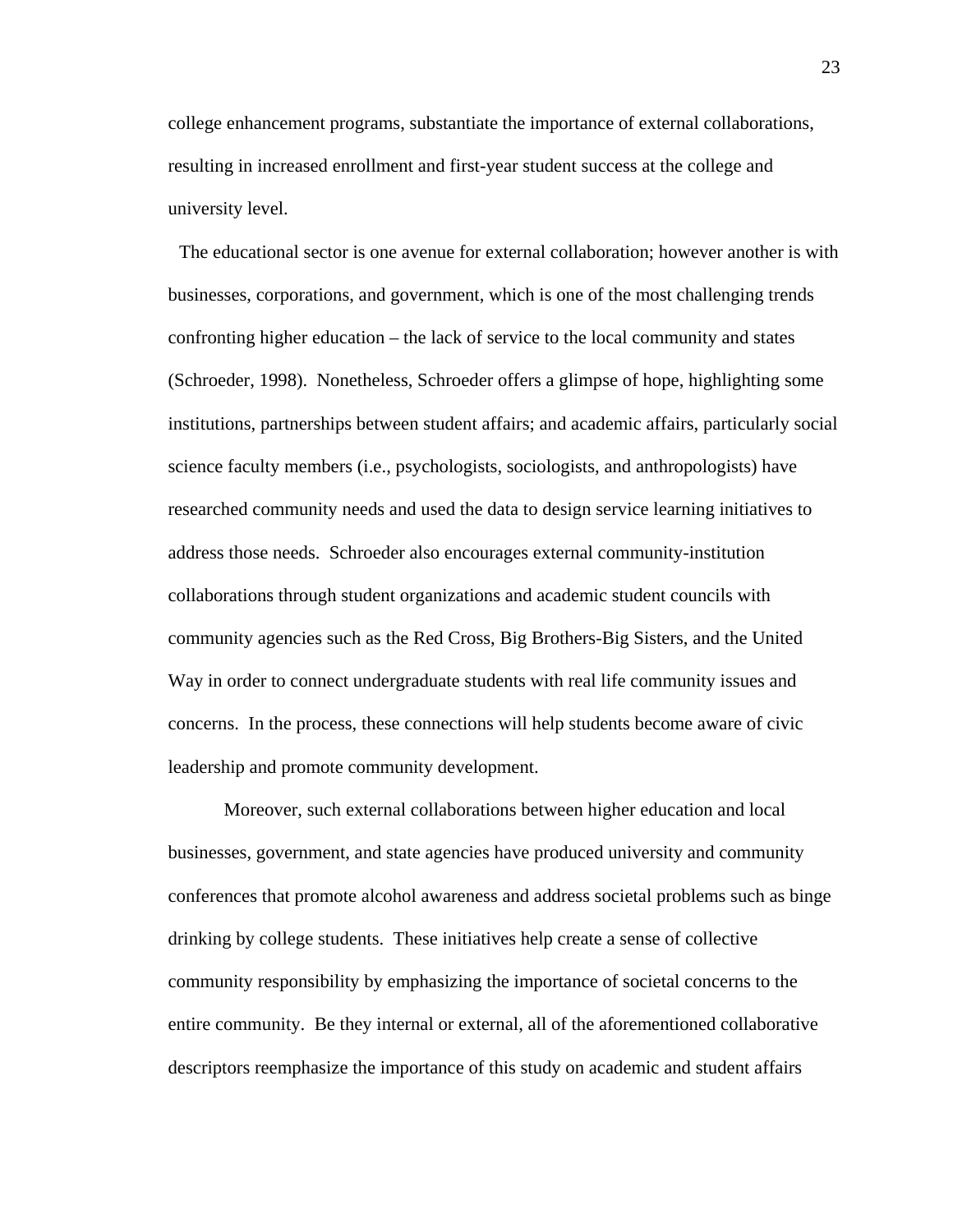college enhancement programs, substantiate the importance of external collaborations, resulting in increased enrollment and first-year student success at the college and university level.

The educational sector is one avenue for external collaboration; however another is with businesses, corporations, and government, which is one of the most challenging trends confronting higher education – the lack of service to the local community and states (Schroeder, 1998). Nonetheless, Schroeder offers a glimpse of hope, highlighting some institutions, partnerships between student affairs; and academic affairs, particularly social science faculty members (i.e., psychologists, sociologists, and anthropologists) have researched community needs and used the data to design service learning initiatives to address those needs. Schroeder also encourages external community-institution collaborations through student organizations and academic student councils with community agencies such as the Red Cross, Big Brothers-Big Sisters, and the United Way in order to connect undergraduate students with real life community issues and concerns. In the process, these connections will help students become aware of civic leadership and promote community development.

Moreover, such external collaborations between higher education and local businesses, government, and state agencies have produced university and community conferences that promote alcohol awareness and address societal problems such as binge drinking by college students. These initiatives help create a sense of collective community responsibility by emphasizing the importance of societal concerns to the entire community. Be they internal or external, all of the aforementioned collaborative descriptors reemphasize the importance of this study on academic and student affairs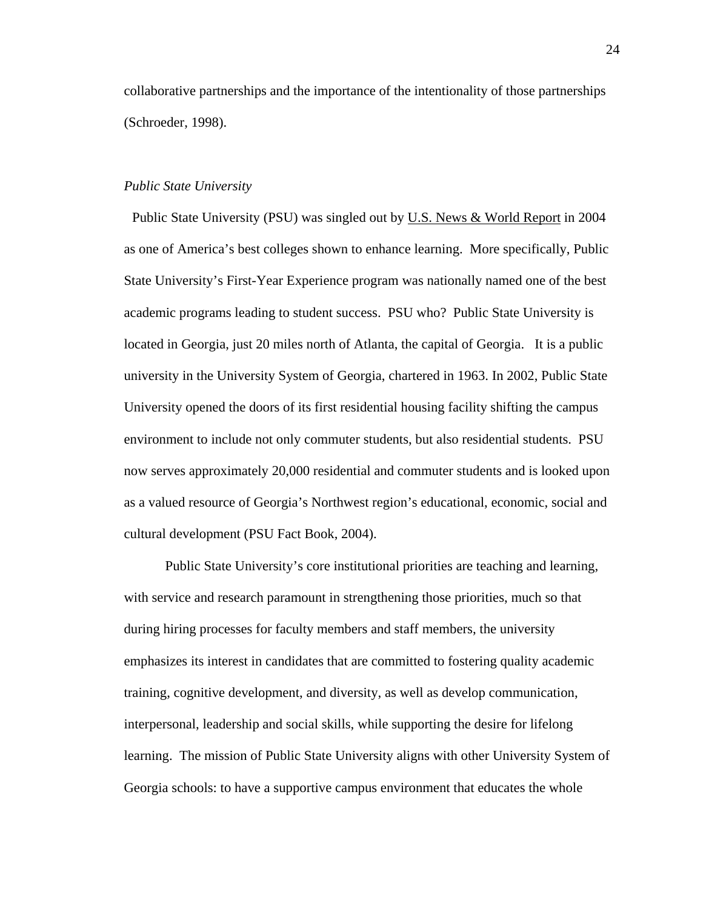collaborative partnerships and the importance of the intentionality of those partnerships (Schroeder, 1998).

*Public State University*

Public State University (PSU) was singled out by U.S. News & World Report in 2004 as one of America's best colleges shown to enhance learning. More specifically, Public State University's First-Year Experience program was nationally named one of the best academic programs leading to student success. PSU who? Public State University is located in Georgia, just 20 miles north of Atlanta, the capital of Georgia. It is a public university in the University System of Georgia, chartered in 1963. In 2002, Public State University opened the doors of its first residential housing facility shifting the campus environment to include not only commuter students, but also residential students. PSU now serves approximately 20,000 residential and commuter students and is looked upon as a valued resource of Georgia's Northwest region's educational, economic, social and cultural development (PSU Fact Book, 2004).

Public State University's core institutional priorities are teaching and learning, with service and research paramount in strengthening those priorities, much so that during hiring processes for faculty members and staff members, the university emphasizes its interest in candidates that are committed to fostering quality academic training, cognitive development, and diversity, as well as develop communication, interpersonal, leadership and social skills, while supporting the desire for lifelong learning. The mission of Public State University aligns with other University System of Georgia schools: to have a supportive campus environment that educates the whole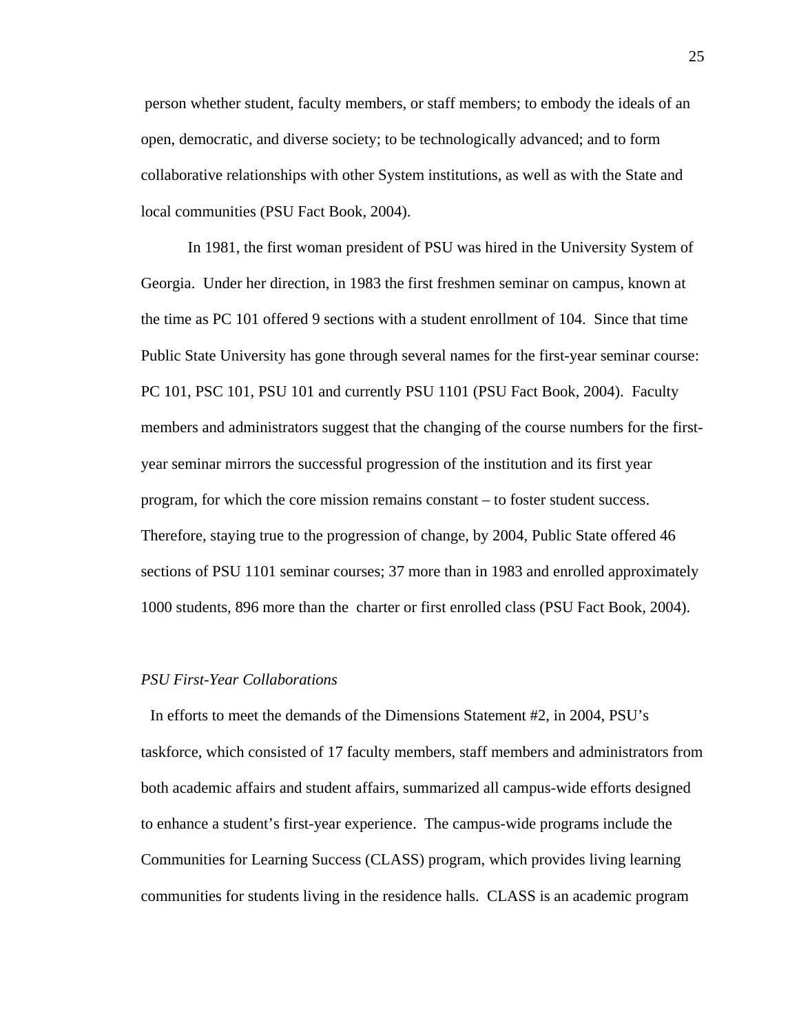person whether student, faculty members, or staff members; to embody the ideals of an open, democratic, and diverse society; to be technologically advanced; and to form collaborative relationships with other System institutions, as well as with the State and local communities (PSU Fact Book, 2004).

In 1981, the first woman president of PSU was hired in the University System of Georgia. Under her direction, in 1983 the first freshmen seminar on campus, known at the time as PC 101 offered 9 sections with a student enrollment of 104. Since that time Public State University has gone through several names for the first-year seminar course: PC 101, PSC 101, PSU 101 and currently PSU 1101 (PSU Fact Book, 2004). Faculty members and administrators suggest that the changing of the course numbers for the first-year seminar mirrors the successful progression of the institution and its first year program, for which the core mission remains constant – to foster student success. Therefore, staying true to the progression of change, by 2004, Public State offered 46 sections of PSU 1101 seminar courses; 37 more than in 1983 and enrolled approximately 1000 students, 896 more than the charter or first enrolled class (PSU Fact Book, 2004).

*PSU First-Year Collaborations*

In efforts to meet the demands of the Dimensions Statement #2, in 2004, PSU's taskforce, which consisted of 17 faculty members, staff members and administrators from both academic affairs and student affairs, summarized all campus-wide efforts designed to enhance a student's first-year experience. The campus-wide programs include the Communities for Learning Success (CLASS) program, which provides living learning communities for students living in the residence halls. CLASS is an academic program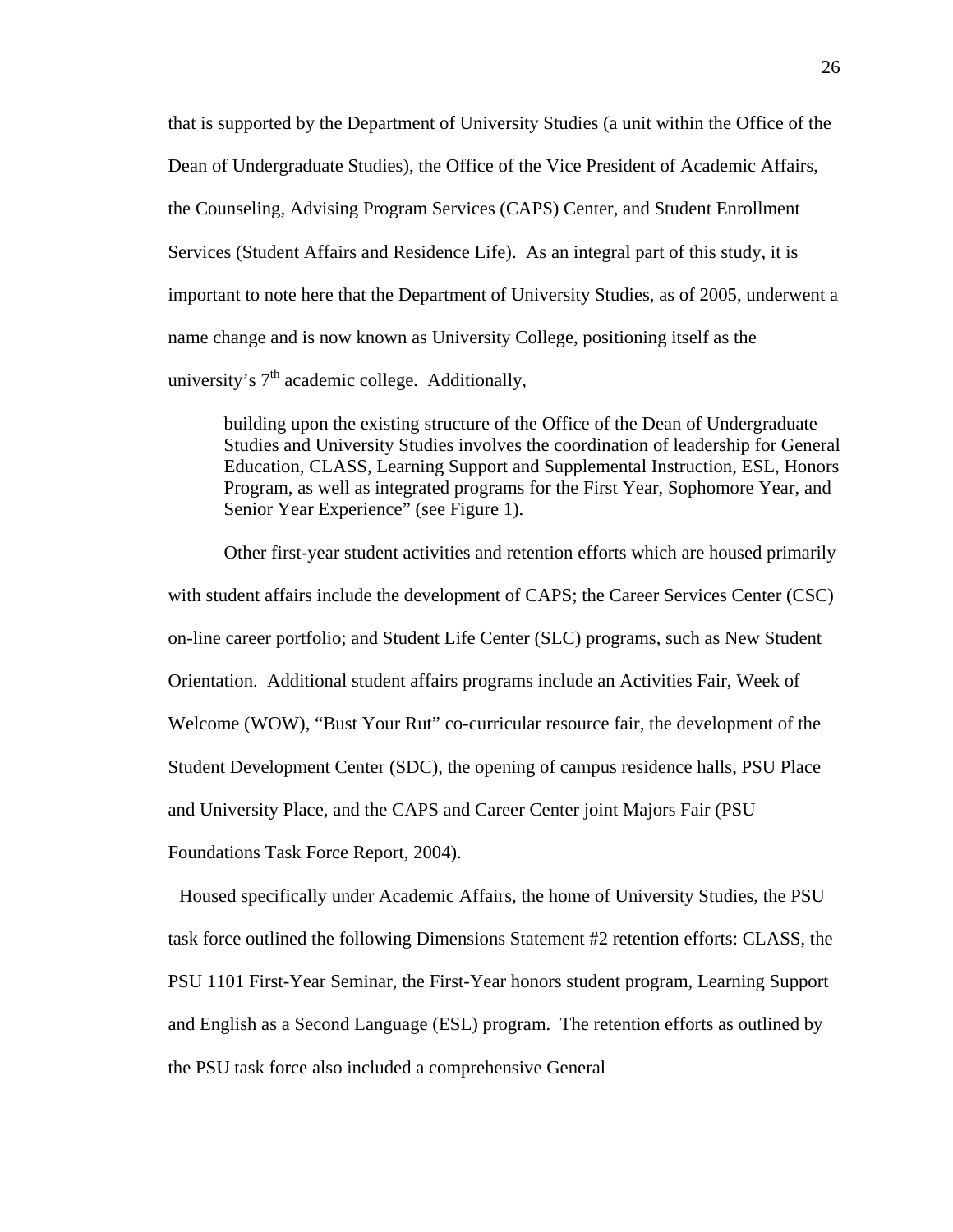that is supported by the Department of University Studies (a unit within the Office of the Dean of Undergraduate Studies), the Office of the Vice President of Academic Affairs, the Counseling, Advising Program Services (CAPS) Center, and Student Enrollment Services (Student Affairs and Residence Life). As an integral part of this study, it is important to note here that the Department of University Studies, as of 2005, underwent a name change and is now known as University College, positioning itself as the university's 7th academic college. Additionally,

> building upon the existing structure of the Office of the Dean of Undergraduate Studies and University Studies involves the coordination of leadership for General Education, CLASS, Learning Support and Supplemental Instruction, ESL, Honors Program, as well as integrated programs for the First Year, Sophomore Year, and Senior Year Experience" (see Figure 1).

Other first-year student activities and retention efforts which are housed primarily with student affairs include the development of CAPS; the Career Services Center (CSC) on-line career portfolio; and Student Life Center (SLC) programs, such as New Student Orientation. Additional student affairs programs include an Activities Fair, Week of Welcome (WOW), "Bust Your Rut" co-curricular resource fair, the development of the Student Development Center (SDC), the opening of campus residence halls, PSU Place and University Place, and the CAPS and Career Center joint Majors Fair (PSU Foundations Task Force Report, 2004).

Housed specifically under Academic Affairs, the home of University Studies, the PSU task force outlined the following Dimensions Statement #2 retention efforts: CLASS, the PSU 1101 First-Year Seminar, the First-Year honors student program, Learning Support and English as a Second Language (ESL) program. The retention efforts as outlined by the PSU task force also included a comprehensive General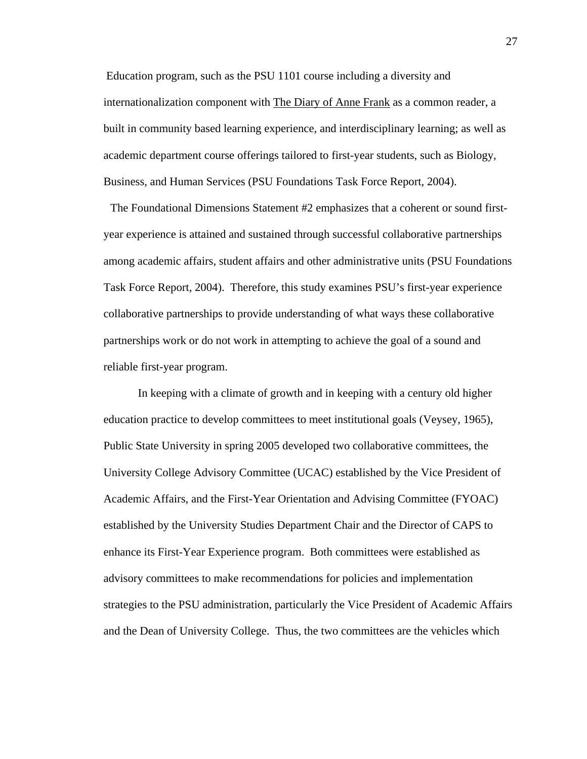Education program, such as the PSU 1101 course including a diversity and internationalization component with The Diary of Anne Frank as a common reader, a built in community based learning experience, and interdisciplinary learning; as well as academic department course offerings tailored to first-year students, such as Biology, Business, and Human Services (PSU Foundations Task Force Report, 2004).

The Foundational Dimensions Statement #2 emphasizes that a coherent or sound first-year experience is attained and sustained through successful collaborative partnerships among academic affairs, student affairs and other administrative units (PSU Foundations Task Force Report, 2004). Therefore, this study examines PSU's first-year experience collaborative partnerships to provide understanding of what ways these collaborative partnerships work or do not work in attempting to achieve the goal of a sound and reliable first-year program.

In keeping with a climate of growth and in keeping with a century old higher education practice to develop committees to meet institutional goals (Veysey, 1965), Public State University in spring 2005 developed two collaborative committees, the University College Advisory Committee (UCAC) established by the Vice President of Academic Affairs, and the First-Year Orientation and Advising Committee (FYOAC) established by the University Studies Department Chair and the Director of CAPS to enhance its First-Year Experience program. Both committees were established as advisory committees to make recommendations for policies and implementation strategies to the PSU administration, particularly the Vice President of Academic Affairs and the Dean of University College. Thus, the two committees are the vehicles which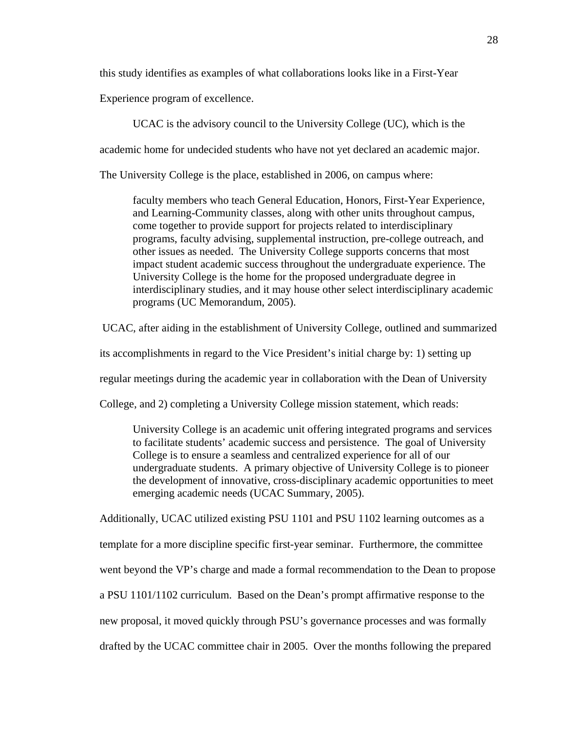this study identifies as examples of what collaborations looks like in a First-Year Experience program of excellence.

UCAC is the advisory council to the University College (UC), which is the academic home for undecided students who have not yet declared an academic major. The University College is the place, established in 2006, on campus where:

> faculty members who teach General Education, Honors, First-Year Experience, and Learning-Community classes, along with other units throughout campus, come together to provide support for projects related to interdisciplinary programs, faculty advising, supplemental instruction, pre-college outreach, and other issues as needed. The University College supports concerns that most impact student academic success throughout the undergraduate experience. The University College is the home for the proposed undergraduate degree in interdisciplinary studies, and it may house other select interdisciplinary academic programs (UC Memorandum, 2005).

UCAC, after aiding in the establishment of University College, outlined and summarized its accomplishments in regard to the Vice President's initial charge by: 1) setting up regular meetings during the academic year in collaboration with the Dean of University College, and 2) completing a University College mission statement, which reads:

> University College is an academic unit offering integrated programs and services to facilitate students' academic success and persistence. The goal of University College is to ensure a seamless and centralized experience for all of our undergraduate students. A primary objective of University College is to pioneer the development of innovative, cross-disciplinary academic opportunities to meet emerging academic needs (UCAC Summary, 2005).

Additionally, UCAC utilized existing PSU 1101 and PSU 1102 learning outcomes as a template for a more discipline specific first-year seminar. Furthermore, the committee went beyond the VP's charge and made a formal recommendation to the Dean to propose a PSU 1101/1102 curriculum. Based on the Dean's prompt affirmative response to the new proposal, it moved quickly through PSU's governance processes and was formally drafted by the UCAC committee chair in 2005. Over the months following the prepared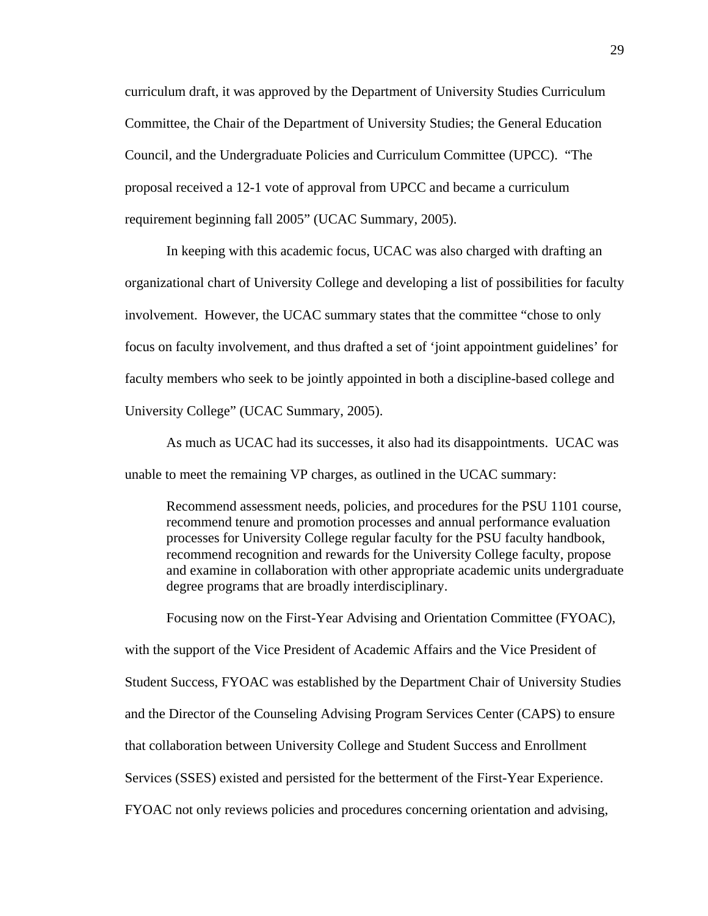curriculum draft, it was approved by the Department of University Studies Curriculum Committee, the Chair of the Department of University Studies; the General Education Council, and the Undergraduate Policies and Curriculum Committee (UPCC). "The proposal received a 12-1 vote of approval from UPCC and became a curriculum requirement beginning fall 2005" (UCAC Summary, 2005).

In keeping with this academic focus, UCAC was also charged with drafting an organizational chart of University College and developing a list of possibilities for faculty involvement. However, the UCAC summary states that the committee "chose to only focus on faculty involvement, and thus drafted a set of 'joint appointment guidelines' for faculty members who seek to be jointly appointed in both a discipline-based college and University College" (UCAC Summary, 2005).

As much as UCAC had its successes, it also had its disappointments. UCAC was unable to meet the remaining VP charges, as outlined in the UCAC summary:

> Recommend assessment needs, policies, and procedures for the PSU 1101 course, recommend tenure and promotion processes and annual performance evaluation processes for University College regular faculty for the PSU faculty handbook, recommend recognition and rewards for the University College faculty, propose and examine in collaboration with other appropriate academic units undergraduate degree programs that are broadly interdisciplinary.

Focusing now on the First-Year Advising and Orientation Committee (FYOAC), with the support of the Vice President of Academic Affairs and the Vice President of Student Success, FYOAC was established by the Department Chair of University Studies and the Director of the Counseling Advising Program Services Center (CAPS) to ensure that collaboration between University College and Student Success and Enrollment Services (SSES) existed and persisted for the betterment of the First-Year Experience. FYOAC not only reviews policies and procedures concerning orientation and advising,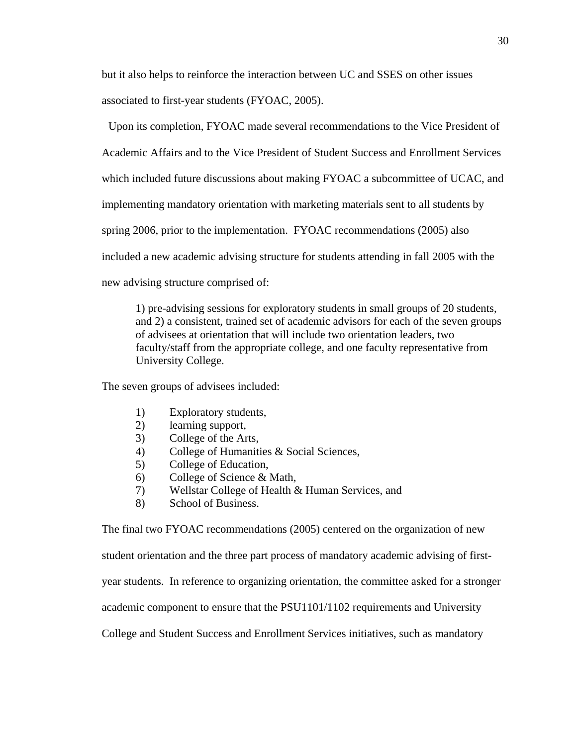but it also helps to reinforce the interaction between UC and SSES on other issues associated to first-year students (FYOAC, 2005).

Upon its completion, FYOAC made several recommendations to the Vice President of Academic Affairs and to the Vice President of Student Success and Enrollment Services which included future discussions about making FYOAC a subcommittee of UCAC, and implementing mandatory orientation with marketing materials sent to all students by spring 2006, prior to the implementation. FYOAC recommendations (2005) also included a new academic advising structure for students attending in fall 2005 with the new advising structure comprised of:

> 1) pre-advising sessions for exploratory students in small groups of 20 students, and 2) a consistent, trained set of academic advisors for each of the seven groups of advisees at orientation that will include two orientation leaders, two faculty/staff from the appropriate college, and one faculty representative from University College.

The seven groups of advisees included:

1) Exploratory students,
2) learning support,
3) College of the Arts,
4) College of Humanities & Social Sciences,
5) College of Education,
6) College of Science & Math,
7) Wellstar College of Health & Human Services, and
8) School of Business.

The final two FYOAC recommendations (2005) centered on the organization of new student orientation and the three part process of mandatory academic advising of first-year students. In reference to organizing orientation, the committee asked for a stronger academic component to ensure that the PSU1101/1102 requirements and University College and Student Success and Enrollment Services initiatives, such as mandatory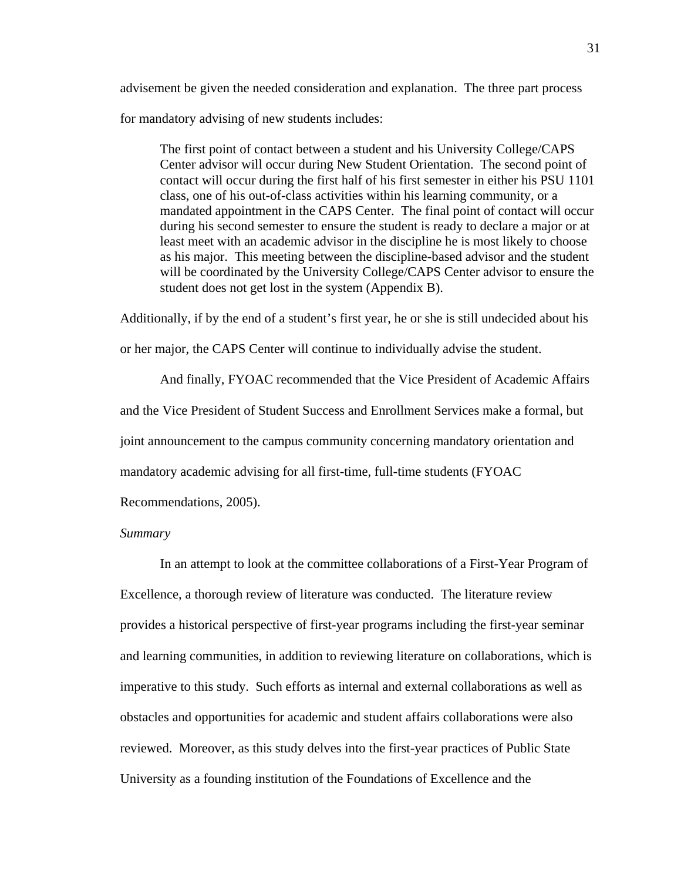advisement be given the needed consideration and explanation. The three part process for mandatory advising of new students includes:

> The first point of contact between a student and his University College/CAPS Center advisor will occur during New Student Orientation. The second point of contact will occur during the first half of his first semester in either his PSU 1101 class, one of his out-of-class activities within his learning community, or a mandated appointment in the CAPS Center. The final point of contact will occur during his second semester to ensure the student is ready to declare a major or at least meet with an academic advisor in the discipline he is most likely to choose as his major. This meeting between the discipline-based advisor and the student will be coordinated by the University College/CAPS Center advisor to ensure the student does not get lost in the system (Appendix B).

Additionally, if by the end of a student's first year, he or she is still undecided about his or her major, the CAPS Center will continue to individually advise the student.

And finally, FYOAC recommended that the Vice President of Academic Affairs and the Vice President of Student Success and Enrollment Services make a formal, but joint announcement to the campus community concerning mandatory orientation and mandatory academic advising for all first-time, full-time students (FYOAC Recommendations, 2005).

*Summary*

In an attempt to look at the committee collaborations of a First-Year Program of Excellence, a thorough review of literature was conducted. The literature review provides a historical perspective of first-year programs including the first-year seminar and learning communities, in addition to reviewing literature on collaborations, which is imperative to this study. Such efforts as internal and external collaborations as well as obstacles and opportunities for academic and student affairs collaborations were also reviewed. Moreover, as this study delves into the first-year practices of Public State University as a founding institution of the Foundations of Excellence and the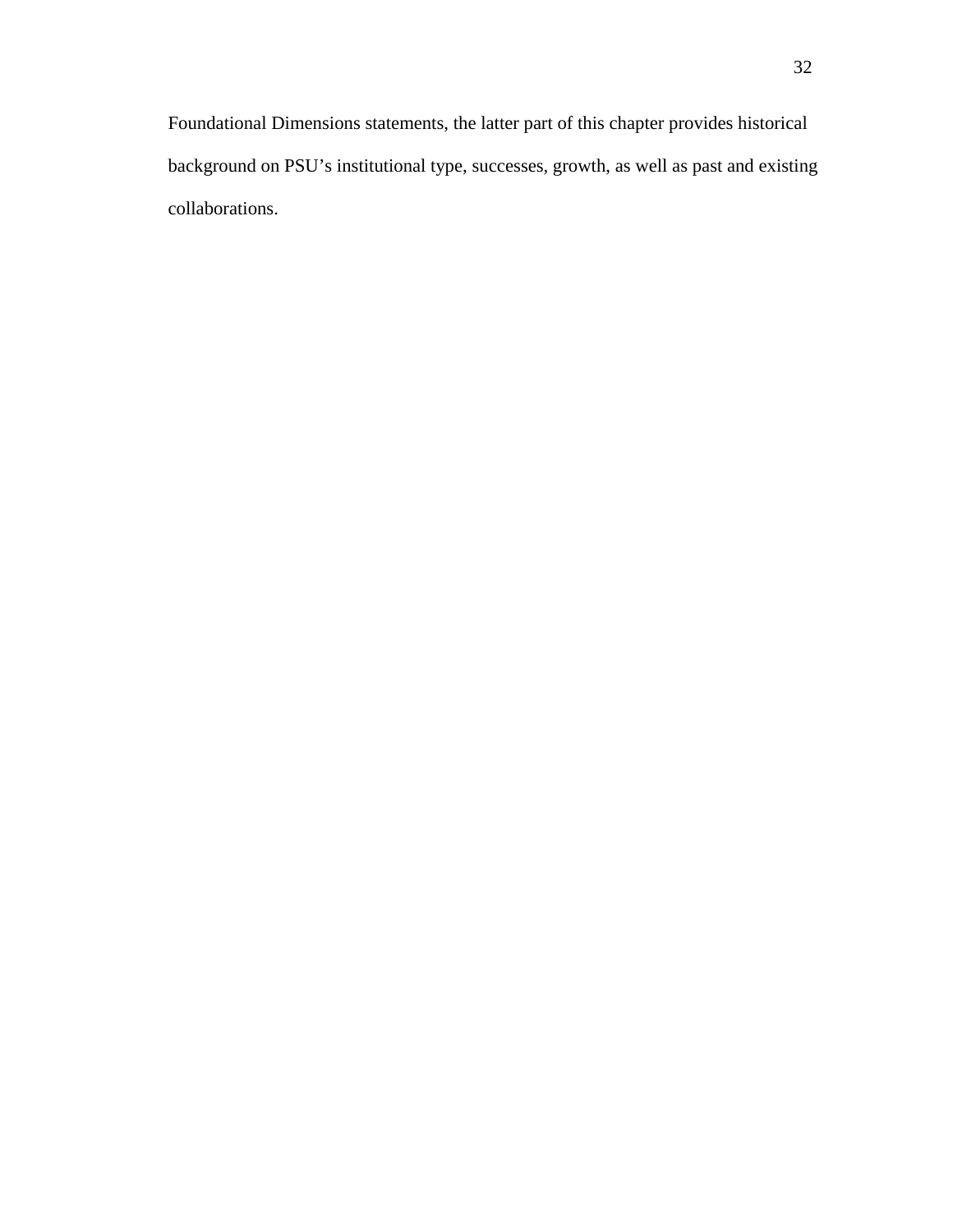Foundational Dimensions statements, the latter part of this chapter provides historical background on PSU's institutional type, successes, growth, as well as past and existing collaborations.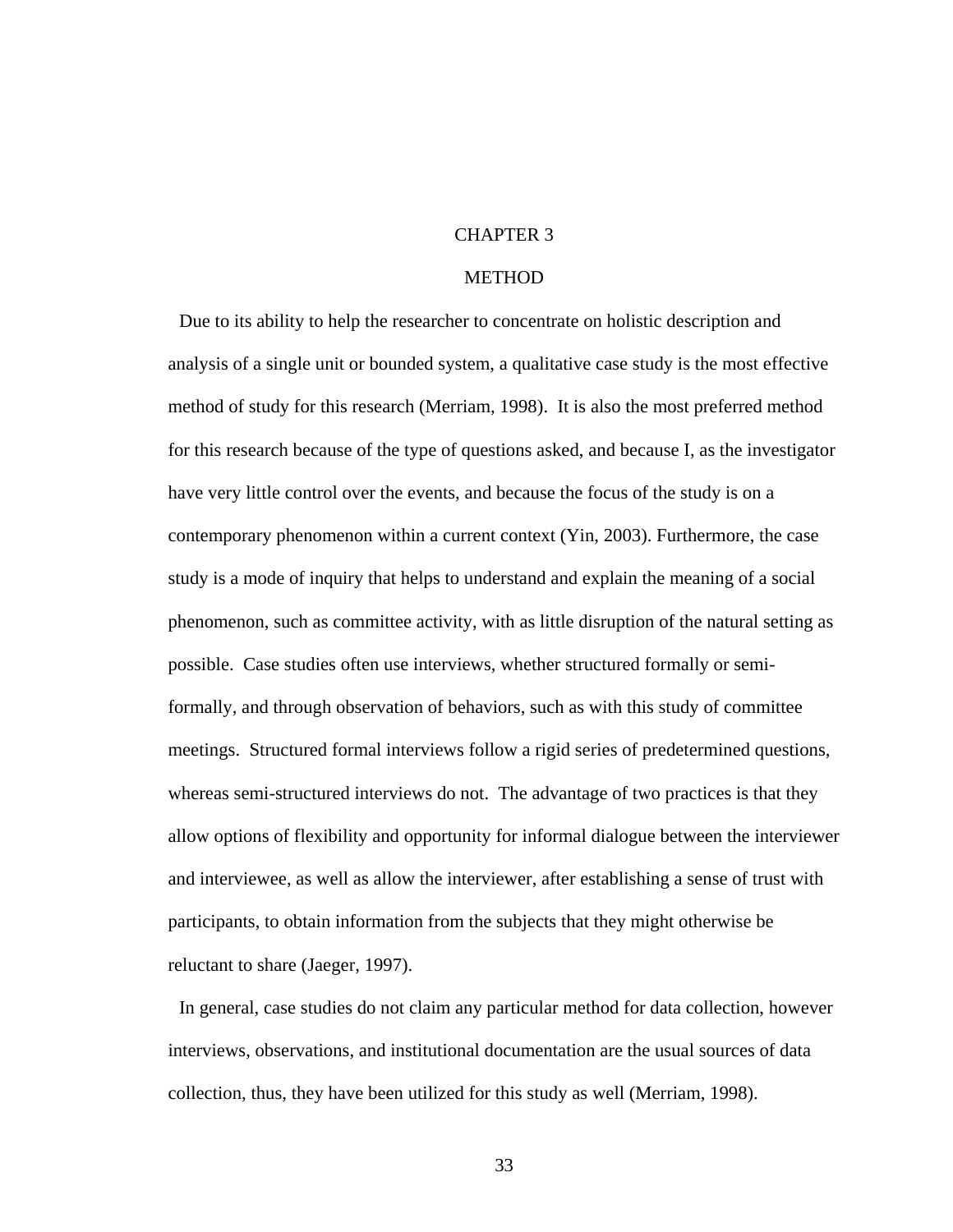# CHAPTER 3

# METHOD

Due to its ability to help the researcher to concentrate on holistic description and analysis of a single unit or bounded system, a qualitative case study is the most effective method of study for this research (Merriam, 1998). It is also the most preferred method for this research because of the type of questions asked, and because I, as the investigator have very little control over the events, and because the focus of the study is on a contemporary phenomenon within a current context (Yin, 2003). Furthermore, the case study is a mode of inquiry that helps to understand and explain the meaning of a social phenomenon, such as committee activity, with as little disruption of the natural setting as possible. Case studies often use interviews, whether structured formally or semi-formally, and through observation of behaviors, such as with this study of committee meetings. Structured formal interviews follow a rigid series of predetermined questions, whereas semi-structured interviews do not. The advantage of two practices is that they allow options of flexibility and opportunity for informal dialogue between the interviewer and interviewee, as well as allow the interviewer, after establishing a sense of trust with participants, to obtain information from the subjects that they might otherwise be reluctant to share (Jaeger, 1997).

In general, case studies do not claim any particular method for data collection, however interviews, observations, and institutional documentation are the usual sources of data collection, thus, they have been utilized for this study as well (Merriam, 1998).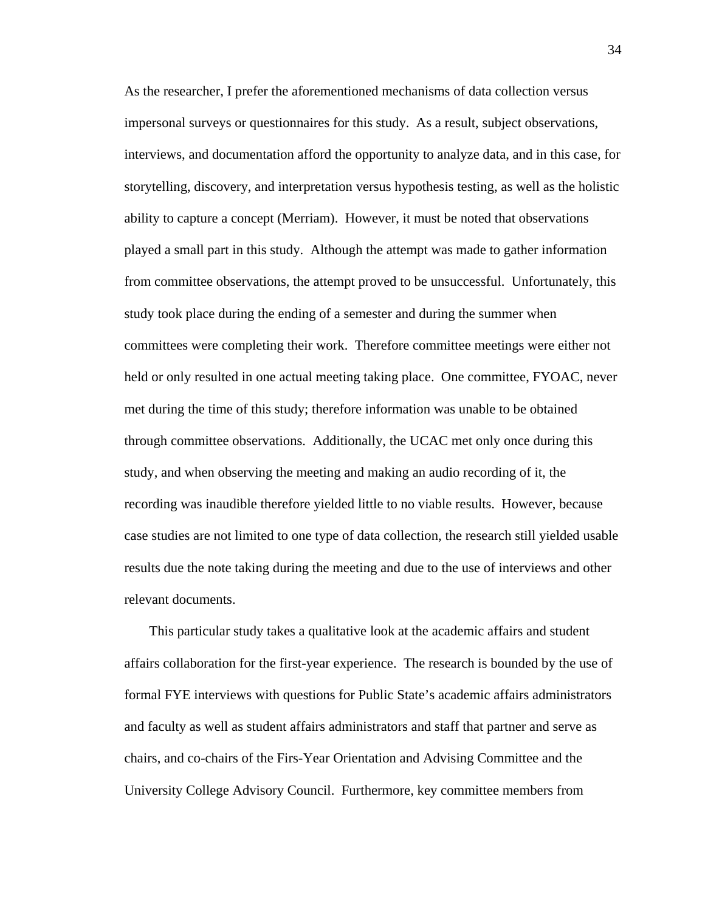As the researcher, I prefer the aforementioned mechanisms of data collection versus impersonal surveys or questionnaires for this study. As a result, subject observations, interviews, and documentation afford the opportunity to analyze data, and in this case, for storytelling, discovery, and interpretation versus hypothesis testing, as well as the holistic ability to capture a concept (Merriam). However, it must be noted that observations played a small part in this study. Although the attempt was made to gather information from committee observations, the attempt proved to be unsuccessful. Unfortunately, this study took place during the ending of a semester and during the summer when committees were completing their work. Therefore committee meetings were either not held or only resulted in one actual meeting taking place. One committee, FYOAC, never met during the time of this study; therefore information was unable to be obtained through committee observations. Additionally, the UCAC met only once during this study, and when observing the meeting and making an audio recording of it, the recording was inaudible therefore yielded little to no viable results. However, because case studies are not limited to one type of data collection, the research still yielded usable results due the note taking during the meeting and due to the use of interviews and other relevant documents.

This particular study takes a qualitative look at the academic affairs and student affairs collaboration for the first-year experience. The research is bounded by the use of formal FYE interviews with questions for Public State's academic affairs administrators and faculty as well as student affairs administrators and staff that partner and serve as chairs, and co-chairs of the Firs-Year Orientation and Advising Committee and the University College Advisory Council. Furthermore, key committee members from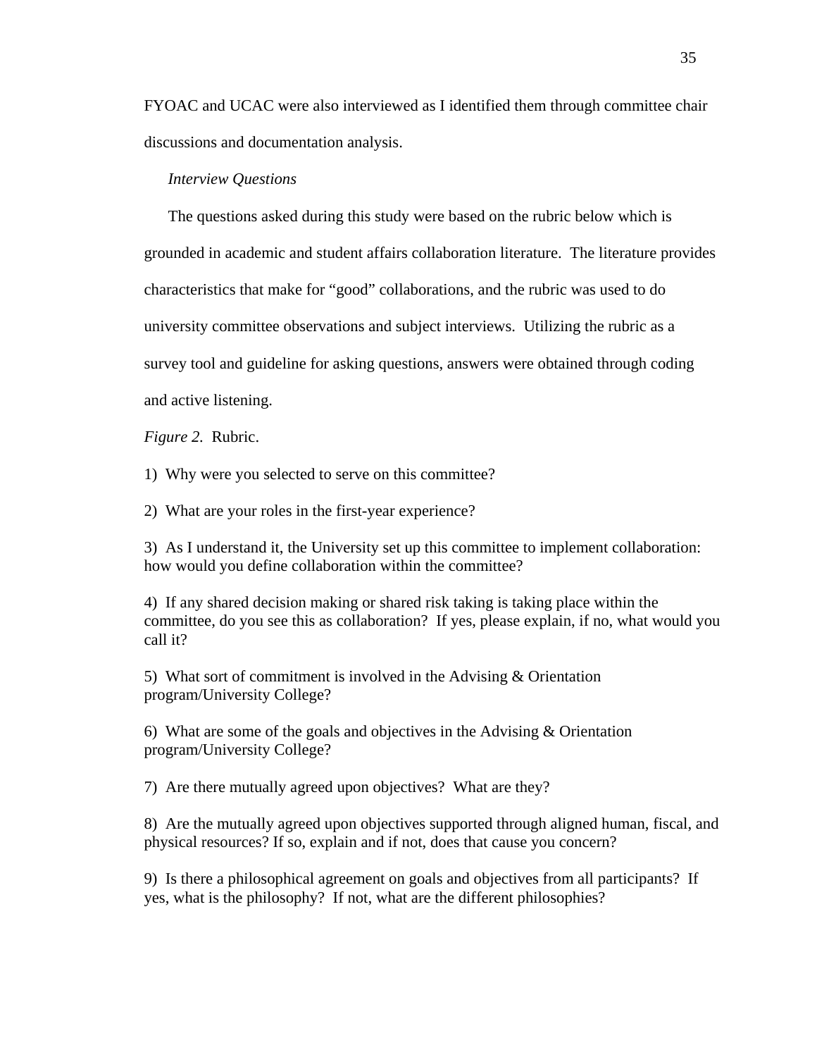FYOAC and UCAC were also interviewed as I identified them through committee chair discussions and documentation analysis.

*Interview Questions*

The questions asked during this study were based on the rubric below which is grounded in academic and student affairs collaboration literature. The literature provides characteristics that make for "good" collaborations, and the rubric was used to do university committee observations and subject interviews. Utilizing the rubric as a survey tool and guideline for asking questions, answers were obtained through coding and active listening.

*Figure 2*. Rubric.

1) Why were you selected to serve on this committee?

2) What are your roles in the first-year experience?

3) As I understand it, the University set up this committee to implement collaboration: how would you define collaboration within the committee?

4) If any shared decision making or shared risk taking is taking place within the committee, do you see this as collaboration? If yes, please explain, if no, what would you call it?

5) What sort of commitment is involved in the Advising & Orientation program/University College?

6) What are some of the goals and objectives in the Advising & Orientation program/University College?

7) Are there mutually agreed upon objectives? What are they?

8) Are the mutually agreed upon objectives supported through aligned human, fiscal, and physical resources? If so, explain and if not, does that cause you concern?

9) Is there a philosophical agreement on goals and objectives from all participants? If yes, what is the philosophy? If not, what are the different philosophies?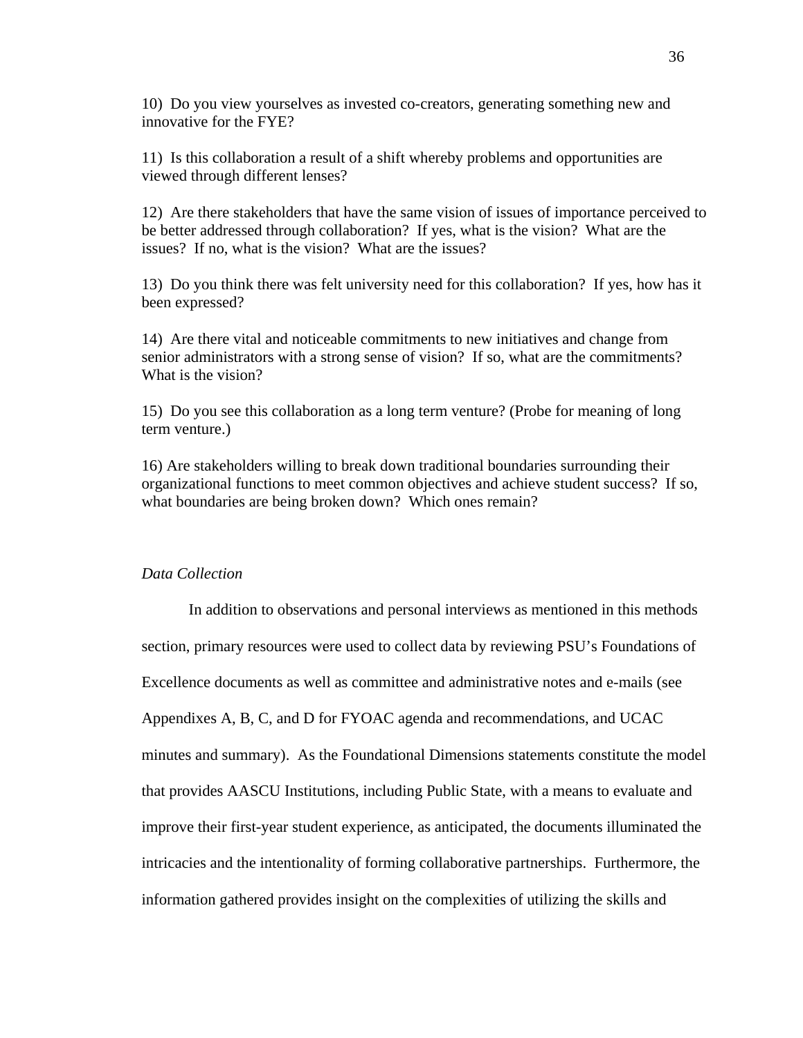10) Do you view yourselves as invested co-creators, generating something new and innovative for the FYE?

11) Is this collaboration a result of a shift whereby problems and opportunities are viewed through different lenses?

12) Are there stakeholders that have the same vision of issues of importance perceived to be better addressed through collaboration? If yes, what is the vision? What are the issues? If no, what is the vision? What are the issues?

13) Do you think there was felt university need for this collaboration? If yes, how has it been expressed?

14) Are there vital and noticeable commitments to new initiatives and change from senior administrators with a strong sense of vision? If so, what are the commitments? What is the vision?

15) Do you see this collaboration as a long term venture? (Probe for meaning of long term venture.)

16) Are stakeholders willing to break down traditional boundaries surrounding their organizational functions to meet common objectives and achieve student success? If so, what boundaries are being broken down? Which ones remain?

*Data Collection*

In addition to observations and personal interviews as mentioned in this methods section, primary resources were used to collect data by reviewing PSU's Foundations of Excellence documents as well as committee and administrative notes and e-mails (see Appendixes A, B, C, and D for FYOAC agenda and recommendations, and UCAC minutes and summary). As the Foundational Dimensions statements constitute the model that provides AASCU Institutions, including Public State, with a means to evaluate and improve their first-year student experience, as anticipated, the documents illuminated the intricacies and the intentionality of forming collaborative partnerships. Furthermore, the information gathered provides insight on the complexities of utilizing the skills and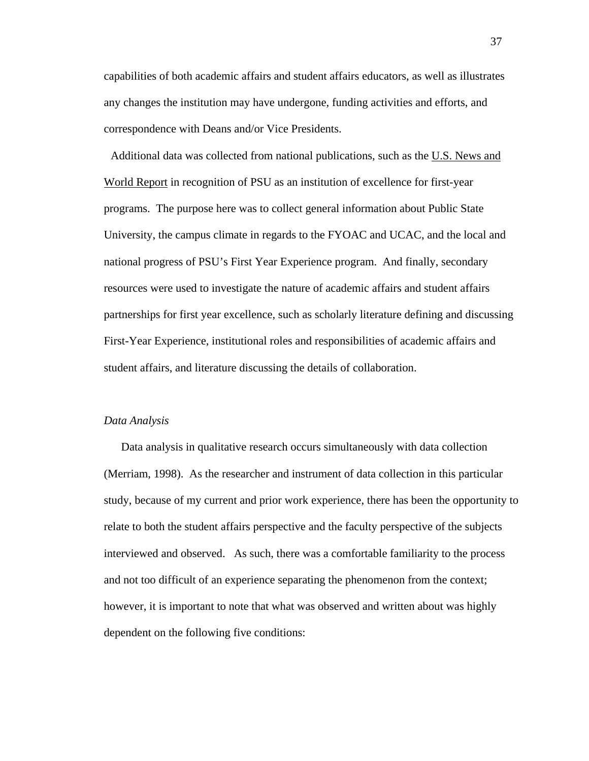capabilities of both academic affairs and student affairs educators, as well as illustrates any changes the institution may have undergone, funding activities and efforts, and correspondence with Deans and/or Vice Presidents.

Additional data was collected from national publications, such as the U.S. News and World Report in recognition of PSU as an institution of excellence for first-year programs. The purpose here was to collect general information about Public State University, the campus climate in regards to the FYOAC and UCAC, and the local and national progress of PSU's First Year Experience program. And finally, secondary resources were used to investigate the nature of academic affairs and student affairs partnerships for first year excellence, such as scholarly literature defining and discussing First-Year Experience, institutional roles and responsibilities of academic affairs and student affairs, and literature discussing the details of collaboration.

*Data Analysis*

Data analysis in qualitative research occurs simultaneously with data collection (Merriam, 1998). As the researcher and instrument of data collection in this particular study, because of my current and prior work experience, there has been the opportunity to relate to both the student affairs perspective and the faculty perspective of the subjects interviewed and observed. As such, there was a comfortable familiarity to the process and not too difficult of an experience separating the phenomenon from the context; however, it is important to note that what was observed and written about was highly dependent on the following five conditions: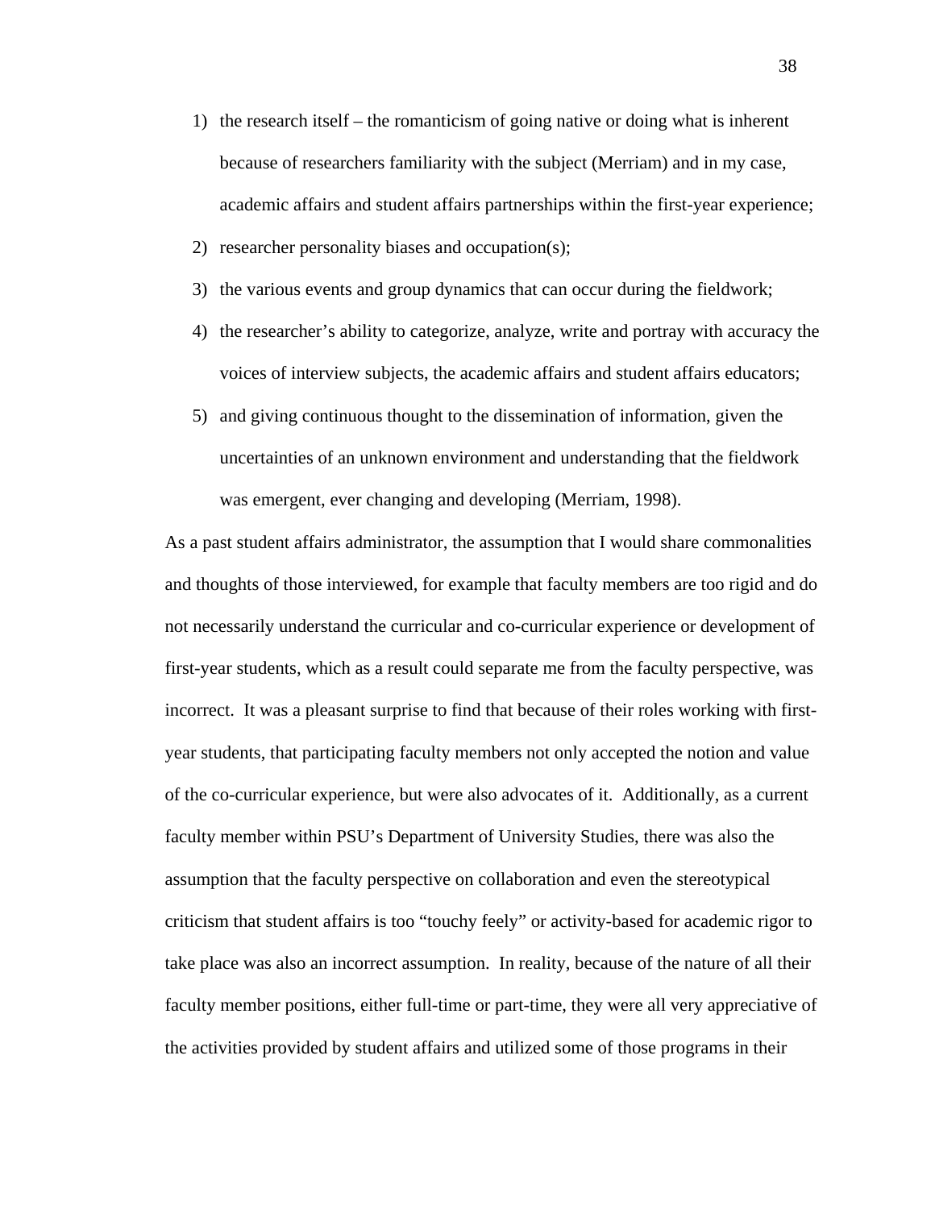1) the research itself – the romanticism of going native or doing what is inherent because of researchers familiarity with the subject (Merriam) and in my case, academic affairs and student affairs partnerships within the first-year experience;
2) researcher personality biases and occupation(s);
3) the various events and group dynamics that can occur during the fieldwork;
4) the researcher's ability to categorize, analyze, write and portray with accuracy the voices of interview subjects, the academic affairs and student affairs educators;
5) and giving continuous thought to the dissemination of information, given the uncertainties of an unknown environment and understanding that the fieldwork was emergent, ever changing and developing (Merriam, 1998).

As a past student affairs administrator, the assumption that I would share commonalities and thoughts of those interviewed, for example that faculty members are too rigid and do not necessarily understand the curricular and co-curricular experience or development of first-year students, which as a result could separate me from the faculty perspective, was incorrect. It was a pleasant surprise to find that because of their roles working with first-year students, that participating faculty members not only accepted the notion and value of the co-curricular experience, but were also advocates of it. Additionally, as a current faculty member within PSU's Department of University Studies, there was also the assumption that the faculty perspective on collaboration and even the stereotypical criticism that student affairs is too "touchy feely" or activity-based for academic rigor to take place was also an incorrect assumption. In reality, because of the nature of all their faculty member positions, either full-time or part-time, they were all very appreciative of the activities provided by student affairs and utilized some of those programs in their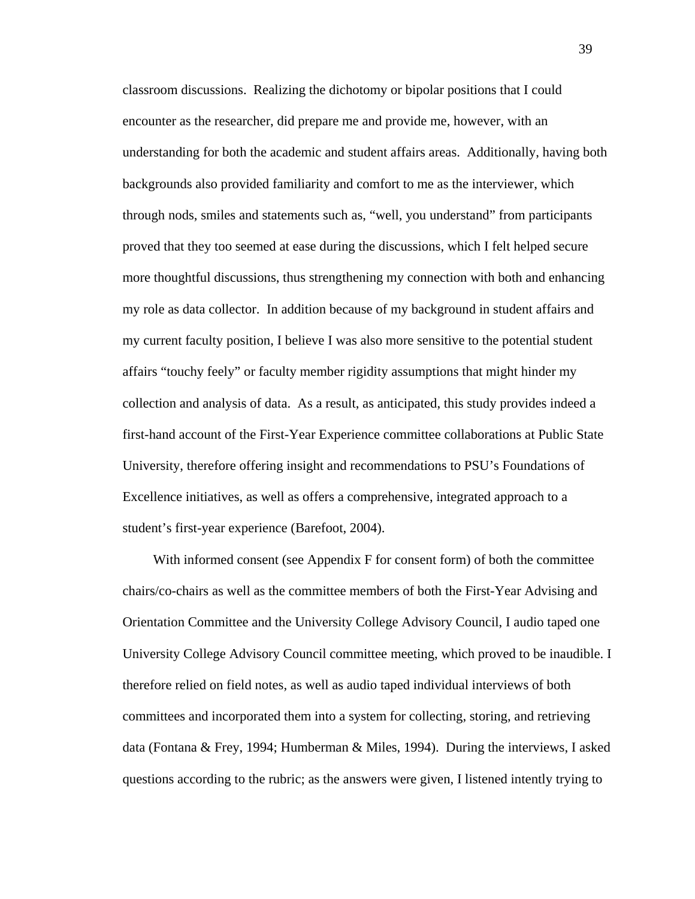classroom discussions. Realizing the dichotomy or bipolar positions that I could encounter as the researcher, did prepare me and provide me, however, with an understanding for both the academic and student affairs areas. Additionally, having both backgrounds also provided familiarity and comfort to me as the interviewer, which through nods, smiles and statements such as, "well, you understand" from participants proved that they too seemed at ease during the discussions, which I felt helped secure more thoughtful discussions, thus strengthening my connection with both and enhancing my role as data collector. In addition because of my background in student affairs and my current faculty position, I believe I was also more sensitive to the potential student affairs "touchy feely" or faculty member rigidity assumptions that might hinder my collection and analysis of data. As a result, as anticipated, this study provides indeed a first-hand account of the First-Year Experience committee collaborations at Public State University, therefore offering insight and recommendations to PSU's Foundations of Excellence initiatives, as well as offers a comprehensive, integrated approach to a student's first-year experience (Barefoot, 2004).

With informed consent (see Appendix F for consent form) of both the committee chairs/co-chairs as well as the committee members of both the First-Year Advising and Orientation Committee and the University College Advisory Council, I audio taped one University College Advisory Council committee meeting, which proved to be inaudible. I therefore relied on field notes, as well as audio taped individual interviews of both committees and incorporated them into a system for collecting, storing, and retrieving data (Fontana & Frey, 1994; Humberman & Miles, 1994). During the interviews, I asked questions according to the rubric; as the answers were given, I listened intently trying to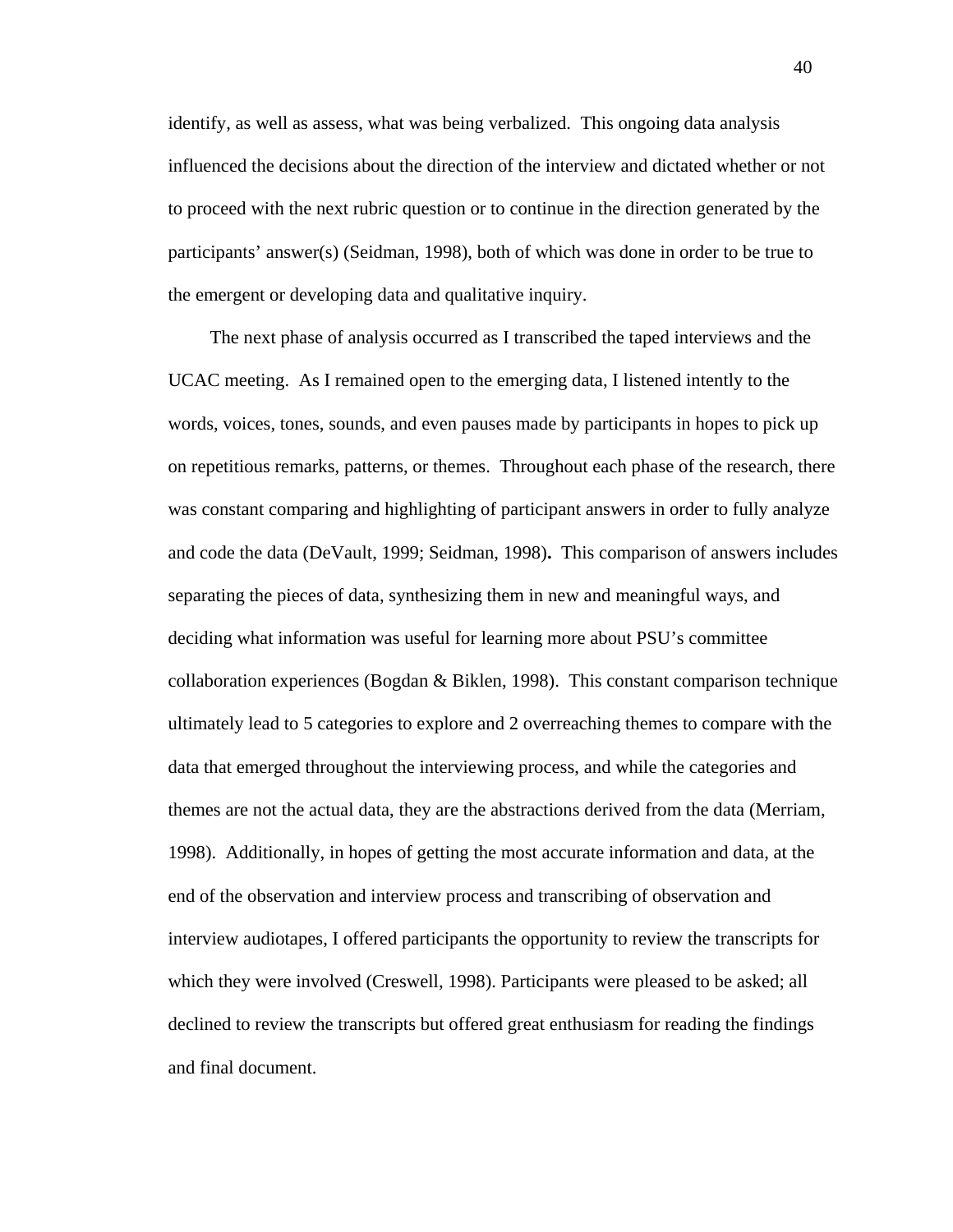identify, as well as assess, what was being verbalized. This ongoing data analysis influenced the decisions about the direction of the interview and dictated whether or not to proceed with the next rubric question or to continue in the direction generated by the participants' answer(s) (Seidman, 1998), both of which was done in order to be true to the emergent or developing data and qualitative inquiry.

The next phase of analysis occurred as I transcribed the taped interviews and the UCAC meeting. As I remained open to the emerging data, I listened intently to the words, voices, tones, sounds, and even pauses made by participants in hopes to pick up on repetitious remarks, patterns, or themes. Throughout each phase of the research, there was constant comparing and highlighting of participant answers in order to fully analyze and code the data (DeVault, 1999; Seidman, 1998). This comparison of answers includes separating the pieces of data, synthesizing them in new and meaningful ways, and deciding what information was useful for learning more about PSU's committee collaboration experiences (Bogdan & Biklen, 1998). This constant comparison technique ultimately lead to 5 categories to explore and 2 overreaching themes to compare with the data that emerged throughout the interviewing process, and while the categories and themes are not the actual data, they are the abstractions derived from the data (Merriam, 1998). Additionally, in hopes of getting the most accurate information and data, at the end of the observation and interview process and transcribing of observation and interview audiotapes, I offered participants the opportunity to review the transcripts for which they were involved (Creswell, 1998). Participants were pleased to be asked; all declined to review the transcripts but offered great enthusiasm for reading the findings and final document.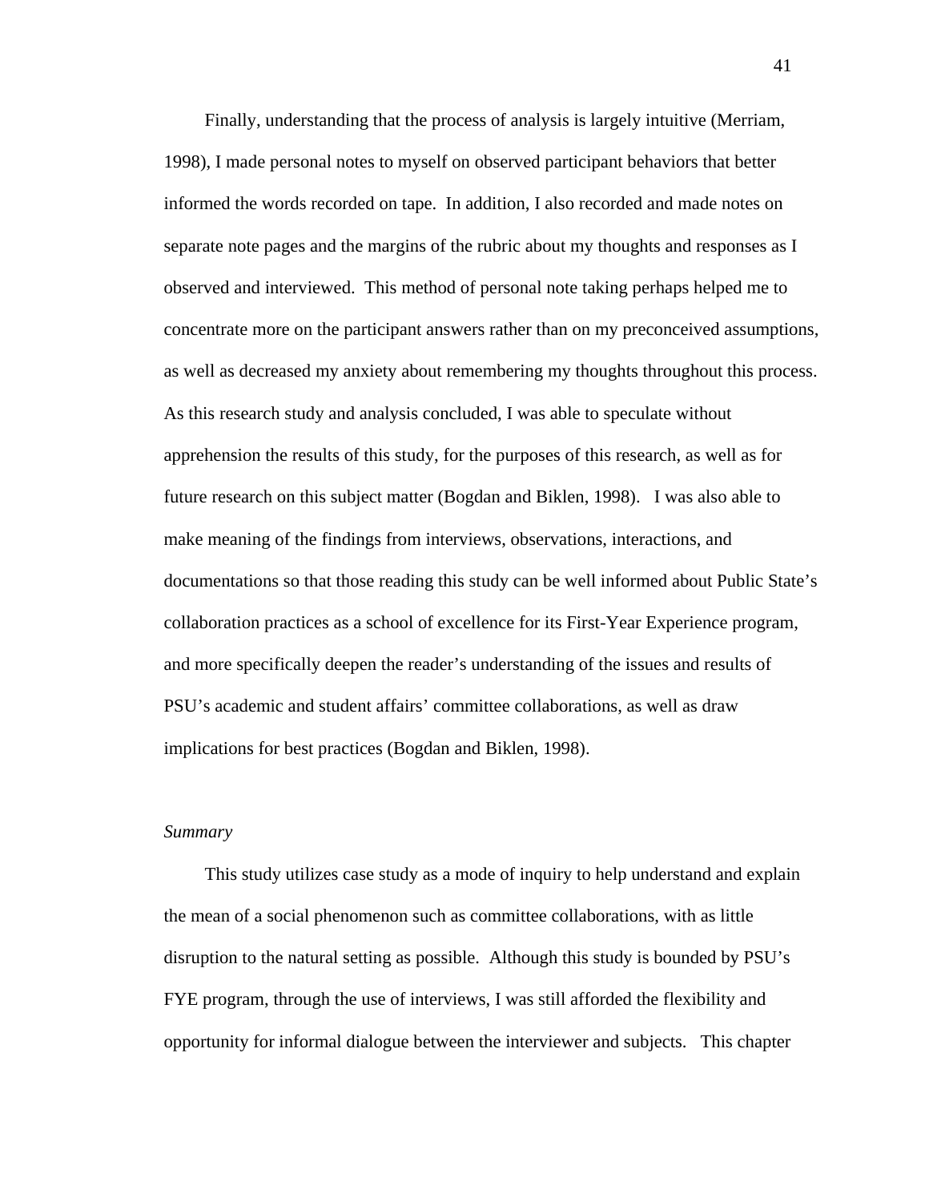Finally, understanding that the process of analysis is largely intuitive (Merriam, 1998), I made personal notes to myself on observed participant behaviors that better informed the words recorded on tape. In addition, I also recorded and made notes on separate note pages and the margins of the rubric about my thoughts and responses as I observed and interviewed. This method of personal note taking perhaps helped me to concentrate more on the participant answers rather than on my preconceived assumptions, as well as decreased my anxiety about remembering my thoughts throughout this process. As this research study and analysis concluded, I was able to speculate without apprehension the results of this study, for the purposes of this research, as well as for future research on this subject matter (Bogdan and Biklen, 1998). I was also able to make meaning of the findings from interviews, observations, interactions, and documentations so that those reading this study can be well informed about Public State's collaboration practices as a school of excellence for its First-Year Experience program, and more specifically deepen the reader's understanding of the issues and results of PSU's academic and student affairs' committee collaborations, as well as draw implications for best practices (Bogdan and Biklen, 1998).

*Summary*

This study utilizes case study as a mode of inquiry to help understand and explain the mean of a social phenomenon such as committee collaborations, with as little disruption to the natural setting as possible. Although this study is bounded by PSU's FYE program, through the use of interviews, I was still afforded the flexibility and opportunity for informal dialogue between the interviewer and subjects. This chapter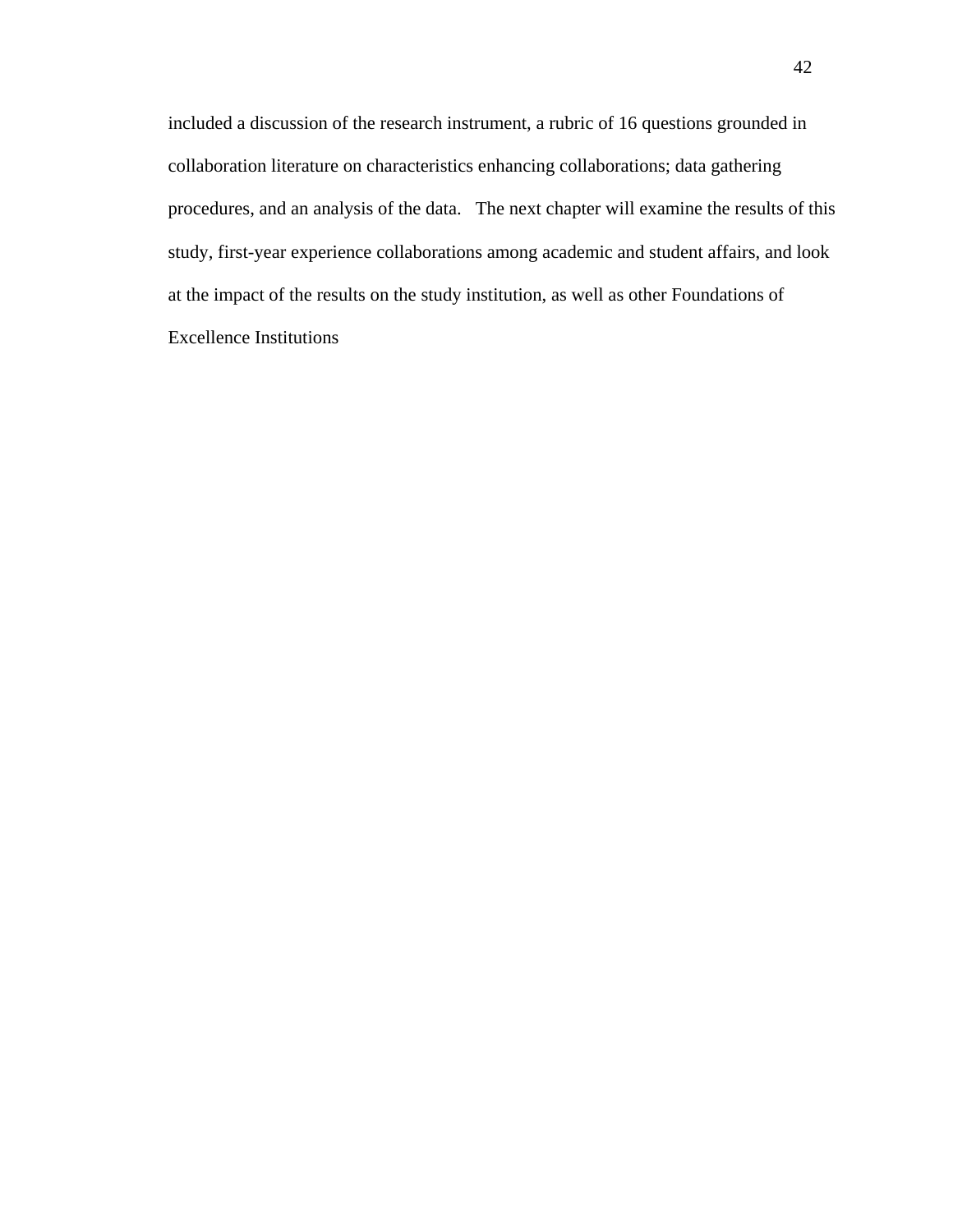included a discussion of the research instrument, a rubric of 16 questions grounded in collaboration literature on characteristics enhancing collaborations; data gathering procedures, and an analysis of the data. The next chapter will examine the results of this study, first-year experience collaborations among academic and student affairs, and look at the impact of the results on the study institution, as well as other Foundations of Excellence Institutions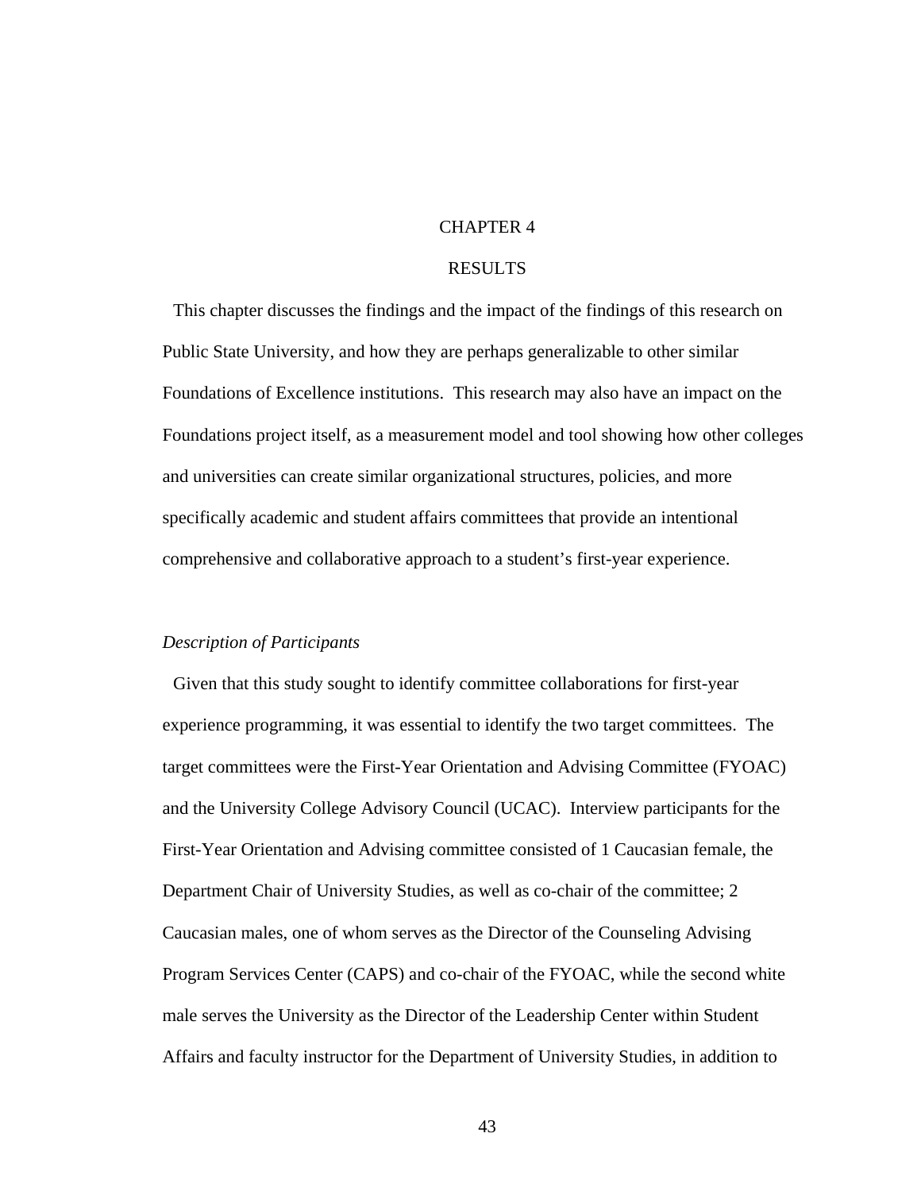# CHAPTER 4

# RESULTS

This chapter discusses the findings and the impact of the findings of this research on Public State University, and how they are perhaps generalizable to other similar Foundations of Excellence institutions. This research may also have an impact on the Foundations project itself, as a measurement model and tool showing how other colleges and universities can create similar organizational structures, policies, and more specifically academic and student affairs committees that provide an intentional comprehensive and collaborative approach to a student's first-year experience.

*Description of Participants*

Given that this study sought to identify committee collaborations for first-year experience programming, it was essential to identify the two target committees. The target committees were the First-Year Orientation and Advising Committee (FYOAC) and the University College Advisory Council (UCAC). Interview participants for the First-Year Orientation and Advising committee consisted of 1 Caucasian female, the Department Chair of University Studies, as well as co-chair of the committee; 2 Caucasian males, one of whom serves as the Director of the Counseling Advising Program Services Center (CAPS) and co-chair of the FYOAC, while the second white male serves the University as the Director of the Leadership Center within Student Affairs and faculty instructor for the Department of University Studies, in addition to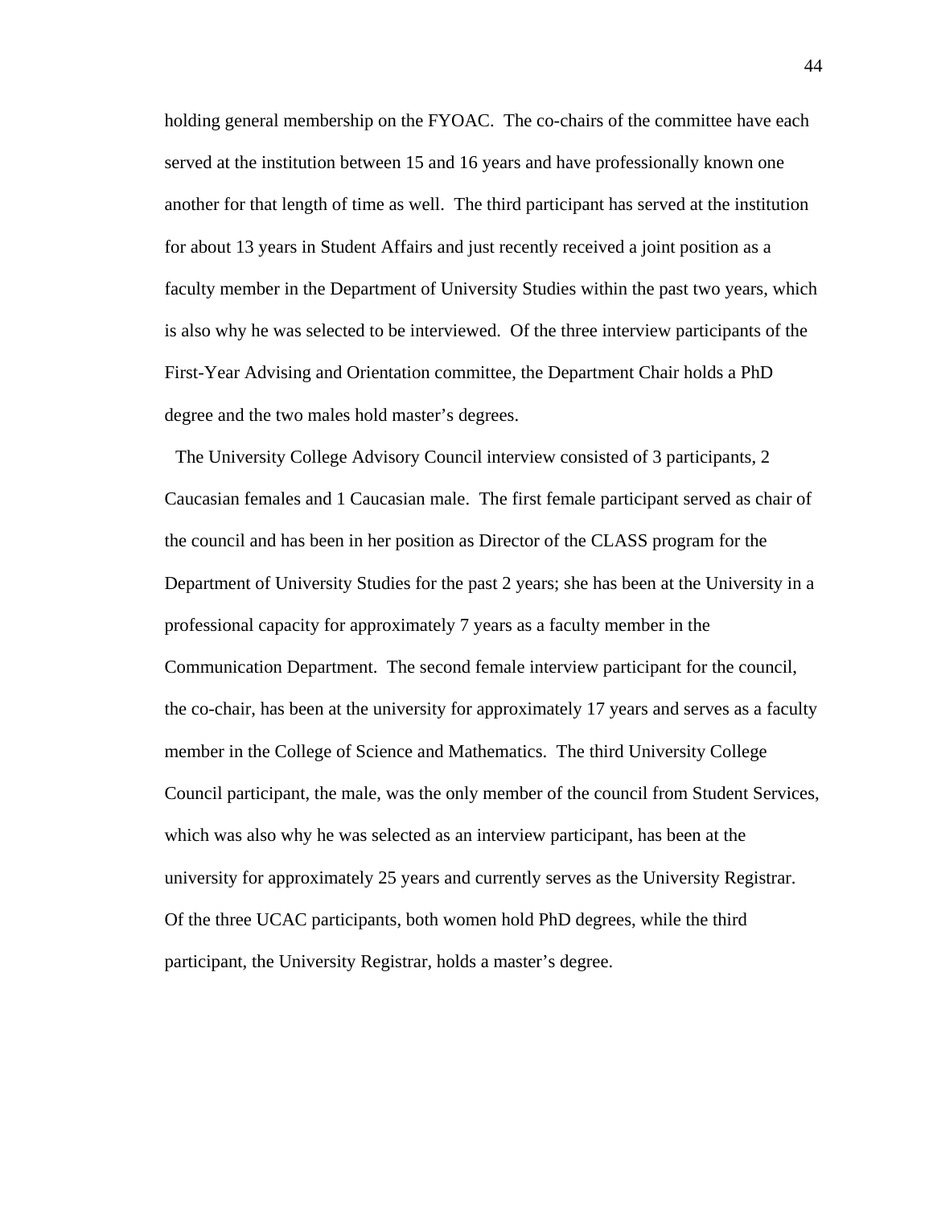holding general membership on the FYOAC. The co-chairs of the committee have each served at the institution between 15 and 16 years and have professionally known one another for that length of time as well. The third participant has served at the institution for about 13 years in Student Affairs and just recently received a joint position as a faculty member in the Department of University Studies within the past two years, which is also why he was selected to be interviewed. Of the three interview participants of the First-Year Advising and Orientation committee, the Department Chair holds a PhD degree and the two males hold master's degrees.

The University College Advisory Council interview consisted of 3 participants, 2 Caucasian females and 1 Caucasian male. The first female participant served as chair of the council and has been in her position as Director of the CLASS program for the Department of University Studies for the past 2 years; she has been at the University in a professional capacity for approximately 7 years as a faculty member in the Communication Department. The second female interview participant for the council, the co-chair, has been at the university for approximately 17 years and serves as a faculty member in the College of Science and Mathematics. The third University College Council participant, the male, was the only member of the council from Student Services, which was also why he was selected as an interview participant, has been at the university for approximately 25 years and currently serves as the University Registrar. Of the three UCAC participants, both women hold PhD degrees, while the third participant, the University Registrar, holds a master's degree.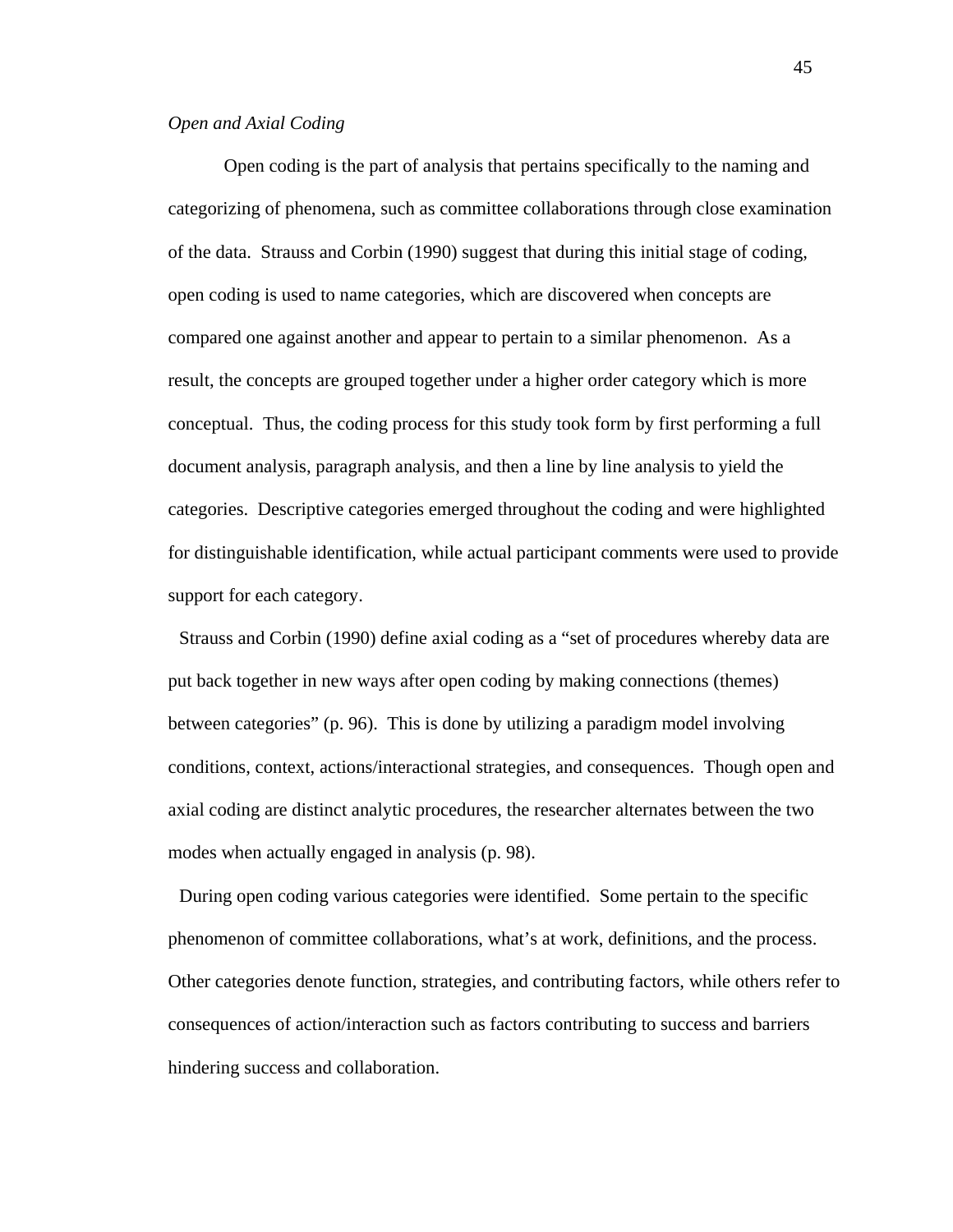*Open and Axial Coding*

Open coding is the part of analysis that pertains specifically to the naming and categorizing of phenomena, such as committee collaborations through close examination of the data. Strauss and Corbin (1990) suggest that during this initial stage of coding, open coding is used to name categories, which are discovered when concepts are compared one against another and appear to pertain to a similar phenomenon. As a result, the concepts are grouped together under a higher order category which is more conceptual. Thus, the coding process for this study took form by first performing a full document analysis, paragraph analysis, and then a line by line analysis to yield the categories. Descriptive categories emerged throughout the coding and were highlighted for distinguishable identification, while actual participant comments were used to provide support for each category.

Strauss and Corbin (1990) define axial coding as a "set of procedures whereby data are put back together in new ways after open coding by making connections (themes) between categories" (p. 96). This is done by utilizing a paradigm model involving conditions, context, actions/interactional strategies, and consequences. Though open and axial coding are distinct analytic procedures, the researcher alternates between the two modes when actually engaged in analysis (p. 98).

During open coding various categories were identified. Some pertain to the specific phenomenon of committee collaborations, what's at work, definitions, and the process. Other categories denote function, strategies, and contributing factors, while others refer to consequences of action/interaction such as factors contributing to success and barriers hindering success and collaboration.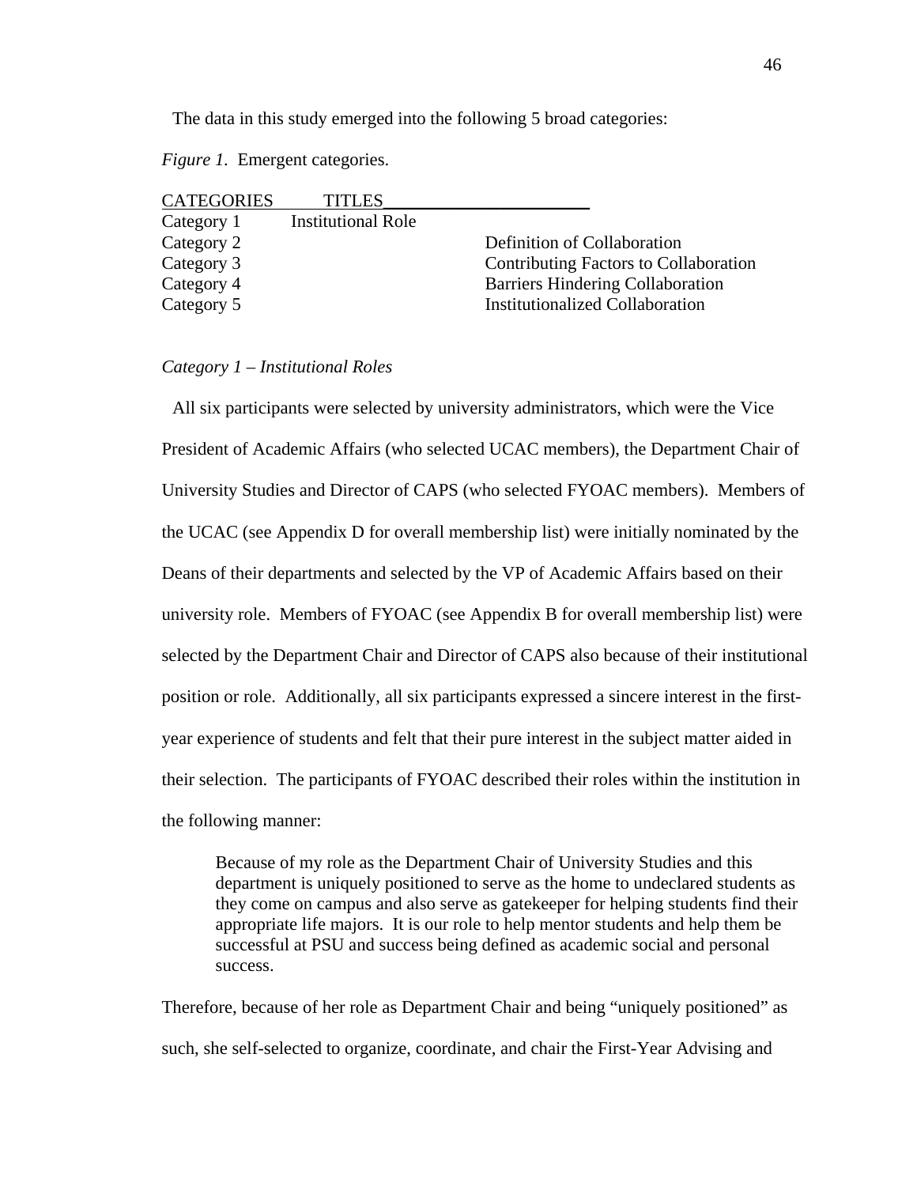The data in this study emerged into the following 5 broad categories:

*Figure 1.* Emergent categories.

| CATEGORIES | TITLES |
|---|---|
| Category 1 | Institutional Role |
| Category 2 | Definition of Collaboration |
| Category 3 | Contributing Factors to Collaboration |
| Category 4 | Barriers Hindering Collaboration |
| Category 5 | Institutionalized Collaboration |

*Category 1 – Institutional Roles*

All six participants were selected by university administrators, which were the Vice President of Academic Affairs (who selected UCAC members), the Department Chair of University Studies and Director of CAPS (who selected FYOAC members). Members of the UCAC (see Appendix D for overall membership list) were initially nominated by the Deans of their departments and selected by the VP of Academic Affairs based on their university role. Members of FYOAC (see Appendix B for overall membership list) were selected by the Department Chair and Director of CAPS also because of their institutional position or role. Additionally, all six participants expressed a sincere interest in the first-year experience of students and felt that their pure interest in the subject matter aided in their selection. The participants of FYOAC described their roles within the institution in the following manner:

> Because of my role as the Department Chair of University Studies and this department is uniquely positioned to serve as the home to undeclared students as they come on campus and also serve as gatekeeper for helping students find their appropriate life majors. It is our role to help mentor students and help them be successful at PSU and success being defined as academic social and personal success.

Therefore, because of her role as Department Chair and being "uniquely positioned" as such, she self-selected to organize, coordinate, and chair the First-Year Advising and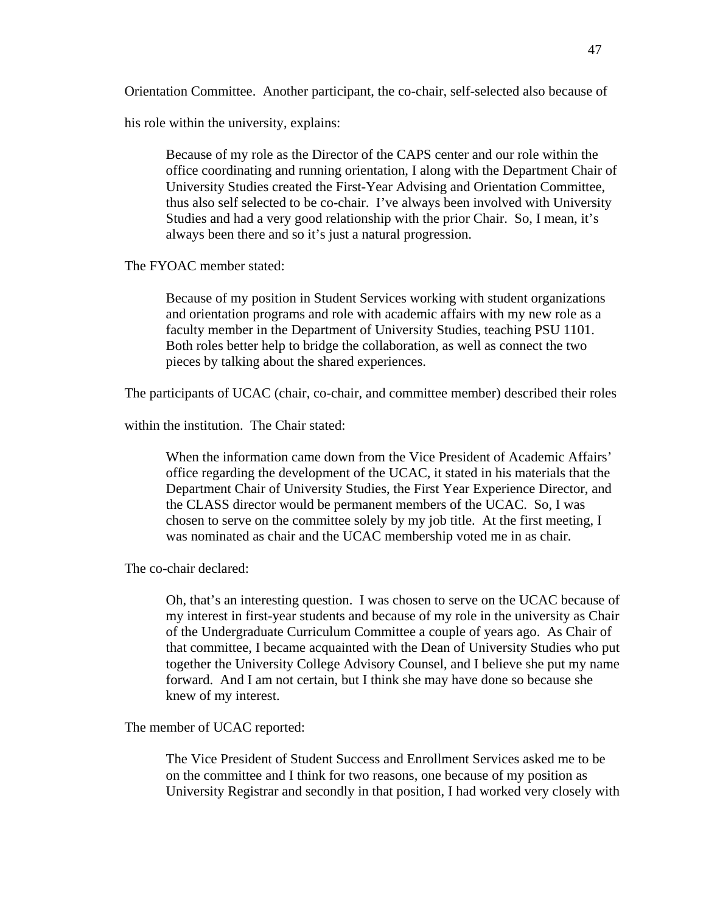Orientation Committee. Another participant, the co-chair, self-selected also because of his role within the university, explains:

> Because of my role as the Director of the CAPS center and our role within the office coordinating and running orientation, I along with the Department Chair of University Studies created the First-Year Advising and Orientation Committee, thus also self selected to be co-chair. I've always been involved with University Studies and had a very good relationship with the prior Chair. So, I mean, it's always been there and so it's just a natural progression.

The FYOAC member stated:

> Because of my position in Student Services working with student organizations and orientation programs and role with academic affairs with my new role as a faculty member in the Department of University Studies, teaching PSU 1101. Both roles better help to bridge the collaboration, as well as connect the two pieces by talking about the shared experiences.

The participants of UCAC (chair, co-chair, and committee member) described their roles within the institution. The Chair stated:

> When the information came down from the Vice President of Academic Affairs' office regarding the development of the UCAC, it stated in his materials that the Department Chair of University Studies, the First Year Experience Director, and the CLASS director would be permanent members of the UCAC. So, I was chosen to serve on the committee solely by my job title. At the first meeting, I was nominated as chair and the UCAC membership voted me in as chair.

The co-chair declared:

> Oh, that's an interesting question. I was chosen to serve on the UCAC because of my interest in first-year students and because of my role in the university as Chair of the Undergraduate Curriculum Committee a couple of years ago. As Chair of that committee, I became acquainted with the Dean of University Studies who put together the University College Advisory Counsel, and I believe she put my name forward. And I am not certain, but I think she may have done so because she knew of my interest.

The member of UCAC reported:

> The Vice President of Student Success and Enrollment Services asked me to be on the committee and I think for two reasons, one because of my position as University Registrar and secondly in that position, I had worked very closely with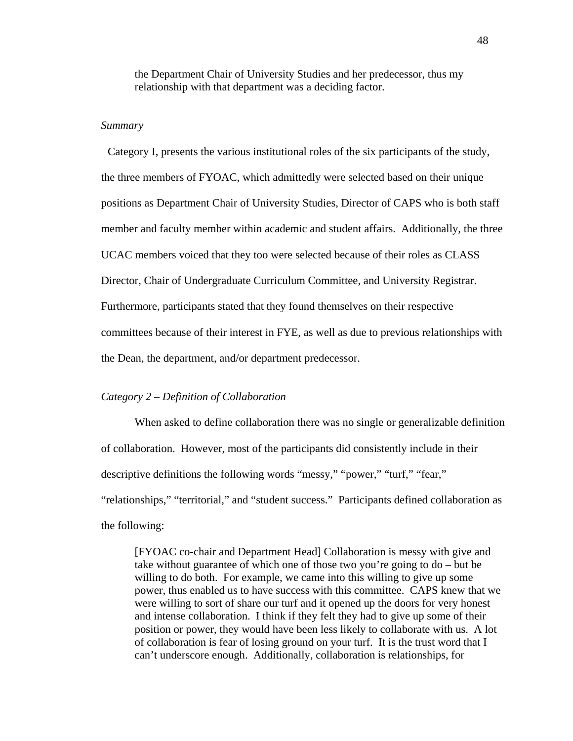> the Department Chair of University Studies and her predecessor, thus my relationship with that department was a deciding factor.

*Summary*

Category I, presents the various institutional roles of the six participants of the study, the three members of FYOAC, which admittedly were selected based on their unique positions as Department Chair of University Studies, Director of CAPS who is both staff member and faculty member within academic and student affairs. Additionally, the three UCAC members voiced that they too were selected because of their roles as CLASS Director, Chair of Undergraduate Curriculum Committee, and University Registrar. Furthermore, participants stated that they found themselves on their respective committees because of their interest in FYE, as well as due to previous relationships with the Dean, the department, and/or department predecessor.

*Category 2 – Definition of Collaboration*

When asked to define collaboration there was no single or generalizable definition of collaboration. However, most of the participants did consistently include in their descriptive definitions the following words "messy," "power," "turf," "fear," "relationships," "territorial," and "student success." Participants defined collaboration as the following:

> [FYOAC co-chair and Department Head] Collaboration is messy with give and take without guarantee of which one of those two you're going to do – but be willing to do both. For example, we came into this willing to give up some power, thus enabled us to have success with this committee. CAPS knew that we were willing to sort of share our turf and it opened up the doors for very honest and intense collaboration. I think if they felt they had to give up some of their position or power, they would have been less likely to collaborate with us. A lot of collaboration is fear of losing ground on your turf. It is the trust word that I can't underscore enough. Additionally, collaboration is relationships, for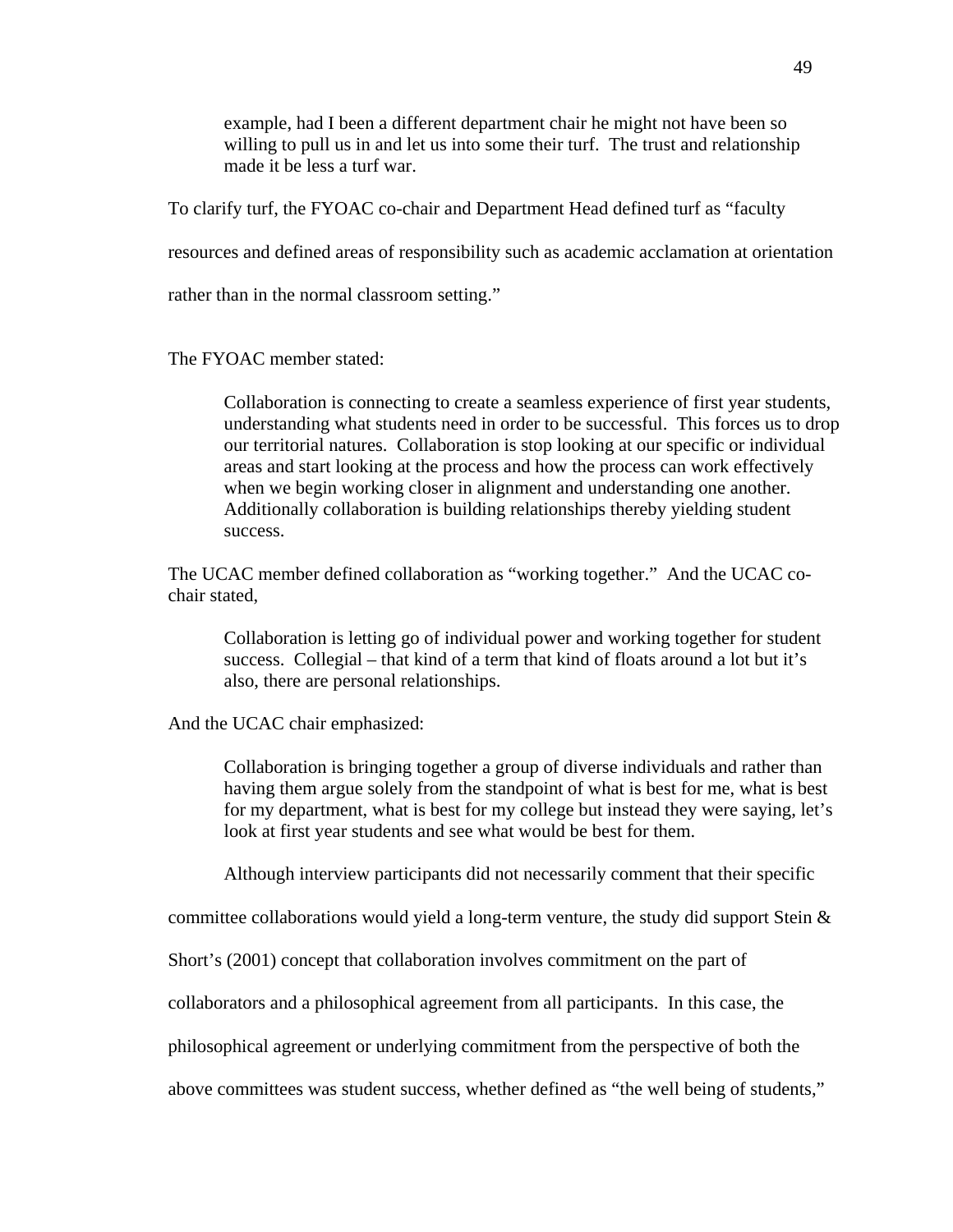> example, had I been a different department chair he might not have been so willing to pull us in and let us into some their turf. The trust and relationship made it be less a turf war.

To clarify turf, the FYOAC co-chair and Department Head defined turf as "faculty resources and defined areas of responsibility such as academic acclamation at orientation rather than in the normal classroom setting."

The FYOAC member stated:

> Collaboration is connecting to create a seamless experience of first year students, understanding what students need in order to be successful. This forces us to drop our territorial natures. Collaboration is stop looking at our specific or individual areas and start looking at the process and how the process can work effectively when we begin working closer in alignment and understanding one another. Additionally collaboration is building relationships thereby yielding student success.

The UCAC member defined collaboration as "working together." And the UCAC co-chair stated,

> Collaboration is letting go of individual power and working together for student success. Collegial – that kind of a term that kind of floats around a lot but it's also, there are personal relationships.

And the UCAC chair emphasized:

> Collaboration is bringing together a group of diverse individuals and rather than having them argue solely from the standpoint of what is best for me, what is best for my department, what is best for my college but instead they were saying, let's look at first year students and see what would be best for them.

Although interview participants did not necessarily comment that their specific committee collaborations would yield a long-term venture, the study did support Stein & Short's (2001) concept that collaboration involves commitment on the part of collaborators and a philosophical agreement from all participants. In this case, the philosophical agreement or underlying commitment from the perspective of both the above committees was student success, whether defined as "the well being of students,"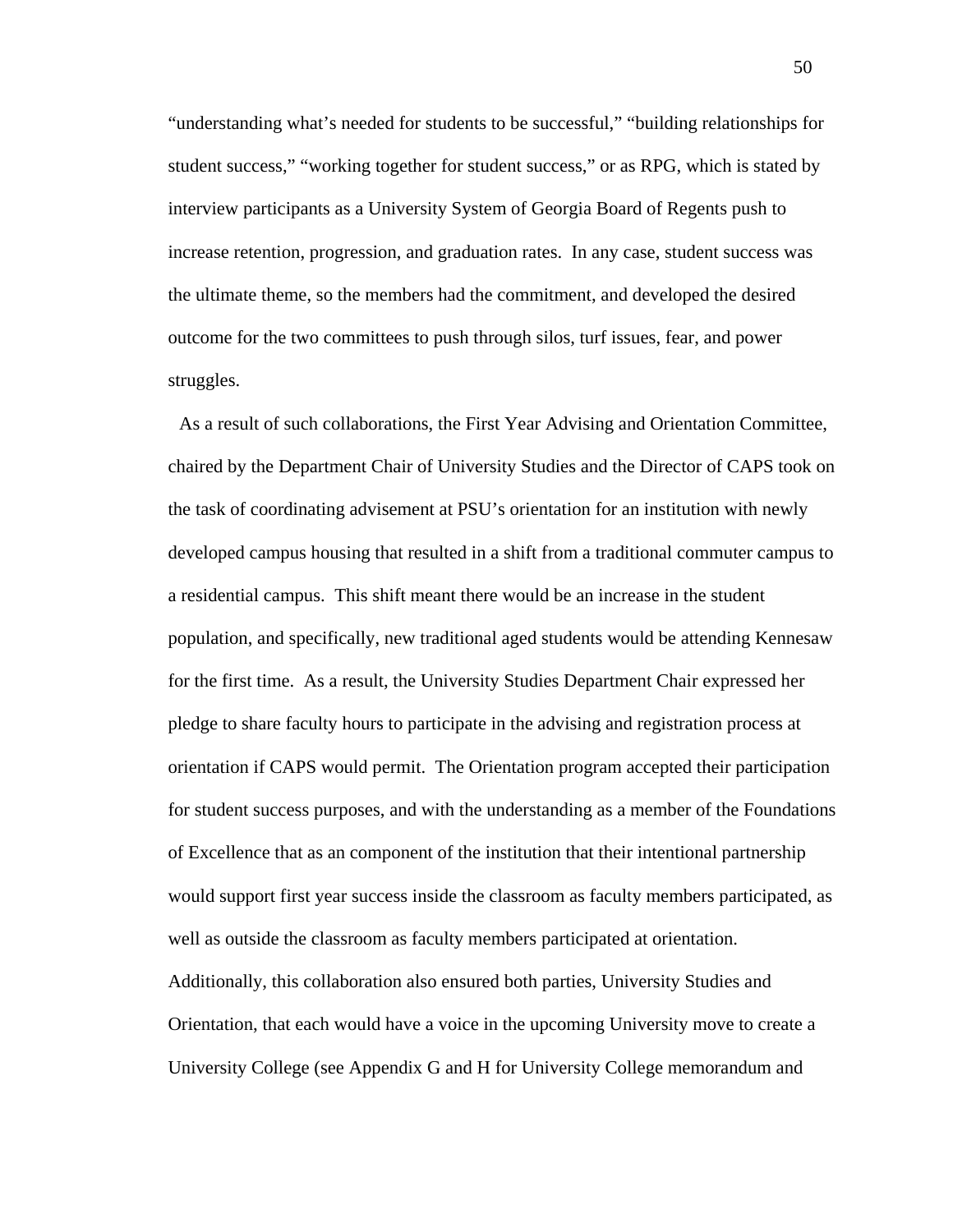"understanding what's needed for students to be successful," "building relationships for student success," "working together for student success," or as RPG, which is stated by interview participants as a University System of Georgia Board of Regents push to increase retention, progression, and graduation rates. In any case, student success was the ultimate theme, so the members had the commitment, and developed the desired outcome for the two committees to push through silos, turf issues, fear, and power struggles.

As a result of such collaborations, the First Year Advising and Orientation Committee, chaired by the Department Chair of University Studies and the Director of CAPS took on the task of coordinating advisement at PSU's orientation for an institution with newly developed campus housing that resulted in a shift from a traditional commuter campus to a residential campus. This shift meant there would be an increase in the student population, and specifically, new traditional aged students would be attending Kennesaw for the first time. As a result, the University Studies Department Chair expressed her pledge to share faculty hours to participate in the advising and registration process at orientation if CAPS would permit. The Orientation program accepted their participation for student success purposes, and with the understanding as a member of the Foundations of Excellence that as an component of the institution that their intentional partnership would support first year success inside the classroom as faculty members participated, as well as outside the classroom as faculty members participated at orientation. Additionally, this collaboration also ensured both parties, University Studies and Orientation, that each would have a voice in the upcoming University move to create a University College (see Appendix G and H for University College memorandum and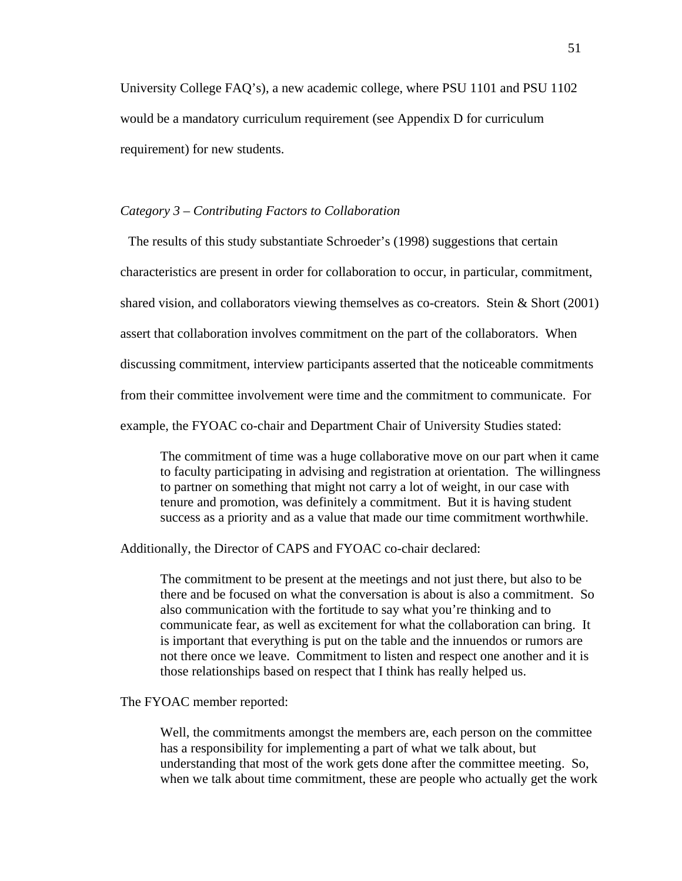University College FAQ's), a new academic college, where PSU 1101 and PSU 1102 would be a mandatory curriculum requirement (see Appendix D for curriculum requirement) for new students.

*Category 3 – Contributing Factors to Collaboration*

The results of this study substantiate Schroeder's (1998) suggestions that certain characteristics are present in order for collaboration to occur, in particular, commitment, shared vision, and collaborators viewing themselves as co-creators. Stein & Short (2001) assert that collaboration involves commitment on the part of the collaborators. When discussing commitment, interview participants asserted that the noticeable commitments from their committee involvement were time and the commitment to communicate. For example, the FYOAC co-chair and Department Chair of University Studies stated:

> The commitment of time was a huge collaborative move on our part when it came to faculty participating in advising and registration at orientation. The willingness to partner on something that might not carry a lot of weight, in our case with tenure and promotion, was definitely a commitment. But it is having student success as a priority and as a value that made our time commitment worthwhile.

Additionally, the Director of CAPS and FYOAC co-chair declared:

> The commitment to be present at the meetings and not just there, but also to be there and be focused on what the conversation is about is also a commitment. So also communication with the fortitude to say what you're thinking and to communicate fear, as well as excitement for what the collaboration can bring. It is important that everything is put on the table and the innuendos or rumors are not there once we leave. Commitment to listen and respect one another and it is those relationships based on respect that I think has really helped us.

The FYOAC member reported:

> Well, the commitments amongst the members are, each person on the committee has a responsibility for implementing a part of what we talk about, but understanding that most of the work gets done after the committee meeting. So, when we talk about time commitment, these are people who actually get the work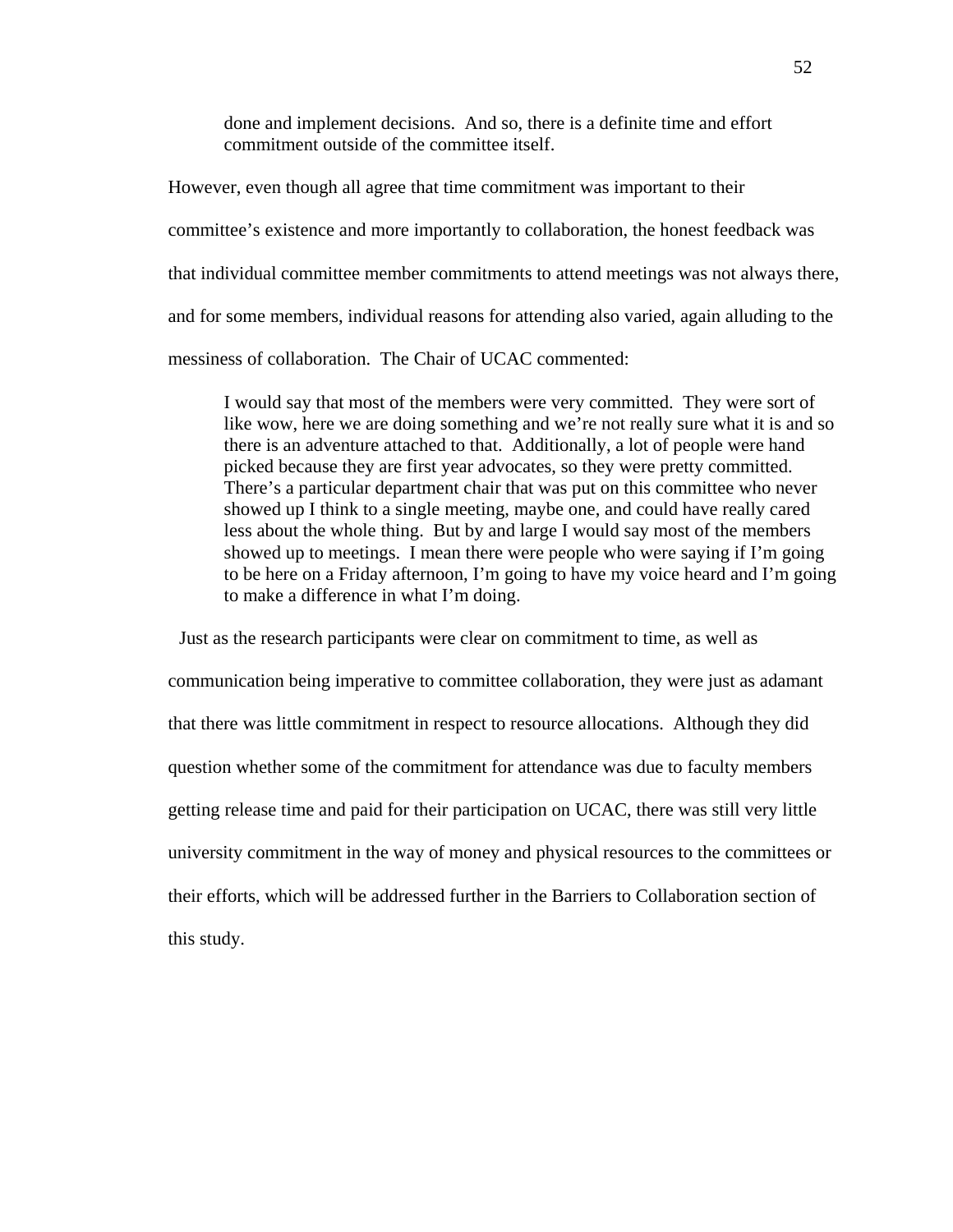> done and implement decisions. And so, there is a definite time and effort commitment outside of the committee itself.

However, even though all agree that time commitment was important to their committee's existence and more importantly to collaboration, the honest feedback was that individual committee member commitments to attend meetings was not always there, and for some members, individual reasons for attending also varied, again alluding to the messiness of collaboration. The Chair of UCAC commented:

> I would say that most of the members were very committed. They were sort of like wow, here we are doing something and we're not really sure what it is and so there is an adventure attached to that. Additionally, a lot of people were hand picked because they are first year advocates, so they were pretty committed. There's a particular department chair that was put on this committee who never showed up I think to a single meeting, maybe one, and could have really cared less about the whole thing. But by and large I would say most of the members showed up to meetings. I mean there were people who were saying if I'm going to be here on a Friday afternoon, I'm going to have my voice heard and I'm going to make a difference in what I'm doing.

Just as the research participants were clear on commitment to time, as well as communication being imperative to committee collaboration, they were just as adamant that there was little commitment in respect to resource allocations. Although they did question whether some of the commitment for attendance was due to faculty members getting release time and paid for their participation on UCAC, there was still very little university commitment in the way of money and physical resources to the committees or their efforts, which will be addressed further in the Barriers to Collaboration section of this study.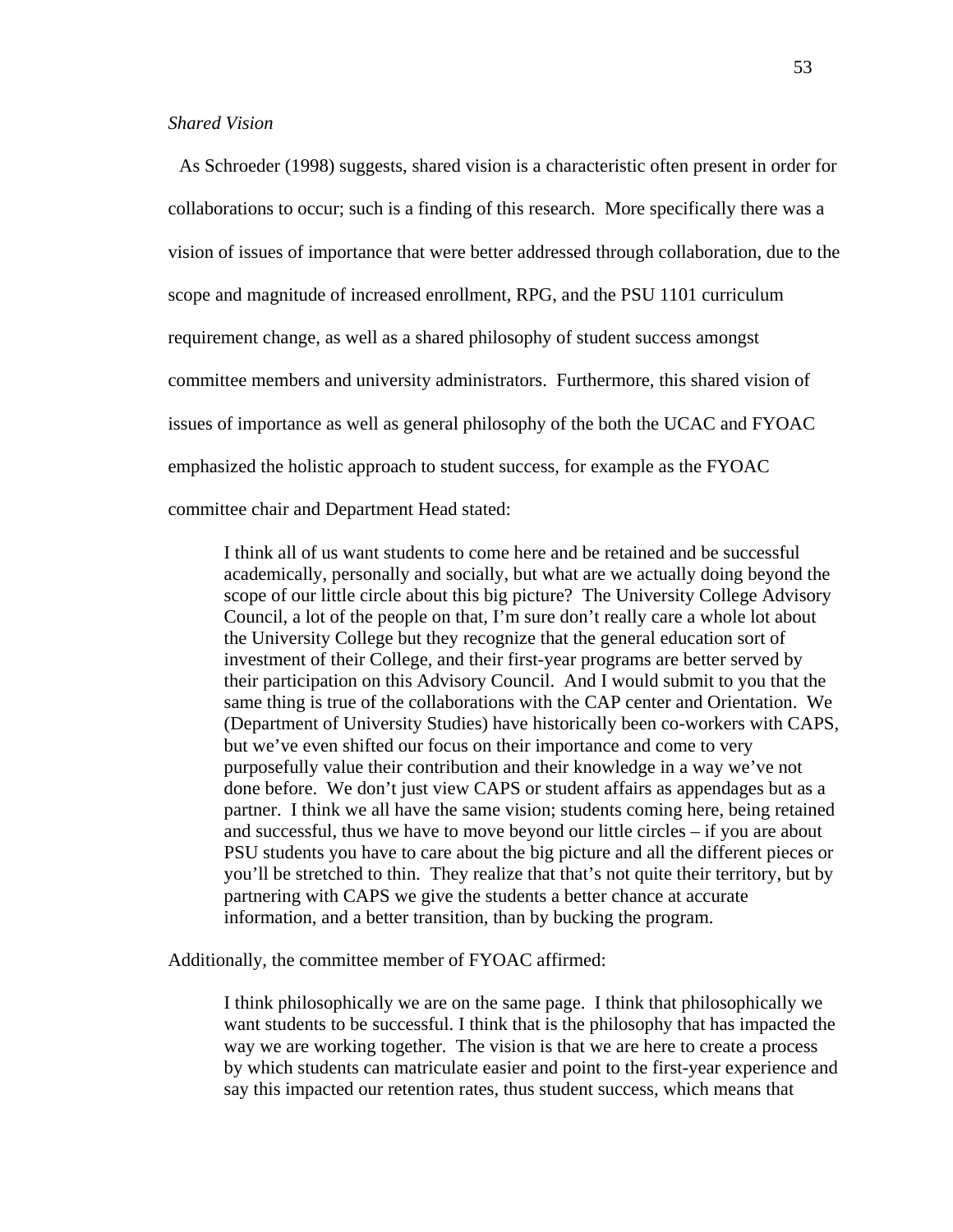*Shared Vision*

As Schroeder (1998) suggests, shared vision is a characteristic often present in order for collaborations to occur; such is a finding of this research. More specifically there was a vision of issues of importance that were better addressed through collaboration, due to the scope and magnitude of increased enrollment, RPG, and the PSU 1101 curriculum requirement change, as well as a shared philosophy of student success amongst committee members and university administrators. Furthermore, this shared vision of issues of importance as well as general philosophy of the both the UCAC and FYOAC emphasized the holistic approach to student success, for example as the FYOAC committee chair and Department Head stated:

> I think all of us want students to come here and be retained and be successful academically, personally and socially, but what are we actually doing beyond the scope of our little circle about this big picture? The University College Advisory Council, a lot of the people on that, I'm sure don't really care a whole lot about the University College but they recognize that the general education sort of investment of their College, and their first-year programs are better served by their participation on this Advisory Council. And I would submit to you that the same thing is true of the collaborations with the CAP center and Orientation. We (Department of University Studies) have historically been co-workers with CAPS, but we've even shifted our focus on their importance and come to very purposefully value their contribution and their knowledge in a way we've not done before. We don't just view CAPS or student affairs as appendages but as a partner. I think we all have the same vision; students coming here, being retained and successful, thus we have to move beyond our little circles – if you are about PSU students you have to care about the big picture and all the different pieces or you'll be stretched to thin. They realize that that's not quite their territory, but by partnering with CAPS we give the students a better chance at accurate information, and a better transition, than by bucking the program.

Additionally, the committee member of FYOAC affirmed:

> I think philosophically we are on the same page. I think that philosophically we want students to be successful. I think that is the philosophy that has impacted the way we are working together. The vision is that we are here to create a process by which students can matriculate easier and point to the first-year experience and say this impacted our retention rates, thus student success, which means that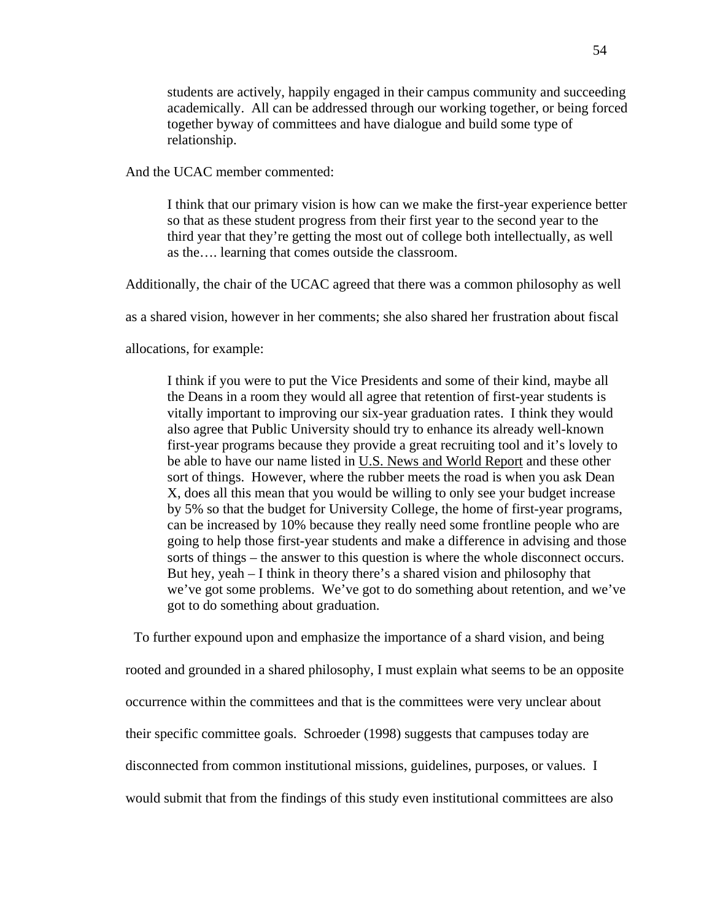> students are actively, happily engaged in their campus community and succeeding academically. All can be addressed through our working together, or being forced together byway of committees and have dialogue and build some type of relationship.

And the UCAC member commented:

> I think that our primary vision is how can we make the first-year experience better so that as these student progress from their first year to the second year to the third year that they're getting the most out of college both intellectually, as well as the…. learning that comes outside the classroom.

Additionally, the chair of the UCAC agreed that there was a common philosophy as well as a shared vision, however in her comments; she also shared her frustration about fiscal allocations, for example:

> I think if you were to put the Vice Presidents and some of their kind, maybe all the Deans in a room they would all agree that retention of first-year students is vitally important to improving our six-year graduation rates. I think they would also agree that Public University should try to enhance its already well-known first-year programs because they provide a great recruiting tool and it's lovely to be able to have our name listed in U.S. News and World Report and these other sort of things. However, where the rubber meets the road is when you ask Dean X, does all this mean that you would be willing to only see your budget increase by 5% so that the budget for University College, the home of first-year programs, can be increased by 10% because they really need some frontline people who are going to help those first-year students and make a difference in advising and those sorts of things – the answer to this question is where the whole disconnect occurs. But hey, yeah – I think in theory there's a shared vision and philosophy that we've got some problems. We've got to do something about retention, and we've got to do something about graduation.

To further expound upon and emphasize the importance of a shard vision, and being rooted and grounded in a shared philosophy, I must explain what seems to be an opposite occurrence within the committees and that is the committees were very unclear about their specific committee goals. Schroeder (1998) suggests that campuses today are disconnected from common institutional missions, guidelines, purposes, or values. I would submit that from the findings of this study even institutional committees are also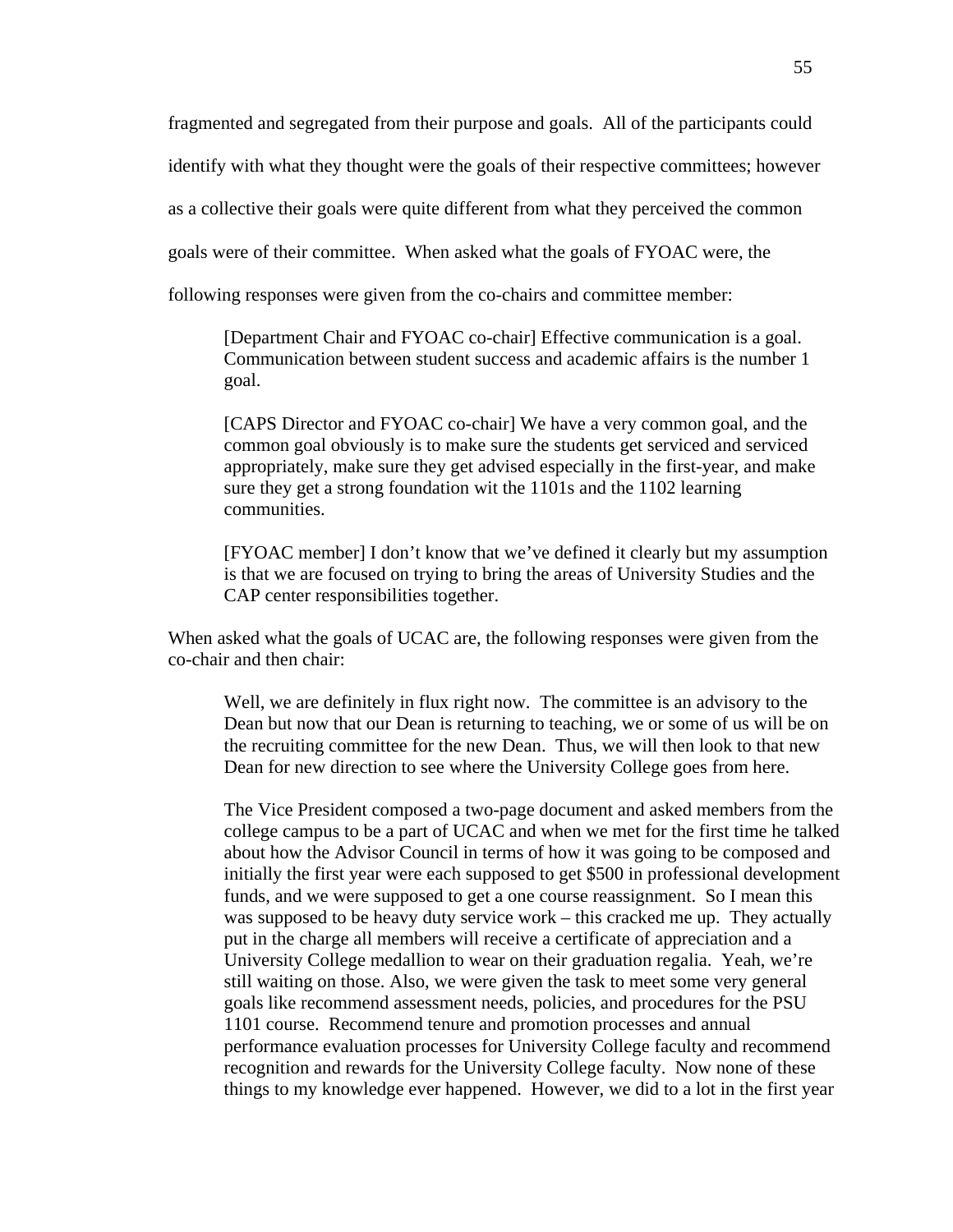fragmented and segregated from their purpose and goals. All of the participants could identify with what they thought were the goals of their respective committees; however as a collective their goals were quite different from what they perceived the common goals were of their committee. When asked what the goals of FYOAC were, the following responses were given from the co-chairs and committee member:

> [Department Chair and FYOAC co-chair] Effective communication is a goal. Communication between student success and academic affairs is the number 1 goal.
>
> [CAPS Director and FYOAC co-chair] We have a very common goal, and the common goal obviously is to make sure the students get serviced and serviced appropriately, make sure they get advised especially in the first-year, and make sure they get a strong foundation wit the 1101s and the 1102 learning communities.
>
> [FYOAC member] I don't know that we've defined it clearly but my assumption is that we are focused on trying to bring the areas of University Studies and the CAP center responsibilities together.

When asked what the goals of UCAC are, the following responses were given from the co-chair and then chair:

> Well, we are definitely in flux right now. The committee is an advisory to the Dean but now that our Dean is returning to teaching, we or some of us will be on the recruiting committee for the new Dean. Thus, we will then look to that new Dean for new direction to see where the University College goes from here.
>
> The Vice President composed a two-page document and asked members from the college campus to be a part of UCAC and when we met for the first time he talked about how the Advisor Council in terms of how it was going to be composed and initially the first year were each supposed to get $500 in professional development funds, and we were supposed to get a one course reassignment. So I mean this was supposed to be heavy duty service work – this cracked me up. They actually put in the charge all members will receive a certificate of appreciation and a University College medallion to wear on their graduation regalia. Yeah, we're still waiting on those. Also, we were given the task to meet some very general goals like recommend assessment needs, policies, and procedures for the PSU 1101 course. Recommend tenure and promotion processes and annual performance evaluation processes for University College faculty and recommend recognition and rewards for the University College faculty. Now none of these things to my knowledge ever happened. However, we did to a lot in the first year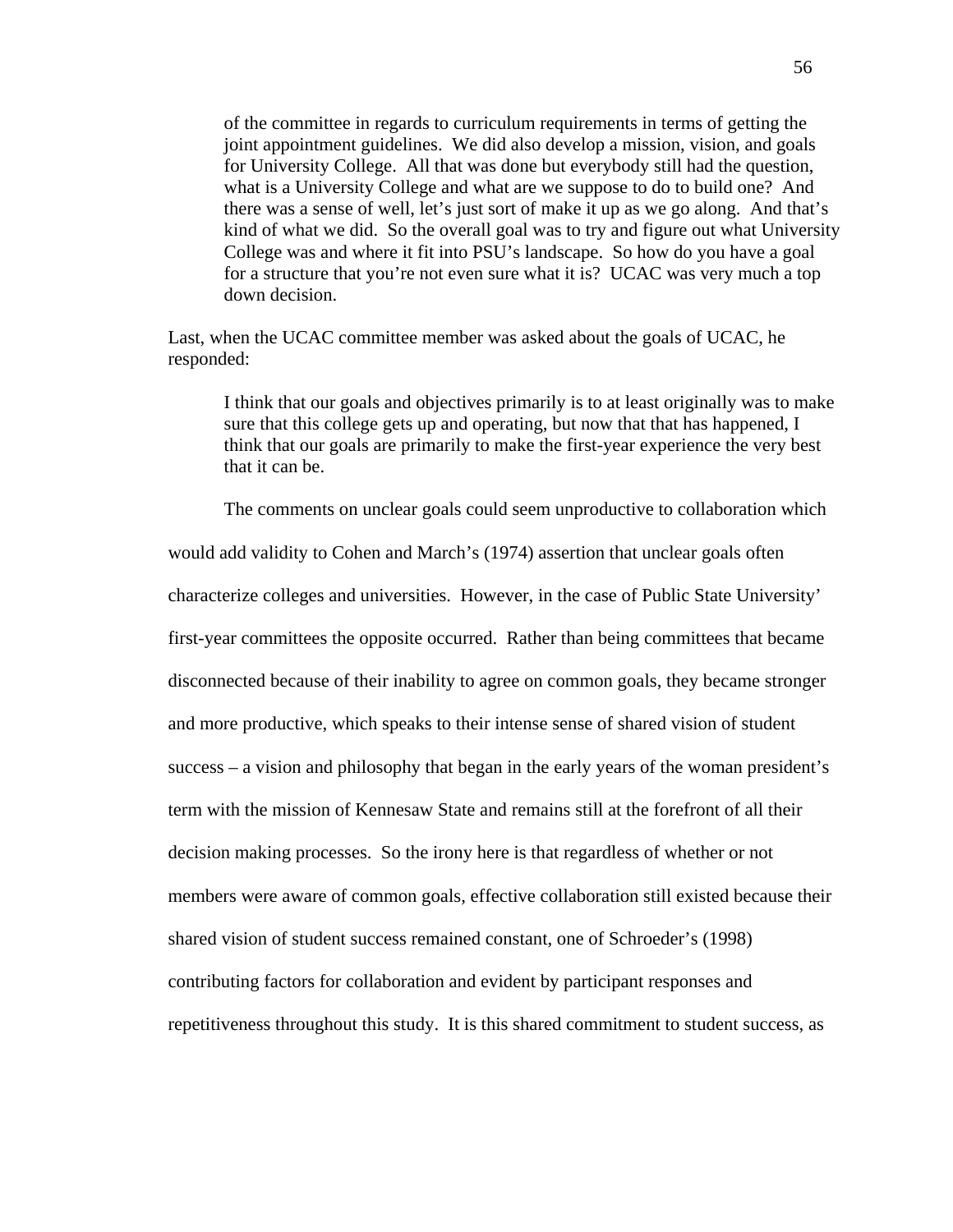> of the committee in regards to curriculum requirements in terms of getting the joint appointment guidelines. We did also develop a mission, vision, and goals for University College. All that was done but everybody still had the question, what is a University College and what are we suppose to do to build one? And there was a sense of well, let's just sort of make it up as we go along. And that's kind of what we did. So the overall goal was to try and figure out what University College was and where it fit into PSU's landscape. So how do you have a goal for a structure that you're not even sure what it is? UCAC was very much a top down decision.

Last, when the UCAC committee member was asked about the goals of UCAC, he responded:

> I think that our goals and objectives primarily is to at least originally was to make sure that this college gets up and operating, but now that that has happened, I think that our goals are primarily to make the first-year experience the very best that it can be.

The comments on unclear goals could seem unproductive to collaboration which would add validity to Cohen and March's (1974) assertion that unclear goals often characterize colleges and universities. However, in the case of Public State University' first-year committees the opposite occurred. Rather than being committees that became disconnected because of their inability to agree on common goals, they became stronger and more productive, which speaks to their intense sense of shared vision of student success – a vision and philosophy that began in the early years of the woman president's term with the mission of Kennesaw State and remains still at the forefront of all their decision making processes. So the irony here is that regardless of whether or not members were aware of common goals, effective collaboration still existed because their shared vision of student success remained constant, one of Schroeder's (1998) contributing factors for collaboration and evident by participant responses and repetitiveness throughout this study. It is this shared commitment to student success, as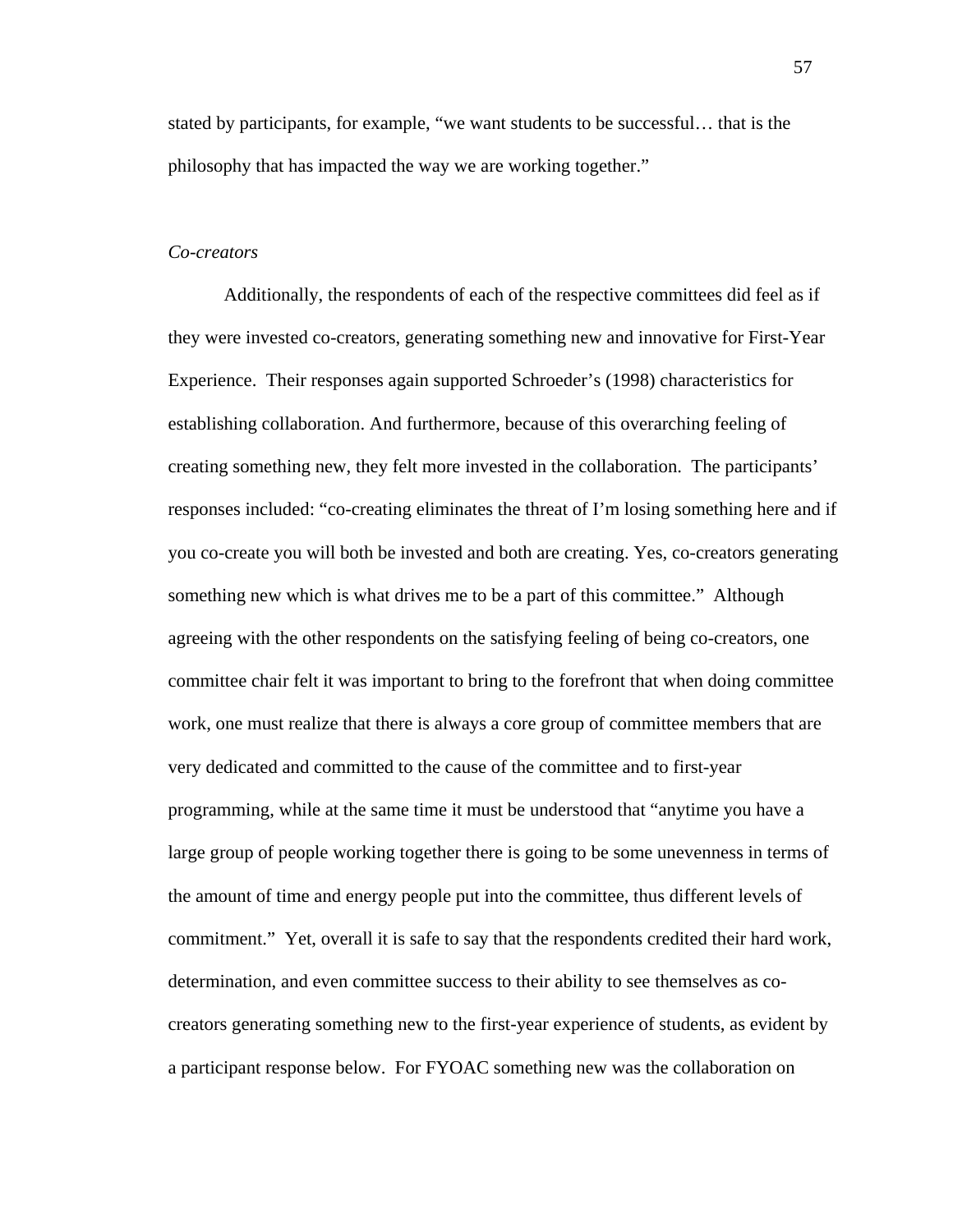stated by participants, for example, "we want students to be successful… that is the philosophy that has impacted the way we are working together."

### *Co-creators*

Additionally, the respondents of each of the respective committees did feel as if they were invested co-creators, generating something new and innovative for First-Year Experience. Their responses again supported Schroeder's (1998) characteristics for establishing collaboration. And furthermore, because of this overarching feeling of creating something new, they felt more invested in the collaboration. The participants' responses included: "co-creating eliminates the threat of I'm losing something here and if you co-create you will both be invested and both are creating. Yes, co-creators generating something new which is what drives me to be a part of this committee." Although agreeing with the other respondents on the satisfying feeling of being co-creators, one committee chair felt it was important to bring to the forefront that when doing committee work, one must realize that there is always a core group of committee members that are very dedicated and committed to the cause of the committee and to first-year programming, while at the same time it must be understood that "anytime you have a large group of people working together there is going to be some unevenness in terms of the amount of time and energy people put into the committee, thus different levels of commitment." Yet, overall it is safe to say that the respondents credited their hard work, determination, and even committee success to their ability to see themselves as co-creators generating something new to the first-year experience of students, as evident by a participant response below. For FYOAC something new was the collaboration on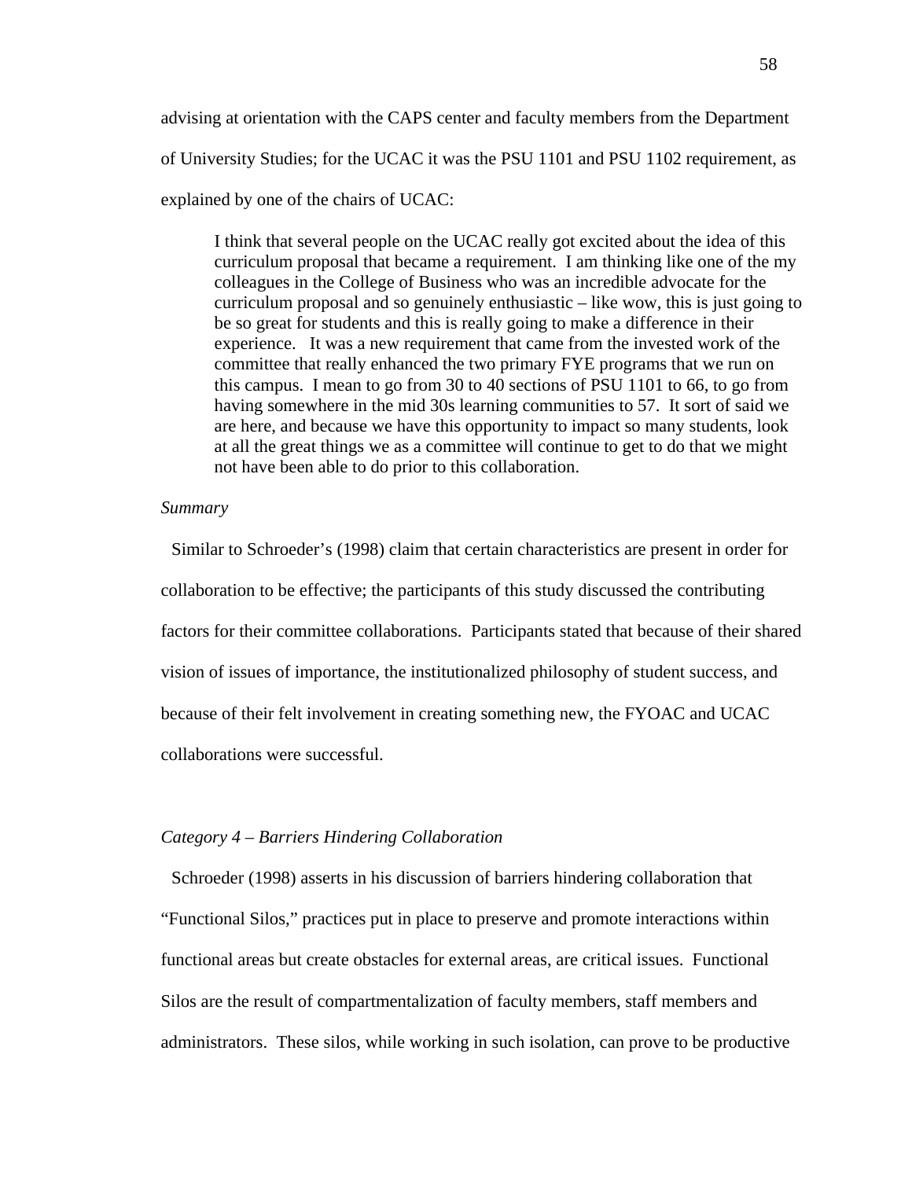advising at orientation with the CAPS center and faculty members from the Department of University Studies; for the UCAC it was the PSU 1101 and PSU 1102 requirement, as explained by one of the chairs of UCAC:

> I think that several people on the UCAC really got excited about the idea of this curriculum proposal that became a requirement. I am thinking like one of the my colleagues in the College of Business who was an incredible advocate for the curriculum proposal and so genuinely enthusiastic – like wow, this is just going to be so great for students and this is really going to make a difference in their experience. It was a new requirement that came from the invested work of the committee that really enhanced the two primary FYE programs that we run on this campus. I mean to go from 30 to 40 sections of PSU 1101 to 66, to go from having somewhere in the mid 30s learning communities to 57. It sort of said we are here, and because we have this opportunity to impact so many students, look at all the great things we as a committee will continue to get to do that we might not have been able to do prior to this collaboration.

*Summary*

Similar to Schroeder's (1998) claim that certain characteristics are present in order for collaboration to be effective; the participants of this study discussed the contributing factors for their committee collaborations. Participants stated that because of their shared vision of issues of importance, the institutionalized philosophy of student success, and because of their felt involvement in creating something new, the FYOAC and UCAC collaborations were successful.

*Category 4 – Barriers Hindering Collaboration*

Schroeder (1998) asserts in his discussion of barriers hindering collaboration that "Functional Silos," practices put in place to preserve and promote interactions within functional areas but create obstacles for external areas, are critical issues. Functional Silos are the result of compartmentalization of faculty members, staff members and administrators. These silos, while working in such isolation, can prove to be productive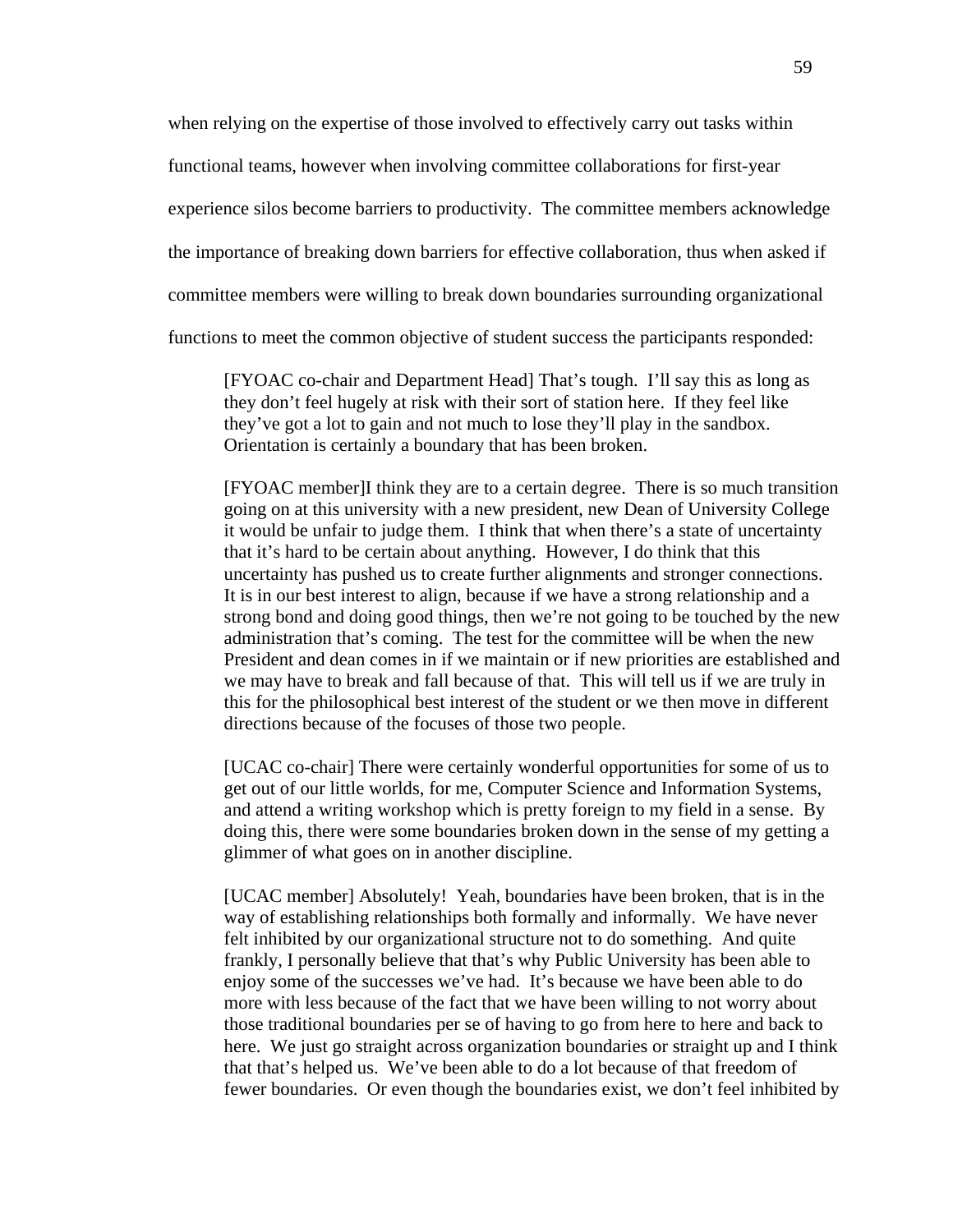when relying on the expertise of those involved to effectively carry out tasks within functional teams, however when involving committee collaborations for first-year experience silos become barriers to productivity. The committee members acknowledge the importance of breaking down barriers for effective collaboration, thus when asked if committee members were willing to break down boundaries surrounding organizational functions to meet the common objective of student success the participants responded:

> [FYOAC co-chair and Department Head] That's tough. I'll say this as long as they don't feel hugely at risk with their sort of station here. If they feel like they've got a lot to gain and not much to lose they'll play in the sandbox. Orientation is certainly a boundary that has been broken.

> [FYOAC member]I think they are to a certain degree. There is so much transition going on at this university with a new president, new Dean of University College it would be unfair to judge them. I think that when there's a state of uncertainty that it's hard to be certain about anything. However, I do think that this uncertainty has pushed us to create further alignments and stronger connections. It is in our best interest to align, because if we have a strong relationship and a strong bond and doing good things, then we're not going to be touched by the new administration that's coming. The test for the committee will be when the new President and dean comes in if we maintain or if new priorities are established and we may have to break and fall because of that. This will tell us if we are truly in this for the philosophical best interest of the student or we then move in different directions because of the focuses of those two people.

> [UCAC co-chair] There were certainly wonderful opportunities for some of us to get out of our little worlds, for me, Computer Science and Information Systems, and attend a writing workshop which is pretty foreign to my field in a sense. By doing this, there were some boundaries broken down in the sense of my getting a glimmer of what goes on in another discipline.

> [UCAC member] Absolutely! Yeah, boundaries have been broken, that is in the way of establishing relationships both formally and informally. We have never felt inhibited by our organizational structure not to do something. And quite frankly, I personally believe that that's why Public University has been able to enjoy some of the successes we've had. It's because we have been able to do more with less because of the fact that we have been willing to not worry about those traditional boundaries per se of having to go from here to here and back to here. We just go straight across organization boundaries or straight up and I think that that's helped us. We've been able to do a lot because of that freedom of fewer boundaries. Or even though the boundaries exist, we don't feel inhibited by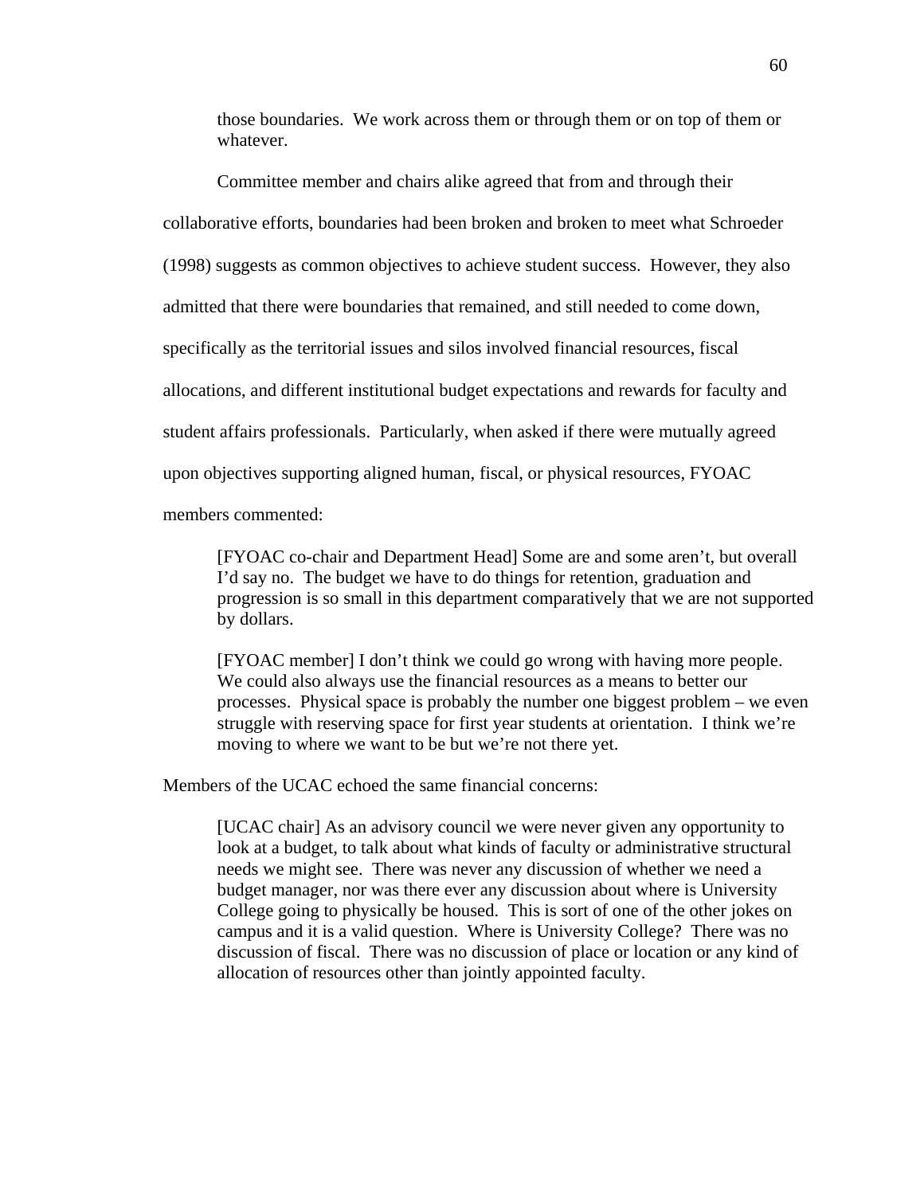> those boundaries. We work across them or through them or on top of them or whatever.

Committee member and chairs alike agreed that from and through their collaborative efforts, boundaries had been broken and broken to meet what Schroeder (1998) suggests as common objectives to achieve student success. However, they also admitted that there were boundaries that remained, and still needed to come down, specifically as the territorial issues and silos involved financial resources, fiscal allocations, and different institutional budget expectations and rewards for faculty and student affairs professionals. Particularly, when asked if there were mutually agreed upon objectives supporting aligned human, fiscal, or physical resources, FYOAC members commented:

> [FYOAC co-chair and Department Head] Some are and some aren't, but overall I'd say no. The budget we have to do things for retention, graduation and progression is so small in this department comparatively that we are not supported by dollars.
>
> [FYOAC member] I don't think we could go wrong with having more people. We could also always use the financial resources as a means to better our processes. Physical space is probably the number one biggest problem – we even struggle with reserving space for first year students at orientation. I think we're moving to where we want to be but we're not there yet.

Members of the UCAC echoed the same financial concerns:

> [UCAC chair] As an advisory council we were never given any opportunity to look at a budget, to talk about what kinds of faculty or administrative structural needs we might see. There was never any discussion of whether we need a budget manager, nor was there ever any discussion about where is University College going to physically be housed. This is sort of one of the other jokes on campus and it is a valid question. Where is University College? There was no discussion of fiscal. There was no discussion of place or location or any kind of allocation of resources other than jointly appointed faculty.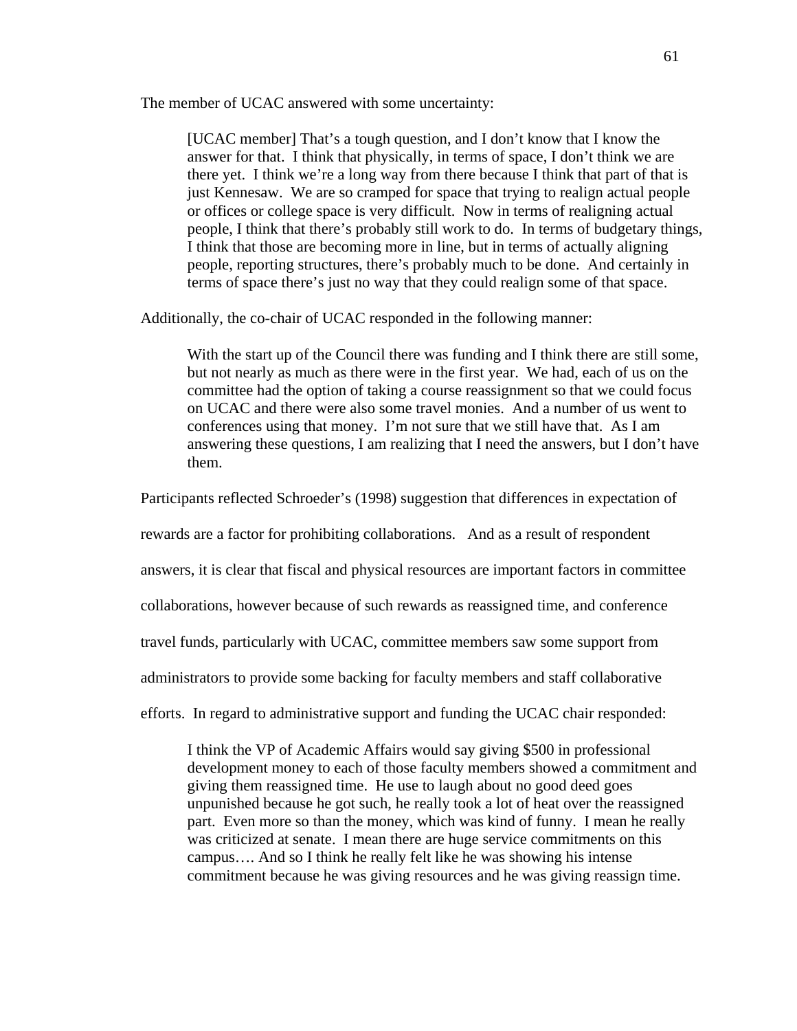The member of UCAC answered with some uncertainty:

> [UCAC member] That's a tough question, and I don't know that I know the answer for that. I think that physically, in terms of space, I don't think we are there yet. I think we're a long way from there because I think that part of that is just Kennesaw. We are so cramped for space that trying to realign actual people or offices or college space is very difficult. Now in terms of realigning actual people, I think that there's probably still work to do. In terms of budgetary things, I think that those are becoming more in line, but in terms of actually aligning people, reporting structures, there's probably much to be done. And certainly in terms of space there's just no way that they could realign some of that space.

Additionally, the co-chair of UCAC responded in the following manner:

> With the start up of the Council there was funding and I think there are still some, but not nearly as much as there were in the first year. We had, each of us on the committee had the option of taking a course reassignment so that we could focus on UCAC and there were also some travel monies. And a number of us went to conferences using that money. I'm not sure that we still have that. As I am answering these questions, I am realizing that I need the answers, but I don't have them.

Participants reflected Schroeder's (1998) suggestion that differences in expectation of rewards are a factor for prohibiting collaborations. And as a result of respondent answers, it is clear that fiscal and physical resources are important factors in committee collaborations, however because of such rewards as reassigned time, and conference travel funds, particularly with UCAC, committee members saw some support from administrators to provide some backing for faculty members and staff collaborative efforts. In regard to administrative support and funding the UCAC chair responded:

> I think the VP of Academic Affairs would say giving $500 in professional development money to each of those faculty members showed a commitment and giving them reassigned time. He use to laugh about no good deed goes unpunished because he got such, he really took a lot of heat over the reassigned part. Even more so than the money, which was kind of funny. I mean he really was criticized at senate. I mean there are huge service commitments on this campus…. And so I think he really felt like he was showing his intense commitment because he was giving resources and he was giving reassign time.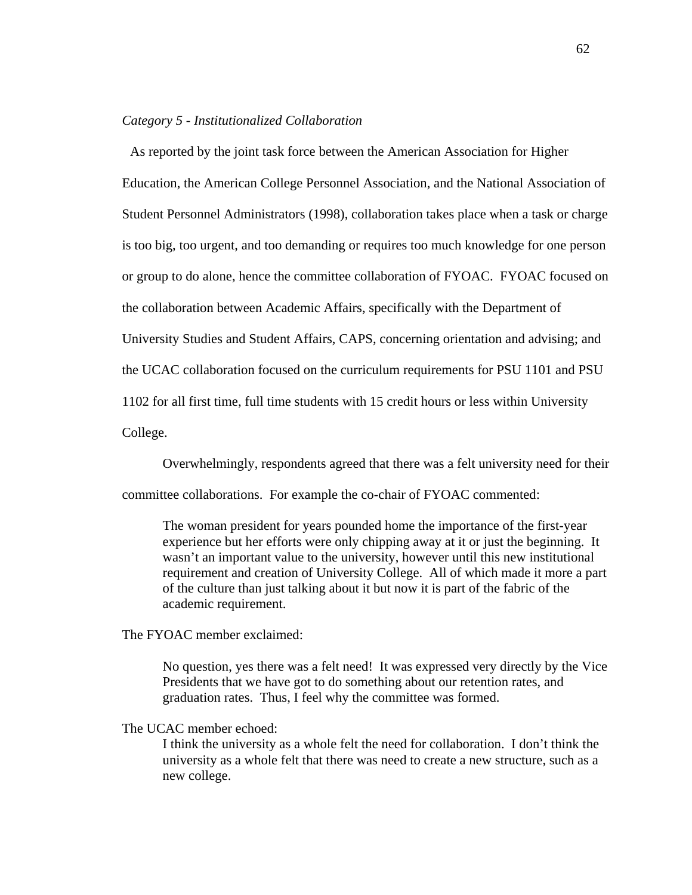*Category 5 - Institutionalized Collaboration*

As reported by the joint task force between the American Association for Higher Education, the American College Personnel Association, and the National Association of Student Personnel Administrators (1998), collaboration takes place when a task or charge is too big, too urgent, and too demanding or requires too much knowledge for one person or group to do alone, hence the committee collaboration of FYOAC. FYOAC focused on the collaboration between Academic Affairs, specifically with the Department of University Studies and Student Affairs, CAPS, concerning orientation and advising; and the UCAC collaboration focused on the curriculum requirements for PSU 1101 and PSU 1102 for all first time, full time students with 15 credit hours or less within University College.

Overwhelmingly, respondents agreed that there was a felt university need for their committee collaborations. For example the co-chair of FYOAC commented:

> The woman president for years pounded home the importance of the first-year experience but her efforts were only chipping away at it or just the beginning. It wasn't an important value to the university, however until this new institutional requirement and creation of University College. All of which made it more a part of the culture than just talking about it but now it is part of the fabric of the academic requirement.

The FYOAC member exclaimed:

> No question, yes there was a felt need! It was expressed very directly by the Vice Presidents that we have got to do something about our retention rates, and graduation rates. Thus, I feel why the committee was formed.

The UCAC member echoed:

> I think the university as a whole felt the need for collaboration. I don't think the university as a whole felt that there was need to create a new structure, such as a new college.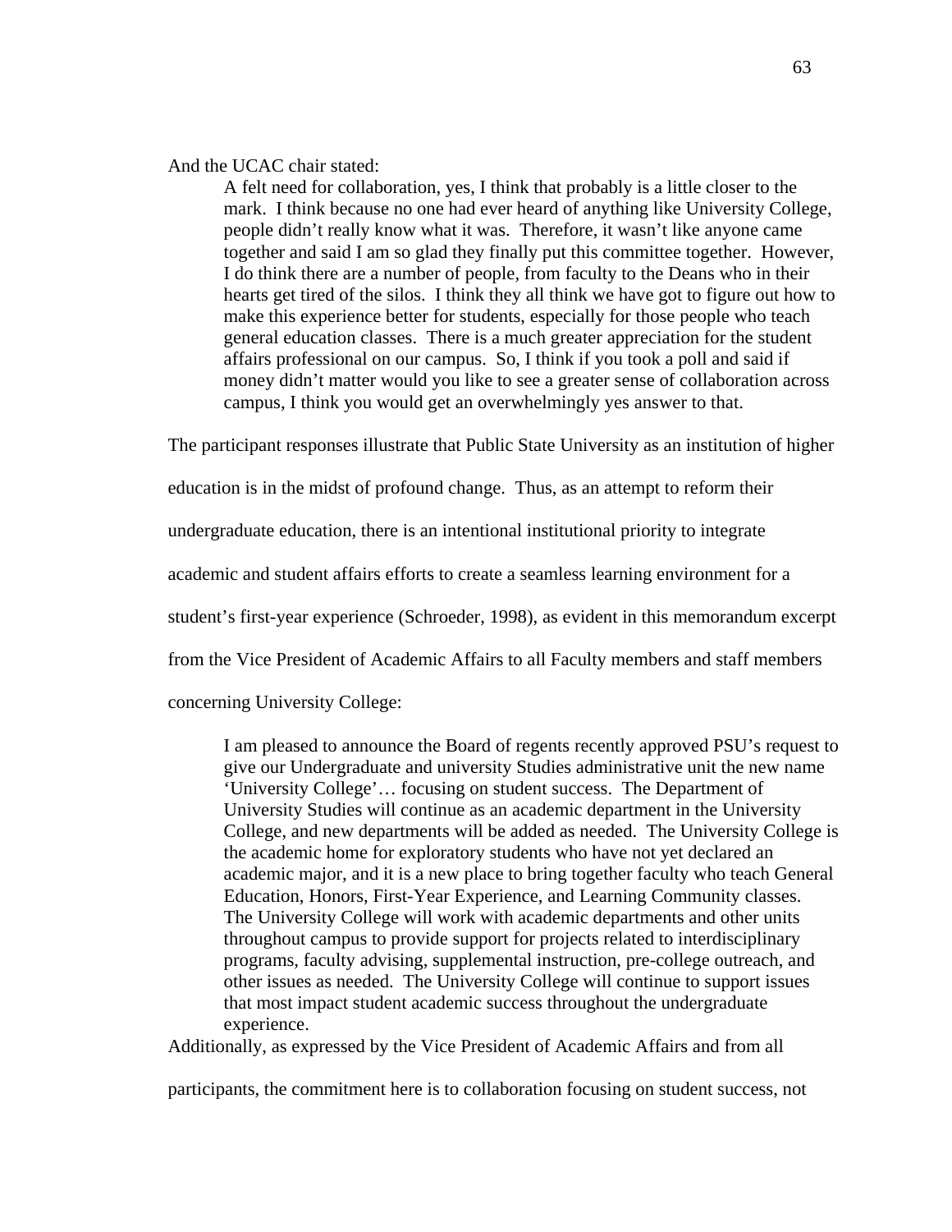And the UCAC chair stated:

> A felt need for collaboration, yes, I think that probably is a little closer to the mark. I think because no one had ever heard of anything like University College, people didn't really know what it was. Therefore, it wasn't like anyone came together and said I am so glad they finally put this committee together. However, I do think there are a number of people, from faculty to the Deans who in their hearts get tired of the silos. I think they all think we have got to figure out how to make this experience better for students, especially for those people who teach general education classes. There is a much greater appreciation for the student affairs professional on our campus. So, I think if you took a poll and said if money didn't matter would you like to see a greater sense of collaboration across campus, I think you would get an overwhelmingly yes answer to that.

The participant responses illustrate that Public State University as an institution of higher education is in the midst of profound change. Thus, as an attempt to reform their undergraduate education, there is an intentional institutional priority to integrate academic and student affairs efforts to create a seamless learning environment for a student's first-year experience (Schroeder, 1998), as evident in this memorandum excerpt from the Vice President of Academic Affairs to all Faculty members and staff members concerning University College:

> I am pleased to announce the Board of regents recently approved PSU's request to give our Undergraduate and university Studies administrative unit the new name 'University College'… focusing on student success. The Department of University Studies will continue as an academic department in the University College, and new departments will be added as needed. The University College is the academic home for exploratory students who have not yet declared an academic major, and it is a new place to bring together faculty who teach General Education, Honors, First-Year Experience, and Learning Community classes. The University College will work with academic departments and other units throughout campus to provide support for projects related to interdisciplinary programs, faculty advising, supplemental instruction, pre-college outreach, and other issues as needed. The University College will continue to support issues that most impact student academic success throughout the undergraduate experience.

Additionally, as expressed by the Vice President of Academic Affairs and from all participants, the commitment here is to collaboration focusing on student success, not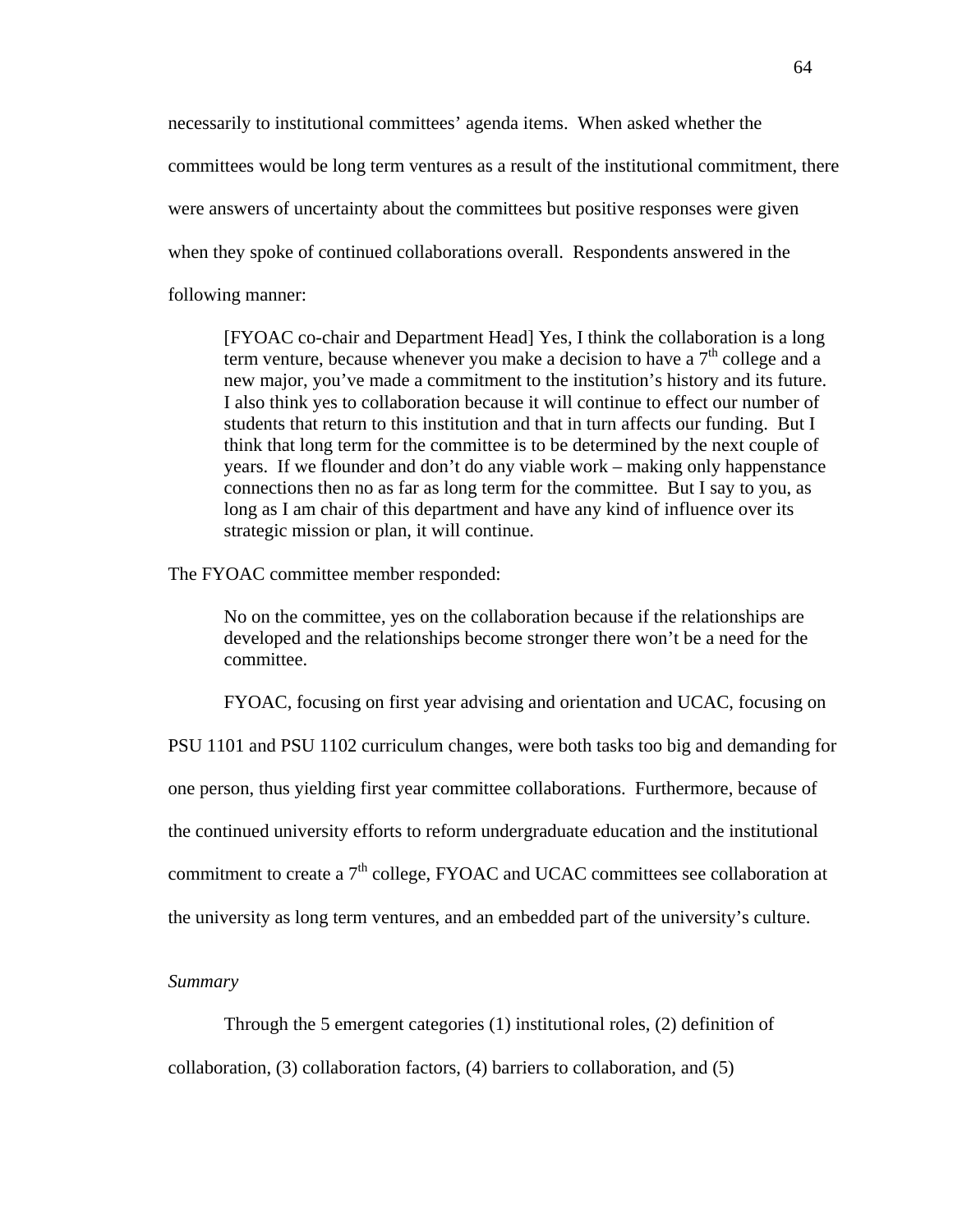necessarily to institutional committees' agenda items. When asked whether the committees would be long term ventures as a result of the institutional commitment, there were answers of uncertainty about the committees but positive responses were given when they spoke of continued collaborations overall. Respondents answered in the following manner:

> [FYOAC co-chair and Department Head] Yes, I think the collaboration is a long term venture, because whenever you make a decision to have a 7th college and a new major, you've made a commitment to the institution's history and its future. I also think yes to collaboration because it will continue to effect our number of students that return to this institution and that in turn affects our funding. But I think that long term for the committee is to be determined by the next couple of years. If we flounder and don't do any viable work – making only happenstance connections then no as far as long term for the committee. But I say to you, as long as I am chair of this department and have any kind of influence over its strategic mission or plan, it will continue.

The FYOAC committee member responded:

> No on the committee, yes on the collaboration because if the relationships are developed and the relationships become stronger there won't be a need for the committee.

FYOAC, focusing on first year advising and orientation and UCAC, focusing on PSU 1101 and PSU 1102 curriculum changes, were both tasks too big and demanding for one person, thus yielding first year committee collaborations. Furthermore, because of the continued university efforts to reform undergraduate education and the institutional commitment to create a 7th college, FYOAC and UCAC committees see collaboration at the university as long term ventures, and an embedded part of the university's culture.

*Summary*

Through the 5 emergent categories (1) institutional roles, (2) definition of collaboration, (3) collaboration factors, (4) barriers to collaboration, and (5)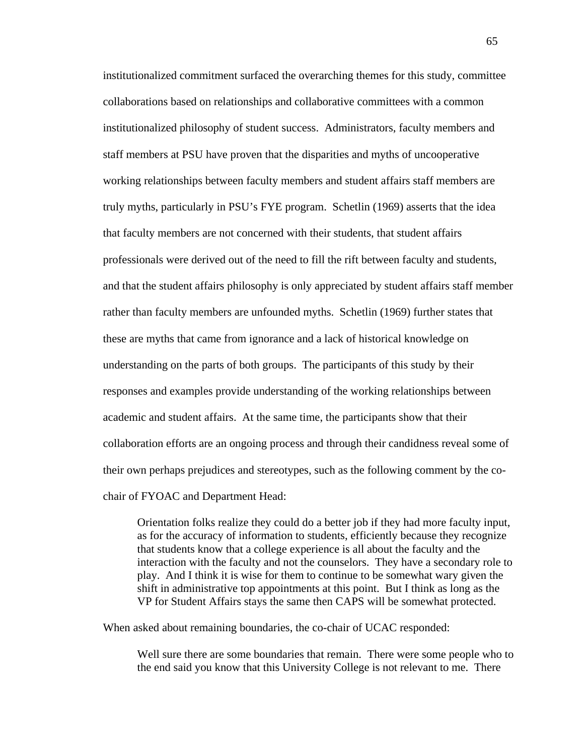institutionalized commitment surfaced the overarching themes for this study, committee collaborations based on relationships and collaborative committees with a common institutionalized philosophy of student success. Administrators, faculty members and staff members at PSU have proven that the disparities and myths of uncooperative working relationships between faculty members and student affairs staff members are truly myths, particularly in PSU's FYE program. Schetlin (1969) asserts that the idea that faculty members are not concerned with their students, that student affairs professionals were derived out of the need to fill the rift between faculty and students, and that the student affairs philosophy is only appreciated by student affairs staff member rather than faculty members are unfounded myths. Schetlin (1969) further states that these are myths that came from ignorance and a lack of historical knowledge on understanding on the parts of both groups. The participants of this study by their responses and examples provide understanding of the working relationships between academic and student affairs. At the same time, the participants show that their collaboration efforts are an ongoing process and through their candidness reveal some of their own perhaps prejudices and stereotypes, such as the following comment by the co-chair of FYOAC and Department Head:

> Orientation folks realize they could do a better job if they had more faculty input, as for the accuracy of information to students, efficiently because they recognize that students know that a college experience is all about the faculty and the interaction with the faculty and not the counselors. They have a secondary role to play. And I think it is wise for them to continue to be somewhat wary given the shift in administrative top appointments at this point. But I think as long as the VP for Student Affairs stays the same then CAPS will be somewhat protected.

When asked about remaining boundaries, the co-chair of UCAC responded:

> Well sure there are some boundaries that remain. There were some people who to the end said you know that this University College is not relevant to me. There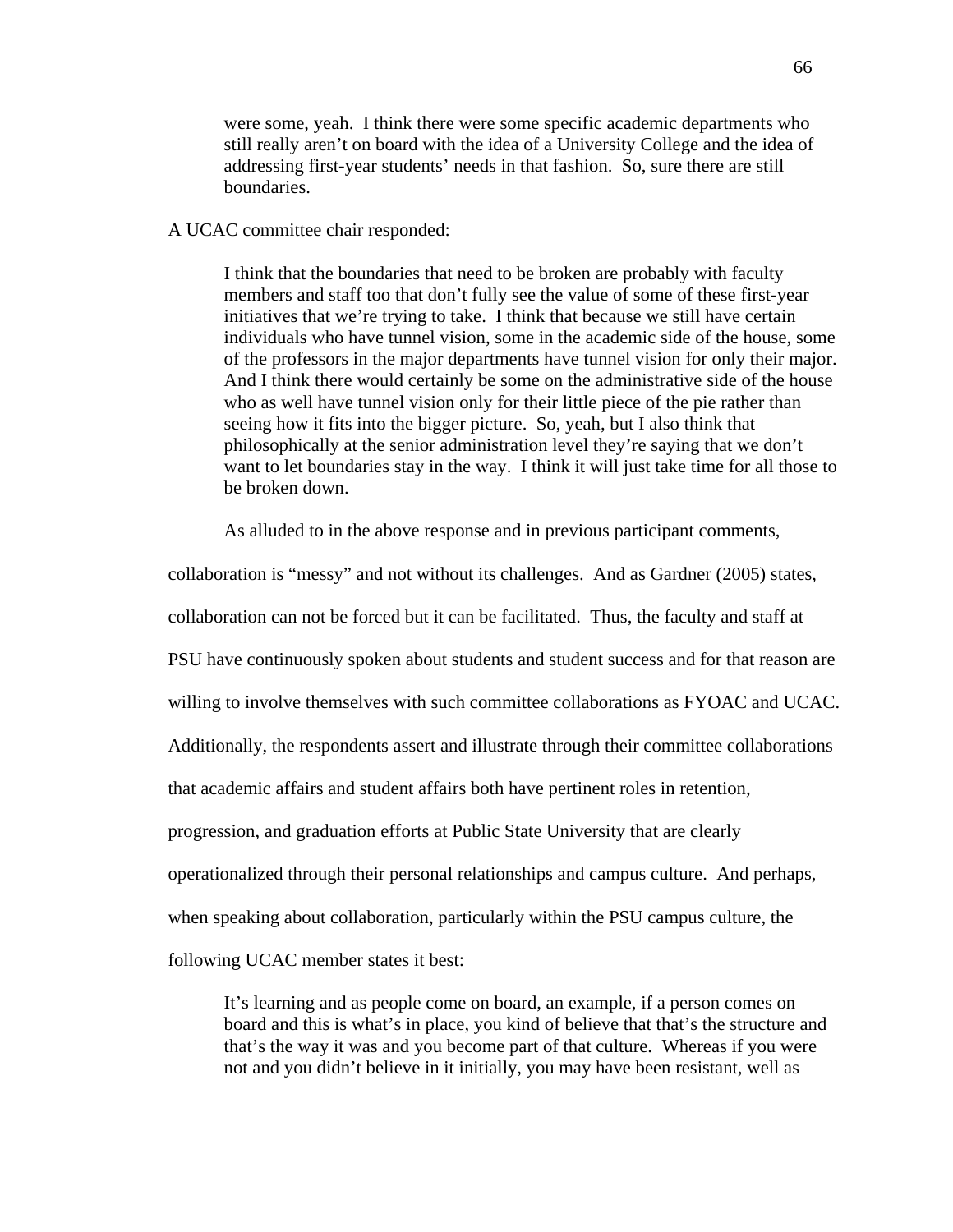> were some, yeah. I think there were some specific academic departments who still really aren't on board with the idea of a University College and the idea of addressing first-year students' needs in that fashion. So, sure there are still boundaries.

A UCAC committee chair responded:

> I think that the boundaries that need to be broken are probably with faculty members and staff too that don't fully see the value of some of these first-year initiatives that we're trying to take. I think that because we still have certain individuals who have tunnel vision, some in the academic side of the house, some of the professors in the major departments have tunnel vision for only their major. And I think there would certainly be some on the administrative side of the house who as well have tunnel vision only for their little piece of the pie rather than seeing how it fits into the bigger picture. So, yeah, but I also think that philosophically at the senior administration level they're saying that we don't want to let boundaries stay in the way. I think it will just take time for all those to be broken down.

As alluded to in the above response and in previous participant comments, collaboration is "messy" and not without its challenges. And as Gardner (2005) states, collaboration can not be forced but it can be facilitated. Thus, the faculty and staff at PSU have continuously spoken about students and student success and for that reason are willing to involve themselves with such committee collaborations as FYOAC and UCAC. Additionally, the respondents assert and illustrate through their committee collaborations that academic affairs and student affairs both have pertinent roles in retention, progression, and graduation efforts at Public State University that are clearly operationalized through their personal relationships and campus culture. And perhaps, when speaking about collaboration, particularly within the PSU campus culture, the following UCAC member states it best:

> It's learning and as people come on board, an example, if a person comes on board and this is what's in place, you kind of believe that that's the structure and that's the way it was and you become part of that culture. Whereas if you were not and you didn't believe in it initially, you may have been resistant, well as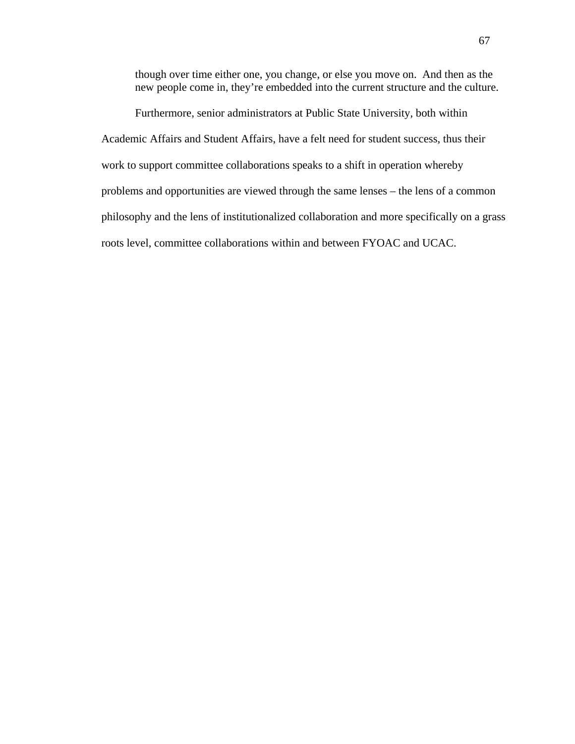> though over time either one, you change, or else you move on. And then as the new people come in, they're embedded into the current structure and the culture.

Furthermore, senior administrators at Public State University, both within Academic Affairs and Student Affairs, have a felt need for student success, thus their work to support committee collaborations speaks to a shift in operation whereby problems and opportunities are viewed through the same lenses – the lens of a common philosophy and the lens of institutionalized collaboration and more specifically on a grass roots level, committee collaborations within and between FYOAC and UCAC.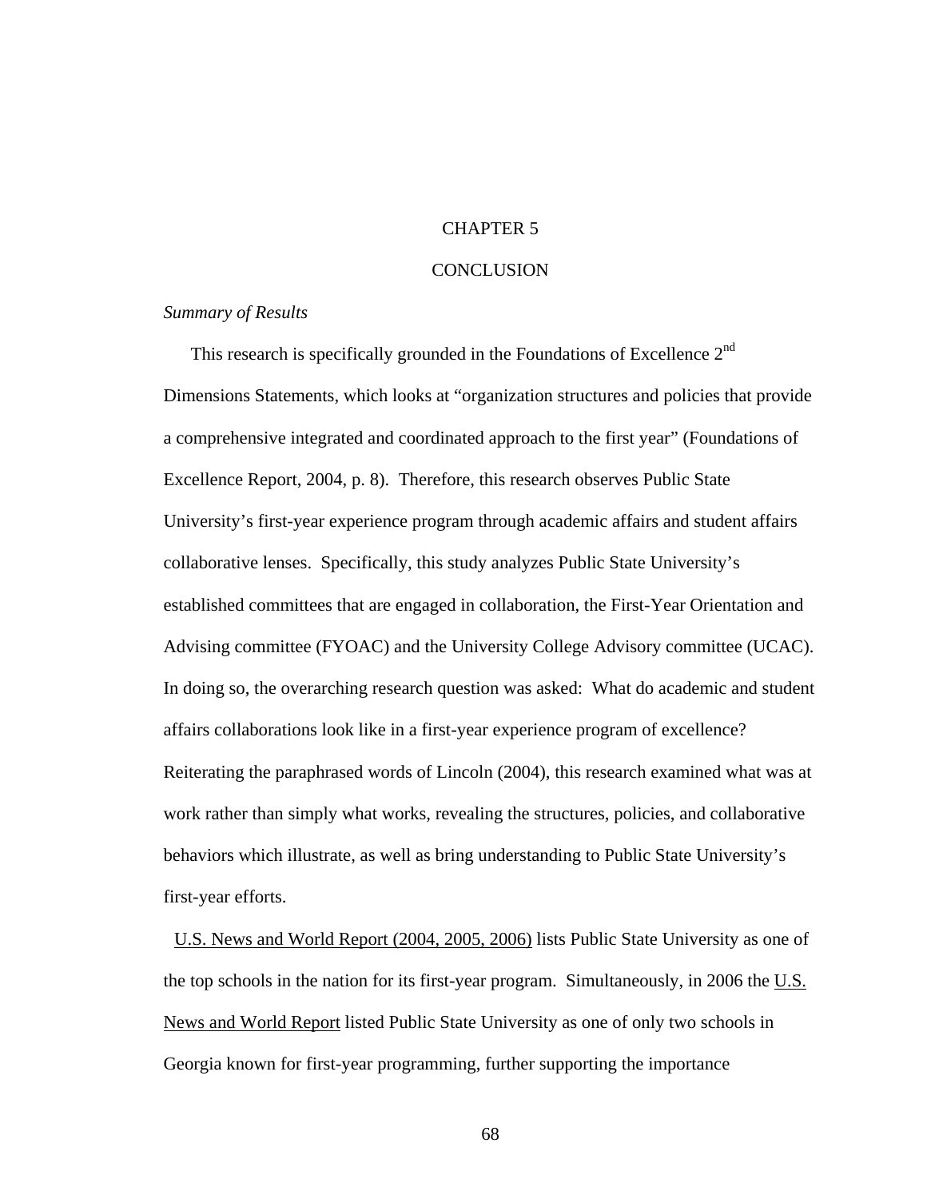# CHAPTER 5

# CONCLUSION

### *Summary of Results*

This research is specifically grounded in the Foundations of Excellence 2nd Dimensions Statements, which looks at "organization structures and policies that provide a comprehensive integrated and coordinated approach to the first year" (Foundations of Excellence Report, 2004, p. 8). Therefore, this research observes Public State University's first-year experience program through academic affairs and student affairs collaborative lenses. Specifically, this study analyzes Public State University's established committees that are engaged in collaboration, the First-Year Orientation and Advising committee (FYOAC) and the University College Advisory committee (UCAC). In doing so, the overarching research question was asked: What do academic and student affairs collaborations look like in a first-year experience program of excellence? Reiterating the paraphrased words of Lincoln (2004), this research examined what was at work rather than simply what works, revealing the structures, policies, and collaborative behaviors which illustrate, as well as bring understanding to Public State University's first-year efforts.

U.S. News and World Report (2004, 2005, 2006) lists Public State University as one of the top schools in the nation for its first-year program. Simultaneously, in 2006 the U.S. News and World Report listed Public State University as one of only two schools in Georgia known for first-year programming, further supporting the importance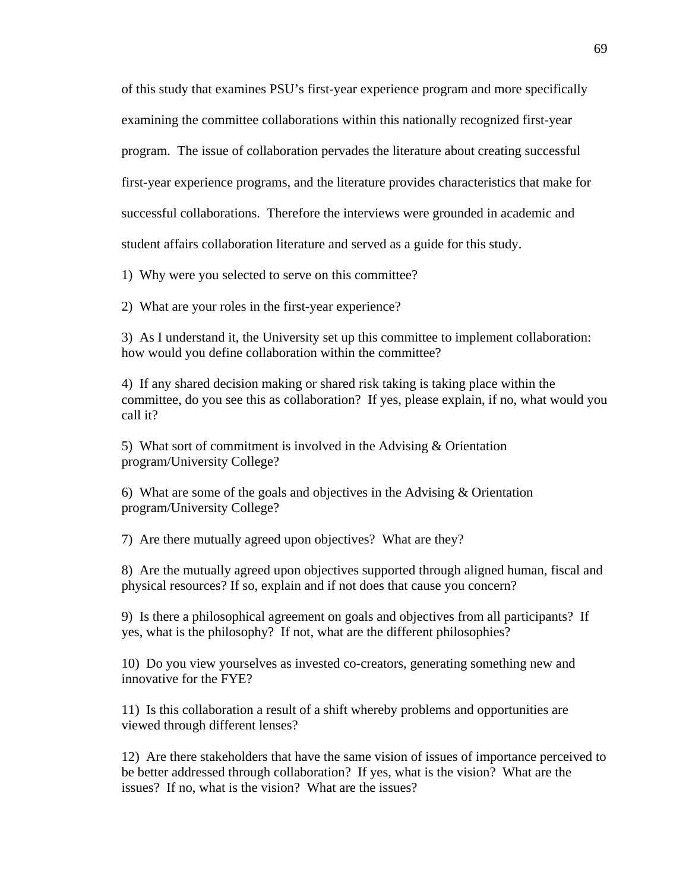of this study that examines PSU's first-year experience program and more specifically examining the committee collaborations within this nationally recognized first-year program. The issue of collaboration pervades the literature about creating successful first-year experience programs, and the literature provides characteristics that make for successful collaborations. Therefore the interviews were grounded in academic and student affairs collaboration literature and served as a guide for this study.

1) Why were you selected to serve on this committee?

2) What are your roles in the first-year experience?

3) As I understand it, the University set up this committee to implement collaboration: how would you define collaboration within the committee?

4) If any shared decision making or shared risk taking is taking place within the committee, do you see this as collaboration? If yes, please explain, if no, what would you call it?

5) What sort of commitment is involved in the Advising & Orientation program/University College?

6) What are some of the goals and objectives in the Advising & Orientation program/University College?

7) Are there mutually agreed upon objectives? What are they?

8) Are the mutually agreed upon objectives supported through aligned human, fiscal and physical resources? If so, explain and if not does that cause you concern?

9) Is there a philosophical agreement on goals and objectives from all participants? If yes, what is the philosophy? If not, what are the different philosophies?

10) Do you view yourselves as invested co-creators, generating something new and innovative for the FYE?

11) Is this collaboration a result of a shift whereby problems and opportunities are viewed through different lenses?

12) Are there stakeholders that have the same vision of issues of importance perceived to be better addressed through collaboration? If yes, what is the vision? What are the issues? If no, what is the vision? What are the issues?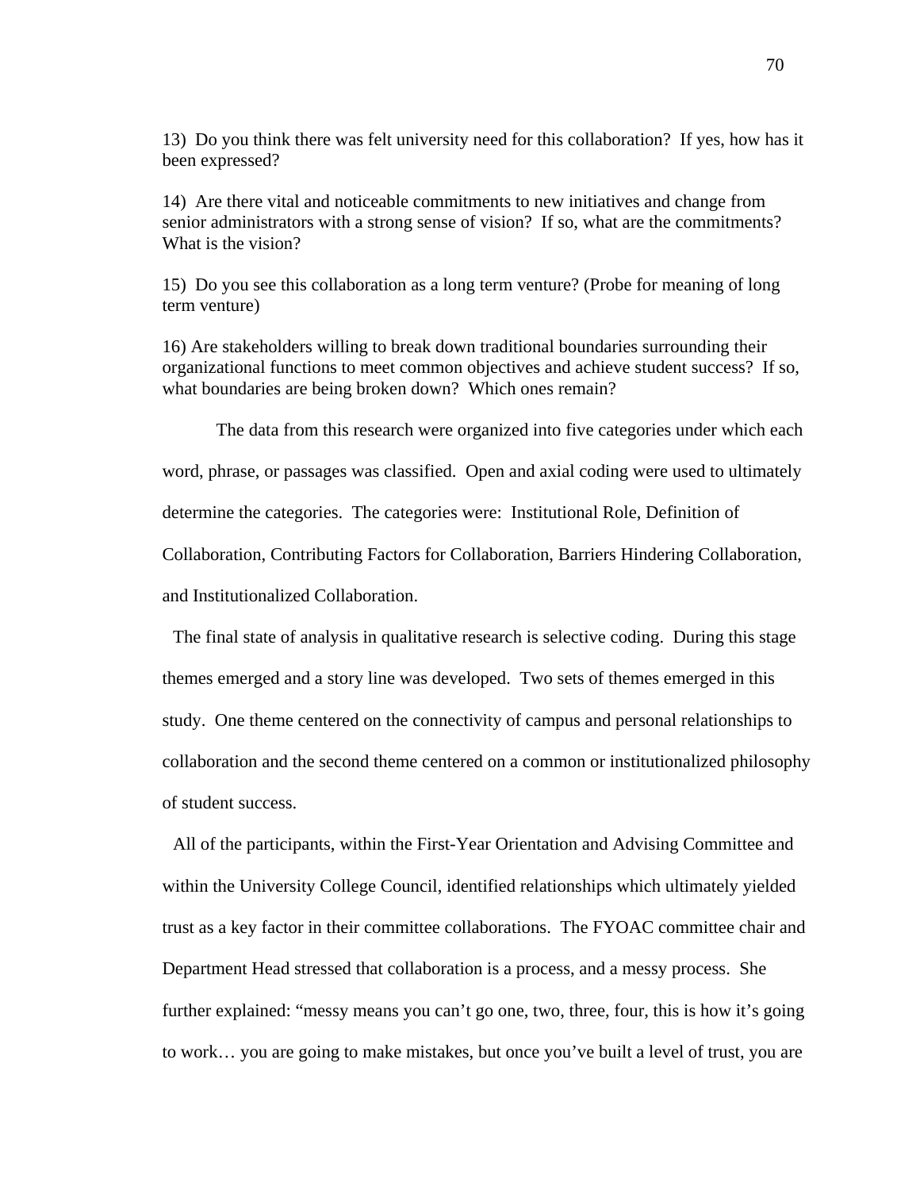13) Do you think there was felt university need for this collaboration? If yes, how has it been expressed?

14) Are there vital and noticeable commitments to new initiatives and change from senior administrators with a strong sense of vision? If so, what are the commitments? What is the vision?

15) Do you see this collaboration as a long term venture? (Probe for meaning of long term venture)

16) Are stakeholders willing to break down traditional boundaries surrounding their organizational functions to meet common objectives and achieve student success? If so, what boundaries are being broken down? Which ones remain?

The data from this research were organized into five categories under which each word, phrase, or passages was classified. Open and axial coding were used to ultimately determine the categories. The categories were: Institutional Role, Definition of Collaboration, Contributing Factors for Collaboration, Barriers Hindering Collaboration, and Institutionalized Collaboration.

The final state of analysis in qualitative research is selective coding. During this stage themes emerged and a story line was developed. Two sets of themes emerged in this study. One theme centered on the connectivity of campus and personal relationships to collaboration and the second theme centered on a common or institutionalized philosophy of student success.

All of the participants, within the First-Year Orientation and Advising Committee and within the University College Council, identified relationships which ultimately yielded trust as a key factor in their committee collaborations. The FYOAC committee chair and Department Head stressed that collaboration is a process, and a messy process. She further explained: "messy means you can't go one, two, three, four, this is how it's going to work… you are going to make mistakes, but once you've built a level of trust, you are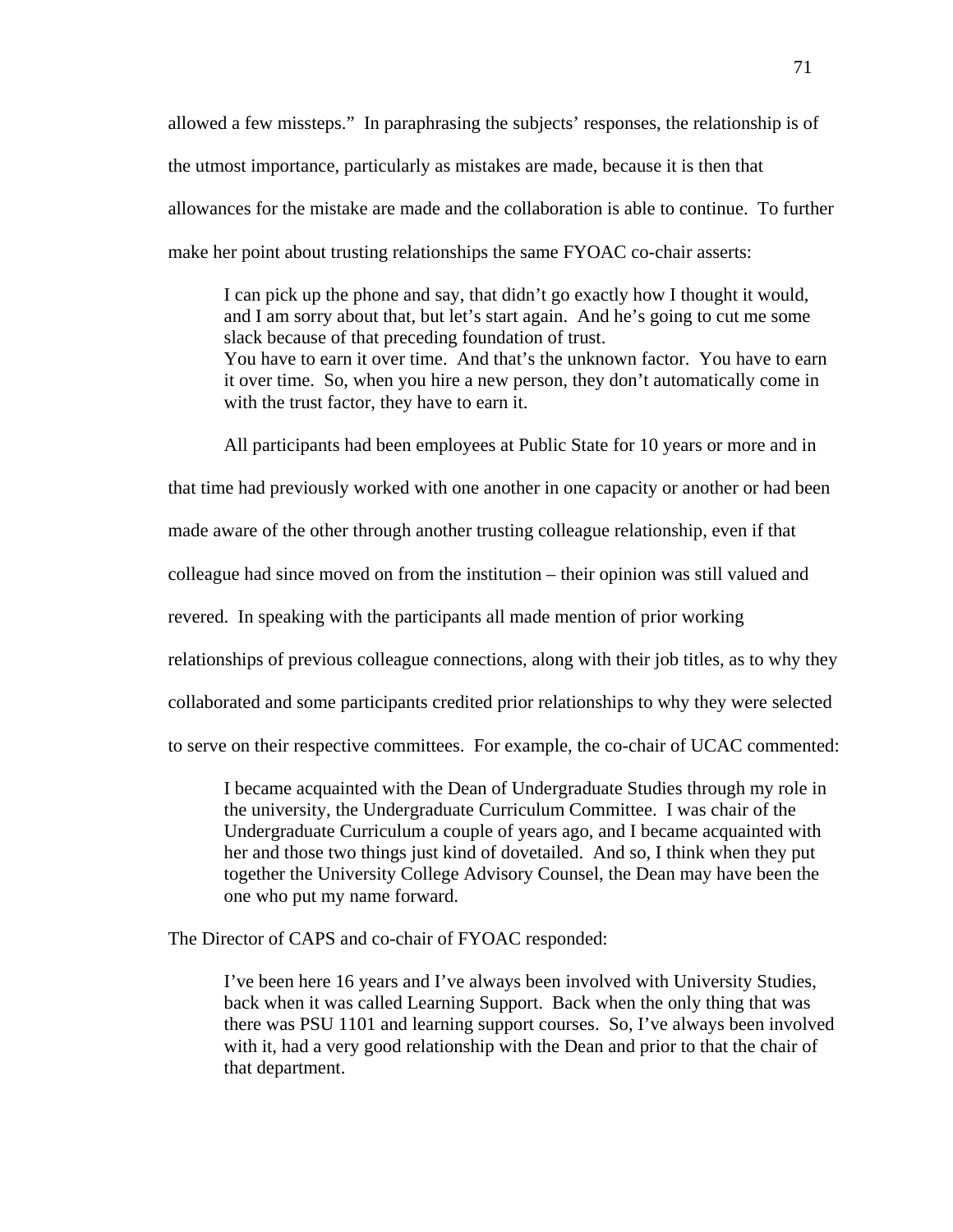allowed a few missteps." In paraphrasing the subjects' responses, the relationship is of the utmost importance, particularly as mistakes are made, because it is then that allowances for the mistake are made and the collaboration is able to continue. To further make her point about trusting relationships the same FYOAC co-chair asserts:

> I can pick up the phone and say, that didn't go exactly how I thought it would, and I am sorry about that, but let's start again. And he's going to cut me some slack because of that preceding foundation of trust.
> You have to earn it over time. And that's the unknown factor. You have to earn it over time. So, when you hire a new person, they don't automatically come in with the trust factor, they have to earn it.

All participants had been employees at Public State for 10 years or more and in that time had previously worked with one another in one capacity or another or had been made aware of the other through another trusting colleague relationship, even if that colleague had since moved on from the institution – their opinion was still valued and revered. In speaking with the participants all made mention of prior working relationships of previous colleague connections, along with their job titles, as to why they collaborated and some participants credited prior relationships to why they were selected to serve on their respective committees. For example, the co-chair of UCAC commented:

> I became acquainted with the Dean of Undergraduate Studies through my role in the university, the Undergraduate Curriculum Committee. I was chair of the Undergraduate Curriculum a couple of years ago, and I became acquainted with her and those two things just kind of dovetailed. And so, I think when they put together the University College Advisory Counsel, the Dean may have been the one who put my name forward.

The Director of CAPS and co-chair of FYOAC responded:

> I've been here 16 years and I've always been involved with University Studies, back when it was called Learning Support. Back when the only thing that was there was PSU 1101 and learning support courses. So, I've always been involved with it, had a very good relationship with the Dean and prior to that the chair of that department.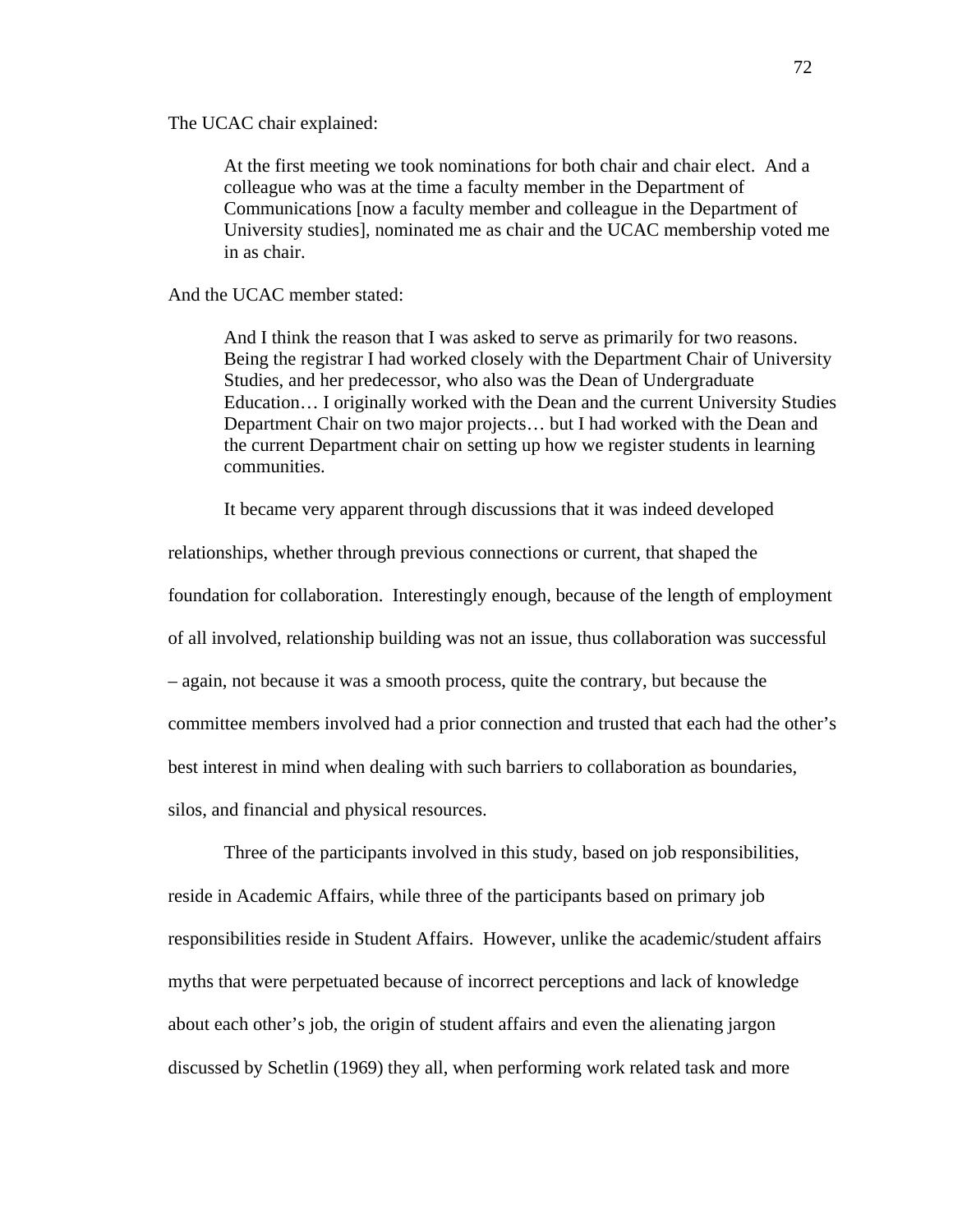The UCAC chair explained:

> At the first meeting we took nominations for both chair and chair elect. And a colleague who was at the time a faculty member in the Department of Communications [now a faculty member and colleague in the Department of University studies], nominated me as chair and the UCAC membership voted me in as chair.

And the UCAC member stated:

> And I think the reason that I was asked to serve as primarily for two reasons. Being the registrar I had worked closely with the Department Chair of University Studies, and her predecessor, who also was the Dean of Undergraduate Education… I originally worked with the Dean and the current University Studies Department Chair on two major projects… but I had worked with the Dean and the current Department chair on setting up how we register students in learning communities.

It became very apparent through discussions that it was indeed developed relationships, whether through previous connections or current, that shaped the foundation for collaboration. Interestingly enough, because of the length of employment of all involved, relationship building was not an issue, thus collaboration was successful – again, not because it was a smooth process, quite the contrary, but because the committee members involved had a prior connection and trusted that each had the other's best interest in mind when dealing with such barriers to collaboration as boundaries, silos, and financial and physical resources.

Three of the participants involved in this study, based on job responsibilities, reside in Academic Affairs, while three of the participants based on primary job responsibilities reside in Student Affairs. However, unlike the academic/student affairs myths that were perpetuated because of incorrect perceptions and lack of knowledge about each other's job, the origin of student affairs and even the alienating jargon discussed by Schetlin (1969) they all, when performing work related task and more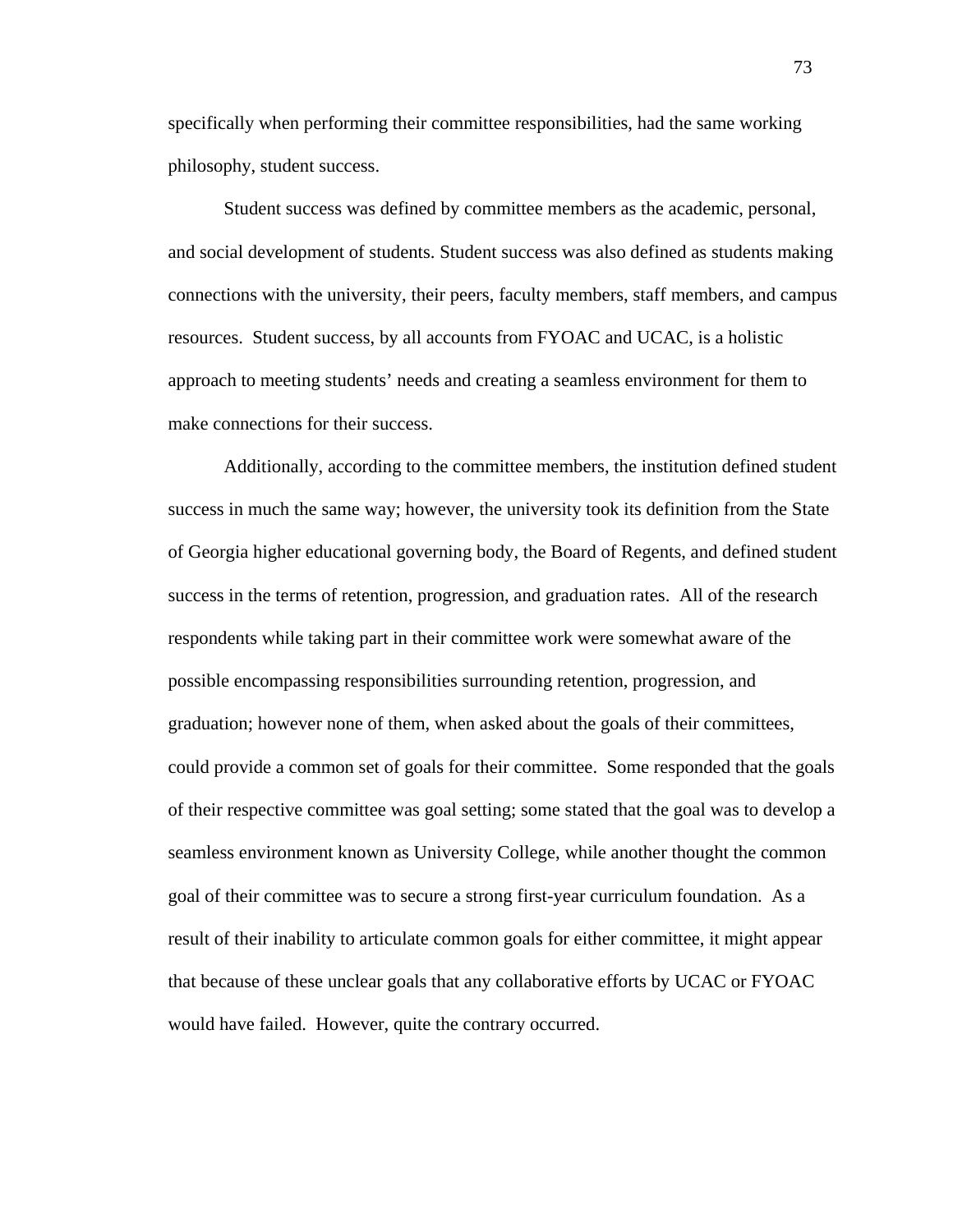specifically when performing their committee responsibilities, had the same working philosophy, student success.

Student success was defined by committee members as the academic, personal, and social development of students. Student success was also defined as students making connections with the university, their peers, faculty members, staff members, and campus resources.  Student success, by all accounts from FYOAC and UCAC, is a holistic approach to meeting students' needs and creating a seamless environment for them to make connections for their success.

Additionally, according to the committee members, the institution defined student success in much the same way; however, the university took its definition from the State of Georgia higher educational governing body, the Board of Regents, and defined student success in the terms of retention, progression, and graduation rates.  All of the research respondents while taking part in their committee work were somewhat aware of the possible encompassing responsibilities surrounding retention, progression, and graduation; however none of them, when asked about the goals of their committees, could provide a common set of goals for their committee.  Some responded that the goals of their respective committee was goal setting; some stated that the goal was to develop a seamless environment known as University College, while another thought the common goal of their committee was to secure a strong first-year curriculum foundation.  As a result of their inability to articulate common goals for either committee, it might appear that because of these unclear goals that any collaborative efforts by UCAC or FYOAC would have failed.  However, quite the contrary occurred.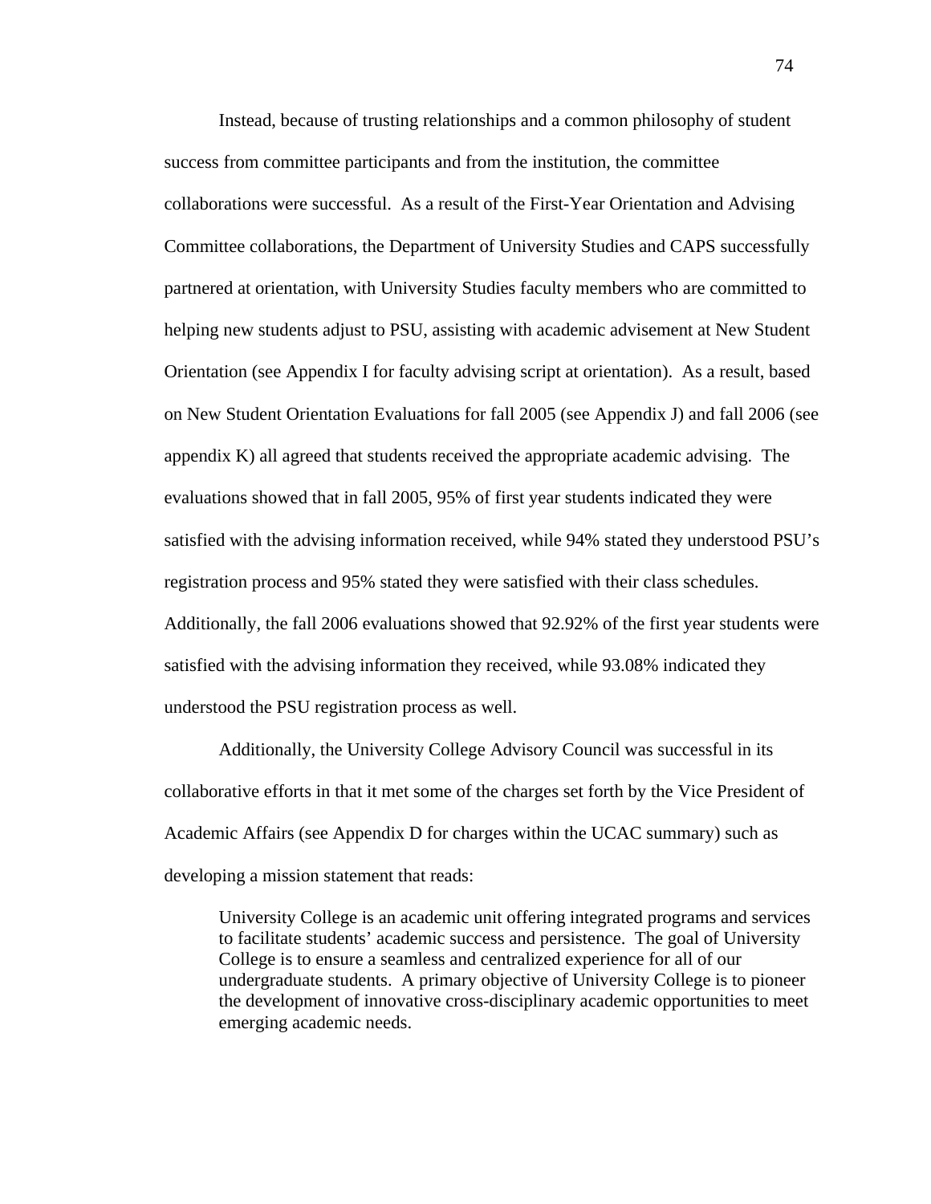Instead, because of trusting relationships and a common philosophy of student success from committee participants and from the institution, the committee collaborations were successful. As a result of the First-Year Orientation and Advising Committee collaborations, the Department of University Studies and CAPS successfully partnered at orientation, with University Studies faculty members who are committed to helping new students adjust to PSU, assisting with academic advisement at New Student Orientation (see Appendix I for faculty advising script at orientation). As a result, based on New Student Orientation Evaluations for fall 2005 (see Appendix J) and fall 2006 (see appendix K) all agreed that students received the appropriate academic advising. The evaluations showed that in fall 2005, 95% of first year students indicated they were satisfied with the advising information received, while 94% stated they understood PSU's registration process and 95% stated they were satisfied with their class schedules. Additionally, the fall 2006 evaluations showed that 92.92% of the first year students were satisfied with the advising information they received, while 93.08% indicated they understood the PSU registration process as well.

Additionally, the University College Advisory Council was successful in its collaborative efforts in that it met some of the charges set forth by the Vice President of Academic Affairs (see Appendix D for charges within the UCAC summary) such as developing a mission statement that reads:

> University College is an academic unit offering integrated programs and services to facilitate students' academic success and persistence. The goal of University College is to ensure a seamless and centralized experience for all of our undergraduate students. A primary objective of University College is to pioneer the development of innovative cross-disciplinary academic opportunities to meet emerging academic needs.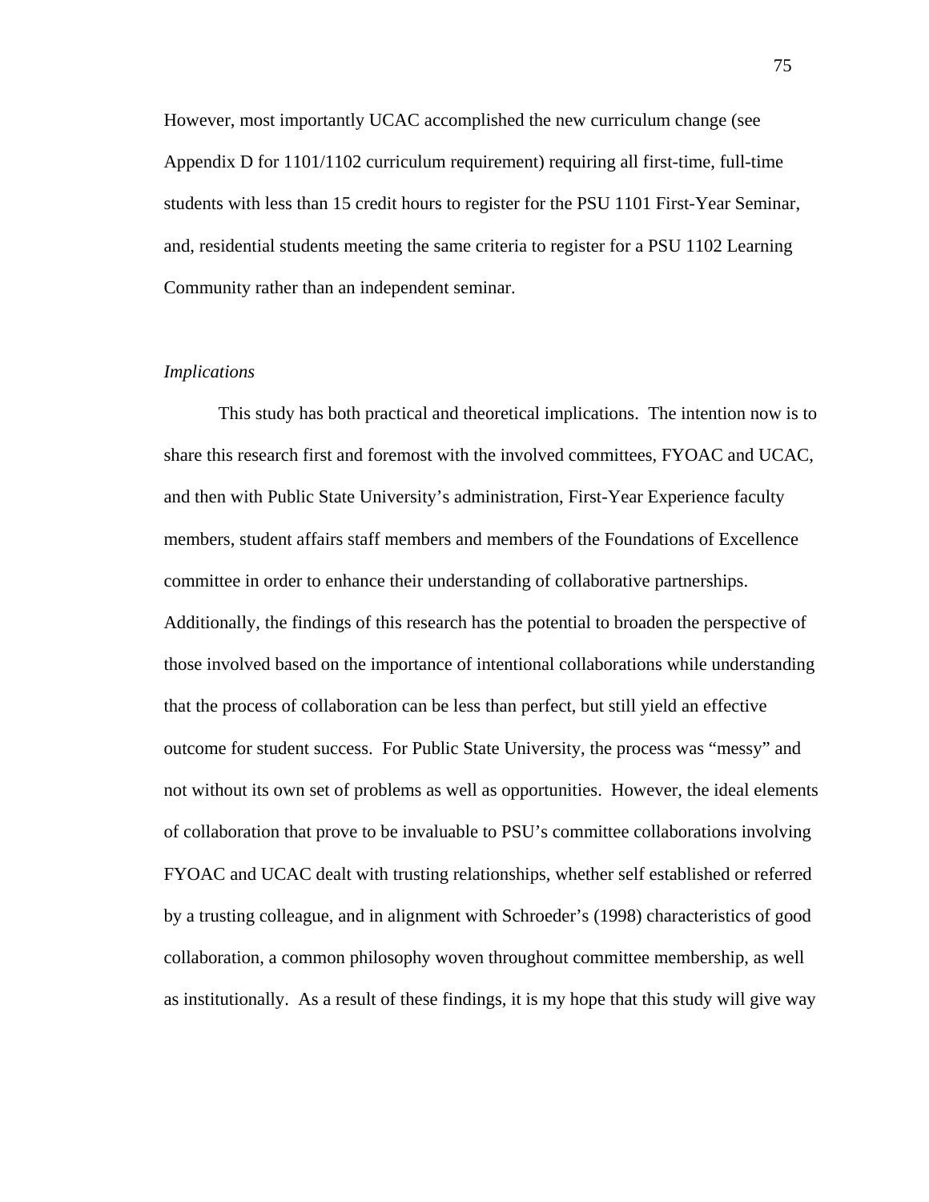However, most importantly UCAC accomplished the new curriculum change (see Appendix D for 1101/1102 curriculum requirement) requiring all first-time, full-time students with less than 15 credit hours to register for the PSU 1101 First-Year Seminar, and, residential students meeting the same criteria to register for a PSU 1102 Learning Community rather than an independent seminar.

*Implications*

This study has both practical and theoretical implications. The intention now is to share this research first and foremost with the involved committees, FYOAC and UCAC, and then with Public State University's administration, First-Year Experience faculty members, student affairs staff members and members of the Foundations of Excellence committee in order to enhance their understanding of collaborative partnerships. Additionally, the findings of this research has the potential to broaden the perspective of those involved based on the importance of intentional collaborations while understanding that the process of collaboration can be less than perfect, but still yield an effective outcome for student success. For Public State University, the process was "messy" and not without its own set of problems as well as opportunities. However, the ideal elements of collaboration that prove to be invaluable to PSU's committee collaborations involving FYOAC and UCAC dealt with trusting relationships, whether self established or referred by a trusting colleague, and in alignment with Schroeder's (1998) characteristics of good collaboration, a common philosophy woven throughout committee membership, as well as institutionally. As a result of these findings, it is my hope that this study will give way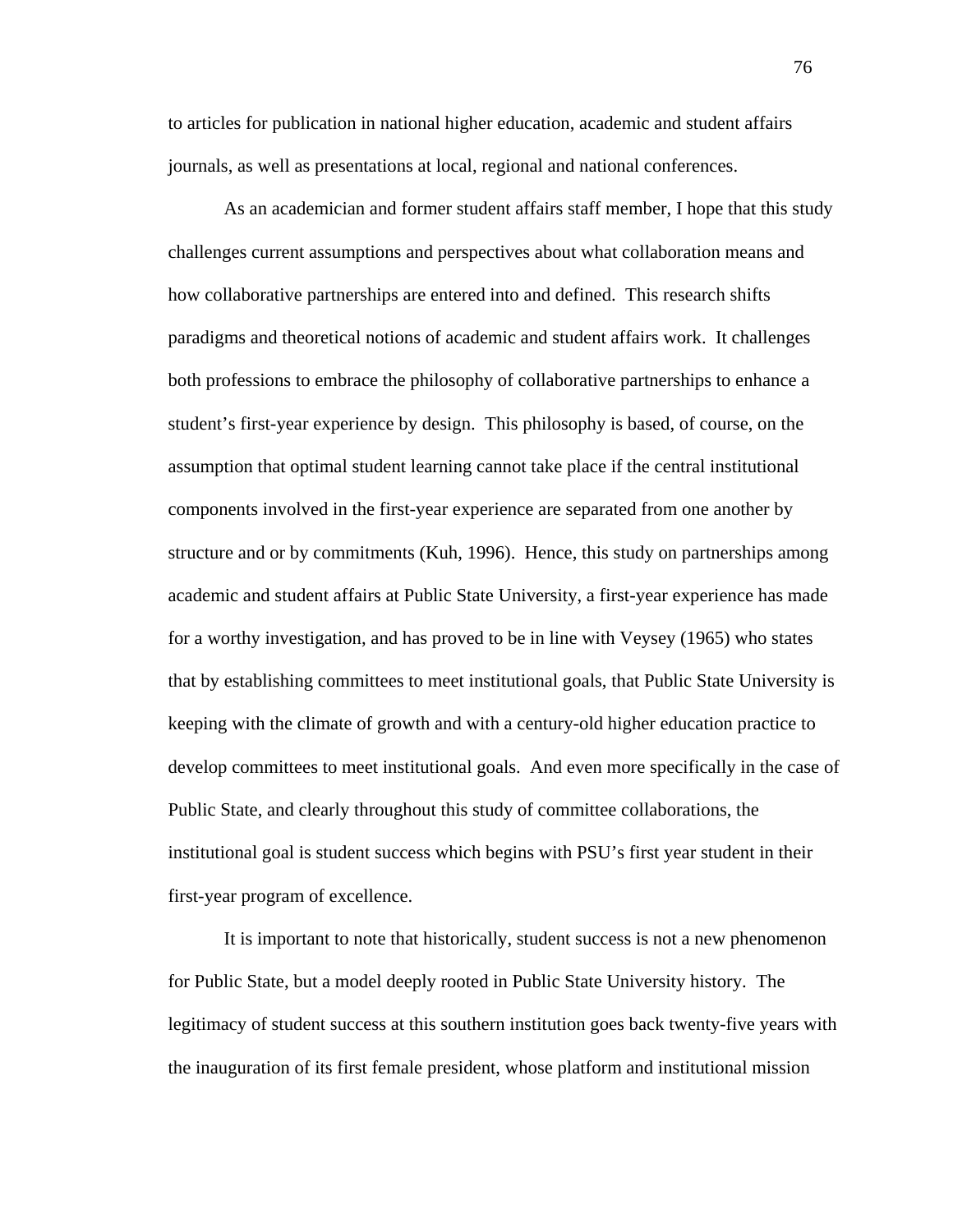to articles for publication in national higher education, academic and student affairs journals, as well as presentations at local, regional and national conferences.

As an academician and former student affairs staff member, I hope that this study challenges current assumptions and perspectives about what collaboration means and how collaborative partnerships are entered into and defined. This research shifts paradigms and theoretical notions of academic and student affairs work. It challenges both professions to embrace the philosophy of collaborative partnerships to enhance a student's first-year experience by design. This philosophy is based, of course, on the assumption that optimal student learning cannot take place if the central institutional components involved in the first-year experience are separated from one another by structure and or by commitments (Kuh, 1996). Hence, this study on partnerships among academic and student affairs at Public State University, a first-year experience has made for a worthy investigation, and has proved to be in line with Veysey (1965) who states that by establishing committees to meet institutional goals, that Public State University is keeping with the climate of growth and with a century-old higher education practice to develop committees to meet institutional goals. And even more specifically in the case of Public State, and clearly throughout this study of committee collaborations, the institutional goal is student success which begins with PSU's first year student in their first-year program of excellence.

It is important to note that historically, student success is not a new phenomenon for Public State, but a model deeply rooted in Public State University history. The legitimacy of student success at this southern institution goes back twenty-five years with the inauguration of its first female president, whose platform and institutional mission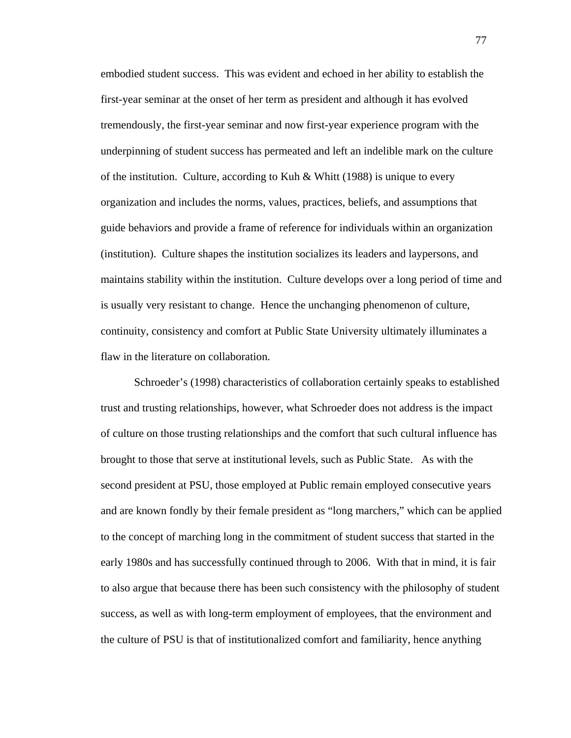embodied student success. This was evident and echoed in her ability to establish the first-year seminar at the onset of her term as president and although it has evolved tremendously, the first-year seminar and now first-year experience program with the underpinning of student success has permeated and left an indelible mark on the culture of the institution. Culture, according to Kuh & Whitt (1988) is unique to every organization and includes the norms, values, practices, beliefs, and assumptions that guide behaviors and provide a frame of reference for individuals within an organization (institution). Culture shapes the institution socializes its leaders and laypersons, and maintains stability within the institution. Culture develops over a long period of time and is usually very resistant to change. Hence the unchanging phenomenon of culture, continuity, consistency and comfort at Public State University ultimately illuminates a flaw in the literature on collaboration.

Schroeder's (1998) characteristics of collaboration certainly speaks to established trust and trusting relationships, however, what Schroeder does not address is the impact of culture on those trusting relationships and the comfort that such cultural influence has brought to those that serve at institutional levels, such as Public State. As with the second president at PSU, those employed at Public remain employed consecutive years and are known fondly by their female president as "long marchers," which can be applied to the concept of marching long in the commitment of student success that started in the early 1980s and has successfully continued through to 2006. With that in mind, it is fair to also argue that because there has been such consistency with the philosophy of student success, as well as with long-term employment of employees, that the environment and the culture of PSU is that of institutionalized comfort and familiarity, hence anything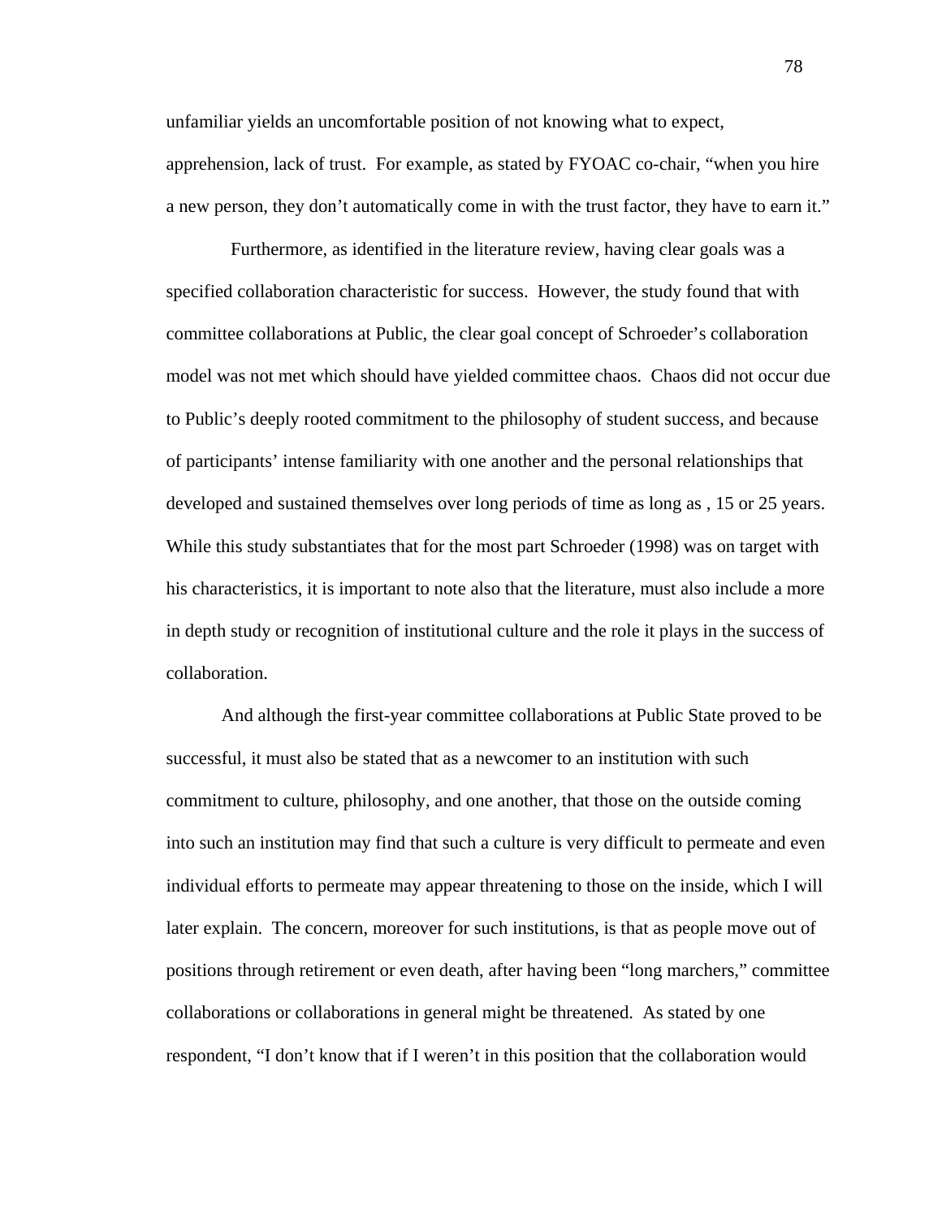unfamiliar yields an uncomfortable position of not knowing what to expect, apprehension, lack of trust. For example, as stated by FYOAC co-chair, "when you hire a new person, they don't automatically come in with the trust factor, they have to earn it."

Furthermore, as identified in the literature review, having clear goals was a specified collaboration characteristic for success. However, the study found that with committee collaborations at Public, the clear goal concept of Schroeder's collaboration model was not met which should have yielded committee chaos. Chaos did not occur due to Public's deeply rooted commitment to the philosophy of student success, and because of participants' intense familiarity with one another and the personal relationships that developed and sustained themselves over long periods of time as long as , 15 or 25 years. While this study substantiates that for the most part Schroeder (1998) was on target with his characteristics, it is important to note also that the literature, must also include a more in depth study or recognition of institutional culture and the role it plays in the success of collaboration.

And although the first-year committee collaborations at Public State proved to be successful, it must also be stated that as a newcomer to an institution with such commitment to culture, philosophy, and one another, that those on the outside coming into such an institution may find that such a culture is very difficult to permeate and even individual efforts to permeate may appear threatening to those on the inside, which I will later explain. The concern, moreover for such institutions, is that as people move out of positions through retirement or even death, after having been "long marchers," committee collaborations or collaborations in general might be threatened. As stated by one respondent, "I don't know that if I weren't in this position that the collaboration would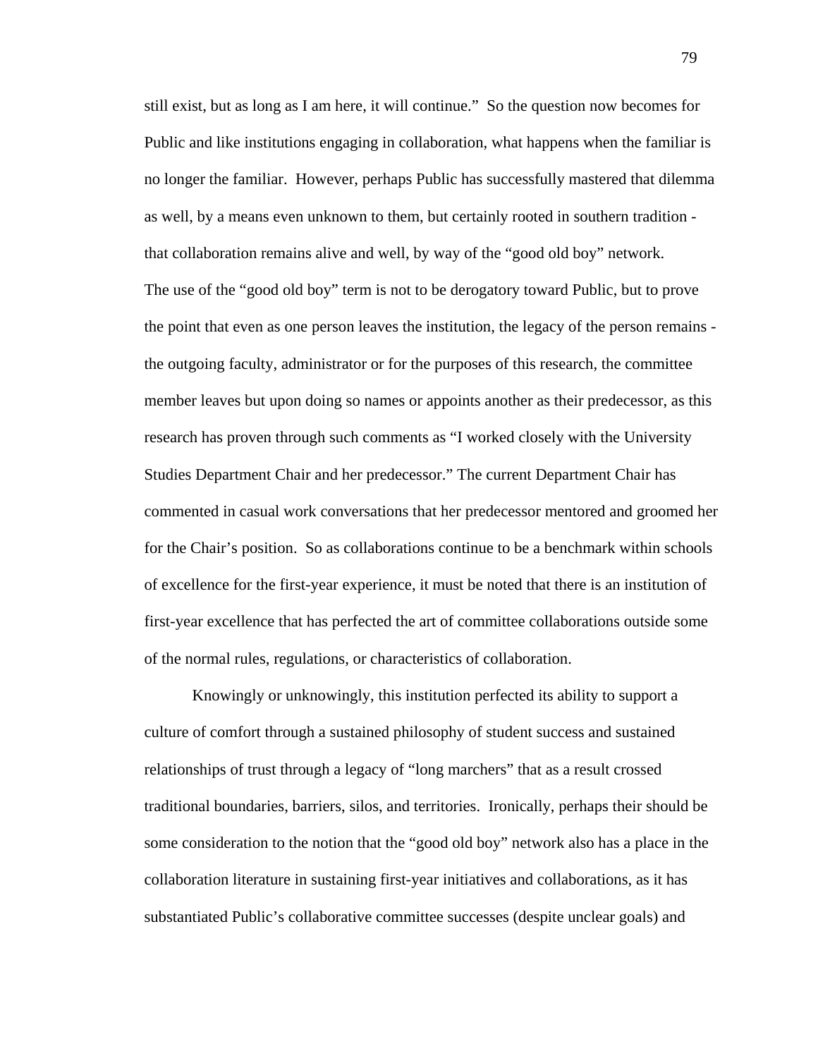still exist, but as long as I am here, it will continue." So the question now becomes for Public and like institutions engaging in collaboration, what happens when the familiar is no longer the familiar. However, perhaps Public has successfully mastered that dilemma as well, by a means even unknown to them, but certainly rooted in southern tradition - that collaboration remains alive and well, by way of the "good old boy" network.

The use of the "good old boy" term is not to be derogatory toward Public, but to prove the point that even as one person leaves the institution, the legacy of the person remains - the outgoing faculty, administrator or for the purposes of this research, the committee member leaves but upon doing so names or appoints another as their predecessor, as this research has proven through such comments as "I worked closely with the University Studies Department Chair and her predecessor." The current Department Chair has commented in casual work conversations that her predecessor mentored and groomed her for the Chair's position. So as collaborations continue to be a benchmark within schools of excellence for the first-year experience, it must be noted that there is an institution of first-year excellence that has perfected the art of committee collaborations outside some of the normal rules, regulations, or characteristics of collaboration.

Knowingly or unknowingly, this institution perfected its ability to support a culture of comfort through a sustained philosophy of student success and sustained relationships of trust through a legacy of "long marchers" that as a result crossed traditional boundaries, barriers, silos, and territories. Ironically, perhaps their should be some consideration to the notion that the "good old boy" network also has a place in the collaboration literature in sustaining first-year initiatives and collaborations, as it has substantiated Public's collaborative committee successes (despite unclear goals) and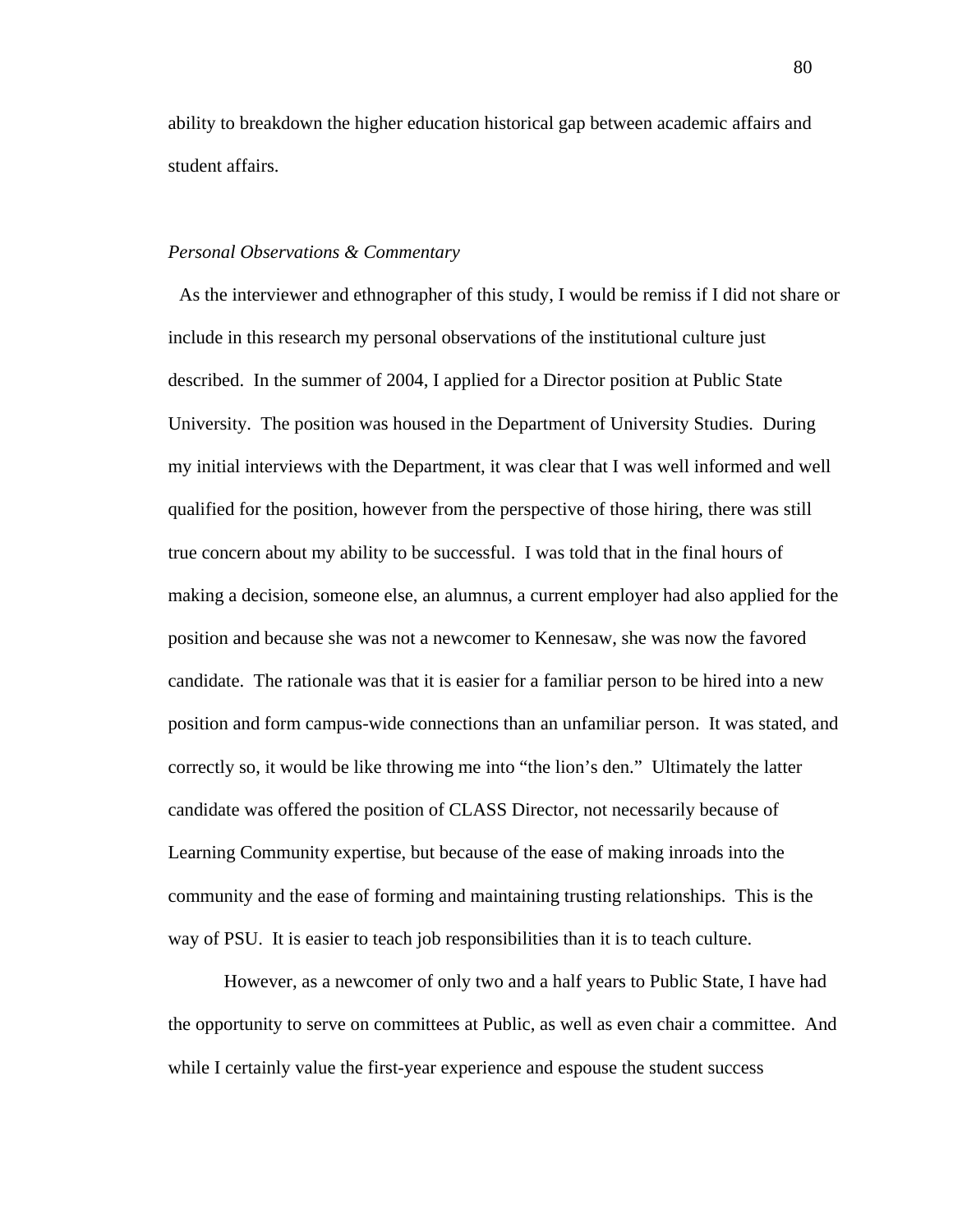ability to breakdown the higher education historical gap between academic affairs and student affairs.

*Personal Observations & Commentary*

As the interviewer and ethnographer of this study, I would be remiss if I did not share or include in this research my personal observations of the institutional culture just described. In the summer of 2004, I applied for a Director position at Public State University. The position was housed in the Department of University Studies. During my initial interviews with the Department, it was clear that I was well informed and well qualified for the position, however from the perspective of those hiring, there was still true concern about my ability to be successful. I was told that in the final hours of making a decision, someone else, an alumnus, a current employer had also applied for the position and because she was not a newcomer to Kennesaw, she was now the favored candidate. The rationale was that it is easier for a familiar person to be hired into a new position and form campus-wide connections than an unfamiliar person. It was stated, and correctly so, it would be like throwing me into "the lion's den." Ultimately the latter candidate was offered the position of CLASS Director, not necessarily because of Learning Community expertise, but because of the ease of making inroads into the community and the ease of forming and maintaining trusting relationships. This is the way of PSU. It is easier to teach job responsibilities than it is to teach culture.

However, as a newcomer of only two and a half years to Public State, I have had the opportunity to serve on committees at Public, as well as even chair a committee. And while I certainly value the first-year experience and espouse the student success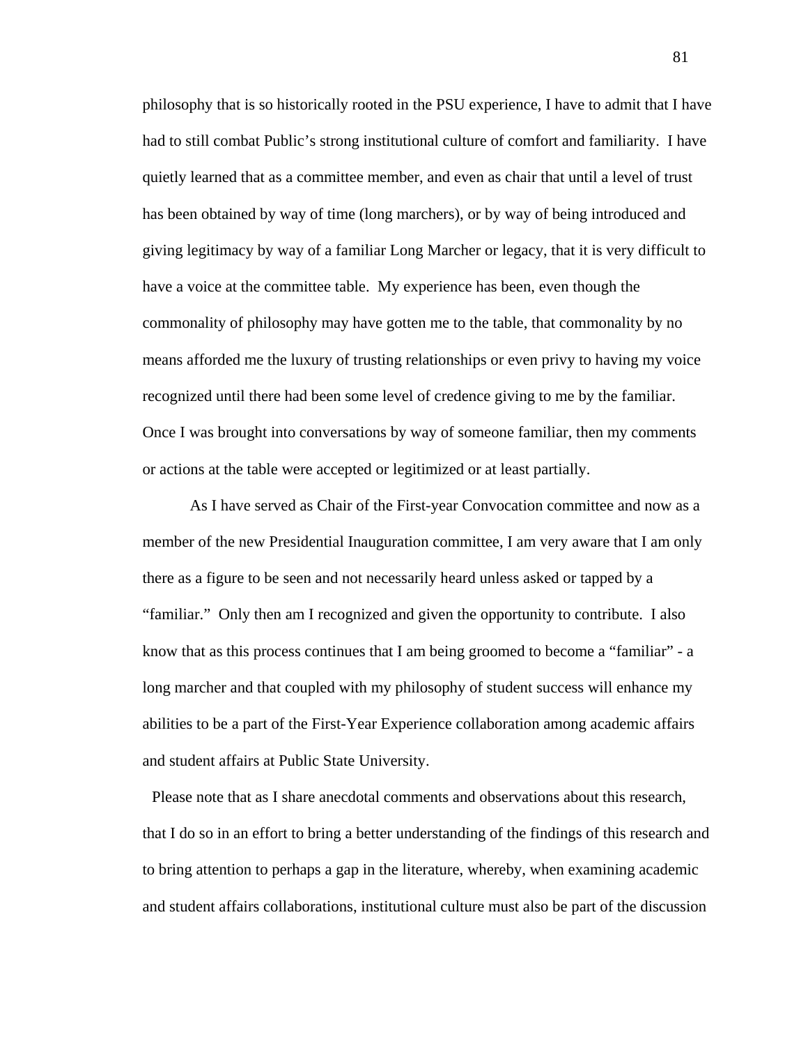philosophy that is so historically rooted in the PSU experience, I have to admit that I have had to still combat Public's strong institutional culture of comfort and familiarity. I have quietly learned that as a committee member, and even as chair that until a level of trust has been obtained by way of time (long marchers), or by way of being introduced and giving legitimacy by way of a familiar Long Marcher or legacy, that it is very difficult to have a voice at the committee table. My experience has been, even though the commonality of philosophy may have gotten me to the table, that commonality by no means afforded me the luxury of trusting relationships or even privy to having my voice recognized until there had been some level of credence giving to me by the familiar. Once I was brought into conversations by way of someone familiar, then my comments or actions at the table were accepted or legitimized or at least partially.

As I have served as Chair of the First-year Convocation committee and now as a member of the new Presidential Inauguration committee, I am very aware that I am only there as a figure to be seen and not necessarily heard unless asked or tapped by a "familiar." Only then am I recognized and given the opportunity to contribute. I also know that as this process continues that I am being groomed to become a "familiar" - a long marcher and that coupled with my philosophy of student success will enhance my abilities to be a part of the First-Year Experience collaboration among academic affairs and student affairs at Public State University.

Please note that as I share anecdotal comments and observations about this research, that I do so in an effort to bring a better understanding of the findings of this research and to bring attention to perhaps a gap in the literature, whereby, when examining academic and student affairs collaborations, institutional culture must also be part of the discussion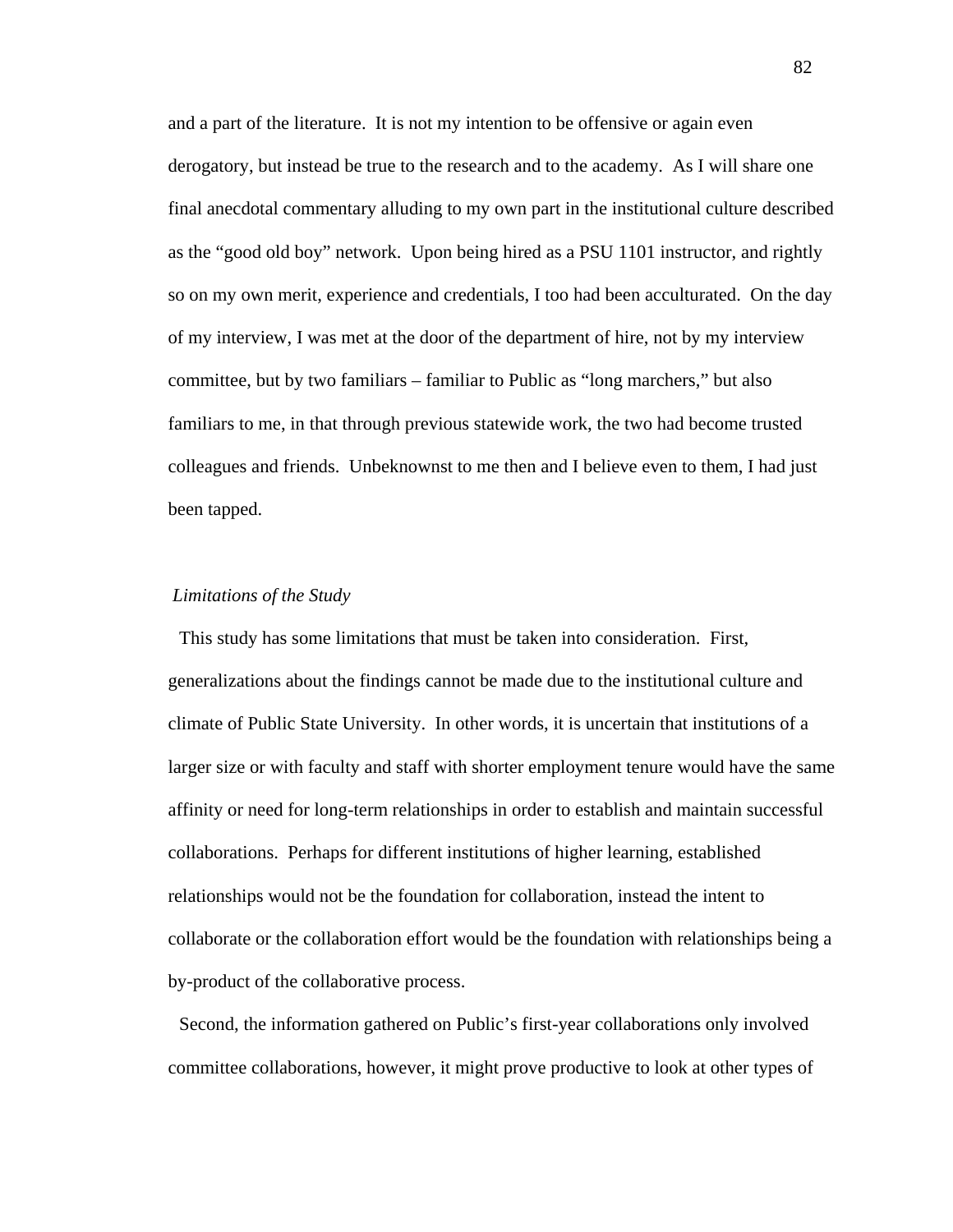and a part of the literature. It is not my intention to be offensive or again even derogatory, but instead be true to the research and to the academy. As I will share one final anecdotal commentary alluding to my own part in the institutional culture described as the "good old boy" network. Upon being hired as a PSU 1101 instructor, and rightly so on my own merit, experience and credentials, I too had been acculturated. On the day of my interview, I was met at the door of the department of hire, not by my interview committee, but by two familiars – familiar to Public as "long marchers," but also familiars to me, in that through previous statewide work, the two had become trusted colleagues and friends. Unbeknownst to me then and I believe even to them, I had just been tapped.

*Limitations of the Study*

This study has some limitations that must be taken into consideration. First, generalizations about the findings cannot be made due to the institutional culture and climate of Public State University. In other words, it is uncertain that institutions of a larger size or with faculty and staff with shorter employment tenure would have the same affinity or need for long-term relationships in order to establish and maintain successful collaborations. Perhaps for different institutions of higher learning, established relationships would not be the foundation for collaboration, instead the intent to collaborate or the collaboration effort would be the foundation with relationships being a by-product of the collaborative process.

Second, the information gathered on Public's first-year collaborations only involved committee collaborations, however, it might prove productive to look at other types of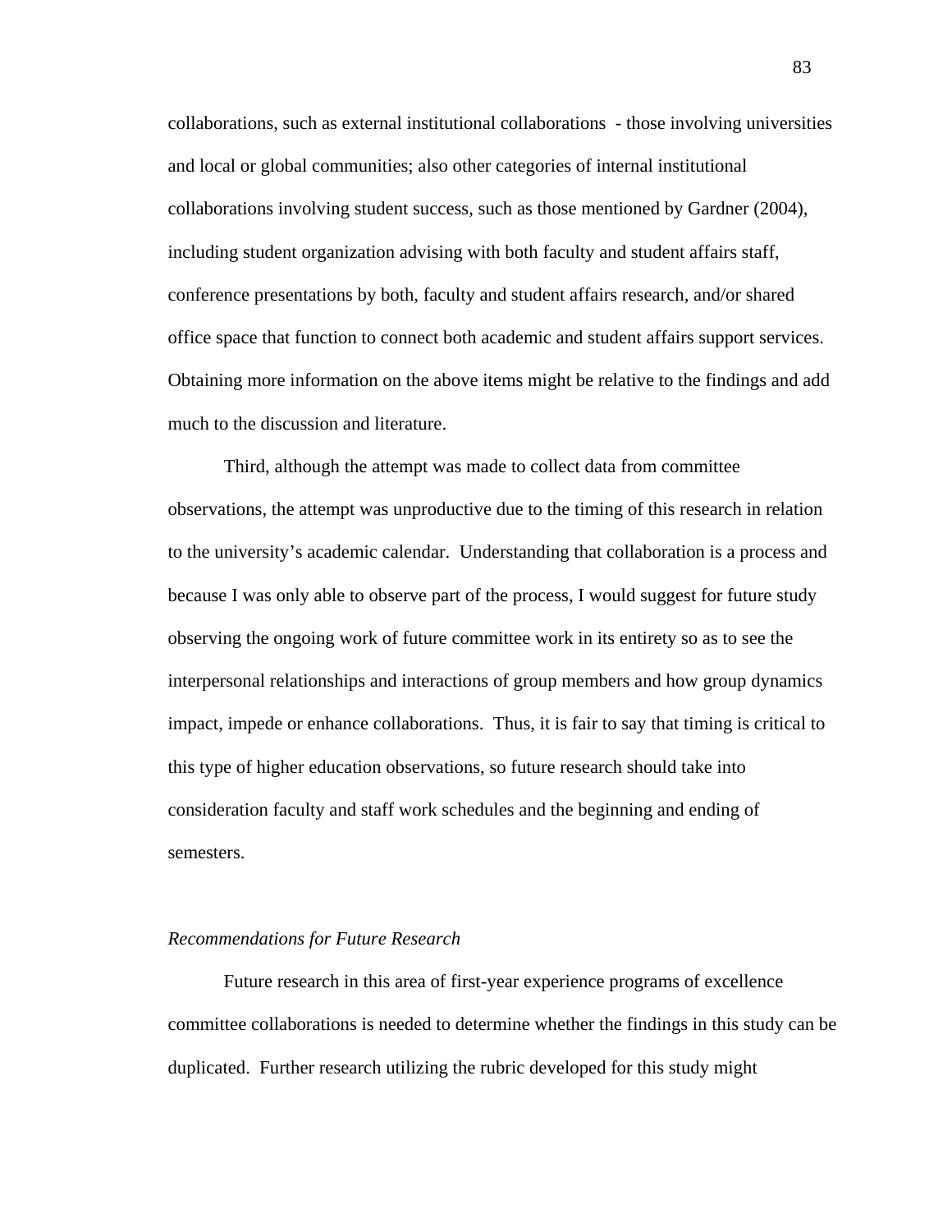collaborations, such as external institutional collaborations  - those involving universities and local or global communities; also other categories of internal institutional collaborations involving student success, such as those mentioned by Gardner (2004), including student organization advising with both faculty and student affairs staff, conference presentations by both, faculty and student affairs research, and/or shared office space that function to connect both academic and student affairs support services. Obtaining more information on the above items might be relative to the findings and add much to the discussion and literature.

Third, although the attempt was made to collect data from committee observations, the attempt was unproductive due to the timing of this research in relation to the university's academic calendar.  Understanding that collaboration is a process and because I was only able to observe part of the process, I would suggest for future study observing the ongoing work of future committee work in its entirety so as to see the interpersonal relationships and interactions of group members and how group dynamics impact, impede or enhance collaborations.  Thus, it is fair to say that timing is critical to this type of higher education observations, so future research should take into consideration faculty and staff work schedules and the beginning and ending of semesters.

*Recommendations for Future Research*

Future research in this area of first-year experience programs of excellence committee collaborations is needed to determine whether the findings in this study can be duplicated.  Further research utilizing the rubric developed for this study might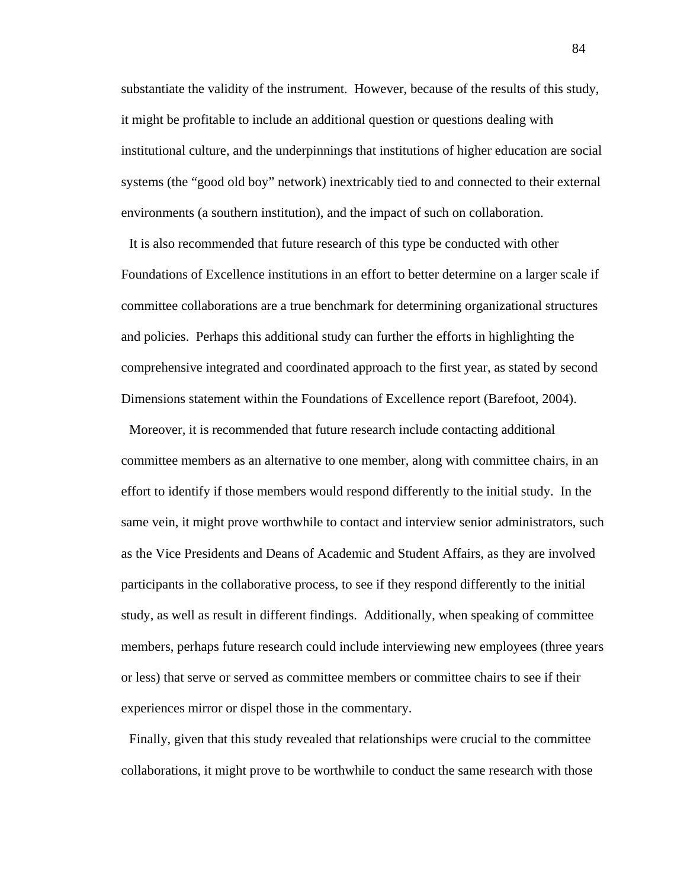substantiate the validity of the instrument. However, because of the results of this study, it might be profitable to include an additional question or questions dealing with institutional culture, and the underpinnings that institutions of higher education are social systems (the "good old boy" network) inextricably tied to and connected to their external environments (a southern institution), and the impact of such on collaboration.

It is also recommended that future research of this type be conducted with other Foundations of Excellence institutions in an effort to better determine on a larger scale if committee collaborations are a true benchmark for determining organizational structures and policies. Perhaps this additional study can further the efforts in highlighting the comprehensive integrated and coordinated approach to the first year, as stated by second Dimensions statement within the Foundations of Excellence report (Barefoot, 2004).

Moreover, it is recommended that future research include contacting additional committee members as an alternative to one member, along with committee chairs, in an effort to identify if those members would respond differently to the initial study. In the same vein, it might prove worthwhile to contact and interview senior administrators, such as the Vice Presidents and Deans of Academic and Student Affairs, as they are involved participants in the collaborative process, to see if they respond differently to the initial study, as well as result in different findings. Additionally, when speaking of committee members, perhaps future research could include interviewing new employees (three years or less) that serve or served as committee members or committee chairs to see if their experiences mirror or dispel those in the commentary.

Finally, given that this study revealed that relationships were crucial to the committee collaborations, it might prove to be worthwhile to conduct the same research with those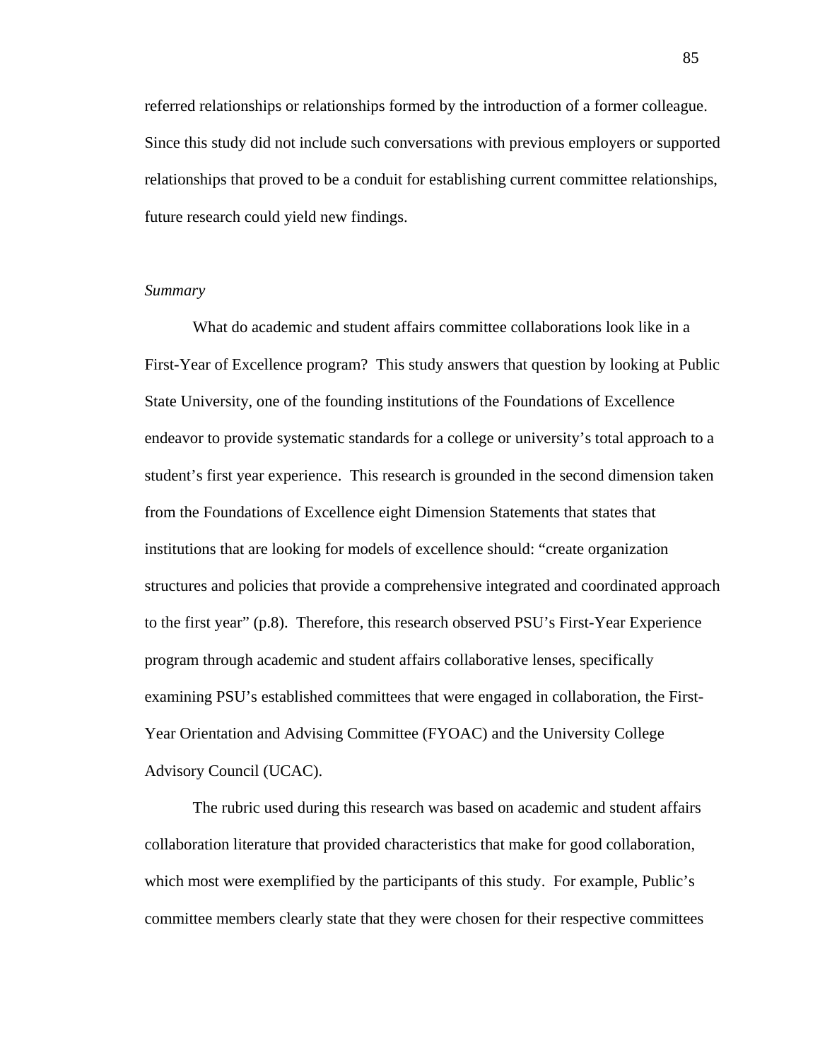referred relationships or relationships formed by the introduction of a former colleague. Since this study did not include such conversations with previous employers or supported relationships that proved to be a conduit for establishing current committee relationships, future research could yield new findings.

*Summary*

What do academic and student affairs committee collaborations look like in a First-Year of Excellence program? This study answers that question by looking at Public State University, one of the founding institutions of the Foundations of Excellence endeavor to provide systematic standards for a college or university's total approach to a student's first year experience. This research is grounded in the second dimension taken from the Foundations of Excellence eight Dimension Statements that states that institutions that are looking for models of excellence should: "create organization structures and policies that provide a comprehensive integrated and coordinated approach to the first year" (p.8). Therefore, this research observed PSU's First-Year Experience program through academic and student affairs collaborative lenses, specifically examining PSU's established committees that were engaged in collaboration, the First-Year Orientation and Advising Committee (FYOAC) and the University College Advisory Council (UCAC).

The rubric used during this research was based on academic and student affairs collaboration literature that provided characteristics that make for good collaboration, which most were exemplified by the participants of this study. For example, Public's committee members clearly state that they were chosen for their respective committees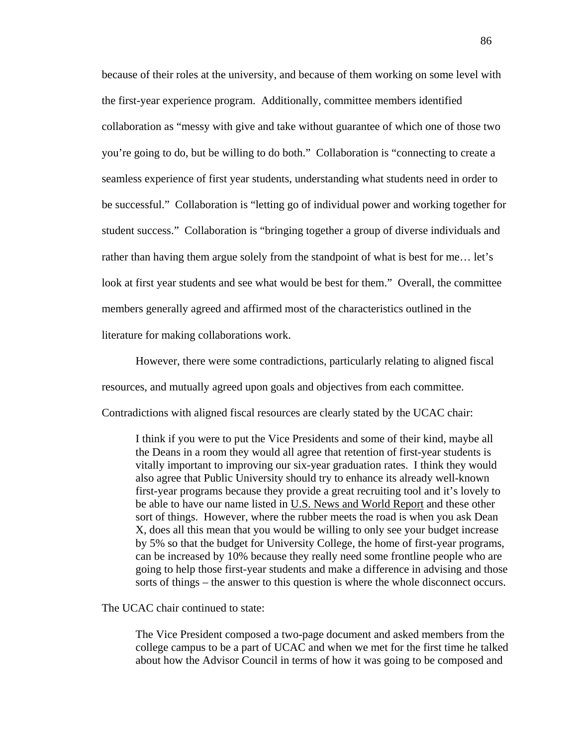because of their roles at the university, and because of them working on some level with the first-year experience program. Additionally, committee members identified collaboration as "messy with give and take without guarantee of which one of those two you're going to do, but be willing to do both." Collaboration is "connecting to create a seamless experience of first year students, understanding what students need in order to be successful." Collaboration is "letting go of individual power and working together for student success." Collaboration is "bringing together a group of diverse individuals and rather than having them argue solely from the standpoint of what is best for me… let's look at first year students and see what would be best for them." Overall, the committee members generally agreed and affirmed most of the characteristics outlined in the literature for making collaborations work.

However, there were some contradictions, particularly relating to aligned fiscal resources, and mutually agreed upon goals and objectives from each committee. Contradictions with aligned fiscal resources are clearly stated by the UCAC chair:

> I think if you were to put the Vice Presidents and some of their kind, maybe all the Deans in a room they would all agree that retention of first-year students is vitally important to improving our six-year graduation rates. I think they would also agree that Public University should try to enhance its already well-known first-year programs because they provide a great recruiting tool and it's lovely to be able to have our name listed in U.S. News and World Report and these other sort of things. However, where the rubber meets the road is when you ask Dean X, does all this mean that you would be willing to only see your budget increase by 5% so that the budget for University College, the home of first-year programs, can be increased by 10% because they really need some frontline people who are going to help those first-year students and make a difference in advising and those sorts of things – the answer to this question is where the whole disconnect occurs.

The UCAC chair continued to state:

> The Vice President composed a two-page document and asked members from the college campus to be a part of UCAC and when we met for the first time he talked about how the Advisor Council in terms of how it was going to be composed and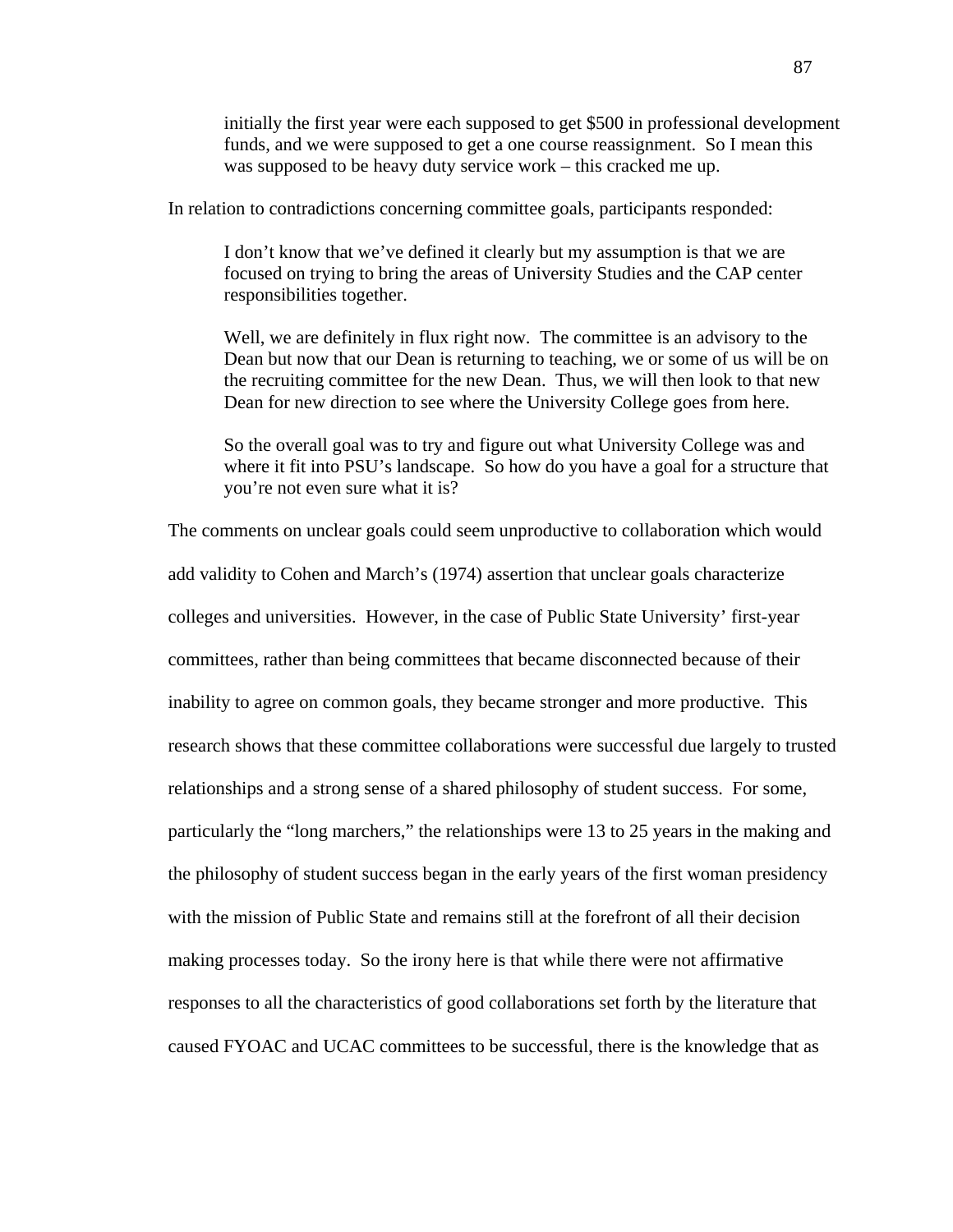initially the first year were each supposed to get $500 in professional development funds, and we were supposed to get a one course reassignment. So I mean this was supposed to be heavy duty service work – this cracked me up.

In relation to contradictions concerning committee goals, participants responded:

> I don't know that we've defined it clearly but my assumption is that we are focused on trying to bring the areas of University Studies and the CAP center responsibilities together.
>
> Well, we are definitely in flux right now. The committee is an advisory to the Dean but now that our Dean is returning to teaching, we or some of us will be on the recruiting committee for the new Dean. Thus, we will then look to that new Dean for new direction to see where the University College goes from here.
>
> So the overall goal was to try and figure out what University College was and where it fit into PSU's landscape. So how do you have a goal for a structure that you're not even sure what it is?

The comments on unclear goals could seem unproductive to collaboration which would add validity to Cohen and March's (1974) assertion that unclear goals characterize colleges and universities. However, in the case of Public State University' first-year committees, rather than being committees that became disconnected because of their inability to agree on common goals, they became stronger and more productive. This research shows that these committee collaborations were successful due largely to trusted relationships and a strong sense of a shared philosophy of student success. For some, particularly the "long marchers," the relationships were 13 to 25 years in the making and the philosophy of student success began in the early years of the first woman presidency with the mission of Public State and remains still at the forefront of all their decision making processes today. So the irony here is that while there were not affirmative responses to all the characteristics of good collaborations set forth by the literature that caused FYOAC and UCAC committees to be successful, there is the knowledge that as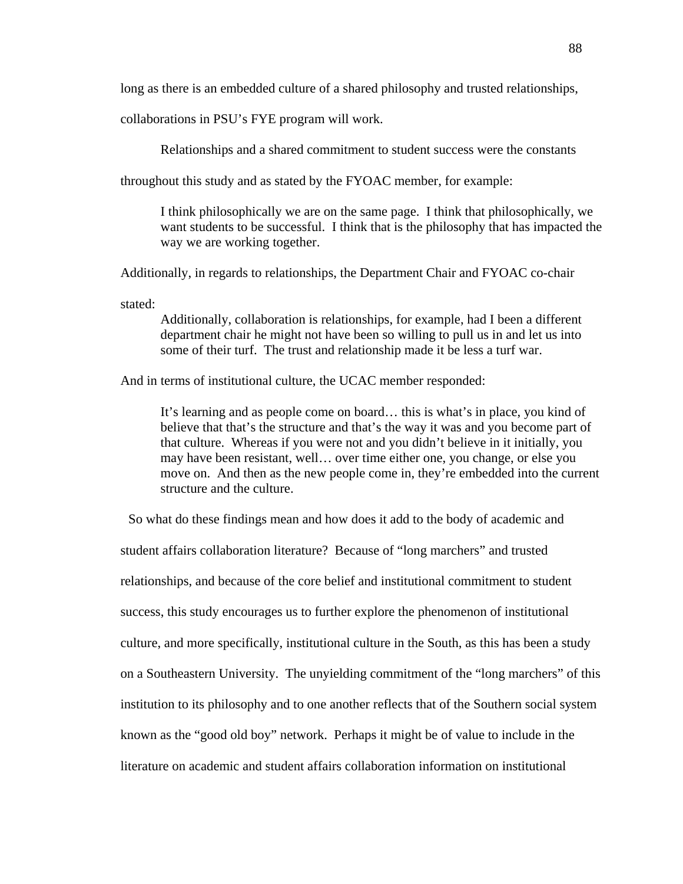long as there is an embedded culture of a shared philosophy and trusted relationships, collaborations in PSU's FYE program will work.

Relationships and a shared commitment to student success were the constants throughout this study and as stated by the FYOAC member, for example:

> I think philosophically we are on the same page. I think that philosophically, we want students to be successful. I think that is the philosophy that has impacted the way we are working together.

Additionally, in regards to relationships, the Department Chair and FYOAC co-chair stated:

> Additionally, collaboration is relationships, for example, had I been a different department chair he might not have been so willing to pull us in and let us into some of their turf. The trust and relationship made it be less a turf war.

And in terms of institutional culture, the UCAC member responded:

> It's learning and as people come on board… this is what's in place, you kind of believe that that's the structure and that's the way it was and you become part of that culture. Whereas if you were not and you didn't believe in it initially, you may have been resistant, well… over time either one, you change, or else you move on. And then as the new people come in, they're embedded into the current structure and the culture.

So what do these findings mean and how does it add to the body of academic and student affairs collaboration literature? Because of "long marchers" and trusted relationships, and because of the core belief and institutional commitment to student success, this study encourages us to further explore the phenomenon of institutional culture, and more specifically, institutional culture in the South, as this has been a study on a Southeastern University. The unyielding commitment of the "long marchers" of this institution to its philosophy and to one another reflects that of the Southern social system known as the "good old boy" network. Perhaps it might be of value to include in the literature on academic and student affairs collaboration information on institutional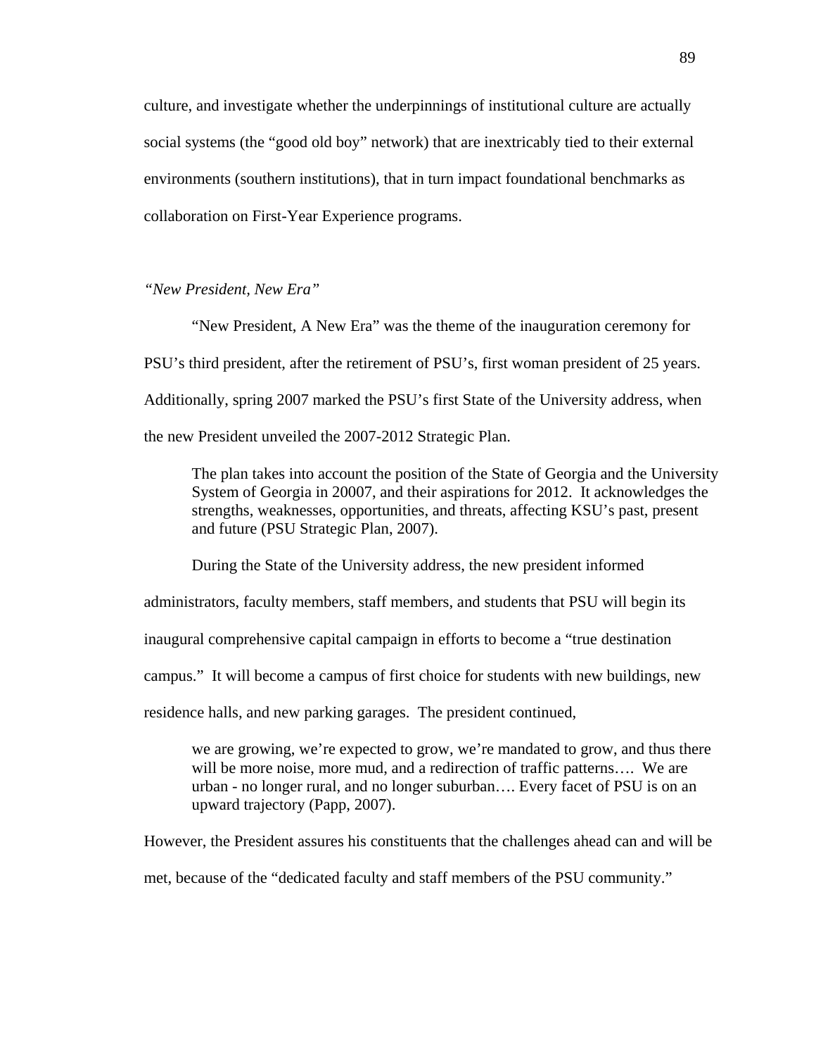culture, and investigate whether the underpinnings of institutional culture are actually social systems (the "good old boy" network) that are inextricably tied to their external environments (southern institutions), that in turn impact foundational benchmarks as collaboration on First-Year Experience programs.

*"New President, New Era"*

"New President, A New Era" was the theme of the inauguration ceremony for PSU's third president, after the retirement of PSU's, first woman president of 25 years. Additionally, spring 2007 marked the PSU's first State of the University address, when the new President unveiled the 2007-2012 Strategic Plan.

> The plan takes into account the position of the State of Georgia and the University System of Georgia in 20007, and their aspirations for 2012. It acknowledges the strengths, weaknesses, opportunities, and threats, affecting KSU's past, present and future (PSU Strategic Plan, 2007).

During the State of the University address, the new president informed administrators, faculty members, staff members, and students that PSU will begin its inaugural comprehensive capital campaign in efforts to become a "true destination campus." It will become a campus of first choice for students with new buildings, new residence halls, and new parking garages. The president continued,

> we are growing, we're expected to grow, we're mandated to grow, and thus there will be more noise, more mud, and a redirection of traffic patterns…. We are urban - no longer rural, and no longer suburban…. Every facet of PSU is on an upward trajectory (Papp, 2007).

However, the President assures his constituents that the challenges ahead can and will be met, because of the "dedicated faculty and staff members of the PSU community."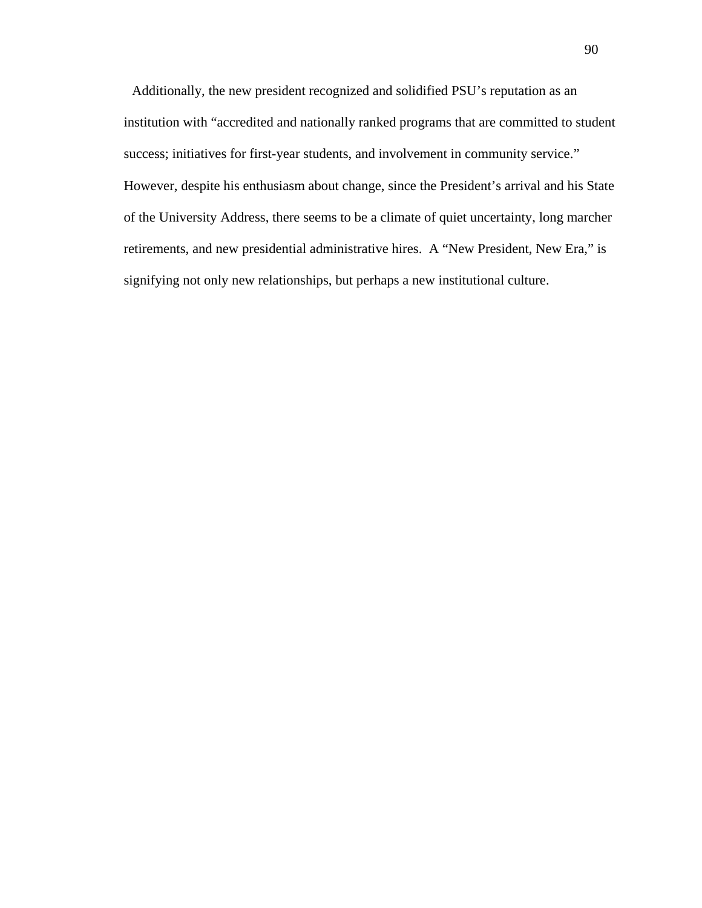Additionally, the new president recognized and solidified PSU’s reputation as an institution with “accredited and nationally ranked programs that are committed to student success; initiatives for first-year students, and involvement in community service.” However, despite his enthusiasm about change, since the President’s arrival and his State of the University Address, there seems to be a climate of quiet uncertainty, long marcher retirements, and new presidential administrative hires. A “New President, New Era,” is signifying not only new relationships, but perhaps a new institutional culture.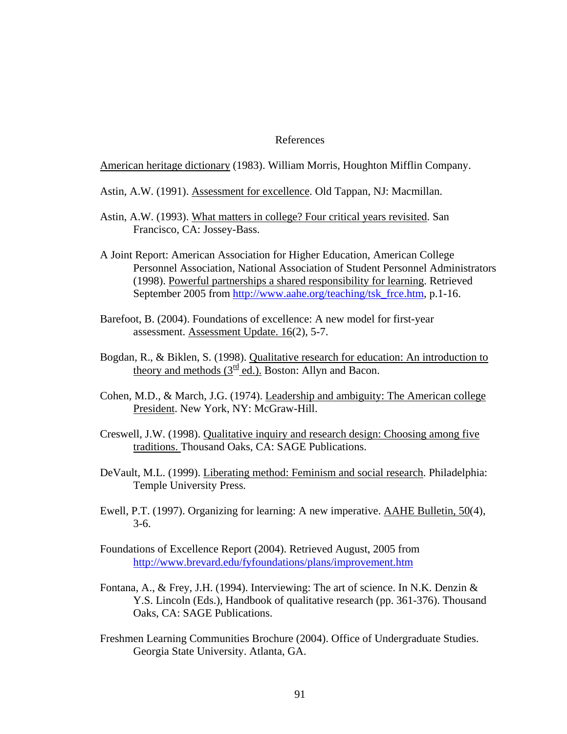# References

American heritage dictionary (1983). William Morris, Houghton Mifflin Company.

Astin, A.W. (1991). Assessment for excellence. Old Tappan, NJ: Macmillan.

Astin, A.W. (1993). What matters in college? Four critical years revisited. San Francisco, CA: Jossey-Bass.

A Joint Report: American Association for Higher Education, American College Personnel Association, National Association of Student Personnel Administrators (1998). Powerful partnerships a shared responsibility for learning. Retrieved September 2005 from http://www.aahe.org/teaching/tsk_frce.htm, p.1-16.

Barefoot, B. (2004). Foundations of excellence: A new model for first-year assessment. Assessment Update. 16(2), 5-7.

Bogdan, R., & Biklen, S. (1998). Qualitative research for education: An introduction to theory and methods (3rd ed.). Boston: Allyn and Bacon.

Cohen, M.D., & March, J.G. (1974). Leadership and ambiguity: The American college President. New York, NY: McGraw-Hill.

Creswell, J.W. (1998). Qualitative inquiry and research design: Choosing among five traditions. Thousand Oaks, CA: SAGE Publications.

DeVault, M.L. (1999). Liberating method: Feminism and social research. Philadelphia: Temple University Press.

Ewell, P.T. (1997). Organizing for learning: A new imperative. AAHE Bulletin, 50(4), 3-6.

Foundations of Excellence Report (2004). Retrieved August, 2005 from http://www.brevard.edu/fyfoundations/plans/improvement.htm

Fontana, A., & Frey, J.H. (1994). Interviewing: The art of science. In N.K. Denzin & Y.S. Lincoln (Eds.), Handbook of qualitative research (pp. 361-376). Thousand Oaks, CA: SAGE Publications.

Freshmen Learning Communities Brochure (2004). Office of Undergraduate Studies. Georgia State University. Atlanta, GA.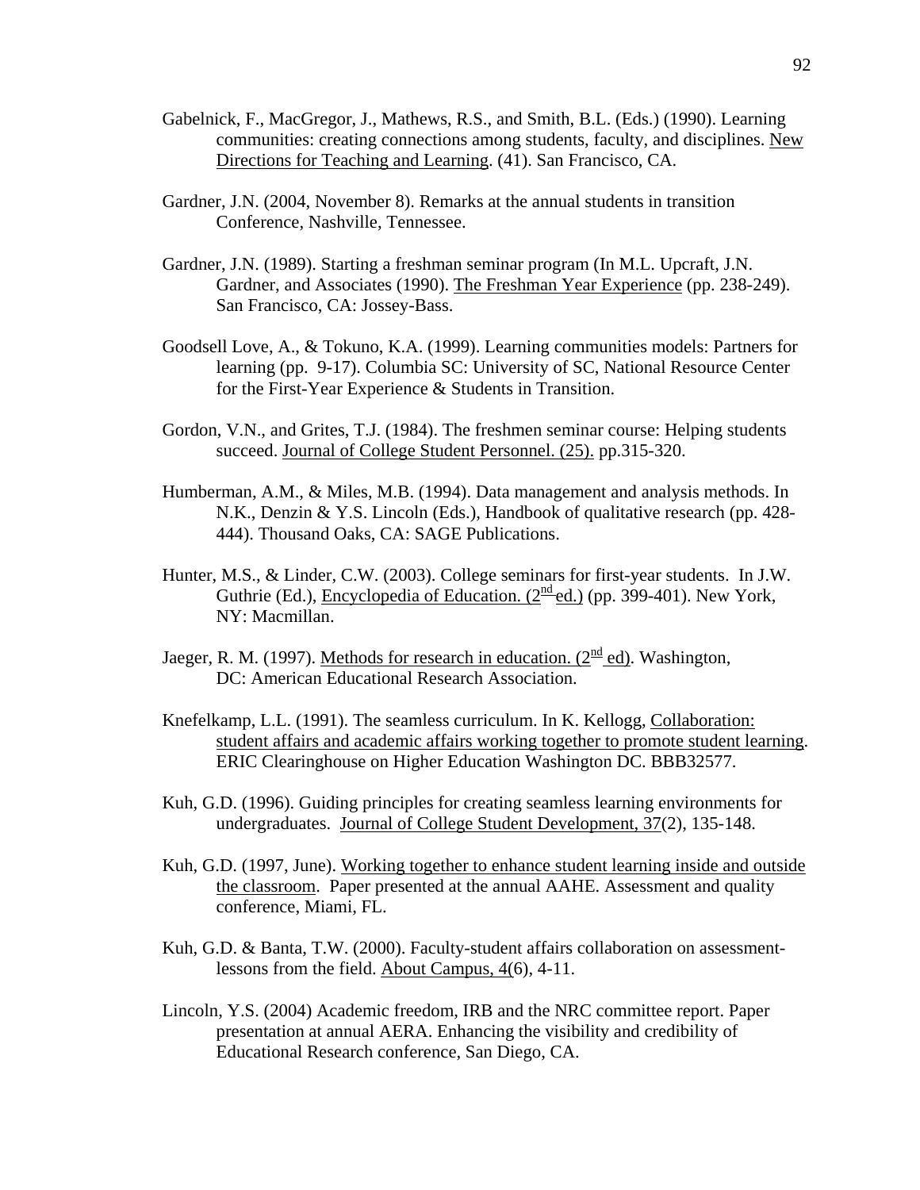Gabelnick, F., MacGregor, J., Mathews, R.S., and Smith, B.L. (Eds.) (1990). Learning communities: creating connections among students, faculty, and disciplines. New Directions for Teaching and Learning. (41). San Francisco, CA.

Gardner, J.N. (2004, November 8). Remarks at the annual students in transition Conference, Nashville, Tennessee.

Gardner, J.N. (1989). Starting a freshman seminar program (In M.L. Upcraft, J.N. Gardner, and Associates (1990). The Freshman Year Experience (pp. 238-249). San Francisco, CA: Jossey-Bass.

Goodsell Love, A., & Tokuno, K.A. (1999). Learning communities models: Partners for learning (pp. 9-17). Columbia SC: University of SC, National Resource Center for the First-Year Experience & Students in Transition.

Gordon, V.N., and Grites, T.J. (1984). The freshmen seminar course: Helping students succeed. Journal of College Student Personnel. (25). pp.315-320.

Humberman, A.M., & Miles, M.B. (1994). Data management and analysis methods. In N.K., Denzin & Y.S. Lincoln (Eds.), Handbook of qualitative research (pp. 428-444). Thousand Oaks, CA: SAGE Publications.

Hunter, M.S., & Linder, C.W. (2003). College seminars for first-year students. In J.W. Guthrie (Ed.), Encyclopedia of Education. (2nd ed.) (pp. 399-401). New York, NY: Macmillan.

Jaeger, R. M. (1997). Methods for research in education. (2nd ed). Washington, DC: American Educational Research Association.

Knefelkamp, L.L. (1991). The seamless curriculum. In K. Kellogg, Collaboration: student affairs and academic affairs working together to promote student learning. ERIC Clearinghouse on Higher Education Washington DC. BBB32577.

Kuh, G.D. (1996). Guiding principles for creating seamless learning environments for undergraduates. Journal of College Student Development, 37(2), 135-148.

Kuh, G.D. (1997, June). Working together to enhance student learning inside and outside the classroom. Paper presented at the annual AAHE. Assessment and quality conference, Miami, FL.

Kuh, G.D. & Banta, T.W. (2000). Faculty-student affairs collaboration on assessment-lessons from the field. About Campus, 4(6), 4-11.

Lincoln, Y.S. (2004) Academic freedom, IRB and the NRC committee report. Paper presentation at annual AERA. Enhancing the visibility and credibility of Educational Research conference, San Diego, CA.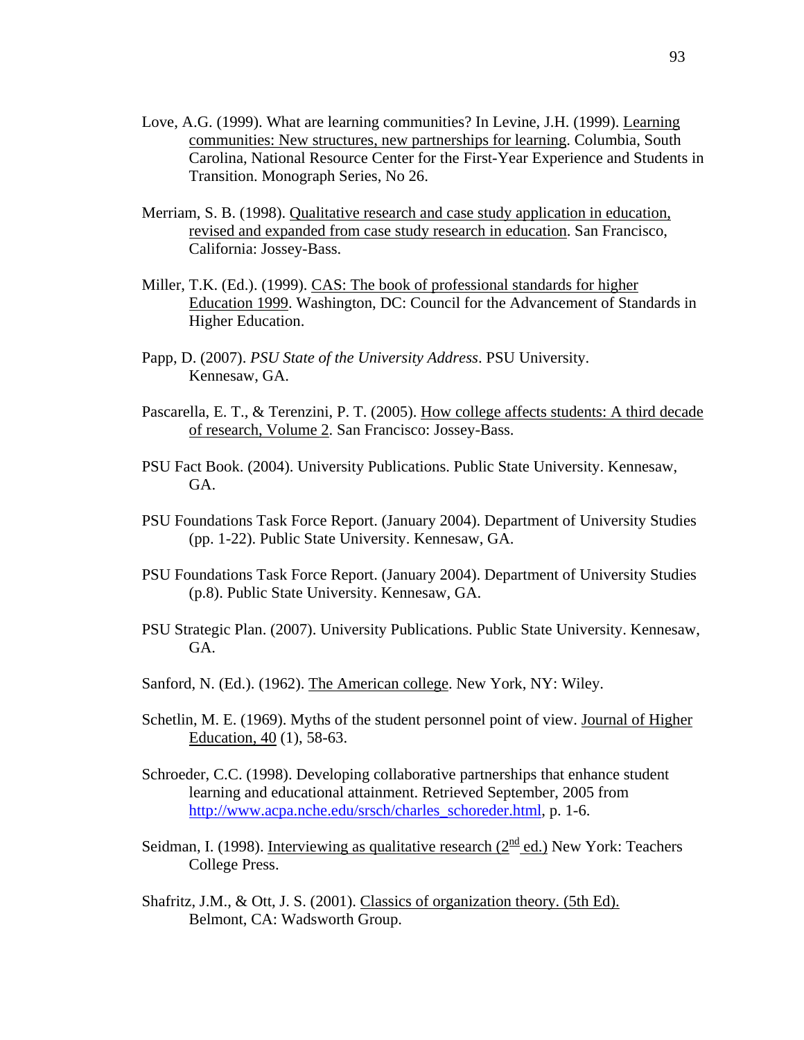Love, A.G. (1999). What are learning communities? In Levine, J.H. (1999). Learning communities: New structures, new partnerships for learning. Columbia, South Carolina, National Resource Center for the First-Year Experience and Students in Transition. Monograph Series, No 26.

Merriam, S. B. (1998). Qualitative research and case study application in education, revised and expanded from case study research in education. San Francisco, California: Jossey-Bass.

Miller, T.K. (Ed.). (1999). CAS: The book of professional standards for higher Education 1999. Washington, DC: Council for the Advancement of Standards in Higher Education.

Papp, D. (2007). *PSU State of the University Address*. PSU University. Kennesaw, GA.

Pascarella, E. T., & Terenzini, P. T. (2005). How college affects students: A third decade of research, Volume 2. San Francisco: Jossey-Bass.

PSU Fact Book. (2004). University Publications. Public State University. Kennesaw, GA.

PSU Foundations Task Force Report. (January 2004). Department of University Studies (pp. 1-22). Public State University. Kennesaw, GA.

PSU Foundations Task Force Report. (January 2004). Department of University Studies (p.8). Public State University. Kennesaw, GA.

PSU Strategic Plan. (2007). University Publications. Public State University. Kennesaw, GA.

Sanford, N. (Ed.). (1962). The American college. New York, NY: Wiley.

Schetlin, M. E. (1969). Myths of the student personnel point of view. Journal of Higher Education, 40 (1), 58-63.

Schroeder, C.C. (1998). Developing collaborative partnerships that enhance student learning and educational attainment. Retrieved September, 2005 from http://www.acpa.nche.edu/srsch/charles_schoreder.html, p. 1-6.

Seidman, I. (1998). Interviewing as qualitative research (2nd ed.) New York: Teachers College Press.

Shafritz, J.M., & Ott, J. S. (2001). Classics of organization theory. (5th Ed). Belmont, CA: Wadsworth Group.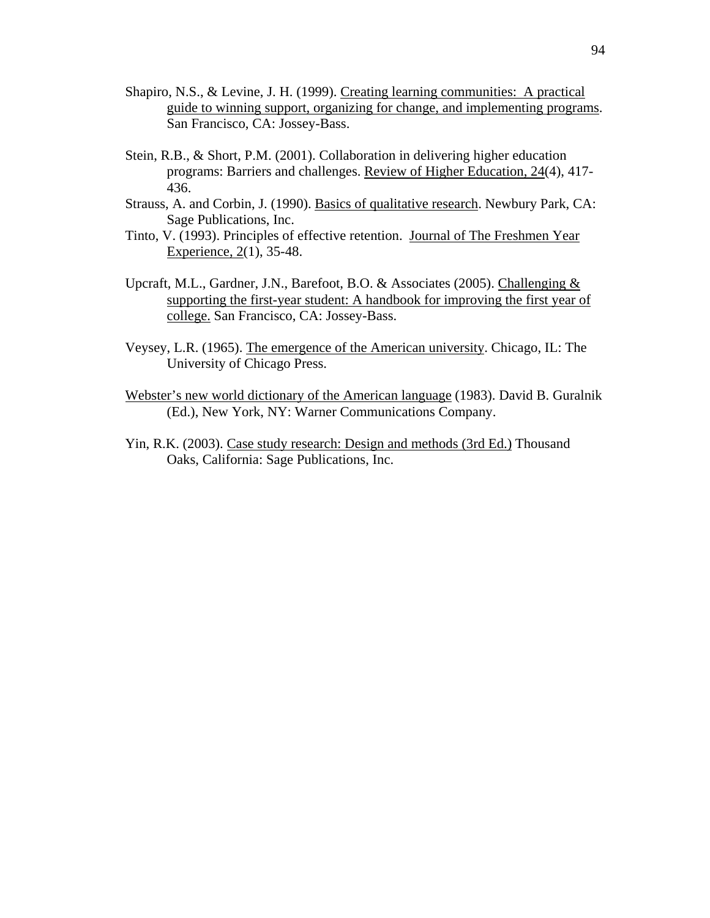Shapiro, N.S., & Levine, J. H. (1999). Creating learning communities: A practical guide to winning support, organizing for change, and implementing programs. San Francisco, CA: Jossey-Bass.

Stein, R.B., & Short, P.M. (2001). Collaboration in delivering higher education programs: Barriers and challenges. Review of Higher Education, 24(4), 417-436.

Strauss, A. and Corbin, J. (1990). Basics of qualitative research. Newbury Park, CA: Sage Publications, Inc.

Tinto, V. (1993). Principles of effective retention. Journal of The Freshmen Year Experience, 2(1), 35-48.

Upcraft, M.L., Gardner, J.N., Barefoot, B.O. & Associates (2005). Challenging & supporting the first-year student: A handbook for improving the first year of college. San Francisco, CA: Jossey-Bass.

Veysey, L.R. (1965). The emergence of the American university. Chicago, IL: The University of Chicago Press.

Webster's new world dictionary of the American language (1983). David B. Guralnik (Ed.), New York, NY: Warner Communications Company.

Yin, R.K. (2003). Case study research: Design and methods (3rd Ed.) Thousand Oaks, California: Sage Publications, Inc.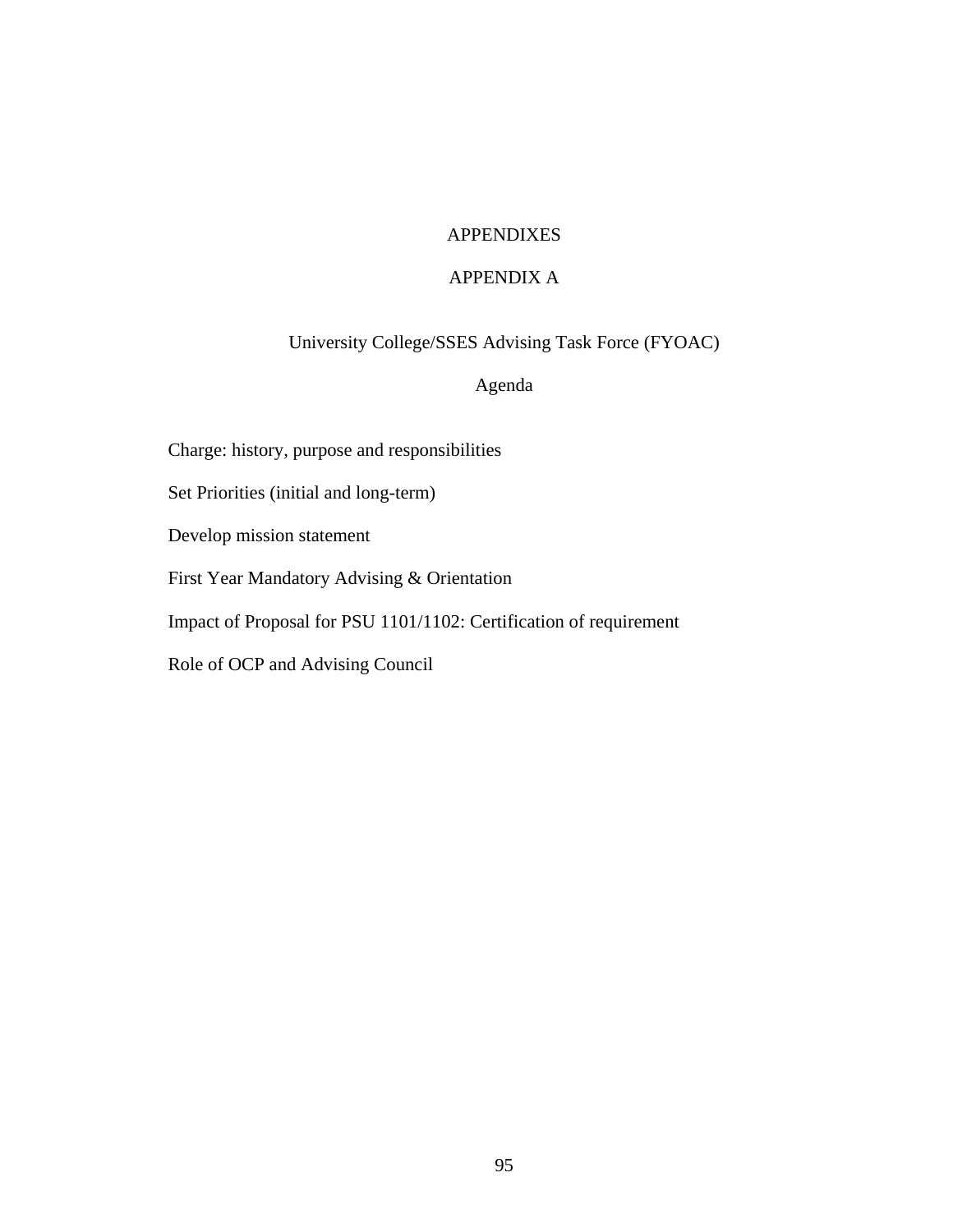# APPENDIXES

## APPENDIX A

### University College/SSES Advising Task Force (FYOAC)

### Agenda

Charge: history, purpose and responsibilities

Set Priorities (initial and long-term)

Develop mission statement

First Year Mandatory Advising & Orientation

Impact of Proposal for PSU 1101/1102: Certification of requirement

Role of OCP and Advising Council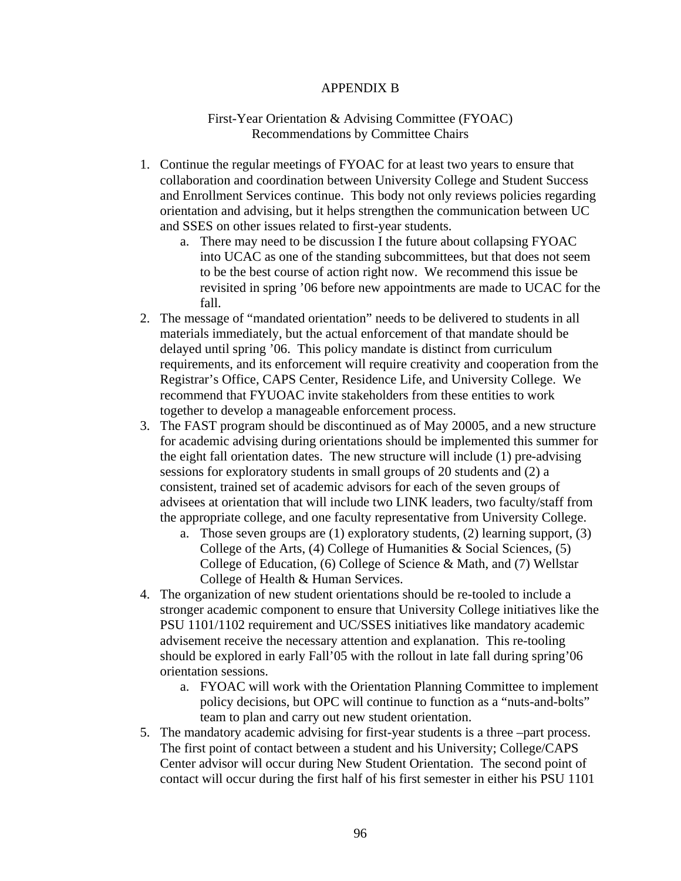# APPENDIX B

## First-Year Orientation & Advising Committee (FYOAC) Recommendations by Committee Chairs

1. Continue the regular meetings of FYOAC for at least two years to ensure that collaboration and coordination between University College and Student Success and Enrollment Services continue. This body not only reviews policies regarding orientation and advising, but it helps strengthen the communication between UC and SSES on other issues related to first-year students.
   a. There may need to be discussion I the future about collapsing FYOAC into UCAC as one of the standing subcommittees, but that does not seem to be the best course of action right now. We recommend this issue be revisited in spring '06 before new appointments are made to UCAC for the fall.
2. The message of "mandated orientation" needs to be delivered to students in all materials immediately, but the actual enforcement of that mandate should be delayed until spring '06. This policy mandate is distinct from curriculum requirements, and its enforcement will require creativity and cooperation from the Registrar's Office, CAPS Center, Residence Life, and University College. We recommend that FYUOAC invite stakeholders from these entities to work together to develop a manageable enforcement process.
3. The FAST program should be discontinued as of May 20005, and a new structure for academic advising during orientations should be implemented this summer for the eight fall orientation dates. The new structure will include (1) pre-advising sessions for exploratory students in small groups of 20 students and (2) a consistent, trained set of academic advisors for each of the seven groups of advisees at orientation that will include two LINK leaders, two faculty/staff from the appropriate college, and one faculty representative from University College.
   a. Those seven groups are (1) exploratory students, (2) learning support, (3) College of the Arts, (4) College of Humanities & Social Sciences, (5) College of Education, (6) College of Science & Math, and (7) Wellstar College of Health & Human Services.
4. The organization of new student orientations should be re-tooled to include a stronger academic component to ensure that University College initiatives like the PSU 1101/1102 requirement and UC/SSES initiatives like mandatory academic advisement receive the necessary attention and explanation. This re-tooling should be explored in early Fall'05 with the rollout in late fall during spring'06 orientation sessions.
   a. FYOAC will work with the Orientation Planning Committee to implement policy decisions, but OPC will continue to function as a "nuts-and-bolts" team to plan and carry out new student orientation.
5. The mandatory academic advising for first-year students is a three –part process. The first point of contact between a student and his University; College/CAPS Center advisor will occur during New Student Orientation. The second point of contact will occur during the first half of his first semester in either his PSU 1101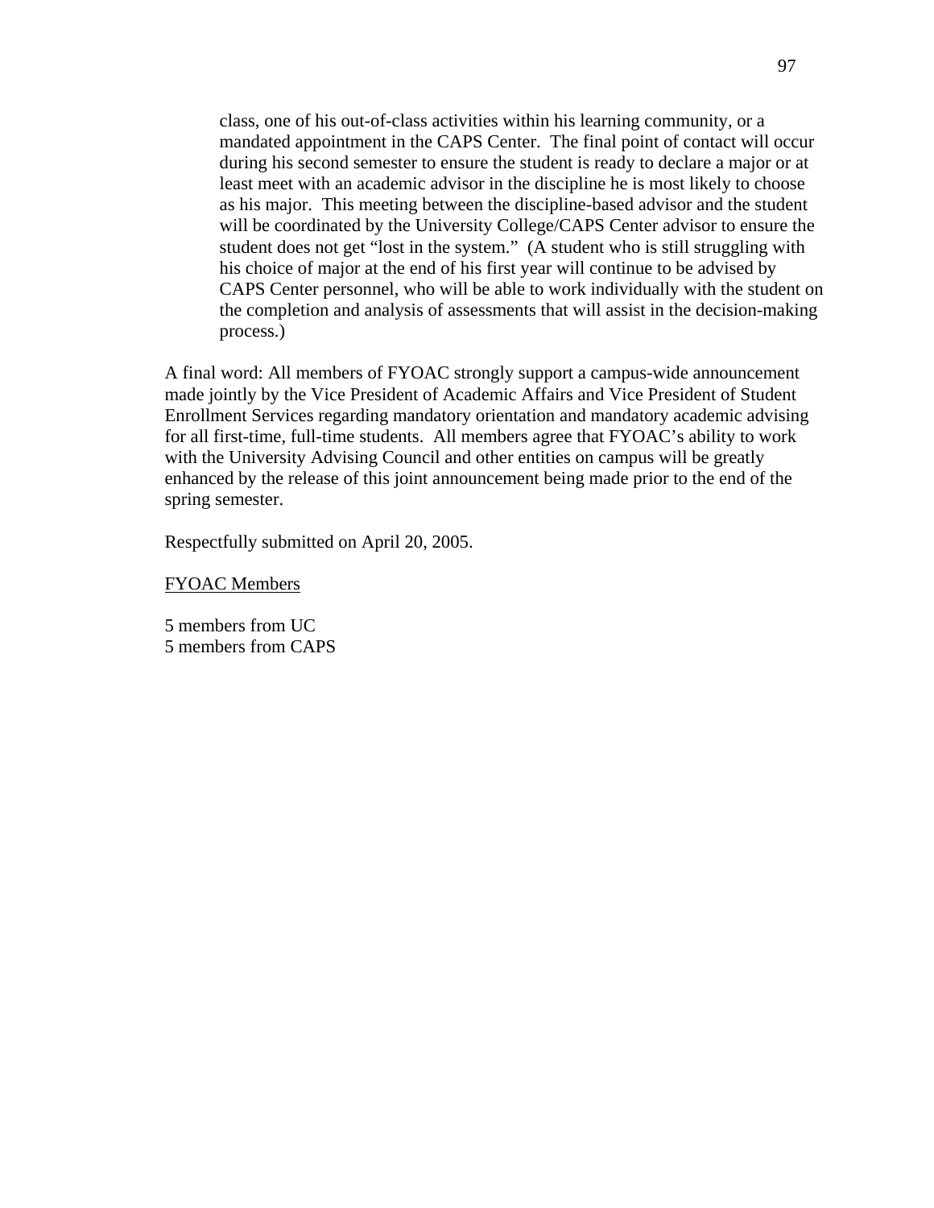class, one of his out-of-class activities within his learning community, or a mandated appointment in the CAPS Center. The final point of contact will occur during his second semester to ensure the student is ready to declare a major or at least meet with an academic advisor in the discipline he is most likely to choose as his major. This meeting between the discipline-based advisor and the student will be coordinated by the University College/CAPS Center advisor to ensure the student does not get "lost in the system." (A student who is still struggling with his choice of major at the end of his first year will continue to be advised by CAPS Center personnel, who will be able to work individually with the student on the completion and analysis of assessments that will assist in the decision-making process.)

A final word: All members of FYOAC strongly support a campus-wide announcement made jointly by the Vice President of Academic Affairs and Vice President of Student Enrollment Services regarding mandatory orientation and mandatory academic advising for all first-time, full-time students. All members agree that FYOAC's ability to work with the University Advising Council and other entities on campus will be greatly enhanced by the release of this joint announcement being made prior to the end of the spring semester.

Respectfully submitted on April 20, 2005.

<u>FYOAC Members</u>

5 members from UC
5 members from CAPS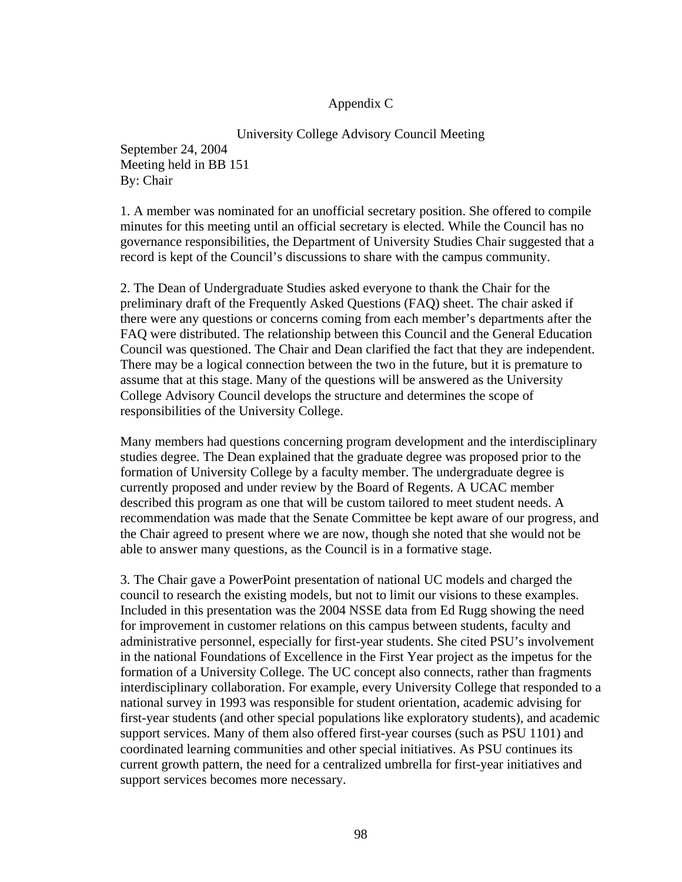# Appendix C

## University College Advisory Council Meeting

September 24, 2004
Meeting held in BB 151
By: Chair

1. A member was nominated for an unofficial secretary position. She offered to compile minutes for this meeting until an official secretary is elected. While the Council has no governance responsibilities, the Department of University Studies Chair suggested that a record is kept of the Council's discussions to share with the campus community.

2. The Dean of Undergraduate Studies asked everyone to thank the Chair for the preliminary draft of the Frequently Asked Questions (FAQ) sheet. The chair asked if there were any questions or concerns coming from each member's departments after the FAQ were distributed. The relationship between this Council and the General Education Council was questioned. The Chair and Dean clarified the fact that they are independent. There may be a logical connection between the two in the future, but it is premature to assume that at this stage. Many of the questions will be answered as the University College Advisory Council develops the structure and determines the scope of responsibilities of the University College.

Many members had questions concerning program development and the interdisciplinary studies degree. The Dean explained that the graduate degree was proposed prior to the formation of University College by a faculty member. The undergraduate degree is currently proposed and under review by the Board of Regents. A UCAC member described this program as one that will be custom tailored to meet student needs. A recommendation was made that the Senate Committee be kept aware of our progress, and the Chair agreed to present where we are now, though she noted that she would not be able to answer many questions, as the Council is in a formative stage.

3. The Chair gave a PowerPoint presentation of national UC models and charged the council to research the existing models, but not to limit our visions to these examples. Included in this presentation was the 2004 NSSE data from Ed Rugg showing the need for improvement in customer relations on this campus between students, faculty and administrative personnel, especially for first-year students. She cited PSU's involvement in the national Foundations of Excellence in the First Year project as the impetus for the formation of a University College. The UC concept also connects, rather than fragments interdisciplinary collaboration. For example, every University College that responded to a national survey in 1993 was responsible for student orientation, academic advising for first-year students (and other special populations like exploratory students), and academic support services. Many of them also offered first-year courses (such as PSU 1101) and coordinated learning communities and other special initiatives. As PSU continues its current growth pattern, the need for a centralized umbrella for first-year initiatives and support services becomes more necessary.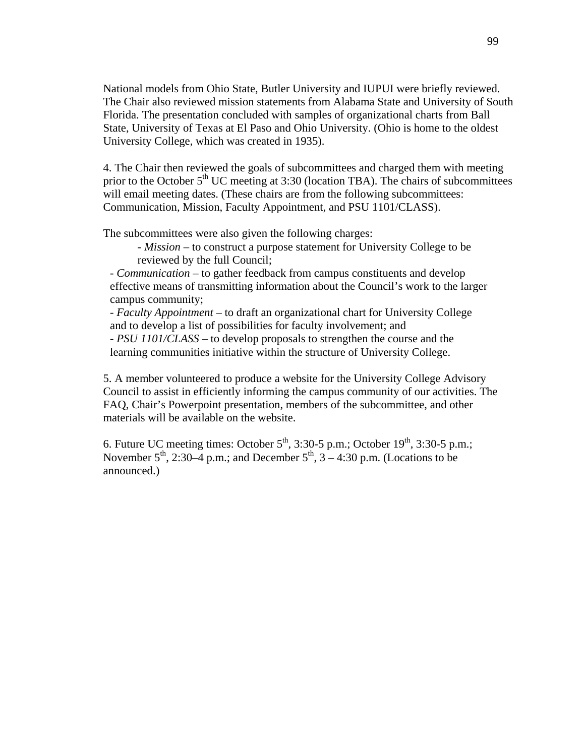National models from Ohio State, Butler University and IUPUI were briefly reviewed. The Chair also reviewed mission statements from Alabama State and University of South Florida. The presentation concluded with samples of organizational charts from Ball State, University of Texas at El Paso and Ohio University. (Ohio is home to the oldest University College, which was created in 1935).

4. The Chair then reviewed the goals of subcommittees and charged them with meeting prior to the October 5th UC meeting at 3:30 (location TBA). The chairs of subcommittees will email meeting dates. (These chairs are from the following subcommittees: Communication, Mission, Faculty Appointment, and PSU 1101/CLASS).

The subcommittees were also given the following charges:

- *Mission* – to construct a purpose statement for University College to be reviewed by the full Council;
- *Communication* – to gather feedback from campus constituents and develop effective means of transmitting information about the Council's work to the larger campus community;
- *Faculty Appointment* – to draft an organizational chart for University College and to develop a list of possibilities for faculty involvement; and
- *PSU 1101/CLASS* – to develop proposals to strengthen the course and the learning communities initiative within the structure of University College.

5. A member volunteered to produce a website for the University College Advisory Council to assist in efficiently informing the campus community of our activities. The FAQ, Chair's Powerpoint presentation, members of the subcommittee, and other materials will be available on the website.

6. Future UC meeting times: October 5th, 3:30-5 p.m.; October 19th, 3:30-5 p.m.; November 5th, 2:30–4 p.m.; and December 5th, 3 – 4:30 p.m. (Locations to be announced.)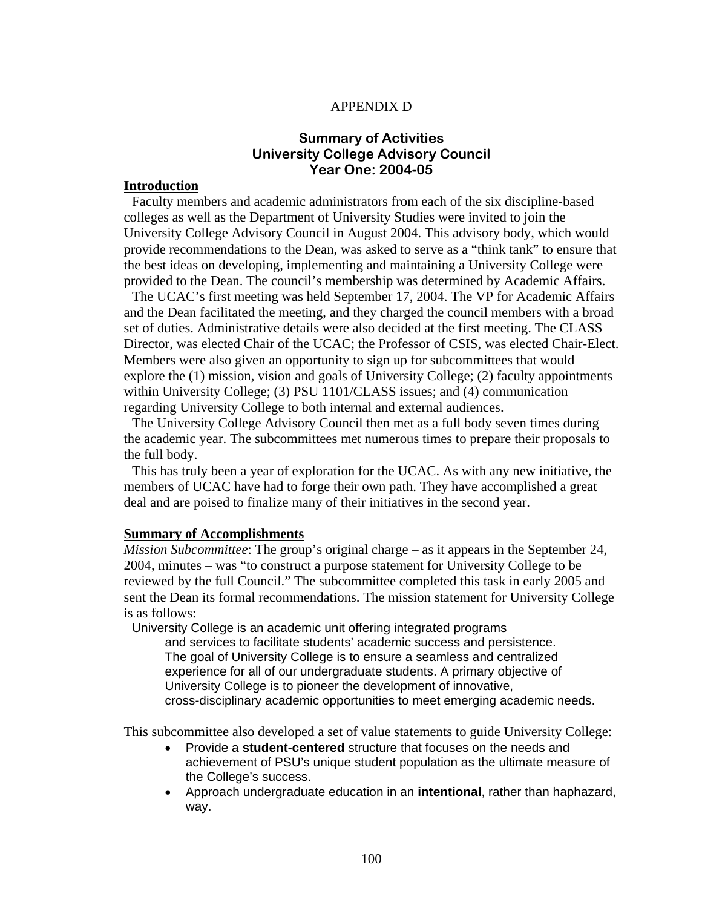APPENDIX D

## Summary of Activities
## University College Advisory Council
## Year One: 2004-05

**Introduction**

Faculty members and academic administrators from each of the six discipline-based colleges as well as the Department of University Studies were invited to join the University College Advisory Council in August 2004. This advisory body, which would provide recommendations to the Dean, was asked to serve as a "think tank" to ensure that the best ideas on developing, implementing and maintaining a University College were provided to the Dean. The council's membership was determined by Academic Affairs.

The UCAC's first meeting was held September 17, 2004. The VP for Academic Affairs and the Dean facilitated the meeting, and they charged the council members with a broad set of duties. Administrative details were also decided at the first meeting. The CLASS Director, was elected Chair of the UCAC; the Professor of CSIS, was elected Chair-Elect. Members were also given an opportunity to sign up for subcommittees that would explore the (1) mission, vision and goals of University College; (2) faculty appointments within University College; (3) PSU 1101/CLASS issues; and (4) communication regarding University College to both internal and external audiences.

The University College Advisory Council then met as a full body seven times during the academic year. The subcommittees met numerous times to prepare their proposals to the full body.

This has truly been a year of exploration for the UCAC. As with any new initiative, the members of UCAC have had to forge their own path. They have accomplished a great deal and are poised to finalize many of their initiatives in the second year.

**Summary of Accomplishments**

*Mission Subcommittee*: The group's original charge – as it appears in the September 24, 2004, minutes – was "to construct a purpose statement for University College to be reviewed by the full Council." The subcommittee completed this task in early 2005 and sent the Dean its formal recommendations. The mission statement for University College is as follows:

> University College is an academic unit offering integrated programs and services to facilitate students' academic success and persistence. The goal of University College is to ensure a seamless and centralized experience for all of our undergraduate students. A primary objective of University College is to pioneer the development of innovative, cross-disciplinary academic opportunities to meet emerging academic needs.

This subcommittee also developed a set of value statements to guide University College:

- Provide a **student-centered** structure that focuses on the needs and achievement of PSU's unique student population as the ultimate measure of the College's success.
- Approach undergraduate education in an **intentional**, rather than haphazard, way.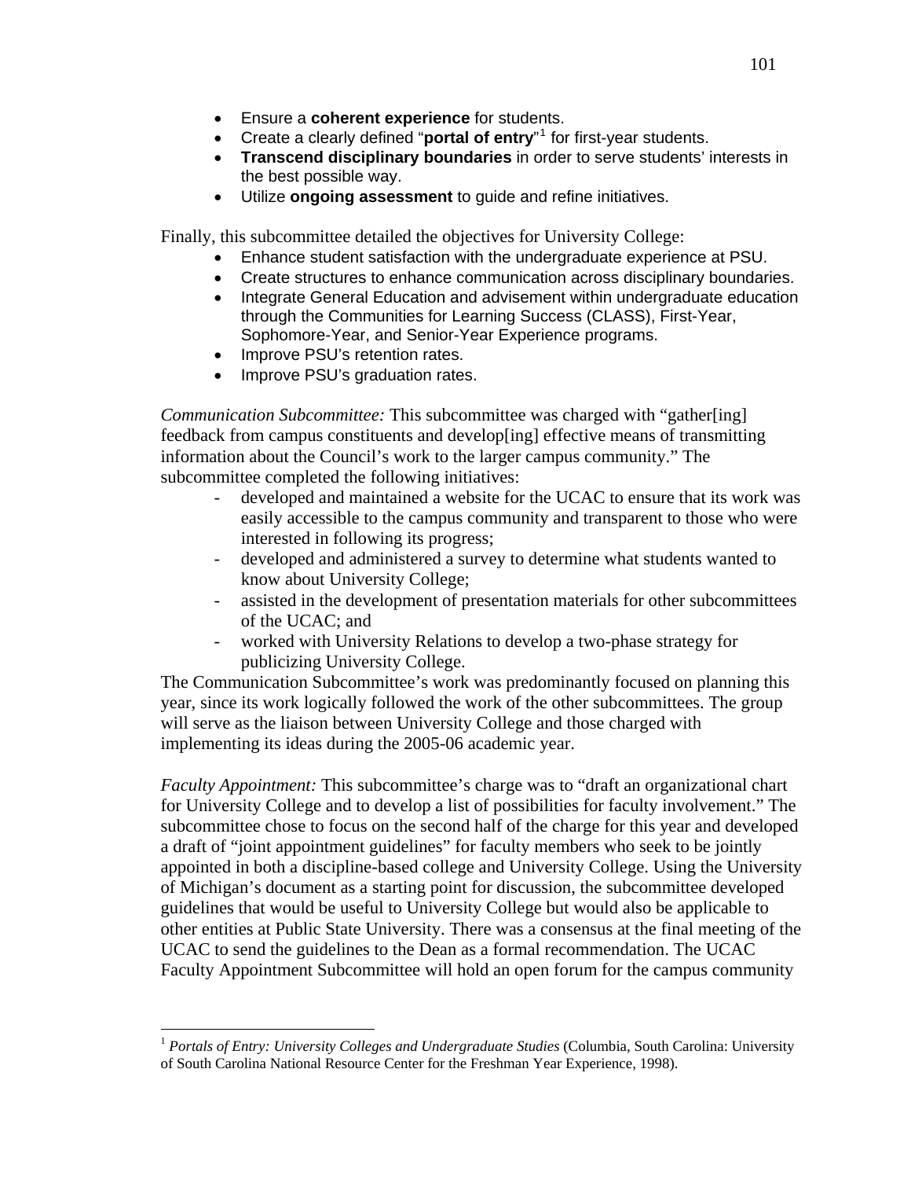- Ensure a **coherent experience** for students.
- Create a clearly defined "**portal of entry**"[1] for first-year students.
- **Transcend disciplinary boundaries** in order to serve students' interests in the best possible way.
- Utilize **ongoing assessment** to guide and refine initiatives.

Finally, this subcommittee detailed the objectives for University College:

- Enhance student satisfaction with the undergraduate experience at PSU.
- Create structures to enhance communication across disciplinary boundaries.
- Integrate General Education and advisement within undergraduate education through the Communities for Learning Success (CLASS), First-Year, Sophomore-Year, and Senior-Year Experience programs.
- Improve PSU's retention rates.
- Improve PSU's graduation rates.

*Communication Subcommittee:* This subcommittee was charged with "gather[ing] feedback from campus constituents and develop[ing] effective means of transmitting information about the Council's work to the larger campus community." The subcommittee completed the following initiatives:

- developed and maintained a website for the UCAC to ensure that its work was easily accessible to the campus community and transparent to those who were interested in following its progress;
- developed and administered a survey to determine what students wanted to know about University College;
- assisted in the development of presentation materials for other subcommittees of the UCAC; and
- worked with University Relations to develop a two-phase strategy for publicizing University College.

The Communication Subcommittee's work was predominantly focused on planning this year, since its work logically followed the work of the other subcommittees. The group will serve as the liaison between University College and those charged with implementing its ideas during the 2005-06 academic year.

*Faculty Appointment:* This subcommittee's charge was to "draft an organizational chart for University College and to develop a list of possibilities for faculty involvement." The subcommittee chose to focus on the second half of the charge for this year and developed a draft of "joint appointment guidelines" for faculty members who seek to be jointly appointed in both a discipline-based college and University College. Using the University of Michigan's document as a starting point for discussion, the subcommittee developed guidelines that would be useful to University College but would also be applicable to other entities at Public State University. There was a consensus at the final meeting of the UCAC to send the guidelines to the Dean as a formal recommendation. The UCAC Faculty Appointment Subcommittee will hold an open forum for the campus community

---

[1] *Portals of Entry: University Colleges and Undergraduate Studies* (Columbia, South Carolina: University of South Carolina National Resource Center for the Freshman Year Experience, 1998).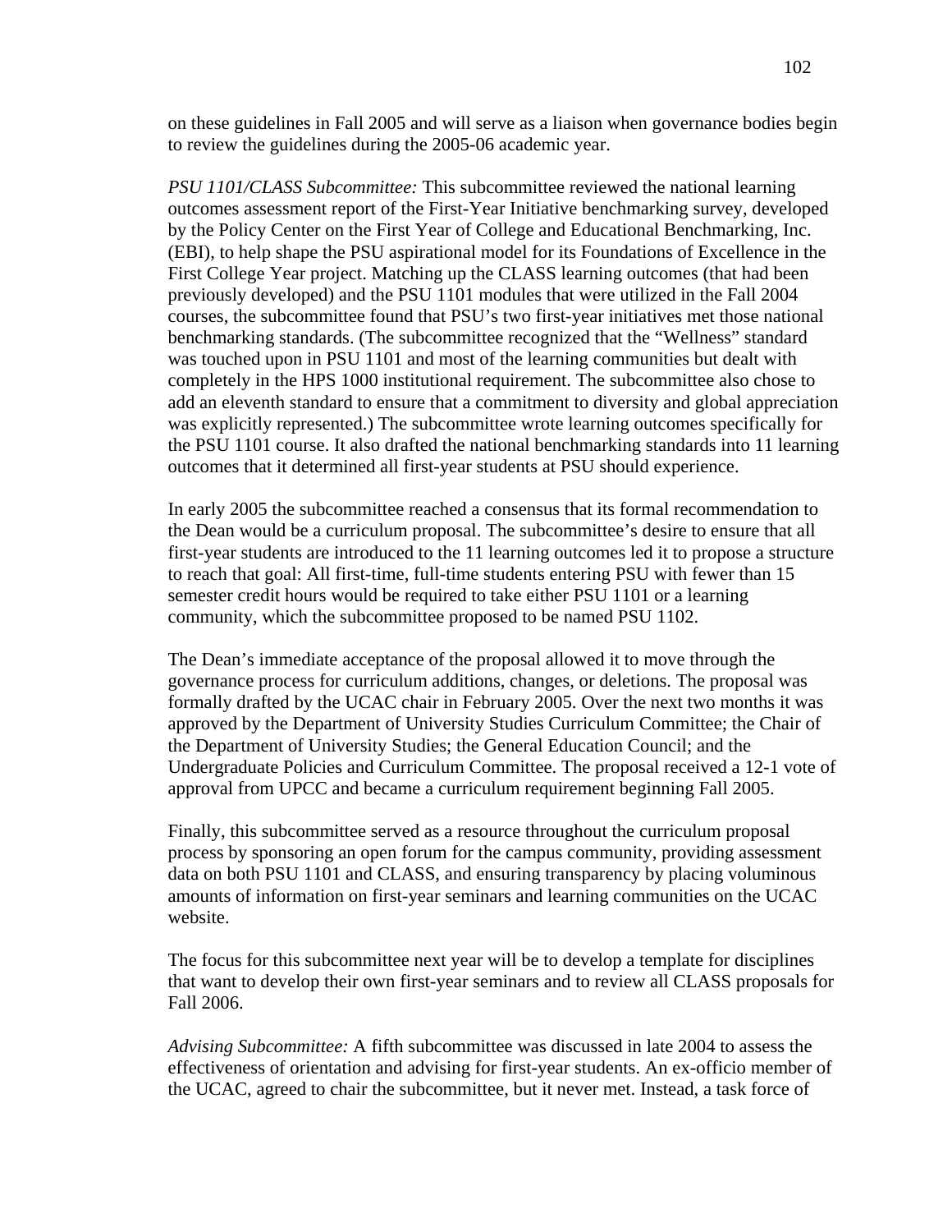on these guidelines in Fall 2005 and will serve as a liaison when governance bodies begin to review the guidelines during the 2005-06 academic year.

*PSU 1101/CLASS Subcommittee:* This subcommittee reviewed the national learning outcomes assessment report of the First-Year Initiative benchmarking survey, developed by the Policy Center on the First Year of College and Educational Benchmarking, Inc. (EBI), to help shape the PSU aspirational model for its Foundations of Excellence in the First College Year project. Matching up the CLASS learning outcomes (that had been previously developed) and the PSU 1101 modules that were utilized in the Fall 2004 courses, the subcommittee found that PSU's two first-year initiatives met those national benchmarking standards. (The subcommittee recognized that the "Wellness" standard was touched upon in PSU 1101 and most of the learning communities but dealt with completely in the HPS 1000 institutional requirement. The subcommittee also chose to add an eleventh standard to ensure that a commitment to diversity and global appreciation was explicitly represented.) The subcommittee wrote learning outcomes specifically for the PSU 1101 course. It also drafted the national benchmarking standards into 11 learning outcomes that it determined all first-year students at PSU should experience.

In early 2005 the subcommittee reached a consensus that its formal recommendation to the Dean would be a curriculum proposal. The subcommittee's desire to ensure that all first-year students are introduced to the 11 learning outcomes led it to propose a structure to reach that goal: All first-time, full-time students entering PSU with fewer than 15 semester credit hours would be required to take either PSU 1101 or a learning community, which the subcommittee proposed to be named PSU 1102.

The Dean's immediate acceptance of the proposal allowed it to move through the governance process for curriculum additions, changes, or deletions. The proposal was formally drafted by the UCAC chair in February 2005. Over the next two months it was approved by the Department of University Studies Curriculum Committee; the Chair of the Department of University Studies; the General Education Council; and the Undergraduate Policies and Curriculum Committee. The proposal received a 12-1 vote of approval from UPCC and became a curriculum requirement beginning Fall 2005.

Finally, this subcommittee served as a resource throughout the curriculum proposal process by sponsoring an open forum for the campus community, providing assessment data on both PSU 1101 and CLASS, and ensuring transparency by placing voluminous amounts of information on first-year seminars and learning communities on the UCAC website.

The focus for this subcommittee next year will be to develop a template for disciplines that want to develop their own first-year seminars and to review all CLASS proposals for Fall 2006.

*Advising Subcommittee:* A fifth subcommittee was discussed in late 2004 to assess the effectiveness of orientation and advising for first-year students. An ex-officio member of the UCAC, agreed to chair the subcommittee, but it never met. Instead, a task force of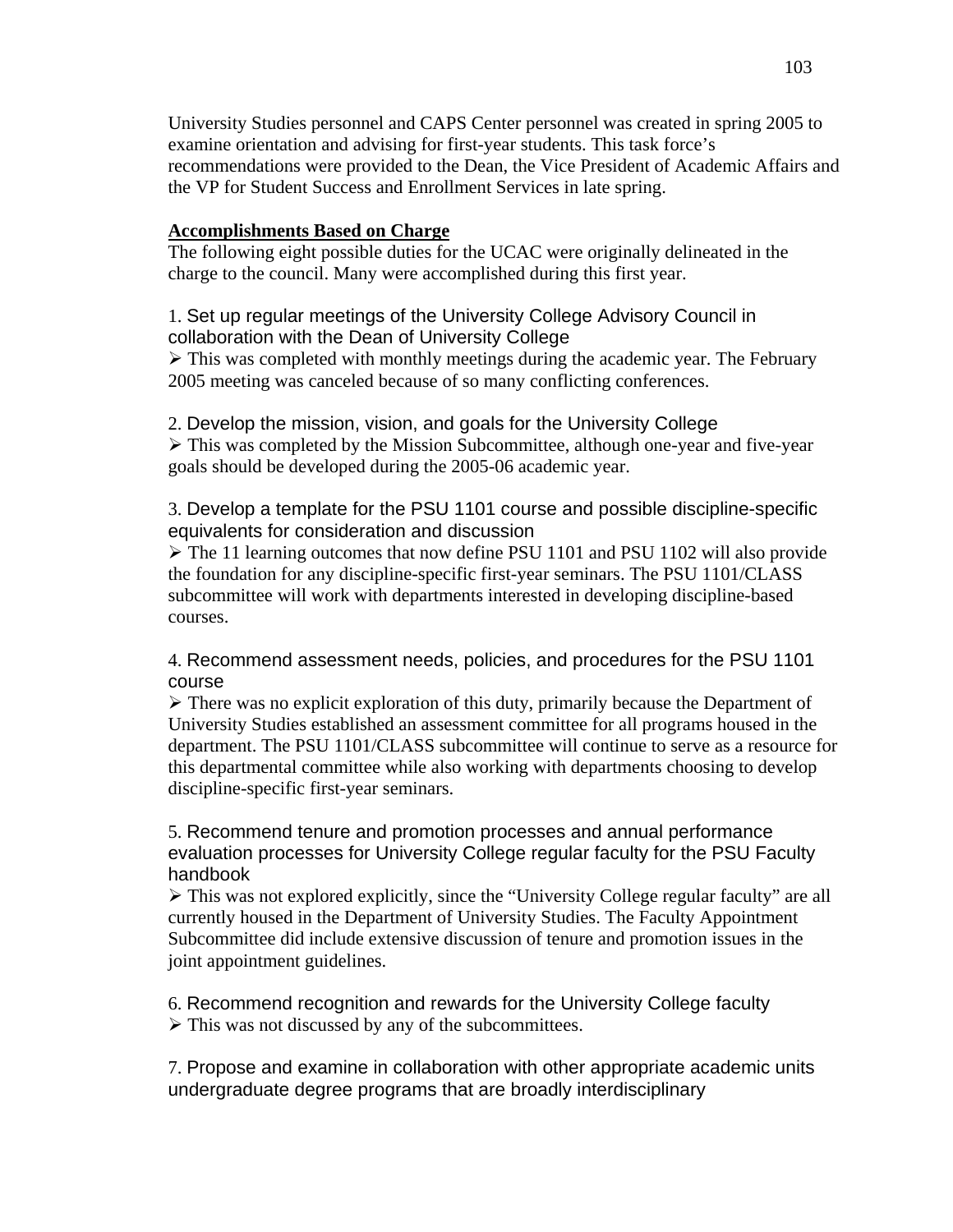University Studies personnel and CAPS Center personnel was created in spring 2005 to examine orientation and advising for first-year students. This task force's recommendations were provided to the Dean, the Vice President of Academic Affairs and the VP for Student Success and Enrollment Services in late spring.

**Accomplishments Based on Charge**

The following eight possible duties for the UCAC were originally delineated in the charge to the council. Many were accomplished during this first year.

1. Set up regular meetings of the University College Advisory Council in collaboration with the Dean of University College

➢ This was completed with monthly meetings during the academic year. The February 2005 meeting was canceled because of so many conflicting conferences.

2. Develop the mission, vision, and goals for the University College

➢ This was completed by the Mission Subcommittee, although one-year and five-year goals should be developed during the 2005-06 academic year.

3. Develop a template for the PSU 1101 course and possible discipline-specific equivalents for consideration and discussion

➢ The 11 learning outcomes that now define PSU 1101 and PSU 1102 will also provide the foundation for any discipline-specific first-year seminars. The PSU 1101/CLASS subcommittee will work with departments interested in developing discipline-based courses.

4. Recommend assessment needs, policies, and procedures for the PSU 1101 course

➢ There was no explicit exploration of this duty, primarily because the Department of University Studies established an assessment committee for all programs housed in the department. The PSU 1101/CLASS subcommittee will continue to serve as a resource for this departmental committee while also working with departments choosing to develop discipline-specific first-year seminars.

5. Recommend tenure and promotion processes and annual performance evaluation processes for University College regular faculty for the PSU Faculty handbook

➢ This was not explored explicitly, since the "University College regular faculty" are all currently housed in the Department of University Studies. The Faculty Appointment Subcommittee did include extensive discussion of tenure and promotion issues in the joint appointment guidelines.

6. Recommend recognition and rewards for the University College faculty

➢ This was not discussed by any of the subcommittees.

7. Propose and examine in collaboration with other appropriate academic units undergraduate degree programs that are broadly interdisciplinary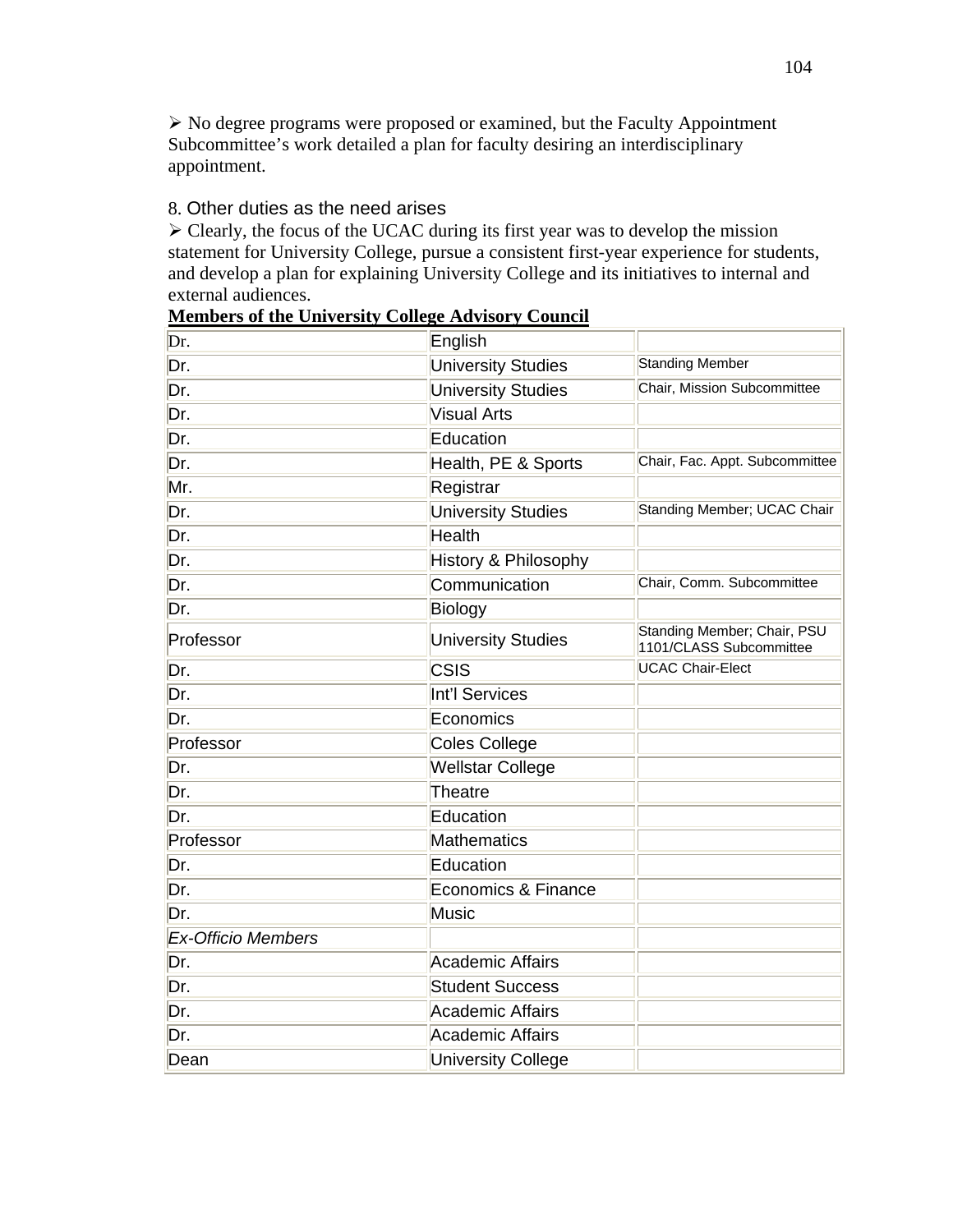➢ No degree programs were proposed or examined, but the Faculty Appointment Subcommittee's work detailed a plan for faculty desiring an interdisciplinary appointment.

8. Other duties as the need arises

➢ Clearly, the focus of the UCAC during its first year was to develop the mission statement for University College, pursue a consistent first-year experience for students, and develop a plan for explaining University College and its initiatives to internal and external audiences.

**Members of the University College Advisory Council**

| | | |
|---|---|---|
| Dr. | English | |
| Dr. | University Studies | Standing Member |
| Dr. | University Studies | Chair, Mission Subcommittee |
| Dr. | Visual Arts | |
| Dr. | Education | |
| Dr. | Health, PE & Sports | Chair, Fac. Appt. Subcommittee |
| Mr. | Registrar | |
| Dr. | University Studies | Standing Member; UCAC Chair |
| Dr. | Health | |
| Dr. | History & Philosophy | |
| Dr. | Communication | Chair, Comm. Subcommittee |
| Dr. | Biology | |
| Professor | University Studies | Standing Member; Chair, PSU 1101/CLASS Subcommittee |
| Dr. | CSIS | UCAC Chair-Elect |
| Dr. | Int'l Services | |
| Dr. | Economics | |
| Professor | Coles College | |
| Dr. | Wellstar College | |
| Dr. | Theatre | |
| Dr. | Education | |
| Professor | Mathematics | |
| Dr. | Education | |
| Dr. | Economics & Finance | |
| Dr. | Music | |
| *Ex-Officio Members* | | |
| Dr. | Academic Affairs | |
| Dr. | Student Success | |
| Dr. | Academic Affairs | |
| Dr. | Academic Affairs | |
| Dean | University College | |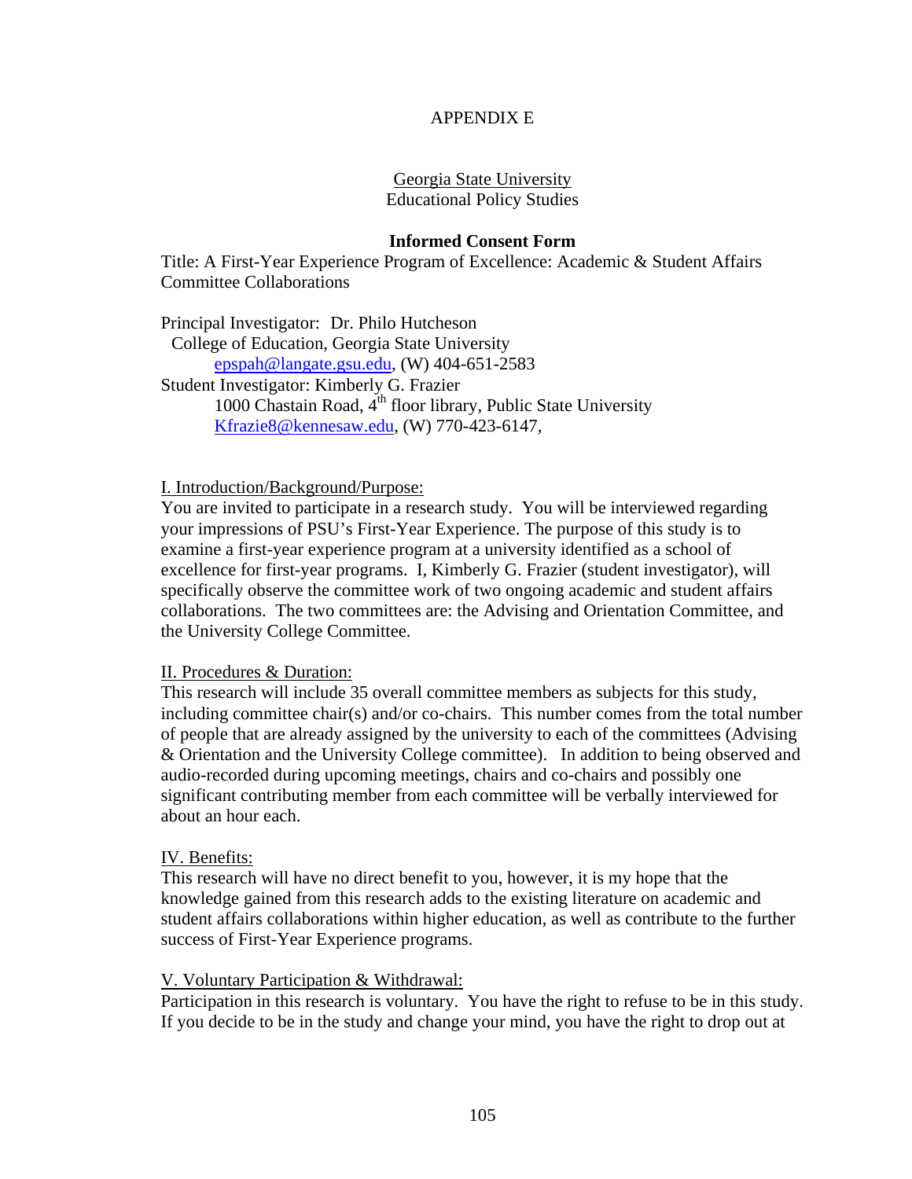APPENDIX E

Georgia State University
Educational Policy Studies

**Informed Consent Form**

Title: A First-Year Experience Program of Excellence: Academic & Student Affairs Committee Collaborations

Principal Investigator: Dr. Philo Hutcheson
College of Education, Georgia State University
epspah@langate.gsu.edu, (W) 404-651-2583

Student Investigator: Kimberly G. Frazier
1000 Chastain Road, 4th floor library, Public State University
Kfrazie8@kennesaw.edu, (W) 770-423-6147,

I. Introduction/Background/Purpose:

You are invited to participate in a research study. You will be interviewed regarding your impressions of PSU's First-Year Experience. The purpose of this study is to examine a first-year experience program at a university identified as a school of excellence for first-year programs. I, Kimberly G. Frazier (student investigator), will specifically observe the committee work of two ongoing academic and student affairs collaborations. The two committees are: the Advising and Orientation Committee, and the University College Committee.

II. Procedures & Duration:

This research will include 35 overall committee members as subjects for this study, including committee chair(s) and/or co-chairs. This number comes from the total number of people that are already assigned by the university to each of the committees (Advising & Orientation and the University College committee). In addition to being observed and audio-recorded during upcoming meetings, chairs and co-chairs and possibly one significant contributing member from each committee will be verbally interviewed for about an hour each.

IV. Benefits:

This research will have no direct benefit to you, however, it is my hope that the knowledge gained from this research adds to the existing literature on academic and student affairs collaborations within higher education, as well as contribute to the further success of First-Year Experience programs.

V. Voluntary Participation & Withdrawal:

Participation in this research is voluntary. You have the right to refuse to be in this study. If you decide to be in the study and change your mind, you have the right to drop out at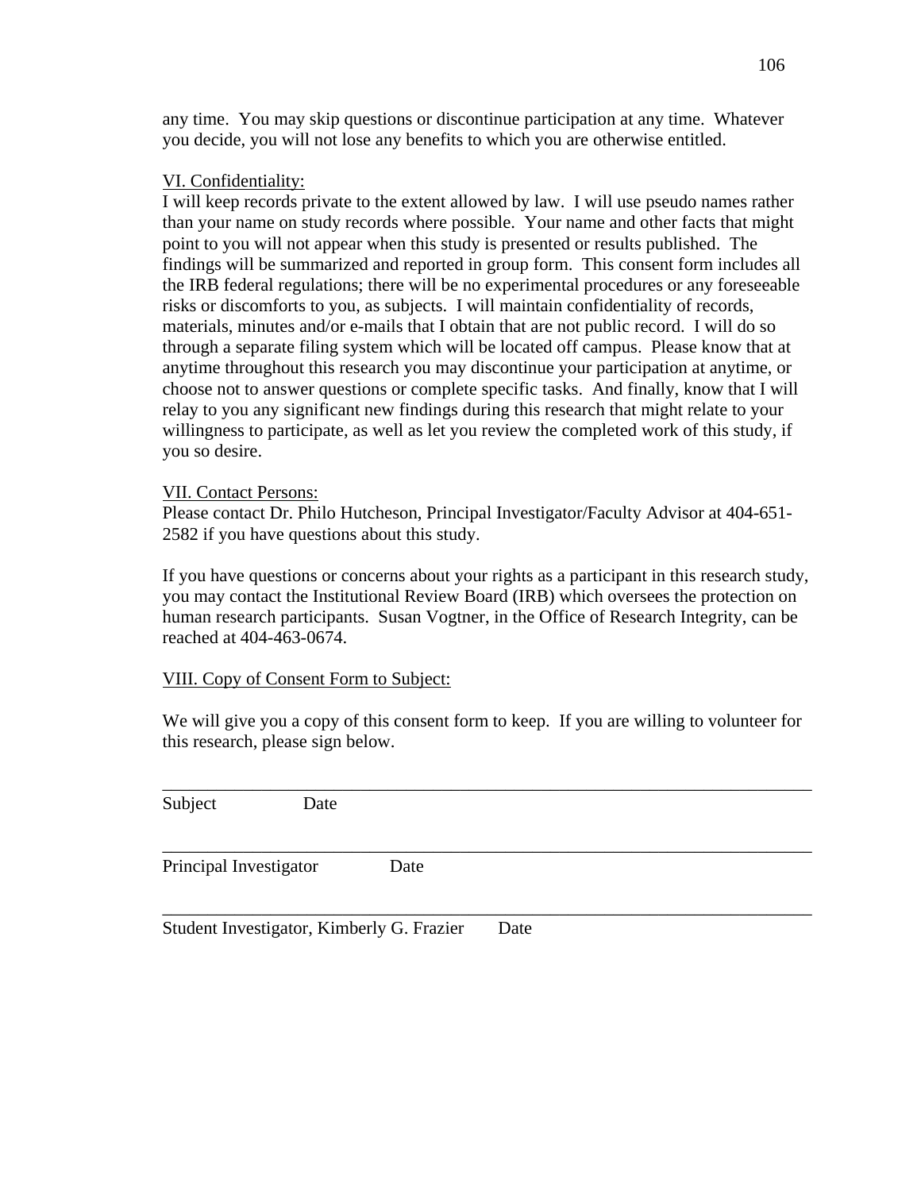any time. You may skip questions or discontinue participation at any time. Whatever you decide, you will not lose any benefits to which you are otherwise entitled.

VI. Confidentiality:

I will keep records private to the extent allowed by law. I will use pseudo names rather than your name on study records where possible. Your name and other facts that might point to you will not appear when this study is presented or results published. The findings will be summarized and reported in group form. This consent form includes all the IRB federal regulations; there will be no experimental procedures or any foreseeable risks or discomforts to you, as subjects. I will maintain confidentiality of records, materials, minutes and/or e-mails that I obtain that are not public record. I will do so through a separate filing system which will be located off campus. Please know that at anytime throughout this research you may discontinue your participation at anytime, or choose not to answer questions or complete specific tasks. And finally, know that I will relay to you any significant new findings during this research that might relate to your willingness to participate, as well as let you review the completed work of this study, if you so desire.

VII. Contact Persons:

Please contact Dr. Philo Hutcheson, Principal Investigator/Faculty Advisor at 404-651-2582 if you have questions about this study.

If you have questions or concerns about your rights as a participant in this research study, you may contact the Institutional Review Board (IRB) which oversees the protection on human research participants. Susan Vogtner, in the Office of Research Integrity, can be reached at 404-463-0674.

VIII. Copy of Consent Form to Subject:

We will give you a copy of this consent form to keep. If you are willing to volunteer for this research, please sign below.

\_\_\_\_\_\_\_\_\_\_\_\_\_\_\_\_\_\_\_\_\_\_\_\_\_\_\_\_\_\_\_\_\_\_\_\_\_\_\_\_\_\_\_\_\_\_\_\_\_\_\_\_\_\_\_\_\_\_\_\_\_\_\_\_\_\_\_\_\_\_

Subject Date

\_\_\_\_\_\_\_\_\_\_\_\_\_\_\_\_\_\_\_\_\_\_\_\_\_\_\_\_\_\_\_\_\_\_\_\_\_\_\_\_\_\_\_\_\_\_\_\_\_\_\_\_\_\_\_\_\_\_\_\_\_\_\_\_\_\_\_\_\_\_

Principal Investigator Date

\_\_\_\_\_\_\_\_\_\_\_\_\_\_\_\_\_\_\_\_\_\_\_\_\_\_\_\_\_\_\_\_\_\_\_\_\_\_\_\_\_\_\_\_\_\_\_\_\_\_\_\_\_\_\_\_\_\_\_\_\_\_\_\_\_\_\_\_\_\_

Student Investigator, Kimberly G. Frazier Date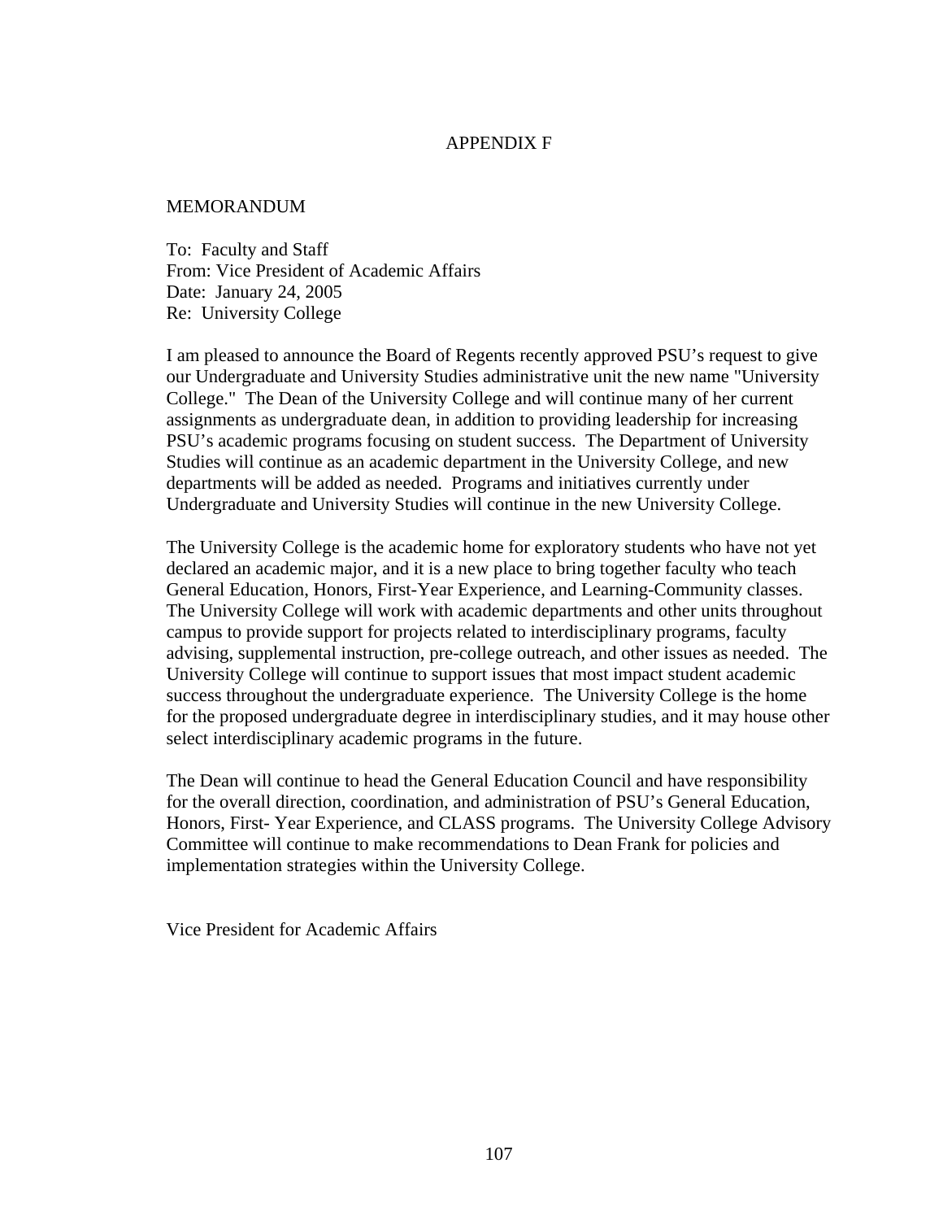# APPENDIX F

MEMORANDUM

To: Faculty and Staff
From: Vice President of Academic Affairs
Date: January 24, 2005
Re: University College

I am pleased to announce the Board of Regents recently approved PSU's request to give our Undergraduate and University Studies administrative unit the new name "University College." The Dean of the University College and will continue many of her current assignments as undergraduate dean, in addition to providing leadership for increasing PSU's academic programs focusing on student success. The Department of University Studies will continue as an academic department in the University College, and new departments will be added as needed. Programs and initiatives currently under Undergraduate and University Studies will continue in the new University College.

The University College is the academic home for exploratory students who have not yet declared an academic major, and it is a new place to bring together faculty who teach General Education, Honors, First-Year Experience, and Learning-Community classes. The University College will work with academic departments and other units throughout campus to provide support for projects related to interdisciplinary programs, faculty advising, supplemental instruction, pre-college outreach, and other issues as needed. The University College will continue to support issues that most impact student academic success throughout the undergraduate experience. The University College is the home for the proposed undergraduate degree in interdisciplinary studies, and it may house other select interdisciplinary academic programs in the future.

The Dean will continue to head the General Education Council and have responsibility for the overall direction, coordination, and administration of PSU's General Education, Honors, First- Year Experience, and CLASS programs. The University College Advisory Committee will continue to make recommendations to Dean Frank for policies and implementation strategies within the University College.

Vice President for Academic Affairs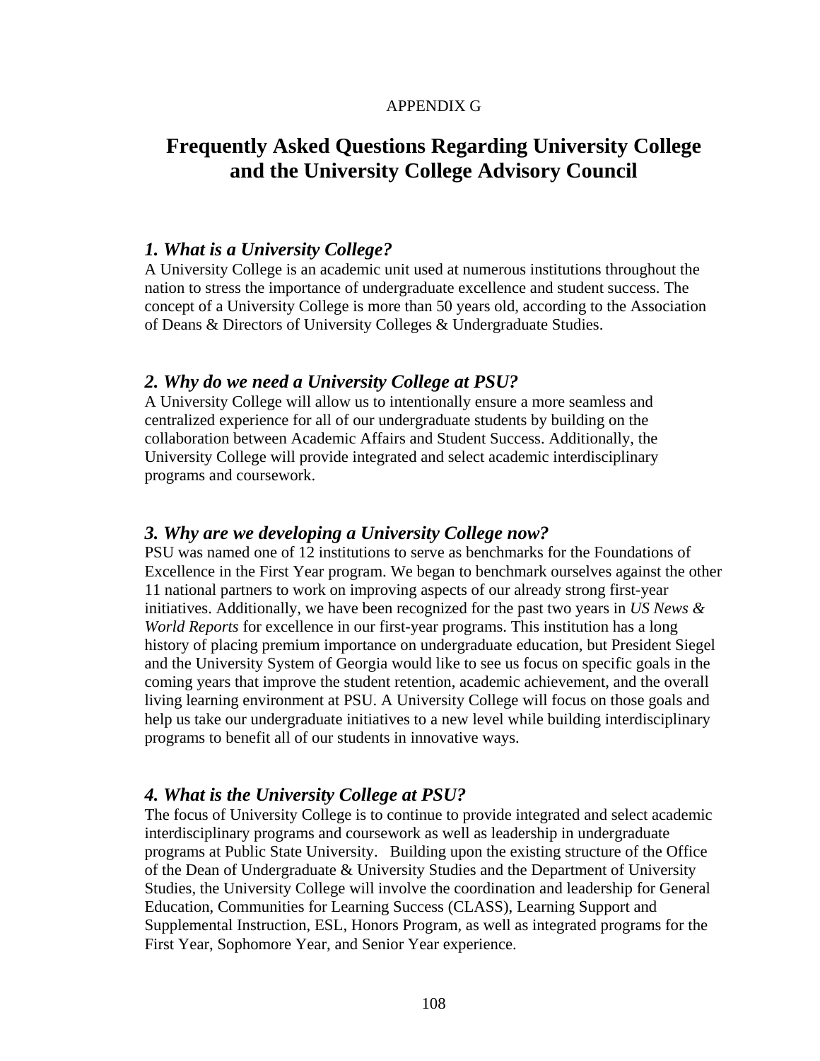APPENDIX G

# Frequently Asked Questions Regarding University College and the University College Advisory Council

### *1. What is a University College?*

A University College is an academic unit used at numerous institutions throughout the nation to stress the importance of undergraduate excellence and student success. The concept of a University College is more than 50 years old, according to the Association of Deans & Directors of University Colleges & Undergraduate Studies.

### *2. Why do we need a University College at PSU?*

A University College will allow us to intentionally ensure a more seamless and centralized experience for all of our undergraduate students by building on the collaboration between Academic Affairs and Student Success. Additionally, the University College will provide integrated and select academic interdisciplinary programs and coursework.

### *3. Why are we developing a University College now?*

PSU was named one of 12 institutions to serve as benchmarks for the Foundations of Excellence in the First Year program. We began to benchmark ourselves against the other 11 national partners to work on improving aspects of our already strong first-year initiatives. Additionally, we have been recognized for the past two years in *US News & World Reports* for excellence in our first-year programs. This institution has a long history of placing premium importance on undergraduate education, but President Siegel and the University System of Georgia would like to see us focus on specific goals in the coming years that improve the student retention, academic achievement, and the overall living learning environment at PSU. A University College will focus on those goals and help us take our undergraduate initiatives to a new level while building interdisciplinary programs to benefit all of our students in innovative ways.

### *4. What is the University College at PSU?*

The focus of University College is to continue to provide integrated and select academic interdisciplinary programs and coursework as well as leadership in undergraduate programs at Public State University. Building upon the existing structure of the Office of the Dean of Undergraduate & University Studies and the Department of University Studies, the University College will involve the coordination and leadership for General Education, Communities for Learning Success (CLASS), Learning Support and Supplemental Instruction, ESL, Honors Program, as well as integrated programs for the First Year, Sophomore Year, and Senior Year experience.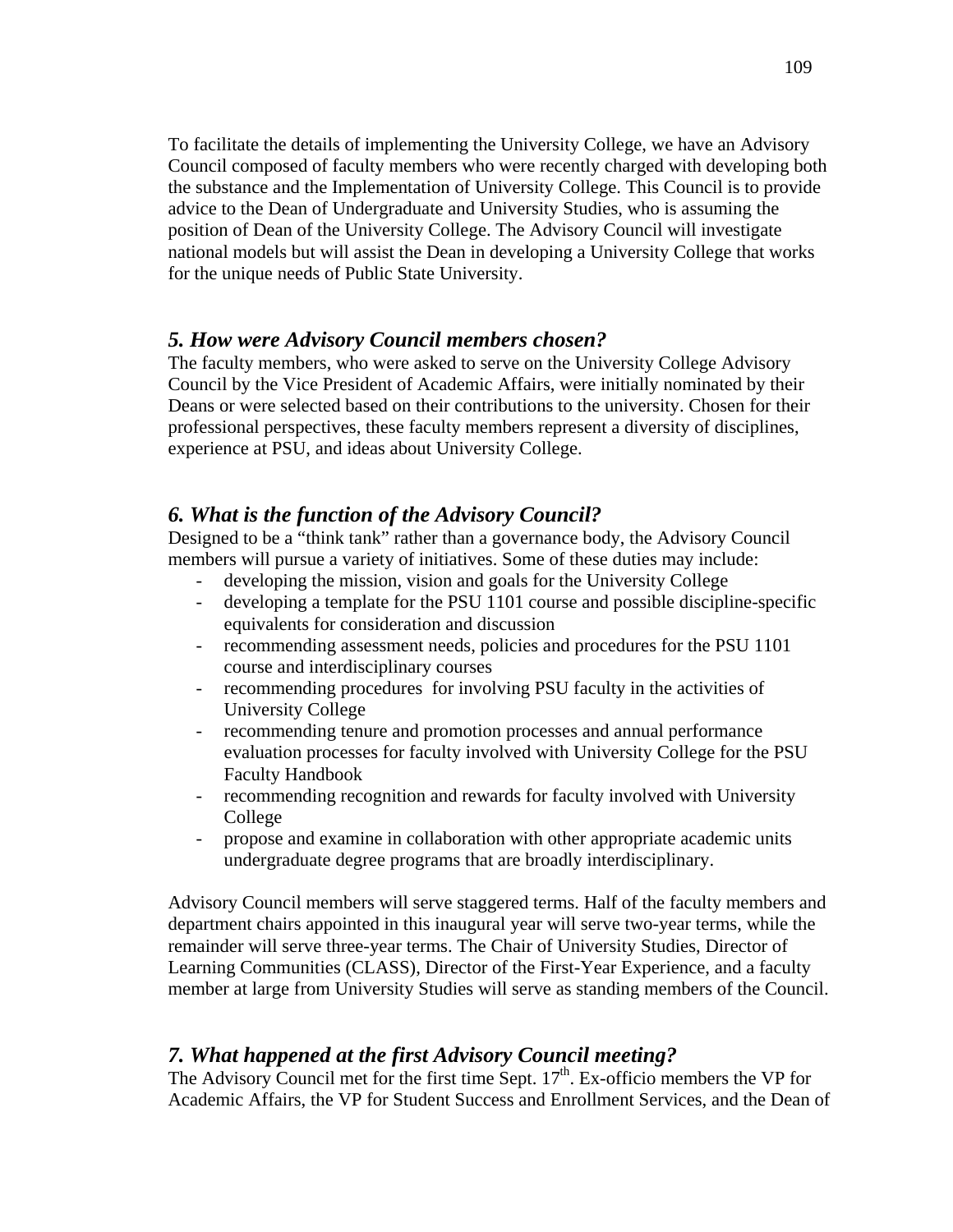To facilitate the details of implementing the University College, we have an Advisory Council composed of faculty members who were recently charged with developing both the substance and the Implementation of University College. This Council is to provide advice to the Dean of Undergraduate and University Studies, who is assuming the position of Dean of the University College. The Advisory Council will investigate national models but will assist the Dean in developing a University College that works for the unique needs of Public State University.

### *5. How were Advisory Council members chosen?*

The faculty members, who were asked to serve on the University College Advisory Council by the Vice President of Academic Affairs, were initially nominated by their Deans or were selected based on their contributions to the university. Chosen for their professional perspectives, these faculty members represent a diversity of disciplines, experience at PSU, and ideas about University College.

### *6. What is the function of the Advisory Council?*

Designed to be a "think tank" rather than a governance body, the Advisory Council members will pursue a variety of initiatives. Some of these duties may include:

- developing the mission, vision and goals for the University College
- developing a template for the PSU 1101 course and possible discipline-specific equivalents for consideration and discussion
- recommending assessment needs, policies and procedures for the PSU 1101 course and interdisciplinary courses
- recommending procedures for involving PSU faculty in the activities of University College
- recommending tenure and promotion processes and annual performance evaluation processes for faculty involved with University College for the PSU Faculty Handbook
- recommending recognition and rewards for faculty involved with University College
- propose and examine in collaboration with other appropriate academic units undergraduate degree programs that are broadly interdisciplinary.

Advisory Council members will serve staggered terms. Half of the faculty members and department chairs appointed in this inaugural year will serve two-year terms, while the remainder will serve three-year terms. The Chair of University Studies, Director of Learning Communities (CLASS), Director of the First-Year Experience, and a faculty member at large from University Studies will serve as standing members of the Council.

### *7. What happened at the first Advisory Council meeting?*

The Advisory Council met for the first time Sept. 17th. Ex-officio members the VP for Academic Affairs, the VP for Student Success and Enrollment Services, and the Dean of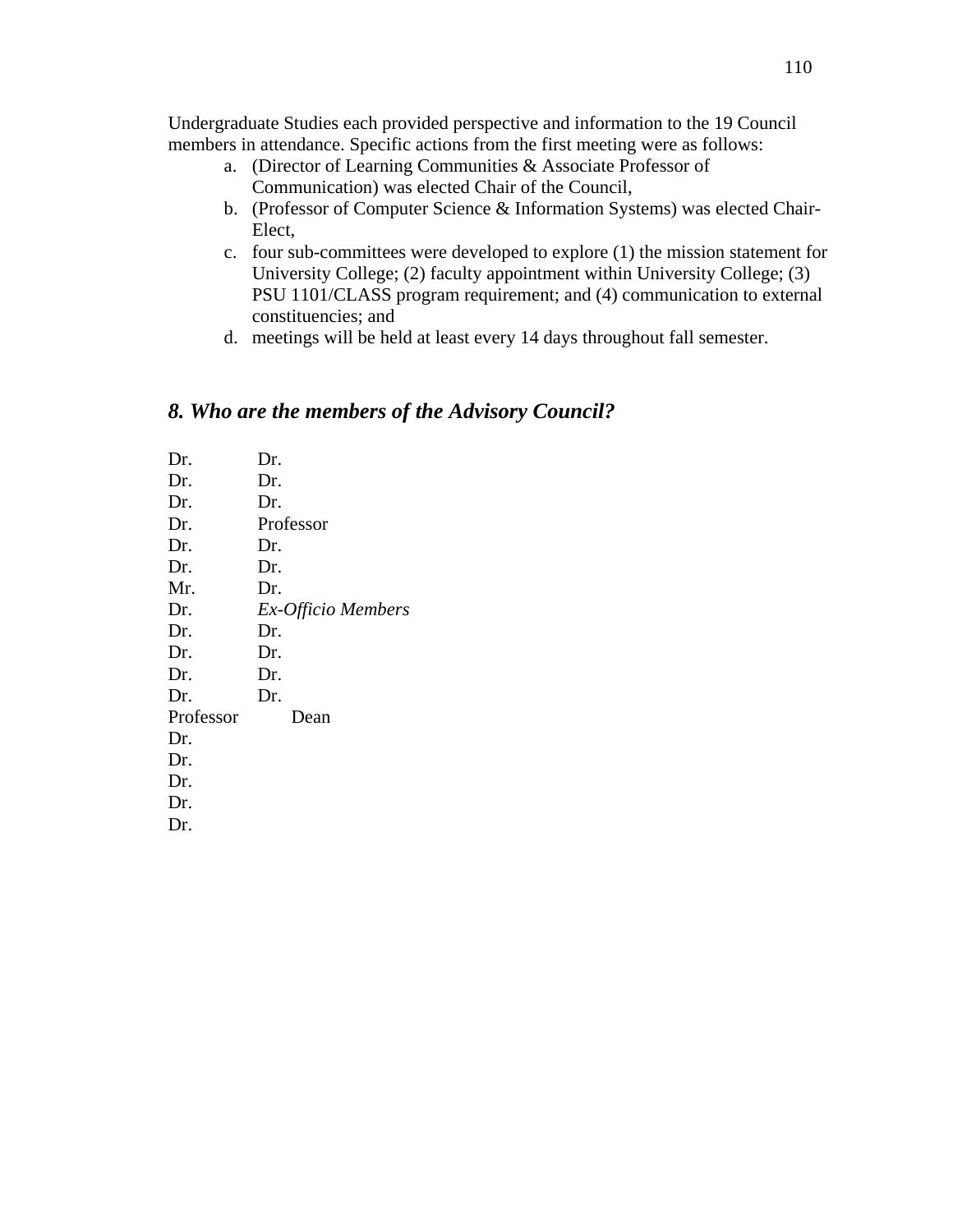Undergraduate Studies each provided perspective and information to the 19 Council members in attendance. Specific actions from the first meeting were as follows:

a. (Director of Learning Communities & Associate Professor of Communication) was elected Chair of the Council,
b. (Professor of Computer Science & Information Systems) was elected Chair-Elect,
c. four sub-committees were developed to explore (1) the mission statement for University College; (2) faculty appointment within University College; (3) PSU 1101/CLASS program requirement; and (4) communication to external constituencies; and
d. meetings will be held at least every 14 days throughout fall semester.

### *8. Who are the members of the Advisory Council?*

| | |
|---|---|
| Dr. | Dr. |
| Dr. | Dr. |
| Dr. | Dr. |
| Dr. | Professor |
| Dr. | Dr. |
| Dr. | Dr. |
| Mr. | Dr. |
| Dr. | *Ex-Officio Members* |
| Dr. | Dr. |
| Dr. | Dr. |
| Dr. | Dr. |
| Dr. | Dr. |
| Professor | Dean |
| Dr. | |
| Dr. | |
| Dr. | |
| Dr. | |
| Dr. | |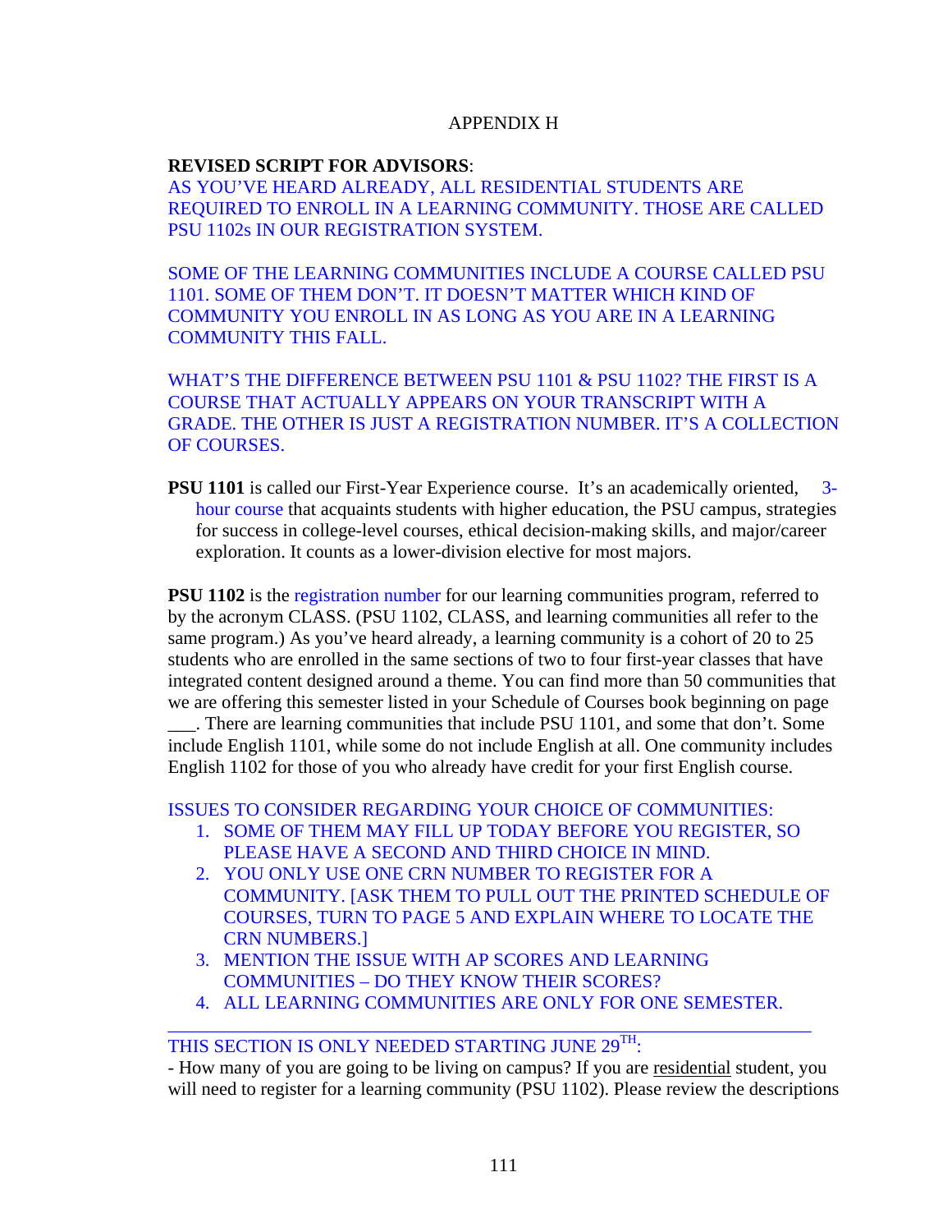APPENDIX H

**REVISED SCRIPT FOR ADVISORS**:
AS YOU'VE HEARD ALREADY, ALL RESIDENTIAL STUDENTS ARE REQUIRED TO ENROLL IN A LEARNING COMMUNITY. THOSE ARE CALLED PSU 1102s IN OUR REGISTRATION SYSTEM.

SOME OF THE LEARNING COMMUNITIES INCLUDE A COURSE CALLED PSU 1101. SOME OF THEM DON'T. IT DOESN'T MATTER WHICH KIND OF COMMUNITY YOU ENROLL IN AS LONG AS YOU ARE IN A LEARNING COMMUNITY THIS FALL.

WHAT'S THE DIFFERENCE BETWEEN PSU 1101 & PSU 1102? THE FIRST IS A COURSE THAT ACTUALLY APPEARS ON YOUR TRANSCRIPT WITH A GRADE. THE OTHER IS JUST A REGISTRATION NUMBER. IT'S A COLLECTION OF COURSES.

**PSU 1101** is called our First-Year Experience course. It's an academically oriented, 3-hour course that acquaints students with higher education, the PSU campus, strategies for success in college-level courses, ethical decision-making skills, and major/career exploration. It counts as a lower-division elective for most majors.

**PSU 1102** is the registration number for our learning communities program, referred to by the acronym CLASS. (PSU 1102, CLASS, and learning communities all refer to the same program.) As you've heard already, a learning community is a cohort of 20 to 25 students who are enrolled in the same sections of two to four first-year classes that have integrated content designed around a theme. You can find more than 50 communities that we are offering this semester listed in your Schedule of Courses book beginning on page ___. There are learning communities that include PSU 1101, and some that don't. Some include English 1101, while some do not include English at all. One community includes English 1102 for those of you who already have credit for your first English course.

ISSUES TO CONSIDER REGARDING YOUR CHOICE OF COMMUNITIES:

1. SOME OF THEM MAY FILL UP TODAY BEFORE YOU REGISTER, SO PLEASE HAVE A SECOND AND THIRD CHOICE IN MIND.
2. YOU ONLY USE ONE CRN NUMBER TO REGISTER FOR A COMMUNITY. [ASK THEM TO PULL OUT THE PRINTED SCHEDULE OF COURSES, TURN TO PAGE 5 AND EXPLAIN WHERE TO LOCATE THE CRN NUMBERS.]
3. MENTION THE ISSUE WITH AP SCORES AND LEARNING COMMUNITIES – DO THEY KNOW THEIR SCORES?
4. ALL LEARNING COMMUNITIES ARE ONLY FOR ONE SEMESTER.

---

THIS SECTION IS ONLY NEEDED STARTING JUNE 29TH:

- How many of you are going to be living on campus? If you are residential student, you will need to register for a learning community (PSU 1102). Please review the descriptions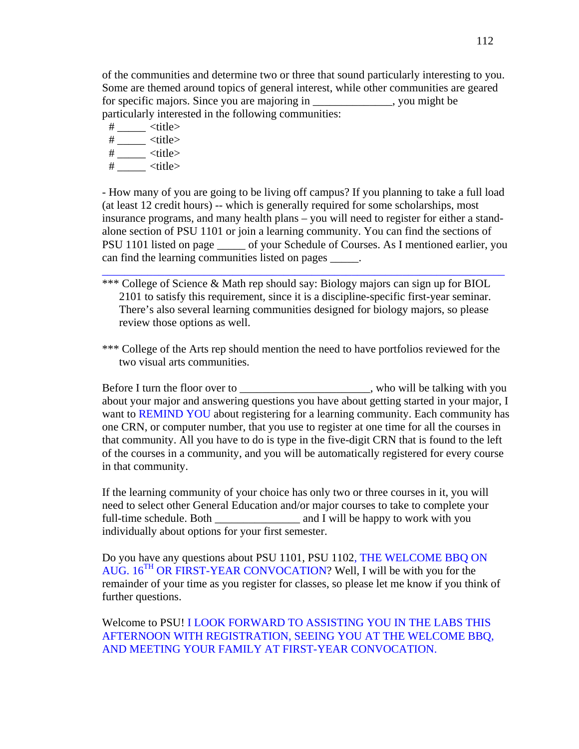of the communities and determine two or three that sound particularly interesting to you. Some are themed around topics of general interest, while other communities are geared for specific majors. Since you are majoring in ______________, you might be particularly interested in the following communities:

# _____ <title>
# _____ <title>
# _____ <title>
# _____ <title>

- How many of you are going to be living off campus? If you planning to take a full load (at least 12 credit hours) -- which is generally required for some scholarships, most insurance programs, and many health plans – you will need to register for either a stand-alone section of PSU 1101 or join a learning community. You can find the sections of PSU 1101 listed on page _____ of your Schedule of Courses. As I mentioned earlier, you can find the learning communities listed on pages _____.

---

*** College of Science & Math rep should say: Biology majors can sign up for BIOL 2101 to satisfy this requirement, since it is a discipline-specific first-year seminar. There's also several learning communities designed for biology majors, so please review those options as well.

*** College of the Arts rep should mention the need to have portfolios reviewed for the two visual arts communities.

Before I turn the floor over to ______________________, who will be talking with you about your major and answering questions you have about getting started in your major, I want to REMIND YOU about registering for a learning community. Each community has one CRN, or computer number, that you use to register at one time for all the courses in that community. All you have to do is type in the five-digit CRN that is found to the left of the courses in a community, and you will be automatically registered for every course in that community.

If the learning community of your choice has only two or three courses in it, you will need to select other General Education and/or major courses to take to complete your full-time schedule. Both _______________ and I will be happy to work with you individually about options for your first semester.

Do you have any questions about PSU 1101, PSU 1102, THE WELCOME BBQ ON AUG. 16TH OR FIRST-YEAR CONVOCATION? Well, I will be with you for the remainder of your time as you register for classes, so please let me know if you think of further questions.

Welcome to PSU! I LOOK FORWARD TO ASSISTING YOU IN THE LABS THIS AFTERNOON WITH REGISTRATION, SEEING YOU AT THE WELCOME BBQ, AND MEETING YOUR FAMILY AT FIRST-YEAR CONVOCATION.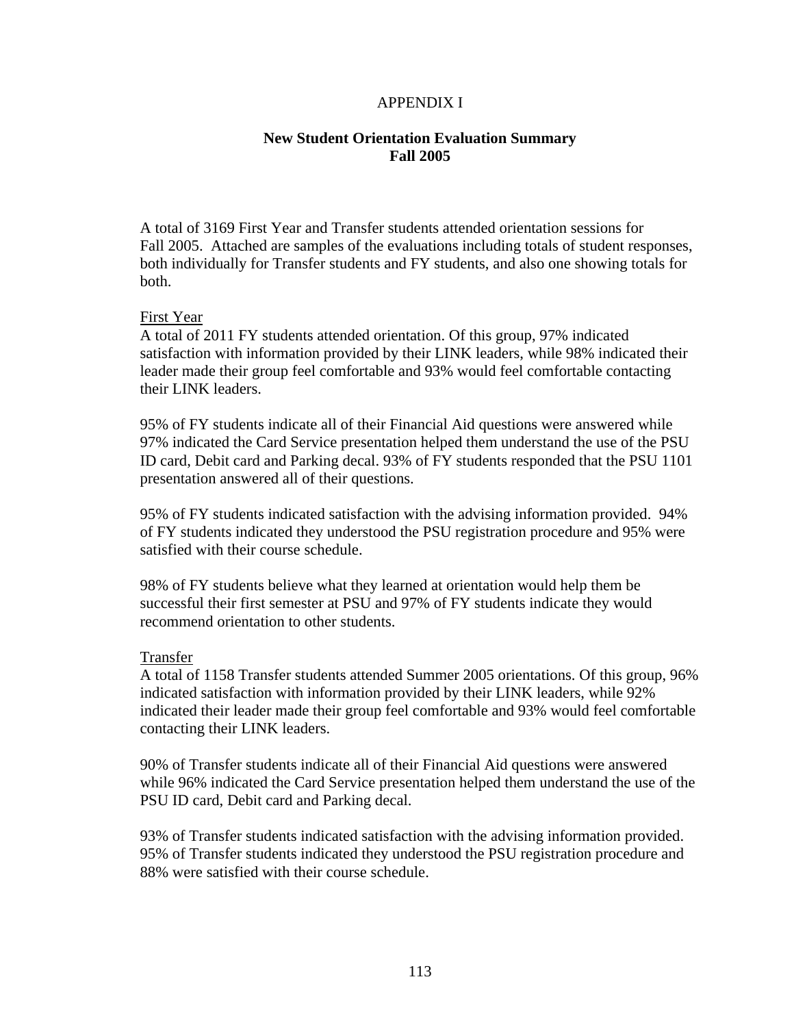APPENDIX I

## New Student Orientation Evaluation Summary
## Fall 2005

A total of 3169 First Year and Transfer students attended orientation sessions for Fall 2005. Attached are samples of the evaluations including totals of student responses, both individually for Transfer students and FY students, and also one showing totals for both.

First Year

A total of 2011 FY students attended orientation. Of this group, 97% indicated satisfaction with information provided by their LINK leaders, while 98% indicated their leader made their group feel comfortable and 93% would feel comfortable contacting their LINK leaders.

95% of FY students indicate all of their Financial Aid questions were answered while 97% indicated the Card Service presentation helped them understand the use of the PSU ID card, Debit card and Parking decal. 93% of FY students responded that the PSU 1101 presentation answered all of their questions.

95% of FY students indicated satisfaction with the advising information provided. 94% of FY students indicated they understood the PSU registration procedure and 95% were satisfied with their course schedule.

98% of FY students believe what they learned at orientation would help them be successful their first semester at PSU and 97% of FY students indicate they would recommend orientation to other students.

Transfer

A total of 1158 Transfer students attended Summer 2005 orientations. Of this group, 96% indicated satisfaction with information provided by their LINK leaders, while 92% indicated their leader made their group feel comfortable and 93% would feel comfortable contacting their LINK leaders.

90% of Transfer students indicate all of their Financial Aid questions were answered while 96% indicated the Card Service presentation helped them understand the use of the PSU ID card, Debit card and Parking decal.

93% of Transfer students indicated satisfaction with the advising information provided. 95% of Transfer students indicated they understood the PSU registration procedure and 88% were satisfied with their course schedule.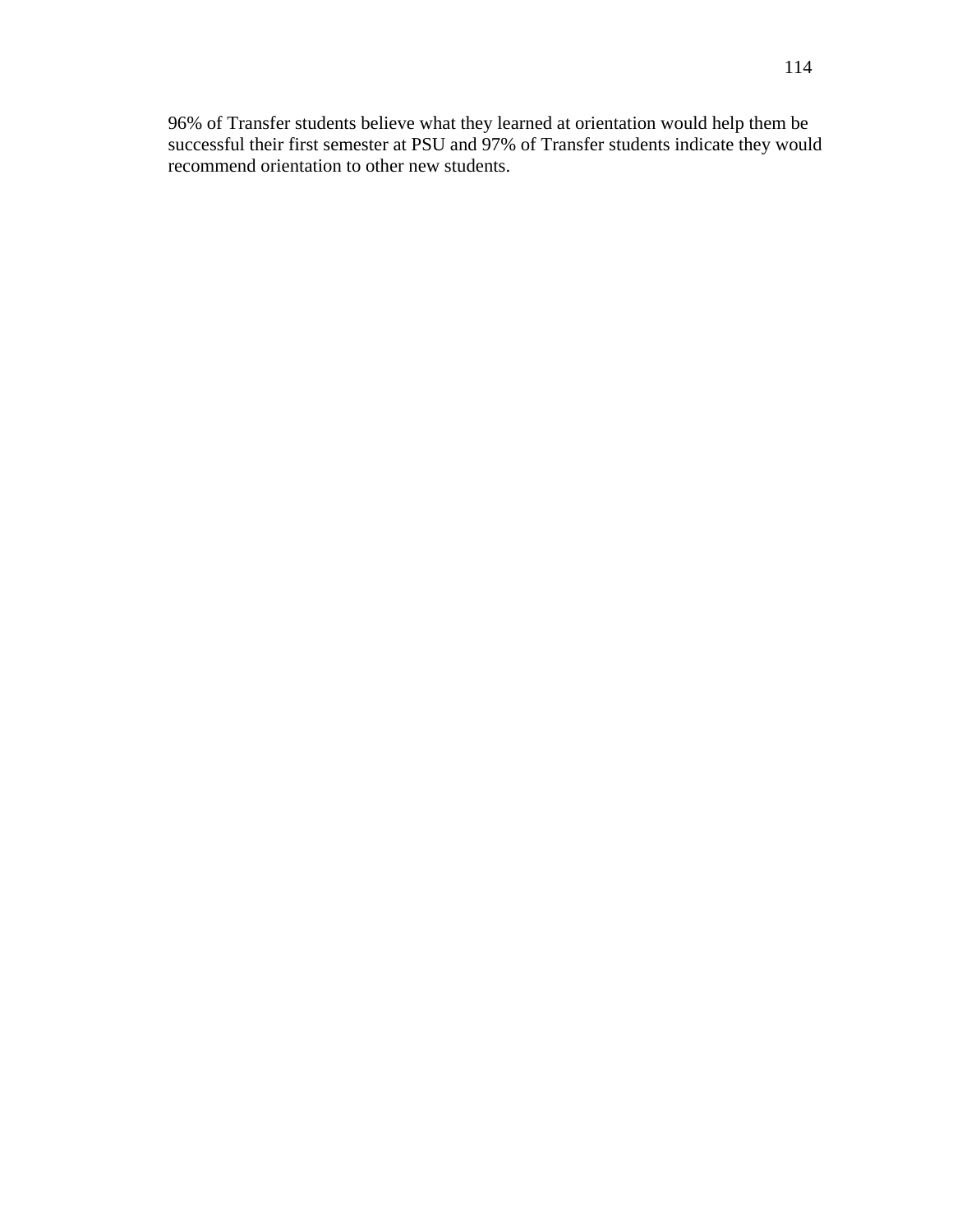96% of Transfer students believe what they learned at orientation would help them be successful their first semester at PSU and 97% of Transfer students indicate they would recommend orientation to other new students.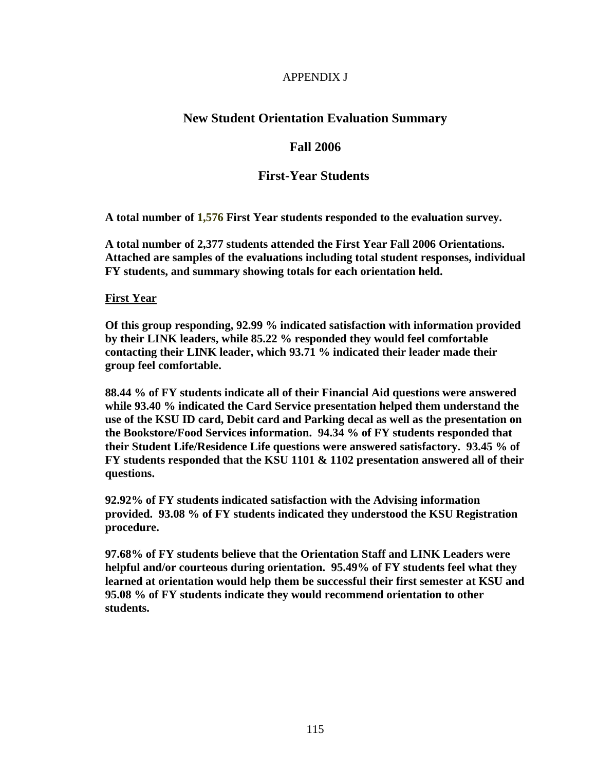APPENDIX J

## New Student Orientation Evaluation Summary

## Fall 2006

## First-Year Students

**A total number of 1,576 First Year students responded to the evaluation survey.**

**A total number of 2,377 students attended the First Year Fall 2006 Orientations. Attached are samples of the evaluations including total student responses, individual FY students, and summary showing totals for each orientation held.**

**First Year**

**Of this group responding, 92.99 % indicated satisfaction with information provided by their LINK leaders, while 85.22 % responded they would feel comfortable contacting their LINK leader, which 93.71 % indicated their leader made their group feel comfortable.**

**88.44 % of FY students indicate all of their Financial Aid questions were answered while 93.40 % indicated the Card Service presentation helped them understand the use of the KSU ID card, Debit card and Parking decal as well as the presentation on the Bookstore/Food Services information. 94.34 % of FY students responded that their Student Life/Residence Life questions were answered satisfactory. 93.45 % of FY students responded that the KSU 1101 & 1102 presentation answered all of their questions.**

**92.92% of FY students indicated satisfaction with the Advising information provided. 93.08 % of FY students indicated they understood the KSU Registration procedure.**

**97.68% of FY students believe that the Orientation Staff and LINK Leaders were helpful and/or courteous during orientation. 95.49% of FY students feel what they learned at orientation would help them be successful their first semester at KSU and 95.08 % of FY students indicate they would recommend orientation to other students.**